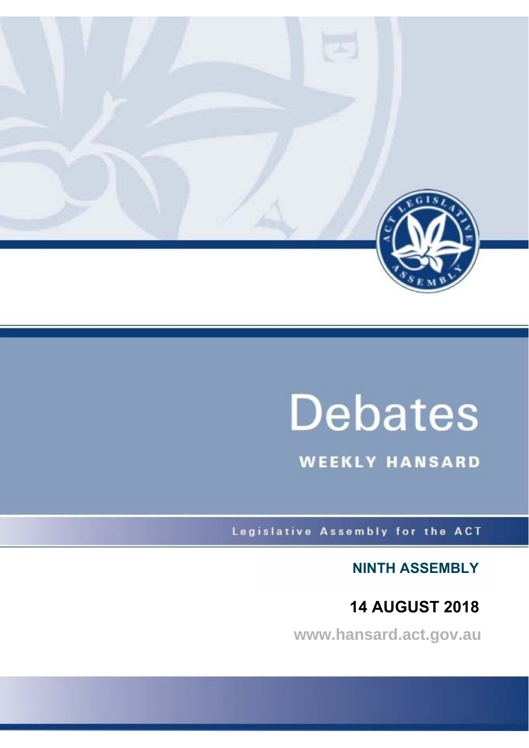# Debates

## WEEKLY HANSARD

Legislative Assembly for the ACT

**NINTH ASSEMBLY**

**14 AUGUST 2018**

www.hansard.act.gov.au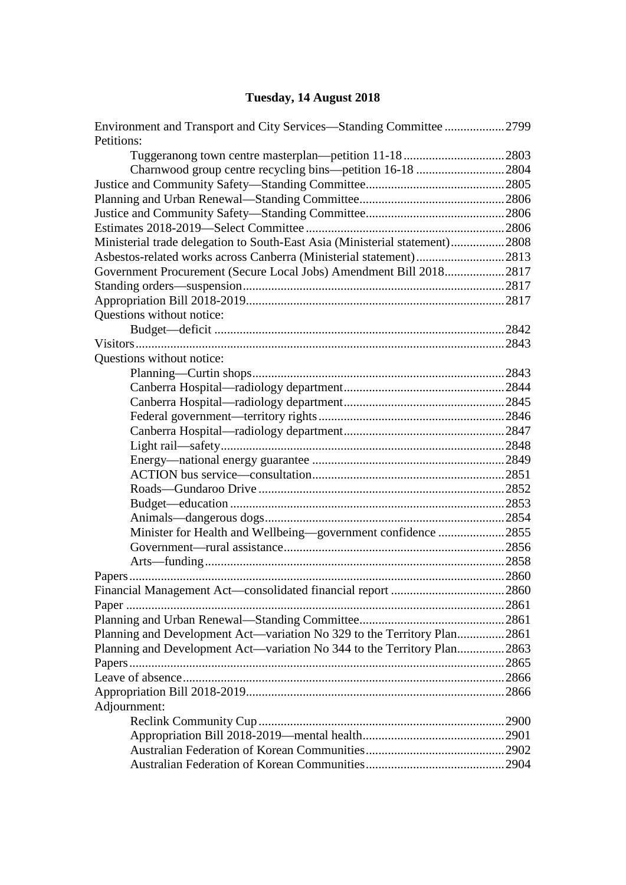# Tuesday, 14 August 2018

Environment and Transport and City Services—Standing Committee ... 2799
Petitions:
- Tuggeranong town centre masterplan—petition 11-18 ... 2803
- Charnwood group centre recycling bins—petition 16-18 ... 2804

Justice and Community Safety—Standing Committee ... 2805
Planning and Urban Renewal—Standing Committee ... 2806
Justice and Community Safety—Standing Committee ... 2806
Estimates 2018-2019—Select Committee ... 2806
Ministerial trade delegation to South-East Asia (Ministerial statement) ... 2808
Asbestos-related works across Canberra (Ministerial statement) ... 2813
Government Procurement (Secure Local Jobs) Amendment Bill 2018 ... 2817
Standing orders—suspension ... 2817
Appropriation Bill 2018-2019 ... 2817
Questions without notice:
- Budget—deficit ... 2842

Visitors ... 2843
Questions without notice:
- Planning—Curtin shops ... 2843
- Canberra Hospital—radiology department ... 2844
- Canberra Hospital—radiology department ... 2845
- Federal government—territory rights ... 2846
- Canberra Hospital—radiology department ... 2847
- Light rail—safety ... 2848
- Energy—national energy guarantee ... 2849
- ACTION bus service—consultation ... 2851
- Roads—Gundaroo Drive ... 2852
- Budget—education ... 2853
- Animals—dangerous dogs ... 2854
- Minister for Health and Wellbeing—government confidence ... 2855
- Government—rural assistance ... 2856
- Arts—funding ... 2858

Papers ... 2860
Financial Management Act—consolidated financial report ... 2860
Paper ... 2861
Planning and Urban Renewal—Standing Committee ... 2861
Planning and Development Act—variation No 329 to the Territory Plan ... 2861
Planning and Development Act—variation No 344 to the Territory Plan ... 2863
Papers ... 2865
Leave of absence ... 2866
Appropriation Bill 2018-2019 ... 2866
Adjournment:
- Reclink Community Cup ... 2900
- Appropriation Bill 2018-2019—mental health ... 2901
- Australian Federation of Korean Communities ... 2902
- Australian Federation of Korean Communities ... 2904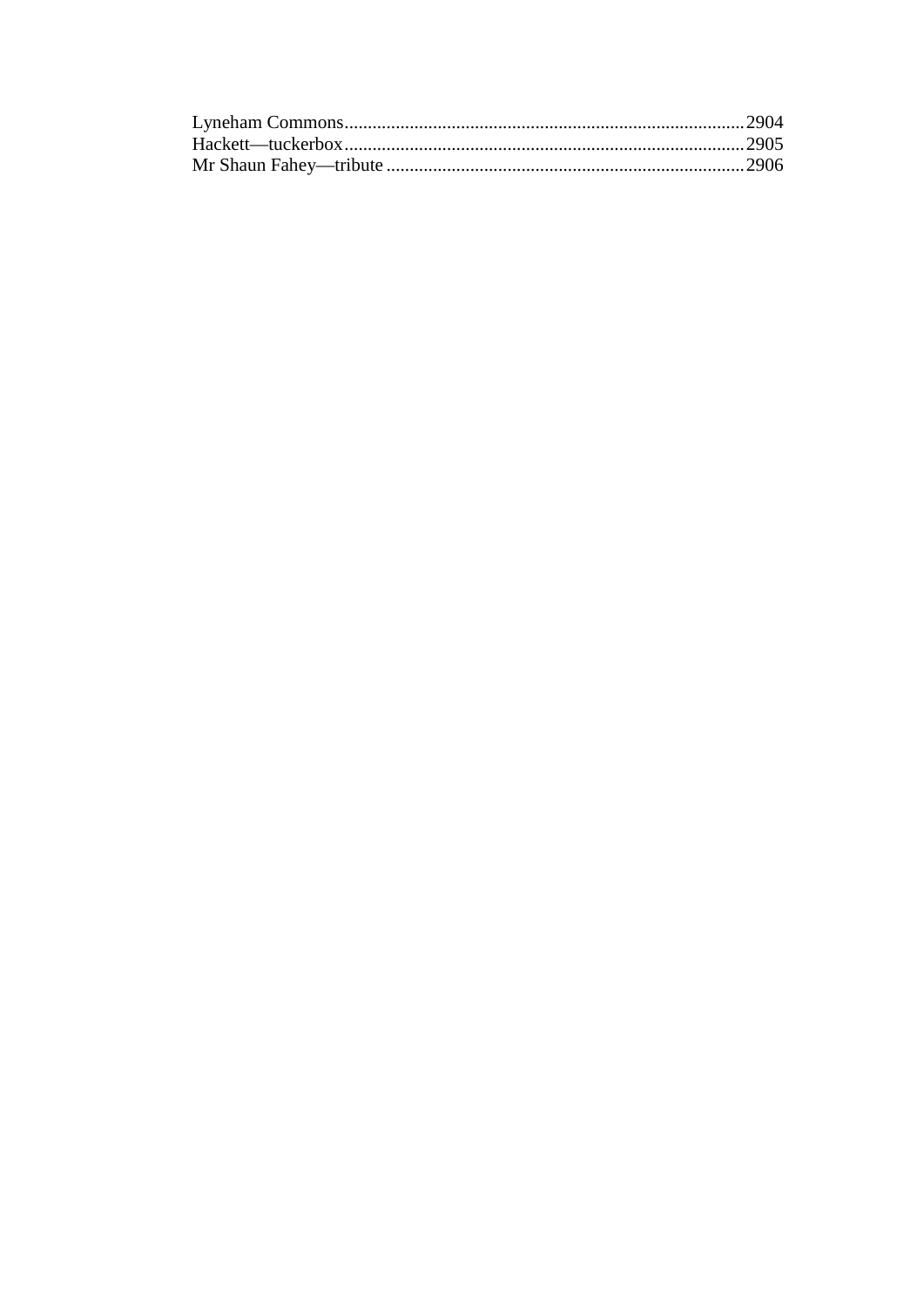Lyneham Commons......................................................................................2904
Hackett—tuckerbox......................................................................................2905
Mr Shaun Fahey—tribute.............................................................................2906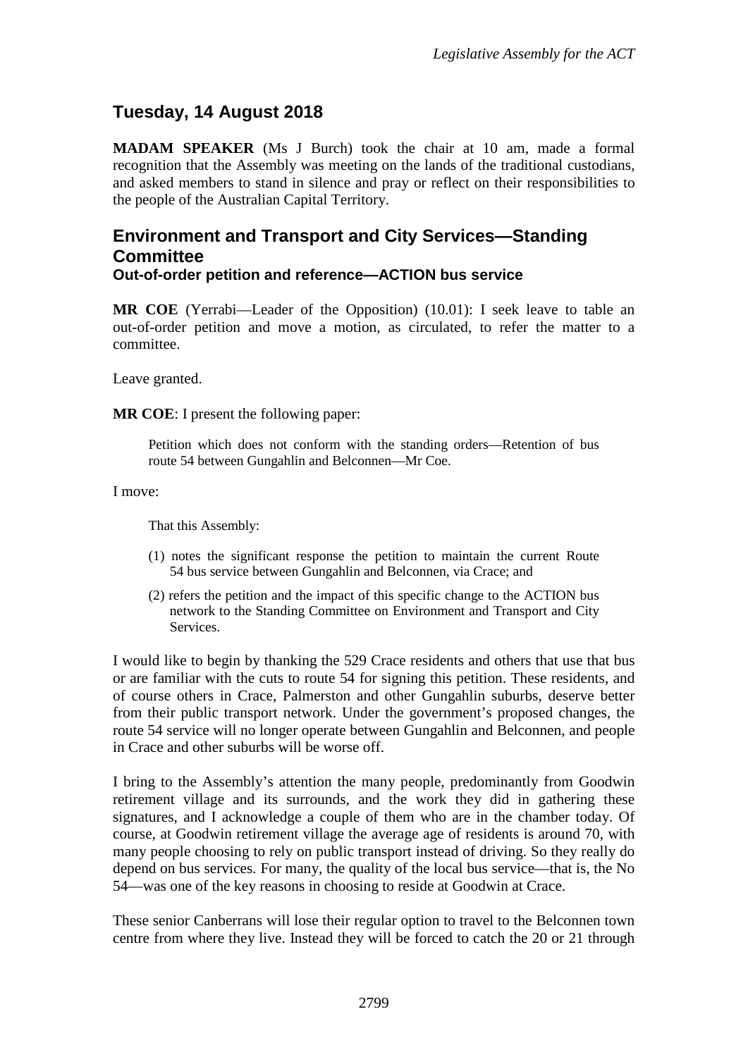## Tuesday, 14 August 2018

**MADAM SPEAKER** (Ms J Burch) took the chair at 10 am, made a formal recognition that the Assembly was meeting on the lands of the traditional custodians, and asked members to stand in silence and pray or reflect on their responsibilities to the people of the Australian Capital Territory.

## Environment and Transport and City Services—Standing Committee

### Out-of-order petition and reference—ACTION bus service

**MR COE** (Yerrabi—Leader of the Opposition) (10.01): I seek leave to table an out-of-order petition and move a motion, as circulated, to refer the matter to a committee.

Leave granted.

**MR COE**: I present the following paper:

> Petition which does not conform with the standing orders—Retention of bus route 54 between Gungahlin and Belconnen—Mr Coe.

I move:

> That this Assembly:
>
> (1) notes the significant response the petition to maintain the current Route 54 bus service between Gungahlin and Belconnen, via Crace; and
>
> (2) refers the petition and the impact of this specific change to the ACTION bus network to the Standing Committee on Environment and Transport and City Services.

I would like to begin by thanking the 529 Crace residents and others that use that bus or are familiar with the cuts to route 54 for signing this petition. These residents, and of course others in Crace, Palmerston and other Gungahlin suburbs, deserve better from their public transport network. Under the government's proposed changes, the route 54 service will no longer operate between Gungahlin and Belconnen, and people in Crace and other suburbs will be worse off.

I bring to the Assembly's attention the many people, predominantly from Goodwin retirement village and its surrounds, and the work they did in gathering these signatures, and I acknowledge a couple of them who are in the chamber today. Of course, at Goodwin retirement village the average age of residents is around 70, with many people choosing to rely on public transport instead of driving. So they really do depend on bus services. For many, the quality of the local bus service—that is, the No 54—was one of the key reasons in choosing to reside at Goodwin at Crace.

These senior Canberrans will lose their regular option to travel to the Belconnen town centre from where they live. Instead they will be forced to catch the 20 or 21 through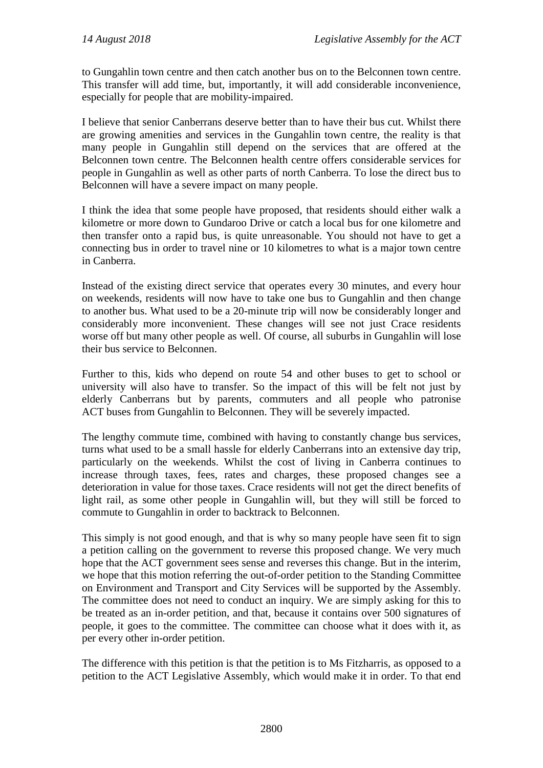to Gungahlin town centre and then catch another bus on to the Belconnen town centre. This transfer will add time, but, importantly, it will add considerable inconvenience, especially for people that are mobility-impaired.

I believe that senior Canberrans deserve better than to have their bus cut. Whilst there are growing amenities and services in the Gungahlin town centre, the reality is that many people in Gungahlin still depend on the services that are offered at the Belconnen town centre. The Belconnen health centre offers considerable services for people in Gungahlin as well as other parts of north Canberra. To lose the direct bus to Belconnen will have a severe impact on many people.

I think the idea that some people have proposed, that residents should either walk a kilometre or more down to Gundaroo Drive or catch a local bus for one kilometre and then transfer onto a rapid bus, is quite unreasonable. You should not have to get a connecting bus in order to travel nine or 10 kilometres to what is a major town centre in Canberra.

Instead of the existing direct service that operates every 30 minutes, and every hour on weekends, residents will now have to take one bus to Gungahlin and then change to another bus. What used to be a 20-minute trip will now be considerably longer and considerably more inconvenient. These changes will see not just Crace residents worse off but many other people as well. Of course, all suburbs in Gungahlin will lose their bus service to Belconnen.

Further to this, kids who depend on route 54 and other buses to get to school or university will also have to transfer. So the impact of this will be felt not just by elderly Canberrans but by parents, commuters and all people who patronise ACT buses from Gungahlin to Belconnen. They will be severely impacted.

The lengthy commute time, combined with having to constantly change bus services, turns what used to be a small hassle for elderly Canberrans into an extensive day trip, particularly on the weekends. Whilst the cost of living in Canberra continues to increase through taxes, fees, rates and charges, these proposed changes see a deterioration in value for those taxes. Crace residents will not get the direct benefits of light rail, as some other people in Gungahlin will, but they will still be forced to commute to Gungahlin in order to backtrack to Belconnen.

This simply is not good enough, and that is why so many people have seen fit to sign a petition calling on the government to reverse this proposed change. We very much hope that the ACT government sees sense and reverses this change. But in the interim, we hope that this motion referring the out-of-order petition to the Standing Committee on Environment and Transport and City Services will be supported by the Assembly. The committee does not need to conduct an inquiry. We are simply asking for this to be treated as an in-order petition, and that, because it contains over 500 signatures of people, it goes to the committee. The committee can choose what it does with it, as per every other in-order petition.

The difference with this petition is that the petition is to Ms Fitzharris, as opposed to a petition to the ACT Legislative Assembly, which would make it in order. To that end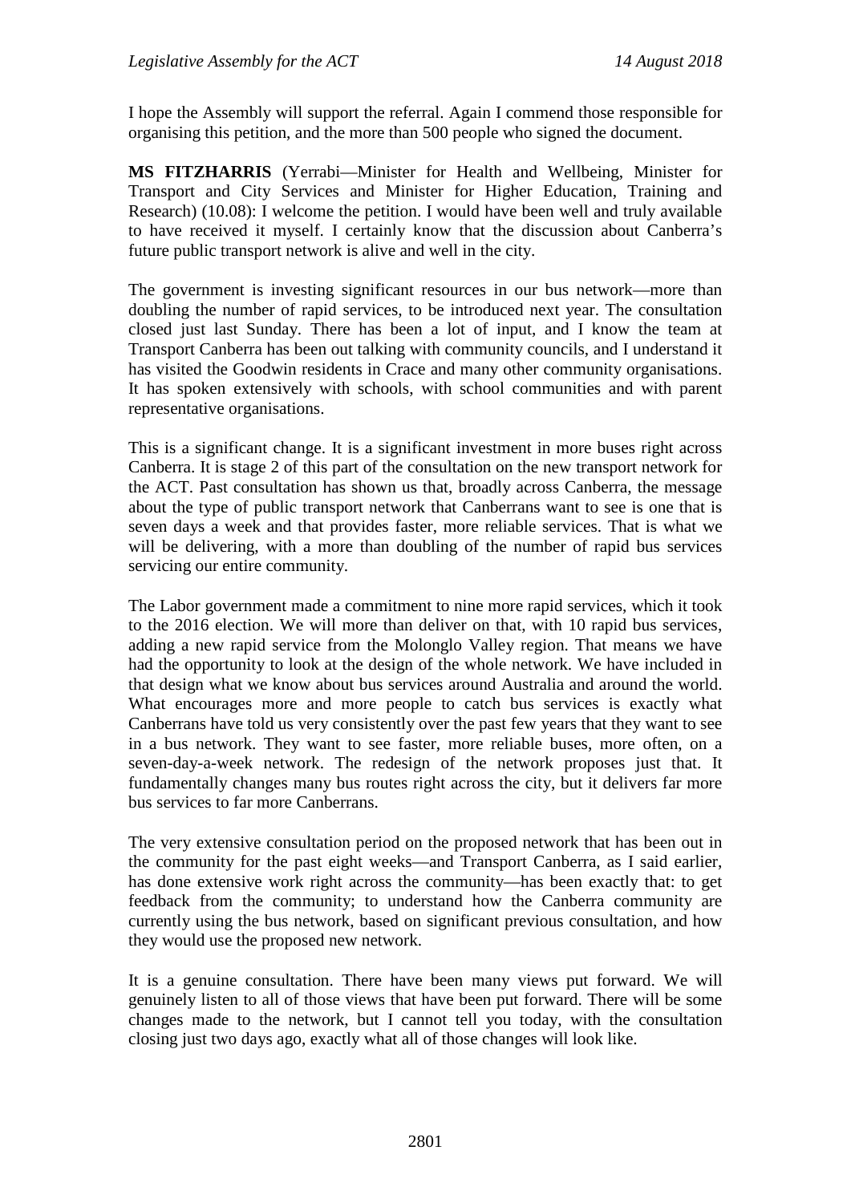I hope the Assembly will support the referral. Again I commend those responsible for organising this petition, and the more than 500 people who signed the document.

**MS FITZHARRIS** (Yerrabi—Minister for Health and Wellbeing, Minister for Transport and City Services and Minister for Higher Education, Training and Research) (10.08): I welcome the petition. I would have been well and truly available to have received it myself. I certainly know that the discussion about Canberra's future public transport network is alive and well in the city.

The government is investing significant resources in our bus network—more than doubling the number of rapid services, to be introduced next year. The consultation closed just last Sunday. There has been a lot of input, and I know the team at Transport Canberra has been out talking with community councils, and I understand it has visited the Goodwin residents in Crace and many other community organisations. It has spoken extensively with schools, with school communities and with parent representative organisations.

This is a significant change. It is a significant investment in more buses right across Canberra. It is stage 2 of this part of the consultation on the new transport network for the ACT. Past consultation has shown us that, broadly across Canberra, the message about the type of public transport network that Canberrans want to see is one that is seven days a week and that provides faster, more reliable services. That is what we will be delivering, with a more than doubling of the number of rapid bus services servicing our entire community.

The Labor government made a commitment to nine more rapid services, which it took to the 2016 election. We will more than deliver on that, with 10 rapid bus services, adding a new rapid service from the Molonglo Valley region. That means we have had the opportunity to look at the design of the whole network. We have included in that design what we know about bus services around Australia and around the world. What encourages more and more people to catch bus services is exactly what Canberrans have told us very consistently over the past few years that they want to see in a bus network. They want to see faster, more reliable buses, more often, on a seven-day-a-week network. The redesign of the network proposes just that. It fundamentally changes many bus routes right across the city, but it delivers far more bus services to far more Canberrans.

The very extensive consultation period on the proposed network that has been out in the community for the past eight weeks—and Transport Canberra, as I said earlier, has done extensive work right across the community—has been exactly that: to get feedback from the community; to understand how the Canberra community are currently using the bus network, based on significant previous consultation, and how they would use the proposed new network.

It is a genuine consultation. There have been many views put forward. We will genuinely listen to all of those views that have been put forward. There will be some changes made to the network, but I cannot tell you today, with the consultation closing just two days ago, exactly what all of those changes will look like.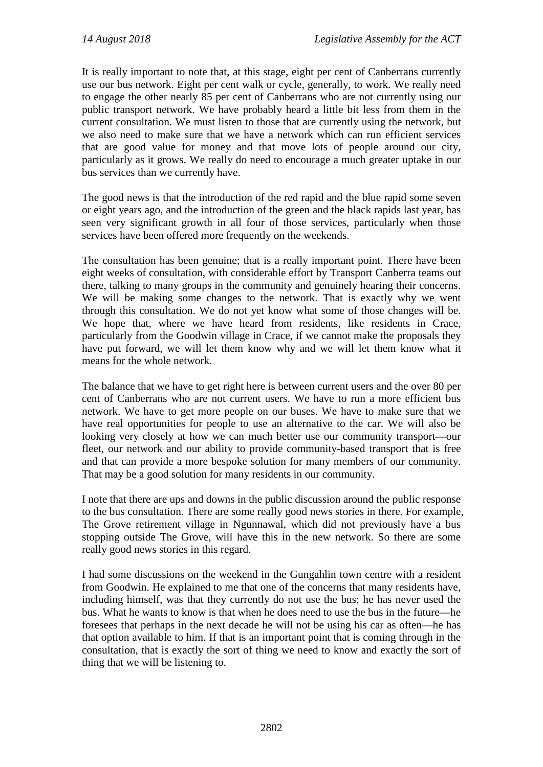It is really important to note that, at this stage, eight per cent of Canberrans currently use our bus network. Eight per cent walk or cycle, generally, to work. We really need to engage the other nearly 85 per cent of Canberrans who are not currently using our public transport network. We have probably heard a little bit less from them in the current consultation. We must listen to those that are currently using the network, but we also need to make sure that we have a network which can run efficient services that are good value for money and that move lots of people around our city, particularly as it grows. We really do need to encourage a much greater uptake in our bus services than we currently have.

The good news is that the introduction of the red rapid and the blue rapid some seven or eight years ago, and the introduction of the green and the black rapids last year, has seen very significant growth in all four of those services, particularly when those services have been offered more frequently on the weekends.

The consultation has been genuine; that is a really important point. There have been eight weeks of consultation, with considerable effort by Transport Canberra teams out there, talking to many groups in the community and genuinely hearing their concerns. We will be making some changes to the network. That is exactly why we went through this consultation. We do not yet know what some of those changes will be. We hope that, where we have heard from residents, like residents in Crace, particularly from the Goodwin village in Crace, if we cannot make the proposals they have put forward, we will let them know why and we will let them know what it means for the whole network.

The balance that we have to get right here is between current users and the over 80 per cent of Canberrans who are not current users. We have to run a more efficient bus network. We have to get more people on our buses. We have to make sure that we have real opportunities for people to use an alternative to the car. We will also be looking very closely at how we can much better use our community transport—our fleet, our network and our ability to provide community-based transport that is free and that can provide a more bespoke solution for many members of our community. That may be a good solution for many residents in our community.

I note that there are ups and downs in the public discussion around the public response to the bus consultation. There are some really good news stories in there. For example, The Grove retirement village in Ngunnawal, which did not previously have a bus stopping outside The Grove, will have this in the new network. So there are some really good news stories in this regard.

I had some discussions on the weekend in the Gungahlin town centre with a resident from Goodwin. He explained to me that one of the concerns that many residents have, including himself, was that they currently do not use the bus; he has never used the bus. What he wants to know is that when he does need to use the bus in the future—he foresees that perhaps in the next decade he will not be using his car as often—he has that option available to him. If that is an important point that is coming through in the consultation, that is exactly the sort of thing we need to know and exactly the sort of thing that we will be listening to.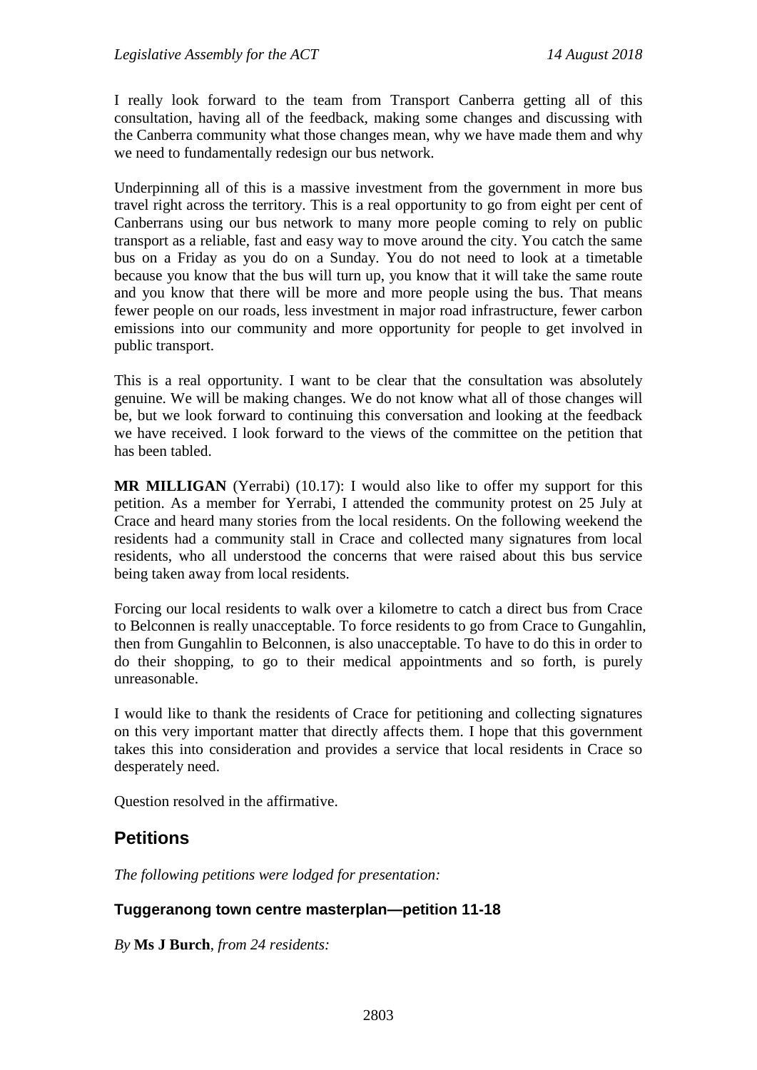I really look forward to the team from Transport Canberra getting all of this consultation, having all of the feedback, making some changes and discussing with the Canberra community what those changes mean, why we have made them and why we need to fundamentally redesign our bus network.

Underpinning all of this is a massive investment from the government in more bus travel right across the territory. This is a real opportunity to go from eight per cent of Canberrans using our bus network to many more people coming to rely on public transport as a reliable, fast and easy way to move around the city. You catch the same bus on a Friday as you do on a Sunday. You do not need to look at a timetable because you know that the bus will turn up, you know that it will take the same route and you know that there will be more and more people using the bus. That means fewer people on our roads, less investment in major road infrastructure, fewer carbon emissions into our community and more opportunity for people to get involved in public transport.

This is a real opportunity. I want to be clear that the consultation was absolutely genuine. We will be making changes. We do not know what all of those changes will be, but we look forward to continuing this conversation and looking at the feedback we have received. I look forward to the views of the committee on the petition that has been tabled.

**MR MILLIGAN** (Yerrabi) (10.17): I would also like to offer my support for this petition. As a member for Yerrabi, I attended the community protest on 25 July at Crace and heard many stories from the local residents. On the following weekend the residents had a community stall in Crace and collected many signatures from local residents, who all understood the concerns that were raised about this bus service being taken away from local residents.

Forcing our local residents to walk over a kilometre to catch a direct bus from Crace to Belconnen is really unacceptable. To force residents to go from Crace to Gungahlin, then from Gungahlin to Belconnen, is also unacceptable. To have to do this in order to do their shopping, to go to their medical appointments and so forth, is purely unreasonable.

I would like to thank the residents of Crace for petitioning and collecting signatures on this very important matter that directly affects them. I hope that this government takes this into consideration and provides a service that local residents in Crace so desperately need.

Question resolved in the affirmative.

## Petitions

*The following petitions were lodged for presentation:*

### Tuggeranong town centre masterplan—petition 11-18

*By* **Ms J Burch**, *from 24 residents:*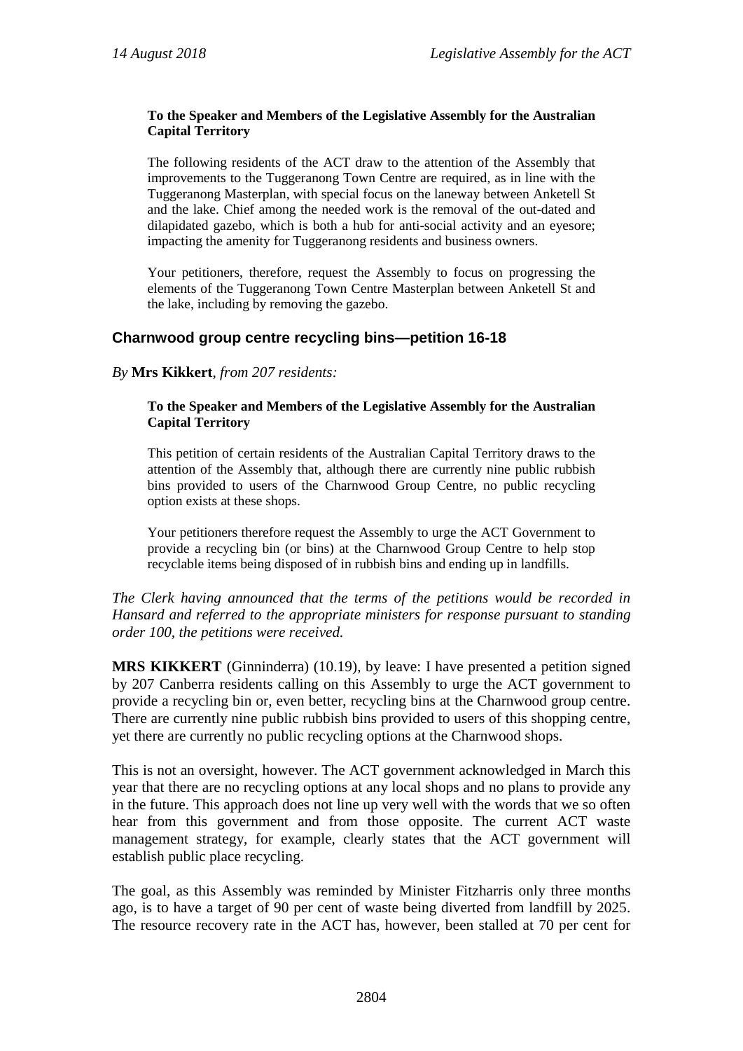**To the Speaker and Members of the Legislative Assembly for the Australian Capital Territory**

The following residents of the ACT draw to the attention of the Assembly that improvements to the Tuggeranong Town Centre are required, as in line with the Tuggeranong Masterplan, with special focus on the laneway between Anketell St and the lake. Chief among the needed work is the removal of the out-dated and dilapidated gazebo, which is both a hub for anti-social activity and an eyesore; impacting the amenity for Tuggeranong residents and business owners.

Your petitioners, therefore, request the Assembly to focus on progressing the elements of the Tuggeranong Town Centre Masterplan between Anketell St and the lake, including by removing the gazebo.

## Charnwood group centre recycling bins—petition 16-18

*By* **Mrs Kikkert**, *from 207 residents:*

**To the Speaker and Members of the Legislative Assembly for the Australian Capital Territory**

This petition of certain residents of the Australian Capital Territory draws to the attention of the Assembly that, although there are currently nine public rubbish bins provided to users of the Charnwood Group Centre, no public recycling option exists at these shops.

Your petitioners therefore request the Assembly to urge the ACT Government to provide a recycling bin (or bins) at the Charnwood Group Centre to help stop recyclable items being disposed of in rubbish bins and ending up in landfills.

*The Clerk having announced that the terms of the petitions would be recorded in Hansard and referred to the appropriate ministers for response pursuant to standing order 100, the petitions were received.*

**MRS KIKKERT** (Ginninderra) (10.19), by leave: I have presented a petition signed by 207 Canberra residents calling on this Assembly to urge the ACT government to provide a recycling bin or, even better, recycling bins at the Charnwood group centre. There are currently nine public rubbish bins provided to users of this shopping centre, yet there are currently no public recycling options at the Charnwood shops.

This is not an oversight, however. The ACT government acknowledged in March this year that there are no recycling options at any local shops and no plans to provide any in the future. This approach does not line up very well with the words that we so often hear from this government and from those opposite. The current ACT waste management strategy, for example, clearly states that the ACT government will establish public place recycling.

The goal, as this Assembly was reminded by Minister Fitzharris only three months ago, is to have a target of 90 per cent of waste being diverted from landfill by 2025. The resource recovery rate in the ACT has, however, been stalled at 70 per cent for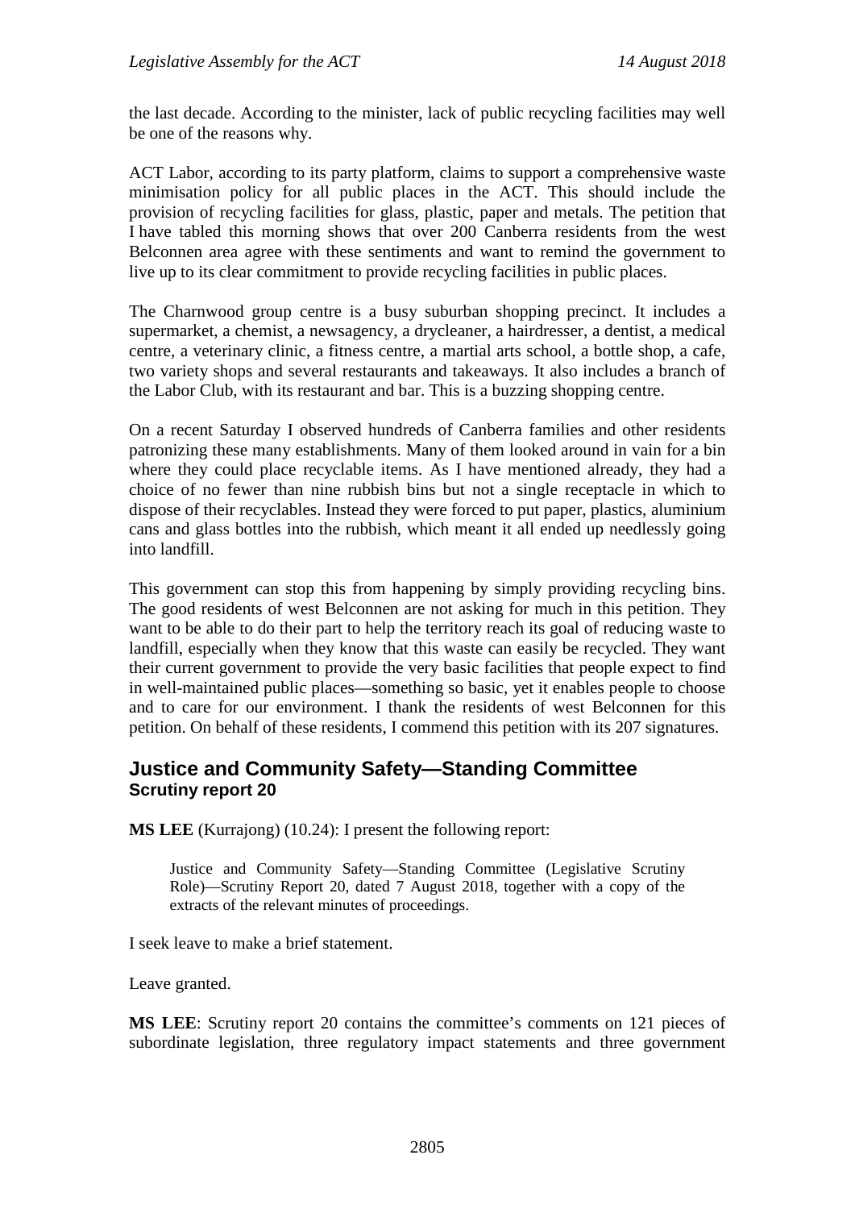the last decade. According to the minister, lack of public recycling facilities may well be one of the reasons why.

ACT Labor, according to its party platform, claims to support a comprehensive waste minimisation policy for all public places in the ACT. This should include the provision of recycling facilities for glass, plastic, paper and metals. The petition that I have tabled this morning shows that over 200 Canberra residents from the west Belconnen area agree with these sentiments and want to remind the government to live up to its clear commitment to provide recycling facilities in public places.

The Charnwood group centre is a busy suburban shopping precinct. It includes a supermarket, a chemist, a newsagency, a drycleaner, a hairdresser, a dentist, a medical centre, a veterinary clinic, a fitness centre, a martial arts school, a bottle shop, a cafe, two variety shops and several restaurants and takeaways. It also includes a branch of the Labor Club, with its restaurant and bar. This is a buzzing shopping centre.

On a recent Saturday I observed hundreds of Canberra families and other residents patronizing these many establishments. Many of them looked around in vain for a bin where they could place recyclable items. As I have mentioned already, they had a choice of no fewer than nine rubbish bins but not a single receptacle in which to dispose of their recyclables. Instead they were forced to put paper, plastics, aluminium cans and glass bottles into the rubbish, which meant it all ended up needlessly going into landfill.

This government can stop this from happening by simply providing recycling bins. The good residents of west Belconnen are not asking for much in this petition. They want to be able to do their part to help the territory reach its goal of reducing waste to landfill, especially when they know that this waste can easily be recycled. They want their current government to provide the very basic facilities that people expect to find in well-maintained public places—something so basic, yet it enables people to choose and to care for our environment. I thank the residents of west Belconnen for this petition. On behalf of these residents, I commend this petition with its 207 signatures.

## Justice and Community Safety—Standing Committee
### Scrutiny report 20

**MS LEE** (Kurrajong) (10.24): I present the following report:

> Justice and Community Safety—Standing Committee (Legislative Scrutiny Role)—Scrutiny Report 20, dated 7 August 2018, together with a copy of the extracts of the relevant minutes of proceedings.

I seek leave to make a brief statement.

Leave granted.

**MS LEE**: Scrutiny report 20 contains the committee's comments on 121 pieces of subordinate legislation, three regulatory impact statements and three government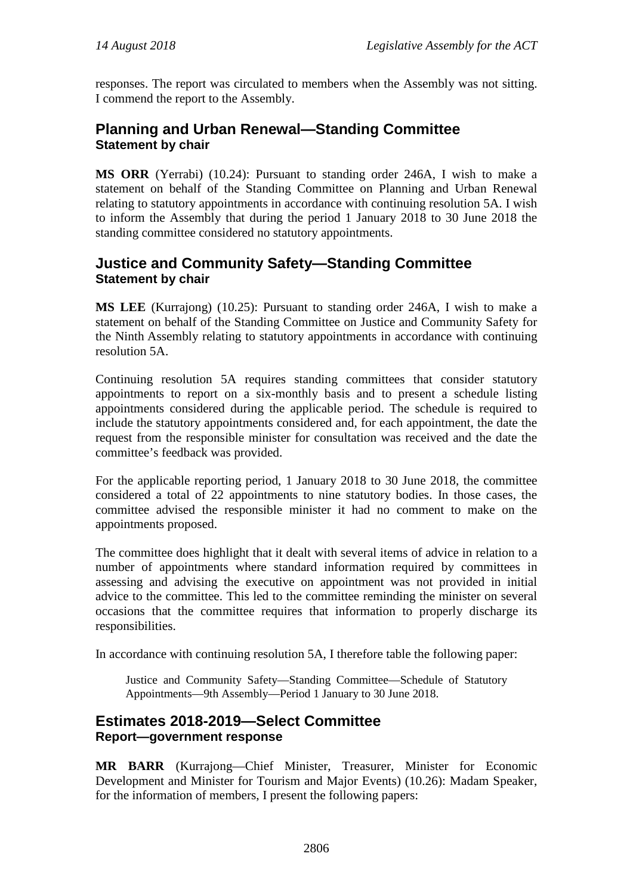responses. The report was circulated to members when the Assembly was not sitting. I commend the report to the Assembly.

## Planning and Urban Renewal—Standing Committee
### Statement by chair

**MS ORR** (Yerrabi) (10.24): Pursuant to standing order 246A, I wish to make a statement on behalf of the Standing Committee on Planning and Urban Renewal relating to statutory appointments in accordance with continuing resolution 5A. I wish to inform the Assembly that during the period 1 January 2018 to 30 June 2018 the standing committee considered no statutory appointments.

## Justice and Community Safety—Standing Committee
### Statement by chair

**MS LEE** (Kurrajong) (10.25): Pursuant to standing order 246A, I wish to make a statement on behalf of the Standing Committee on Justice and Community Safety for the Ninth Assembly relating to statutory appointments in accordance with continuing resolution 5A.

Continuing resolution 5A requires standing committees that consider statutory appointments to report on a six-monthly basis and to present a schedule listing appointments considered during the applicable period. The schedule is required to include the statutory appointments considered and, for each appointment, the date the request from the responsible minister for consultation was received and the date the committee's feedback was provided.

For the applicable reporting period, 1 January 2018 to 30 June 2018, the committee considered a total of 22 appointments to nine statutory bodies. In those cases, the committee advised the responsible minister it had no comment to make on the appointments proposed.

The committee does highlight that it dealt with several items of advice in relation to a number of appointments where standard information required by committees in assessing and advising the executive on appointment was not provided in initial advice to the committee. This led to the committee reminding the minister on several occasions that the committee requires that information to properly discharge its responsibilities.

In accordance with continuing resolution 5A, I therefore table the following paper:

> Justice and Community Safety—Standing Committee—Schedule of Statutory Appointments—9th Assembly—Period 1 January to 30 June 2018.

## Estimates 2018-2019—Select Committee
### Report—government response

**MR BARR** (Kurrajong—Chief Minister, Treasurer, Minister for Economic Development and Minister for Tourism and Major Events) (10.26): Madam Speaker, for the information of members, I present the following papers: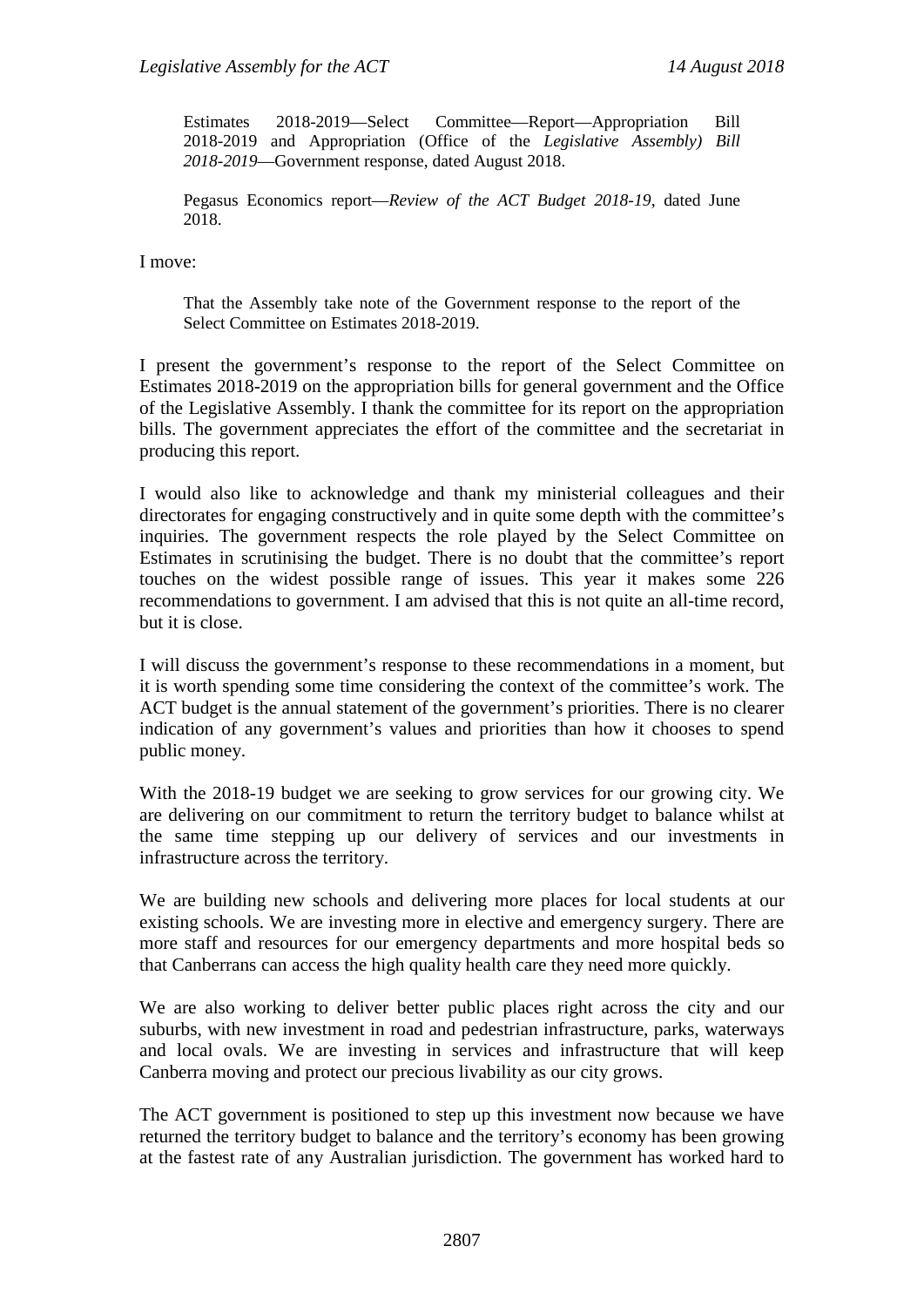Estimates 2018-2019—Select Committee—Report—Appropriation Bill 2018-2019 and Appropriation (Office of the *Legislative Assembly) Bill 2018-2019*—Government response, dated August 2018.

Pegasus Economics report—*Review of the ACT Budget 2018-19*, dated June 2018.

I move:

> That the Assembly take note of the Government response to the report of the Select Committee on Estimates 2018-2019.

I present the government's response to the report of the Select Committee on Estimates 2018-2019 on the appropriation bills for general government and the Office of the Legislative Assembly. I thank the committee for its report on the appropriation bills. The government appreciates the effort of the committee and the secretariat in producing this report.

I would also like to acknowledge and thank my ministerial colleagues and their directorates for engaging constructively and in quite some depth with the committee's inquiries. The government respects the role played by the Select Committee on Estimates in scrutinising the budget. There is no doubt that the committee's report touches on the widest possible range of issues. This year it makes some 226 recommendations to government. I am advised that this is not quite an all-time record, but it is close.

I will discuss the government's response to these recommendations in a moment, but it is worth spending some time considering the context of the committee's work. The ACT budget is the annual statement of the government's priorities. There is no clearer indication of any government's values and priorities than how it chooses to spend public money.

With the 2018-19 budget we are seeking to grow services for our growing city. We are delivering on our commitment to return the territory budget to balance whilst at the same time stepping up our delivery of services and our investments in infrastructure across the territory.

We are building new schools and delivering more places for local students at our existing schools. We are investing more in elective and emergency surgery. There are more staff and resources for our emergency departments and more hospital beds so that Canberrans can access the high quality health care they need more quickly.

We are also working to deliver better public places right across the city and our suburbs, with new investment in road and pedestrian infrastructure, parks, waterways and local ovals. We are investing in services and infrastructure that will keep Canberra moving and protect our precious livability as our city grows.

The ACT government is positioned to step up this investment now because we have returned the territory budget to balance and the territory's economy has been growing at the fastest rate of any Australian jurisdiction. The government has worked hard to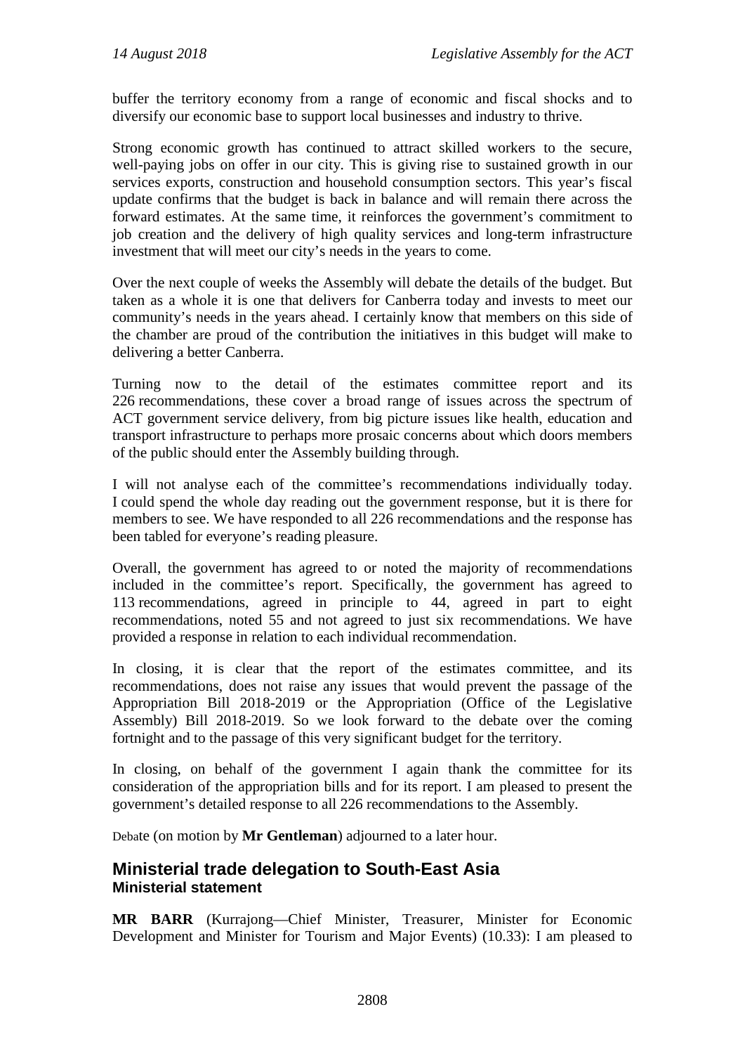buffer the territory economy from a range of economic and fiscal shocks and to diversify our economic base to support local businesses and industry to thrive.

Strong economic growth has continued to attract skilled workers to the secure, well-paying jobs on offer in our city. This is giving rise to sustained growth in our services exports, construction and household consumption sectors. This year's fiscal update confirms that the budget is back in balance and will remain there across the forward estimates. At the same time, it reinforces the government's commitment to job creation and the delivery of high quality services and long-term infrastructure investment that will meet our city's needs in the years to come.

Over the next couple of weeks the Assembly will debate the details of the budget. But taken as a whole it is one that delivers for Canberra today and invests to meet our community's needs in the years ahead. I certainly know that members on this side of the chamber are proud of the contribution the initiatives in this budget will make to delivering a better Canberra.

Turning now to the detail of the estimates committee report and its 226 recommendations, these cover a broad range of issues across the spectrum of ACT government service delivery, from big picture issues like health, education and transport infrastructure to perhaps more prosaic concerns about which doors members of the public should enter the Assembly building through.

I will not analyse each of the committee's recommendations individually today. I could spend the whole day reading out the government response, but it is there for members to see. We have responded to all 226 recommendations and the response has been tabled for everyone's reading pleasure.

Overall, the government has agreed to or noted the majority of recommendations included in the committee's report. Specifically, the government has agreed to 113 recommendations, agreed in principle to 44, agreed in part to eight recommendations, noted 55 and not agreed to just six recommendations. We have provided a response in relation to each individual recommendation.

In closing, it is clear that the report of the estimates committee, and its recommendations, does not raise any issues that would prevent the passage of the Appropriation Bill 2018-2019 or the Appropriation (Office of the Legislative Assembly) Bill 2018-2019. So we look forward to the debate over the coming fortnight and to the passage of this very significant budget for the territory.

In closing, on behalf of the government I again thank the committee for its consideration of the appropriation bills and for its report. I am pleased to present the government's detailed response to all 226 recommendations to the Assembly.

Debate (on motion by **Mr Gentleman**) adjourned to a later hour.

## Ministerial trade delegation to South-East Asia
### Ministerial statement

**MR BARR** (Kurrajong—Chief Minister, Treasurer, Minister for Economic Development and Minister for Tourism and Major Events) (10.33): I am pleased to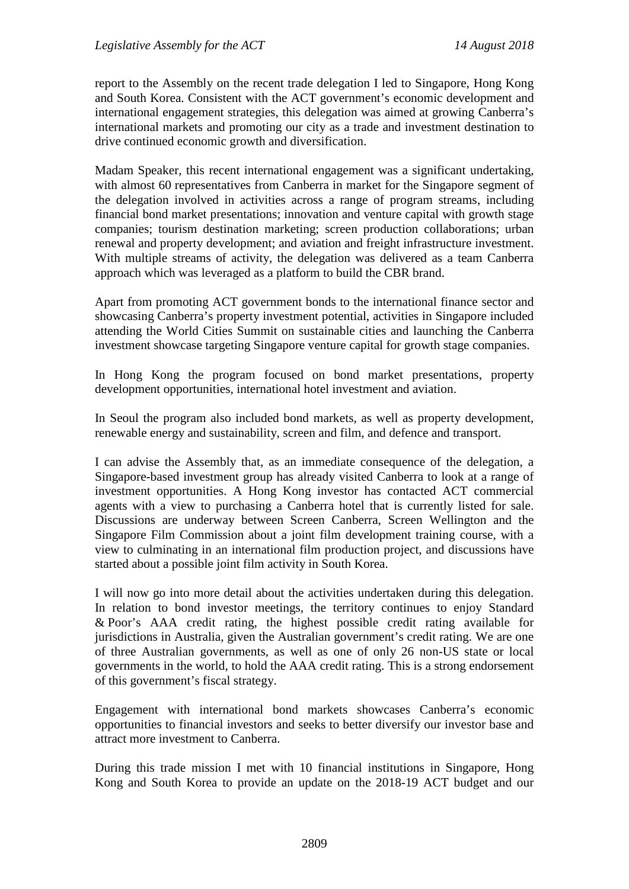report to the Assembly on the recent trade delegation I led to Singapore, Hong Kong and South Korea. Consistent with the ACT government's economic development and international engagement strategies, this delegation was aimed at growing Canberra's international markets and promoting our city as a trade and investment destination to drive continued economic growth and diversification.

Madam Speaker, this recent international engagement was a significant undertaking, with almost 60 representatives from Canberra in market for the Singapore segment of the delegation involved in activities across a range of program streams, including financial bond market presentations; innovation and venture capital with growth stage companies; tourism destination marketing; screen production collaborations; urban renewal and property development; and aviation and freight infrastructure investment. With multiple streams of activity, the delegation was delivered as a team Canberra approach which was leveraged as a platform to build the CBR brand.

Apart from promoting ACT government bonds to the international finance sector and showcasing Canberra's property investment potential, activities in Singapore included attending the World Cities Summit on sustainable cities and launching the Canberra investment showcase targeting Singapore venture capital for growth stage companies.

In Hong Kong the program focused on bond market presentations, property development opportunities, international hotel investment and aviation.

In Seoul the program also included bond markets, as well as property development, renewable energy and sustainability, screen and film, and defence and transport.

I can advise the Assembly that, as an immediate consequence of the delegation, a Singapore-based investment group has already visited Canberra to look at a range of investment opportunities. A Hong Kong investor has contacted ACT commercial agents with a view to purchasing a Canberra hotel that is currently listed for sale. Discussions are underway between Screen Canberra, Screen Wellington and the Singapore Film Commission about a joint film development training course, with a view to culminating in an international film production project, and discussions have started about a possible joint film activity in South Korea.

I will now go into more detail about the activities undertaken during this delegation. In relation to bond investor meetings, the territory continues to enjoy Standard & Poor's AAA credit rating, the highest possible credit rating available for jurisdictions in Australia, given the Australian government's credit rating. We are one of three Australian governments, as well as one of only 26 non-US state or local governments in the world, to hold the AAA credit rating. This is a strong endorsement of this government's fiscal strategy.

Engagement with international bond markets showcases Canberra's economic opportunities to financial investors and seeks to better diversify our investor base and attract more investment to Canberra.

During this trade mission I met with 10 financial institutions in Singapore, Hong Kong and South Korea to provide an update on the 2018-19 ACT budget and our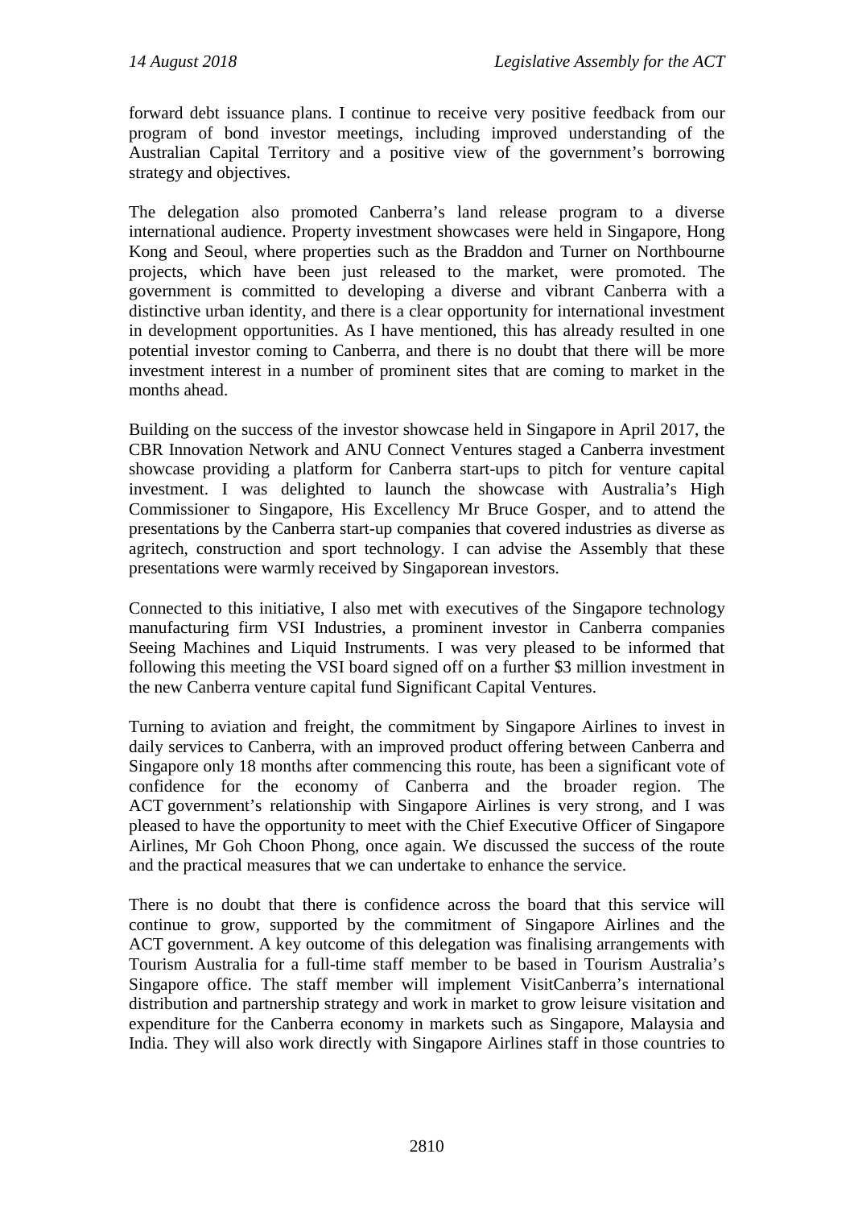forward debt issuance plans. I continue to receive very positive feedback from our program of bond investor meetings, including improved understanding of the Australian Capital Territory and a positive view of the government's borrowing strategy and objectives.

The delegation also promoted Canberra's land release program to a diverse international audience. Property investment showcases were held in Singapore, Hong Kong and Seoul, where properties such as the Braddon and Turner on Northbourne projects, which have been just released to the market, were promoted. The government is committed to developing a diverse and vibrant Canberra with a distinctive urban identity, and there is a clear opportunity for international investment in development opportunities. As I have mentioned, this has already resulted in one potential investor coming to Canberra, and there is no doubt that there will be more investment interest in a number of prominent sites that are coming to market in the months ahead.

Building on the success of the investor showcase held in Singapore in April 2017, the CBR Innovation Network and ANU Connect Ventures staged a Canberra investment showcase providing a platform for Canberra start-ups to pitch for venture capital investment. I was delighted to launch the showcase with Australia's High Commissioner to Singapore, His Excellency Mr Bruce Gosper, and to attend the presentations by the Canberra start-up companies that covered industries as diverse as agritech, construction and sport technology. I can advise the Assembly that these presentations were warmly received by Singaporean investors.

Connected to this initiative, I also met with executives of the Singapore technology manufacturing firm VSI Industries, a prominent investor in Canberra companies Seeing Machines and Liquid Instruments. I was very pleased to be informed that following this meeting the VSI board signed off on a further $3 million investment in the new Canberra venture capital fund Significant Capital Ventures.

Turning to aviation and freight, the commitment by Singapore Airlines to invest in daily services to Canberra, with an improved product offering between Canberra and Singapore only 18 months after commencing this route, has been a significant vote of confidence for the economy of Canberra and the broader region. The ACT government's relationship with Singapore Airlines is very strong, and I was pleased to have the opportunity to meet with the Chief Executive Officer of Singapore Airlines, Mr Goh Choon Phong, once again. We discussed the success of the route and the practical measures that we can undertake to enhance the service.

There is no doubt that there is confidence across the board that this service will continue to grow, supported by the commitment of Singapore Airlines and the ACT government. A key outcome of this delegation was finalising arrangements with Tourism Australia for a full-time staff member to be based in Tourism Australia's Singapore office. The staff member will implement VisitCanberra's international distribution and partnership strategy and work in market to grow leisure visitation and expenditure for the Canberra economy in markets such as Singapore, Malaysia and India. They will also work directly with Singapore Airlines staff in those countries to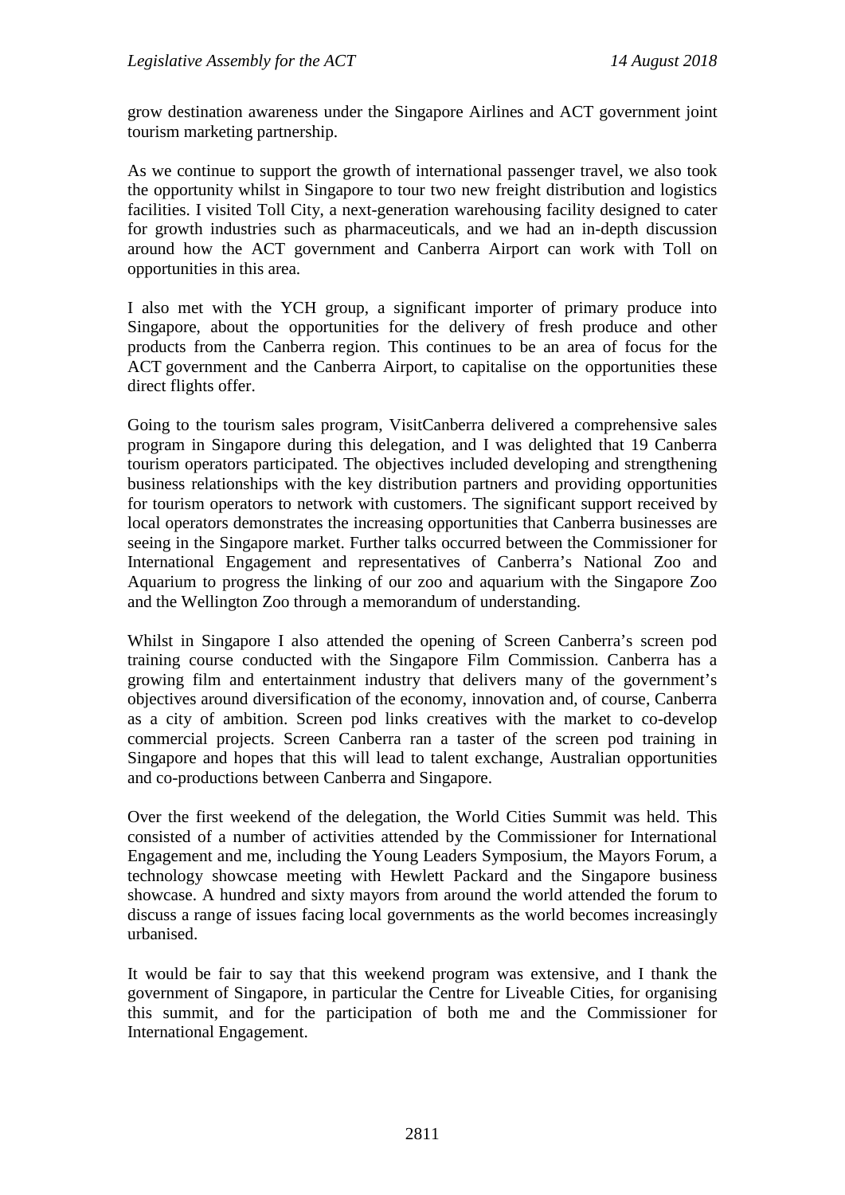grow destination awareness under the Singapore Airlines and ACT government joint tourism marketing partnership.

As we continue to support the growth of international passenger travel, we also took the opportunity whilst in Singapore to tour two new freight distribution and logistics facilities. I visited Toll City, a next-generation warehousing facility designed to cater for growth industries such as pharmaceuticals, and we had an in-depth discussion around how the ACT government and Canberra Airport can work with Toll on opportunities in this area.

I also met with the YCH group, a significant importer of primary produce into Singapore, about the opportunities for the delivery of fresh produce and other products from the Canberra region. This continues to be an area of focus for the ACT government and the Canberra Airport, to capitalise on the opportunities these direct flights offer.

Going to the tourism sales program, VisitCanberra delivered a comprehensive sales program in Singapore during this delegation, and I was delighted that 19 Canberra tourism operators participated. The objectives included developing and strengthening business relationships with the key distribution partners and providing opportunities for tourism operators to network with customers. The significant support received by local operators demonstrates the increasing opportunities that Canberra businesses are seeing in the Singapore market. Further talks occurred between the Commissioner for International Engagement and representatives of Canberra's National Zoo and Aquarium to progress the linking of our zoo and aquarium with the Singapore Zoo and the Wellington Zoo through a memorandum of understanding.

Whilst in Singapore I also attended the opening of Screen Canberra's screen pod training course conducted with the Singapore Film Commission. Canberra has a growing film and entertainment industry that delivers many of the government's objectives around diversification of the economy, innovation and, of course, Canberra as a city of ambition. Screen pod links creatives with the market to co-develop commercial projects. Screen Canberra ran a taster of the screen pod training in Singapore and hopes that this will lead to talent exchange, Australian opportunities and co-productions between Canberra and Singapore.

Over the first weekend of the delegation, the World Cities Summit was held. This consisted of a number of activities attended by the Commissioner for International Engagement and me, including the Young Leaders Symposium, the Mayors Forum, a technology showcase meeting with Hewlett Packard and the Singapore business showcase. A hundred and sixty mayors from around the world attended the forum to discuss a range of issues facing local governments as the world becomes increasingly urbanised.

It would be fair to say that this weekend program was extensive, and I thank the government of Singapore, in particular the Centre for Liveable Cities, for organising this summit, and for the participation of both me and the Commissioner for International Engagement.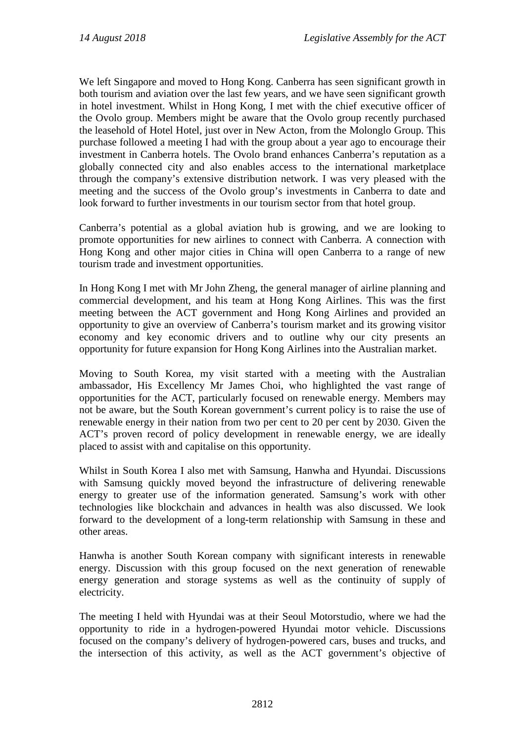We left Singapore and moved to Hong Kong. Canberra has seen significant growth in both tourism and aviation over the last few years, and we have seen significant growth in hotel investment. Whilst in Hong Kong, I met with the chief executive officer of the Ovolo group. Members might be aware that the Ovolo group recently purchased the leasehold of Hotel Hotel, just over in New Acton, from the Molonglo Group. This purchase followed a meeting I had with the group about a year ago to encourage their investment in Canberra hotels. The Ovolo brand enhances Canberra's reputation as a globally connected city and also enables access to the international marketplace through the company's extensive distribution network. I was very pleased with the meeting and the success of the Ovolo group's investments in Canberra to date and look forward to further investments in our tourism sector from that hotel group.

Canberra's potential as a global aviation hub is growing, and we are looking to promote opportunities for new airlines to connect with Canberra. A connection with Hong Kong and other major cities in China will open Canberra to a range of new tourism trade and investment opportunities.

In Hong Kong I met with Mr John Zheng, the general manager of airline planning and commercial development, and his team at Hong Kong Airlines. This was the first meeting between the ACT government and Hong Kong Airlines and provided an opportunity to give an overview of Canberra's tourism market and its growing visitor economy and key economic drivers and to outline why our city presents an opportunity for future expansion for Hong Kong Airlines into the Australian market.

Moving to South Korea, my visit started with a meeting with the Australian ambassador, His Excellency Mr James Choi, who highlighted the vast range of opportunities for the ACT, particularly focused on renewable energy. Members may not be aware, but the South Korean government's current policy is to raise the use of renewable energy in their nation from two per cent to 20 per cent by 2030. Given the ACT's proven record of policy development in renewable energy, we are ideally placed to assist with and capitalise on this opportunity.

Whilst in South Korea I also met with Samsung, Hanwha and Hyundai. Discussions with Samsung quickly moved beyond the infrastructure of delivering renewable energy to greater use of the information generated. Samsung's work with other technologies like blockchain and advances in health was also discussed. We look forward to the development of a long-term relationship with Samsung in these and other areas.

Hanwha is another South Korean company with significant interests in renewable energy. Discussion with this group focused on the next generation of renewable energy generation and storage systems as well as the continuity of supply of electricity.

The meeting I held with Hyundai was at their Seoul Motorstudio, where we had the opportunity to ride in a hydrogen-powered Hyundai motor vehicle. Discussions focused on the company's delivery of hydrogen-powered cars, buses and trucks, and the intersection of this activity, as well as the ACT government's objective of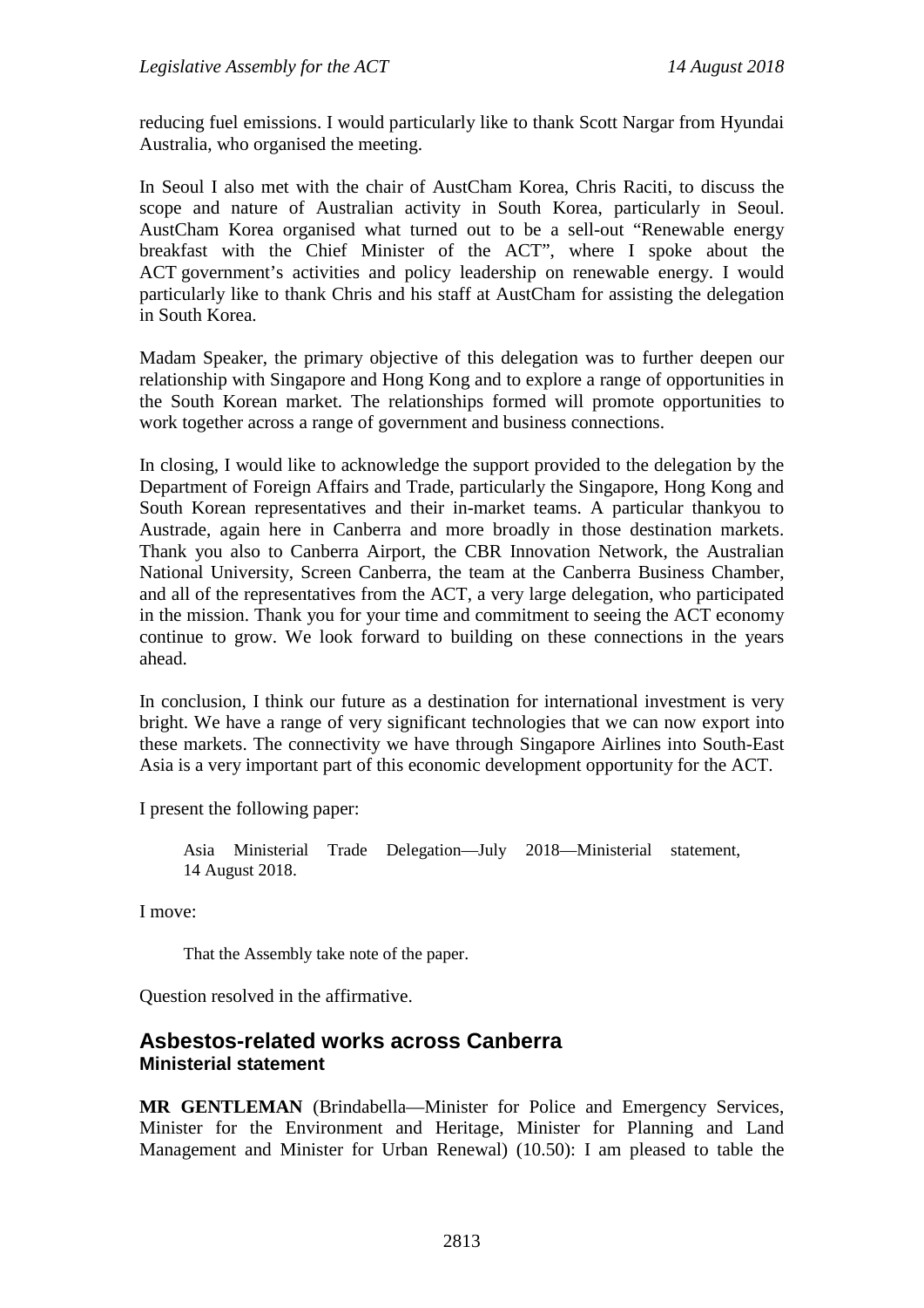reducing fuel emissions. I would particularly like to thank Scott Nargar from Hyundai Australia, who organised the meeting.

In Seoul I also met with the chair of AustCham Korea, Chris Raciti, to discuss the scope and nature of Australian activity in South Korea, particularly in Seoul. AustCham Korea organised what turned out to be a sell-out "Renewable energy breakfast with the Chief Minister of the ACT", where I spoke about the ACT government's activities and policy leadership on renewable energy. I would particularly like to thank Chris and his staff at AustCham for assisting the delegation in South Korea.

Madam Speaker, the primary objective of this delegation was to further deepen our relationship with Singapore and Hong Kong and to explore a range of opportunities in the South Korean market. The relationships formed will promote opportunities to work together across a range of government and business connections.

In closing, I would like to acknowledge the support provided to the delegation by the Department of Foreign Affairs and Trade, particularly the Singapore, Hong Kong and South Korean representatives and their in-market teams. A particular thankyou to Austrade, again here in Canberra and more broadly in those destination markets. Thank you also to Canberra Airport, the CBR Innovation Network, the Australian National University, Screen Canberra, the team at the Canberra Business Chamber, and all of the representatives from the ACT, a very large delegation, who participated in the mission. Thank you for your time and commitment to seeing the ACT economy continue to grow. We look forward to building on these connections in the years ahead.

In conclusion, I think our future as a destination for international investment is very bright. We have a range of very significant technologies that we can now export into these markets. The connectivity we have through Singapore Airlines into South-East Asia is a very important part of this economic development opportunity for the ACT.

I present the following paper:

> Asia Ministerial Trade Delegation—July 2018—Ministerial statement, 14 August 2018.

I move:

> That the Assembly take note of the paper.

Question resolved in the affirmative.

## Asbestos-related works across Canberra
### Ministerial statement

**MR GENTLEMAN** (Brindabella—Minister for Police and Emergency Services, Minister for the Environment and Heritage, Minister for Planning and Land Management and Minister for Urban Renewal) (10.50): I am pleased to table the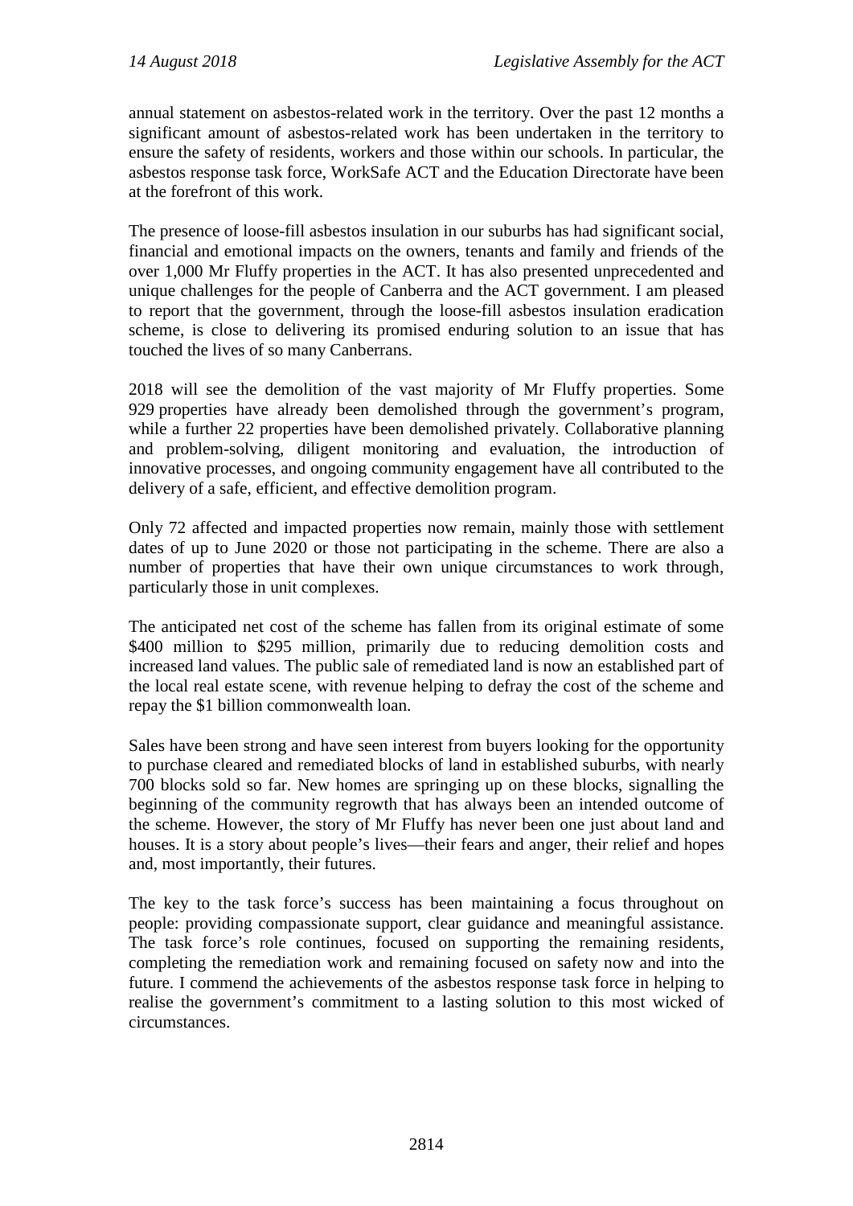annual statement on asbestos-related work in the territory. Over the past 12 months a significant amount of asbestos-related work has been undertaken in the territory to ensure the safety of residents, workers and those within our schools. In particular, the asbestos response task force, WorkSafe ACT and the Education Directorate have been at the forefront of this work.

The presence of loose-fill asbestos insulation in our suburbs has had significant social, financial and emotional impacts on the owners, tenants and family and friends of the over 1,000 Mr Fluffy properties in the ACT. It has also presented unprecedented and unique challenges for the people of Canberra and the ACT government. I am pleased to report that the government, through the loose-fill asbestos insulation eradication scheme, is close to delivering its promised enduring solution to an issue that has touched the lives of so many Canberrans.

2018 will see the demolition of the vast majority of Mr Fluffy properties. Some 929 properties have already been demolished through the government's program, while a further 22 properties have been demolished privately. Collaborative planning and problem-solving, diligent monitoring and evaluation, the introduction of innovative processes, and ongoing community engagement have all contributed to the delivery of a safe, efficient, and effective demolition program.

Only 72 affected and impacted properties now remain, mainly those with settlement dates of up to June 2020 or those not participating in the scheme. There are also a number of properties that have their own unique circumstances to work through, particularly those in unit complexes.

The anticipated net cost of the scheme has fallen from its original estimate of some $400 million to $295 million, primarily due to reducing demolition costs and increased land values. The public sale of remediated land is now an established part of the local real estate scene, with revenue helping to defray the cost of the scheme and repay the $1 billion commonwealth loan.

Sales have been strong and have seen interest from buyers looking for the opportunity to purchase cleared and remediated blocks of land in established suburbs, with nearly 700 blocks sold so far. New homes are springing up on these blocks, signalling the beginning of the community regrowth that has always been an intended outcome of the scheme. However, the story of Mr Fluffy has never been one just about land and houses. It is a story about people's lives—their fears and anger, their relief and hopes and, most importantly, their futures.

The key to the task force's success has been maintaining a focus throughout on people: providing compassionate support, clear guidance and meaningful assistance. The task force's role continues, focused on supporting the remaining residents, completing the remediation work and remaining focused on safety now and into the future. I commend the achievements of the asbestos response task force in helping to realise the government's commitment to a lasting solution to this most wicked of circumstances.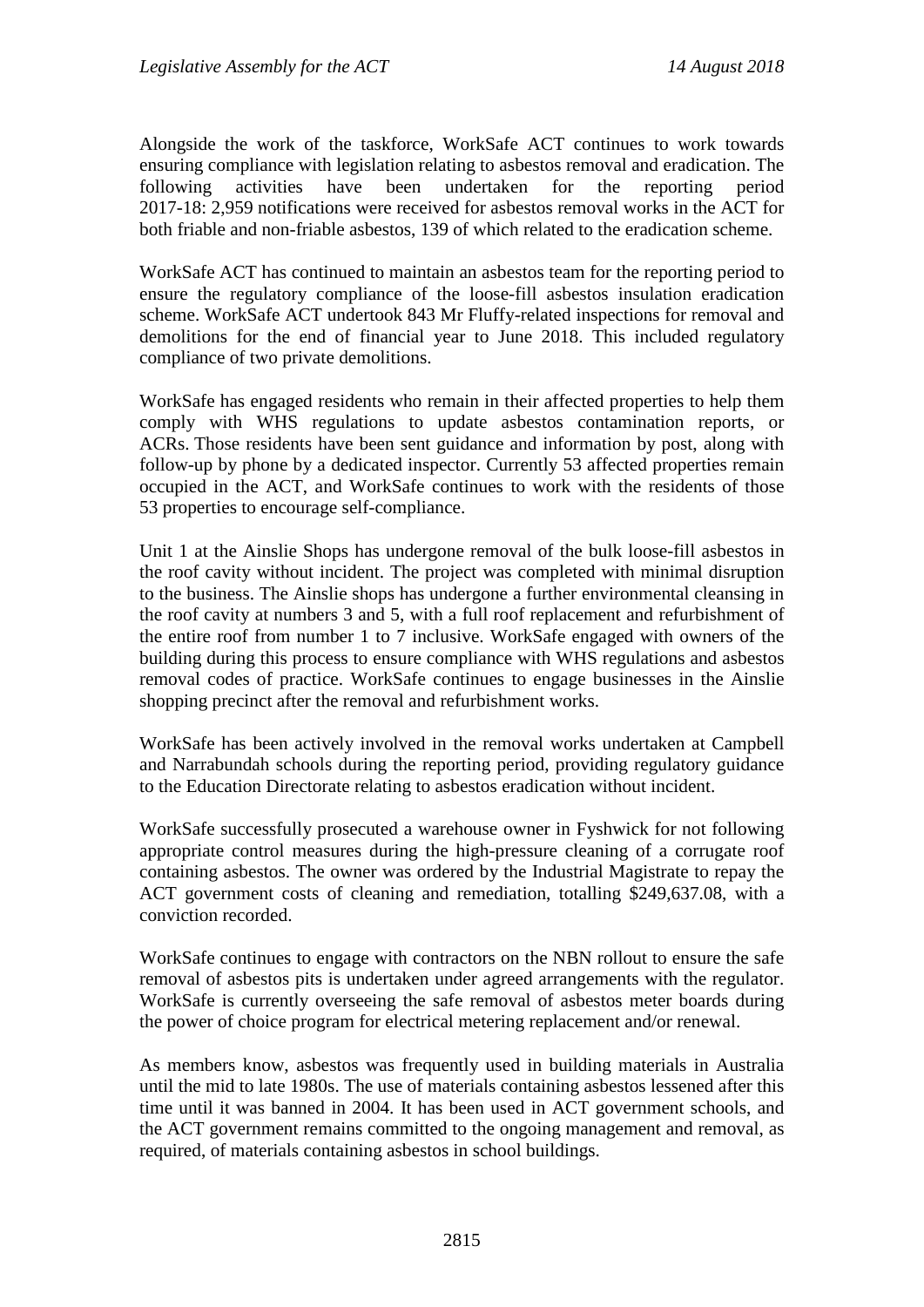Alongside the work of the taskforce, WorkSafe ACT continues to work towards ensuring compliance with legislation relating to asbestos removal and eradication. The following activities have been undertaken for the reporting period 2017-18: 2,959 notifications were received for asbestos removal works in the ACT for both friable and non-friable asbestos, 139 of which related to the eradication scheme.

WorkSafe ACT has continued to maintain an asbestos team for the reporting period to ensure the regulatory compliance of the loose-fill asbestos insulation eradication scheme. WorkSafe ACT undertook 843 Mr Fluffy-related inspections for removal and demolitions for the end of financial year to June 2018. This included regulatory compliance of two private demolitions.

WorkSafe has engaged residents who remain in their affected properties to help them comply with WHS regulations to update asbestos contamination reports, or ACRs. Those residents have been sent guidance and information by post, along with follow-up by phone by a dedicated inspector. Currently 53 affected properties remain occupied in the ACT, and WorkSafe continues to work with the residents of those 53 properties to encourage self-compliance.

Unit 1 at the Ainslie Shops has undergone removal of the bulk loose-fill asbestos in the roof cavity without incident. The project was completed with minimal disruption to the business. The Ainslie shops has undergone a further environmental cleansing in the roof cavity at numbers 3 and 5, with a full roof replacement and refurbishment of the entire roof from number 1 to 7 inclusive. WorkSafe engaged with owners of the building during this process to ensure compliance with WHS regulations and asbestos removal codes of practice. WorkSafe continues to engage businesses in the Ainslie shopping precinct after the removal and refurbishment works.

WorkSafe has been actively involved in the removal works undertaken at Campbell and Narrabundah schools during the reporting period, providing regulatory guidance to the Education Directorate relating to asbestos eradication without incident.

WorkSafe successfully prosecuted a warehouse owner in Fyshwick for not following appropriate control measures during the high-pressure cleaning of a corrugate roof containing asbestos. The owner was ordered by the Industrial Magistrate to repay the ACT government costs of cleaning and remediation, totalling $249,637.08, with a conviction recorded.

WorkSafe continues to engage with contractors on the NBN rollout to ensure the safe removal of asbestos pits is undertaken under agreed arrangements with the regulator. WorkSafe is currently overseeing the safe removal of asbestos meter boards during the power of choice program for electrical metering replacement and/or renewal.

As members know, asbestos was frequently used in building materials in Australia until the mid to late 1980s. The use of materials containing asbestos lessened after this time until it was banned in 2004. It has been used in ACT government schools, and the ACT government remains committed to the ongoing management and removal, as required, of materials containing asbestos in school buildings.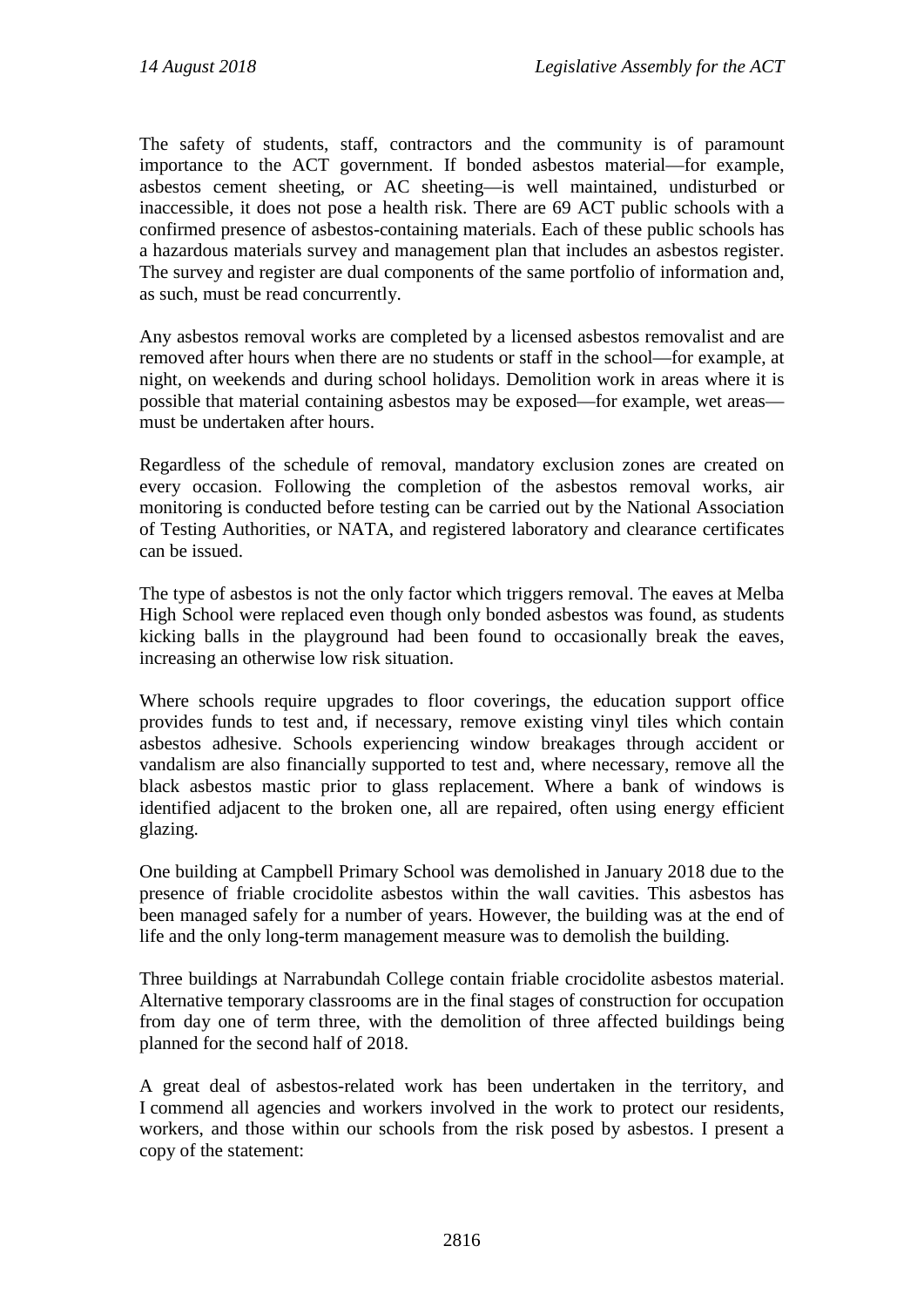The safety of students, staff, contractors and the community is of paramount importance to the ACT government. If bonded asbestos material—for example, asbestos cement sheeting, or AC sheeting—is well maintained, undisturbed or inaccessible, it does not pose a health risk. There are 69 ACT public schools with a confirmed presence of asbestos-containing materials. Each of these public schools has a hazardous materials survey and management plan that includes an asbestos register. The survey and register are dual components of the same portfolio of information and, as such, must be read concurrently.

Any asbestos removal works are completed by a licensed asbestos removalist and are removed after hours when there are no students or staff in the school—for example, at night, on weekends and during school holidays. Demolition work in areas where it is possible that material containing asbestos may be exposed—for example, wet areas—must be undertaken after hours.

Regardless of the schedule of removal, mandatory exclusion zones are created on every occasion. Following the completion of the asbestos removal works, air monitoring is conducted before testing can be carried out by the National Association of Testing Authorities, or NATA, and registered laboratory and clearance certificates can be issued.

The type of asbestos is not the only factor which triggers removal. The eaves at Melba High School were replaced even though only bonded asbestos was found, as students kicking balls in the playground had been found to occasionally break the eaves, increasing an otherwise low risk situation.

Where schools require upgrades to floor coverings, the education support office provides funds to test and, if necessary, remove existing vinyl tiles which contain asbestos adhesive. Schools experiencing window breakages through accident or vandalism are also financially supported to test and, where necessary, remove all the black asbestos mastic prior to glass replacement. Where a bank of windows is identified adjacent to the broken one, all are repaired, often using energy efficient glazing.

One building at Campbell Primary School was demolished in January 2018 due to the presence of friable crocidolite asbestos within the wall cavities. This asbestos has been managed safely for a number of years. However, the building was at the end of life and the only long-term management measure was to demolish the building.

Three buildings at Narrabundah College contain friable crocidolite asbestos material. Alternative temporary classrooms are in the final stages of construction for occupation from day one of term three, with the demolition of three affected buildings being planned for the second half of 2018.

A great deal of asbestos-related work has been undertaken in the territory, and I commend all agencies and workers involved in the work to protect our residents, workers, and those within our schools from the risk posed by asbestos. I present a copy of the statement: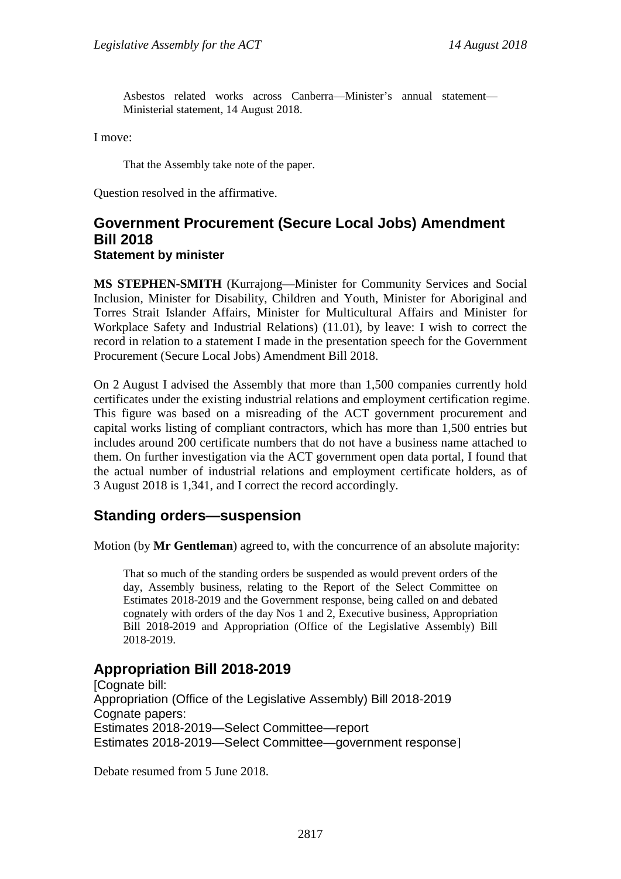Asbestos related works across Canberra—Minister's annual statement—Ministerial statement, 14 August 2018.

I move:

That the Assembly take note of the paper.

Question resolved in the affirmative.

## Government Procurement (Secure Local Jobs) Amendment Bill 2018

### Statement by minister

**MS STEPHEN-SMITH** (Kurrajong—Minister for Community Services and Social Inclusion, Minister for Disability, Children and Youth, Minister for Aboriginal and Torres Strait Islander Affairs, Minister for Multicultural Affairs and Minister for Workplace Safety and Industrial Relations) (11.01), by leave: I wish to correct the record in relation to a statement I made in the presentation speech for the Government Procurement (Secure Local Jobs) Amendment Bill 2018.

On 2 August I advised the Assembly that more than 1,500 companies currently hold certificates under the existing industrial relations and employment certification regime. This figure was based on a misreading of the ACT government procurement and capital works listing of compliant contractors, which has more than 1,500 entries but includes around 200 certificate numbers that do not have a business name attached to them. On further investigation via the ACT government open data portal, I found that the actual number of industrial relations and employment certificate holders, as of 3 August 2018 is 1,341, and I correct the record accordingly.

## Standing orders—suspension

Motion (by **Mr Gentleman**) agreed to, with the concurrence of an absolute majority:

That so much of the standing orders be suspended as would prevent orders of the day, Assembly business, relating to the Report of the Select Committee on Estimates 2018-2019 and the Government response, being called on and debated cognately with orders of the day Nos 1 and 2, Executive business, Appropriation Bill 2018-2019 and Appropriation (Office of the Legislative Assembly) Bill 2018-2019.

## Appropriation Bill 2018-2019

[Cognate bill:
Appropriation (Office of the Legislative Assembly) Bill 2018-2019
Cognate papers:
Estimates 2018-2019—Select Committee—report
Estimates 2018-2019—Select Committee—government response]

Debate resumed from 5 June 2018.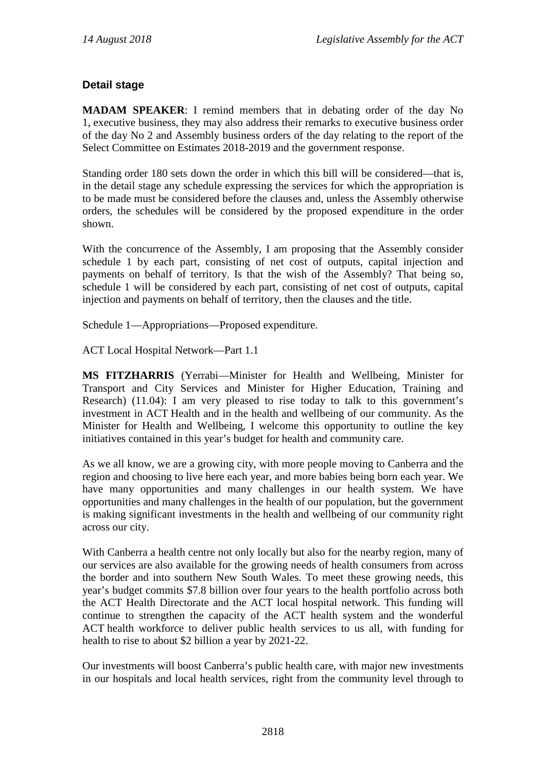### Detail stage

**MADAM SPEAKER**: I remind members that in debating order of the day No 1, executive business, they may also address their remarks to executive business order of the day No 2 and Assembly business orders of the day relating to the report of the Select Committee on Estimates 2018-2019 and the government response.

Standing order 180 sets down the order in which this bill will be considered—that is, in the detail stage any schedule expressing the services for which the appropriation is to be made must be considered before the clauses and, unless the Assembly otherwise orders, the schedules will be considered by the proposed expenditure in the order shown.

With the concurrence of the Assembly, I am proposing that the Assembly consider schedule 1 by each part, consisting of net cost of outputs, capital injection and payments on behalf of territory. Is that the wish of the Assembly? That being so, schedule 1 will be considered by each part, consisting of net cost of outputs, capital injection and payments on behalf of territory, then the clauses and the title.

Schedule 1—Appropriations—Proposed expenditure.

ACT Local Hospital Network—Part 1.1

**MS FITZHARRIS** (Yerrabi—Minister for Health and Wellbeing, Minister for Transport and City Services and Minister for Higher Education, Training and Research) (11.04): I am very pleased to rise today to talk to this government's investment in ACT Health and in the health and wellbeing of our community. As the Minister for Health and Wellbeing, I welcome this opportunity to outline the key initiatives contained in this year's budget for health and community care.

As we all know, we are a growing city, with more people moving to Canberra and the region and choosing to live here each year, and more babies being born each year. We have many opportunities and many challenges in our health system. We have opportunities and many challenges in the health of our population, but the government is making significant investments in the health and wellbeing of our community right across our city.

With Canberra a health centre not only locally but also for the nearby region, many of our services are also available for the growing needs of health consumers from across the border and into southern New South Wales. To meet these growing needs, this year's budget commits $7.8 billion over four years to the health portfolio across both the ACT Health Directorate and the ACT local hospital network. This funding will continue to strengthen the capacity of the ACT health system and the wonderful ACT health workforce to deliver public health services to us all, with funding for health to rise to about $2 billion a year by 2021-22.

Our investments will boost Canberra's public health care, with major new investments in our hospitals and local health services, right from the community level through to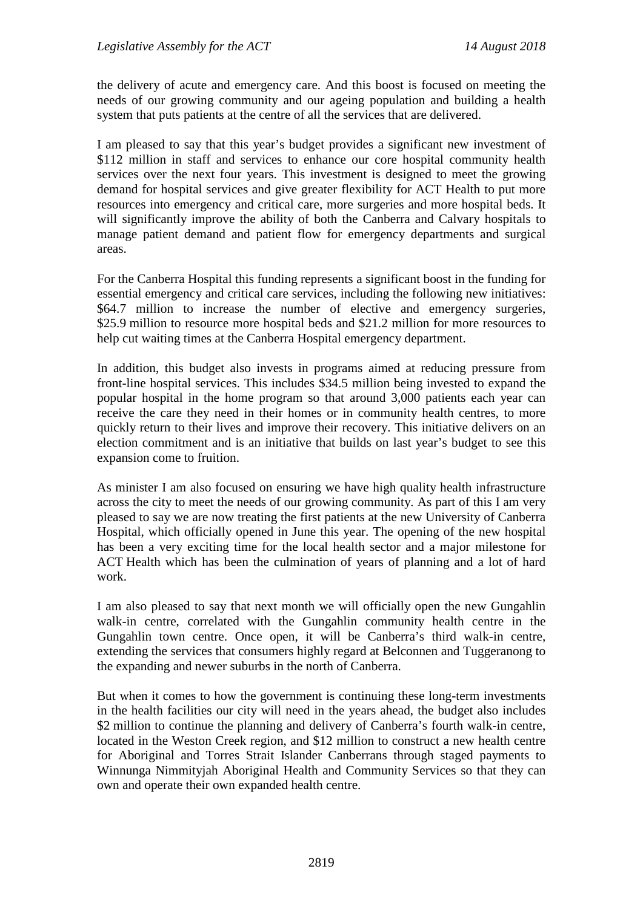the delivery of acute and emergency care. And this boost is focused on meeting the needs of our growing community and our ageing population and building a health system that puts patients at the centre of all the services that are delivered.

I am pleased to say that this year's budget provides a significant new investment of $112 million in staff and services to enhance our core hospital community health services over the next four years. This investment is designed to meet the growing demand for hospital services and give greater flexibility for ACT Health to put more resources into emergency and critical care, more surgeries and more hospital beds. It will significantly improve the ability of both the Canberra and Calvary hospitals to manage patient demand and patient flow for emergency departments and surgical areas.

For the Canberra Hospital this funding represents a significant boost in the funding for essential emergency and critical care services, including the following new initiatives: $64.7 million to increase the number of elective and emergency surgeries, $25.9 million to resource more hospital beds and $21.2 million for more resources to help cut waiting times at the Canberra Hospital emergency department.

In addition, this budget also invests in programs aimed at reducing pressure from front-line hospital services. This includes $34.5 million being invested to expand the popular hospital in the home program so that around 3,000 patients each year can receive the care they need in their homes or in community health centres, to more quickly return to their lives and improve their recovery. This initiative delivers on an election commitment and is an initiative that builds on last year's budget to see this expansion come to fruition.

As minister I am also focused on ensuring we have high quality health infrastructure across the city to meet the needs of our growing community. As part of this I am very pleased to say we are now treating the first patients at the new University of Canberra Hospital, which officially opened in June this year. The opening of the new hospital has been a very exciting time for the local health sector and a major milestone for ACT Health which has been the culmination of years of planning and a lot of hard work.

I am also pleased to say that next month we will officially open the new Gungahlin walk-in centre, correlated with the Gungahlin community health centre in the Gungahlin town centre. Once open, it will be Canberra's third walk-in centre, extending the services that consumers highly regard at Belconnen and Tuggeranong to the expanding and newer suburbs in the north of Canberra.

But when it comes to how the government is continuing these long-term investments in the health facilities our city will need in the years ahead, the budget also includes $2 million to continue the planning and delivery of Canberra's fourth walk-in centre, located in the Weston Creek region, and $12 million to construct a new health centre for Aboriginal and Torres Strait Islander Canberrans through staged payments to Winnunga Nimmityjah Aboriginal Health and Community Services so that they can own and operate their own expanded health centre.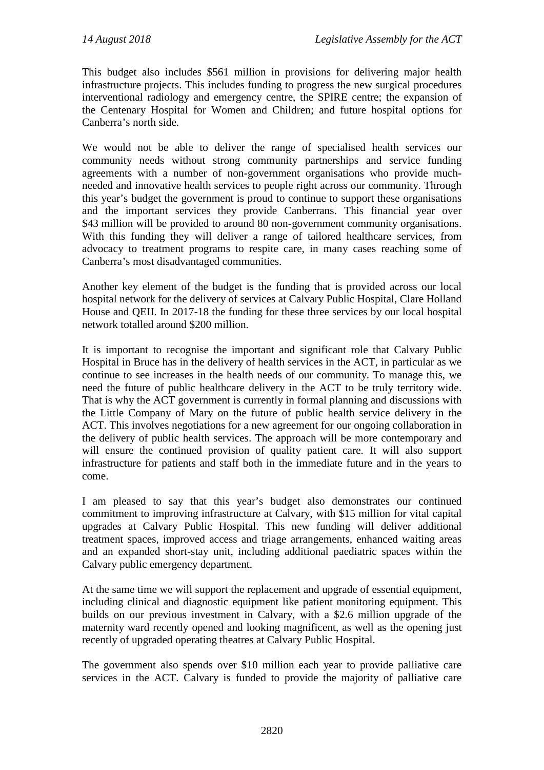This budget also includes $561 million in provisions for delivering major health infrastructure projects. This includes funding to progress the new surgical procedures interventional radiology and emergency centre, the SPIRE centre; the expansion of the Centenary Hospital for Women and Children; and future hospital options for Canberra's north side.

We would not be able to deliver the range of specialised health services our community needs without strong community partnerships and service funding agreements with a number of non-government organisations who provide much-needed and innovative health services to people right across our community. Through this year's budget the government is proud to continue to support these organisations and the important services they provide Canberrans. This financial year over $43 million will be provided to around 80 non-government community organisations. With this funding they will deliver a range of tailored healthcare services, from advocacy to treatment programs to respite care, in many cases reaching some of Canberra's most disadvantaged communities.

Another key element of the budget is the funding that is provided across our local hospital network for the delivery of services at Calvary Public Hospital, Clare Holland House and QEII. In 2017-18 the funding for these three services by our local hospital network totalled around $200 million.

It is important to recognise the important and significant role that Calvary Public Hospital in Bruce has in the delivery of health services in the ACT, in particular as we continue to see increases in the health needs of our community. To manage this, we need the future of public healthcare delivery in the ACT to be truly territory wide. That is why the ACT government is currently in formal planning and discussions with the Little Company of Mary on the future of public health service delivery in the ACT. This involves negotiations for a new agreement for our ongoing collaboration in the delivery of public health services. The approach will be more contemporary and will ensure the continued provision of quality patient care. It will also support infrastructure for patients and staff both in the immediate future and in the years to come.

I am pleased to say that this year's budget also demonstrates our continued commitment to improving infrastructure at Calvary, with $15 million for vital capital upgrades at Calvary Public Hospital. This new funding will deliver additional treatment spaces, improved access and triage arrangements, enhanced waiting areas and an expanded short-stay unit, including additional paediatric spaces within the Calvary public emergency department.

At the same time we will support the replacement and upgrade of essential equipment, including clinical and diagnostic equipment like patient monitoring equipment. This builds on our previous investment in Calvary, with a $2.6 million upgrade of the maternity ward recently opened and looking magnificent, as well as the opening just recently of upgraded operating theatres at Calvary Public Hospital.

The government also spends over $10 million each year to provide palliative care services in the ACT. Calvary is funded to provide the majority of palliative care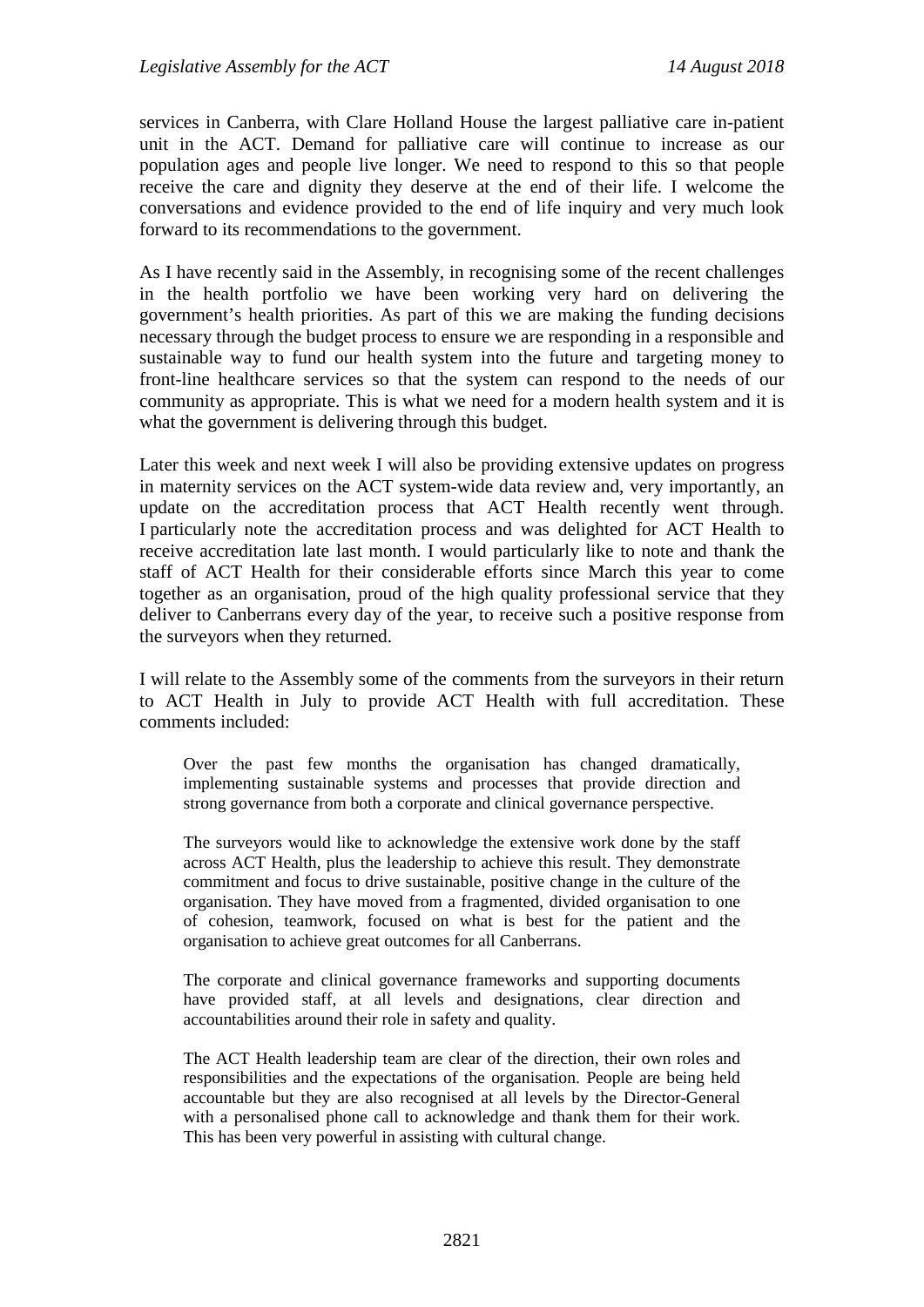services in Canberra, with Clare Holland House the largest palliative care in-patient unit in the ACT. Demand for palliative care will continue to increase as our population ages and people live longer. We need to respond to this so that people receive the care and dignity they deserve at the end of their life. I welcome the conversations and evidence provided to the end of life inquiry and very much look forward to its recommendations to the government.

As I have recently said in the Assembly, in recognising some of the recent challenges in the health portfolio we have been working very hard on delivering the government's health priorities. As part of this we are making the funding decisions necessary through the budget process to ensure we are responding in a responsible and sustainable way to fund our health system into the future and targeting money to front-line healthcare services so that the system can respond to the needs of our community as appropriate. This is what we need for a modern health system and it is what the government is delivering through this budget.

Later this week and next week I will also be providing extensive updates on progress in maternity services on the ACT system-wide data review and, very importantly, an update on the accreditation process that ACT Health recently went through. I particularly note the accreditation process and was delighted for ACT Health to receive accreditation late last month. I would particularly like to note and thank the staff of ACT Health for their considerable efforts since March this year to come together as an organisation, proud of the high quality professional service that they deliver to Canberrans every day of the year, to receive such a positive response from the surveyors when they returned.

I will relate to the Assembly some of the comments from the surveyors in their return to ACT Health in July to provide ACT Health with full accreditation. These comments included:

> Over the past few months the organisation has changed dramatically, implementing sustainable systems and processes that provide direction and strong governance from both a corporate and clinical governance perspective.
>
> The surveyors would like to acknowledge the extensive work done by the staff across ACT Health, plus the leadership to achieve this result. They demonstrate commitment and focus to drive sustainable, positive change in the culture of the organisation. They have moved from a fragmented, divided organisation to one of cohesion, teamwork, focused on what is best for the patient and the organisation to achieve great outcomes for all Canberrans.
>
> The corporate and clinical governance frameworks and supporting documents have provided staff, at all levels and designations, clear direction and accountabilities around their role in safety and quality.
>
> The ACT Health leadership team are clear of the direction, their own roles and responsibilities and the expectations of the organisation. People are being held accountable but they are also recognised at all levels by the Director-General with a personalised phone call to acknowledge and thank them for their work. This has been very powerful in assisting with cultural change.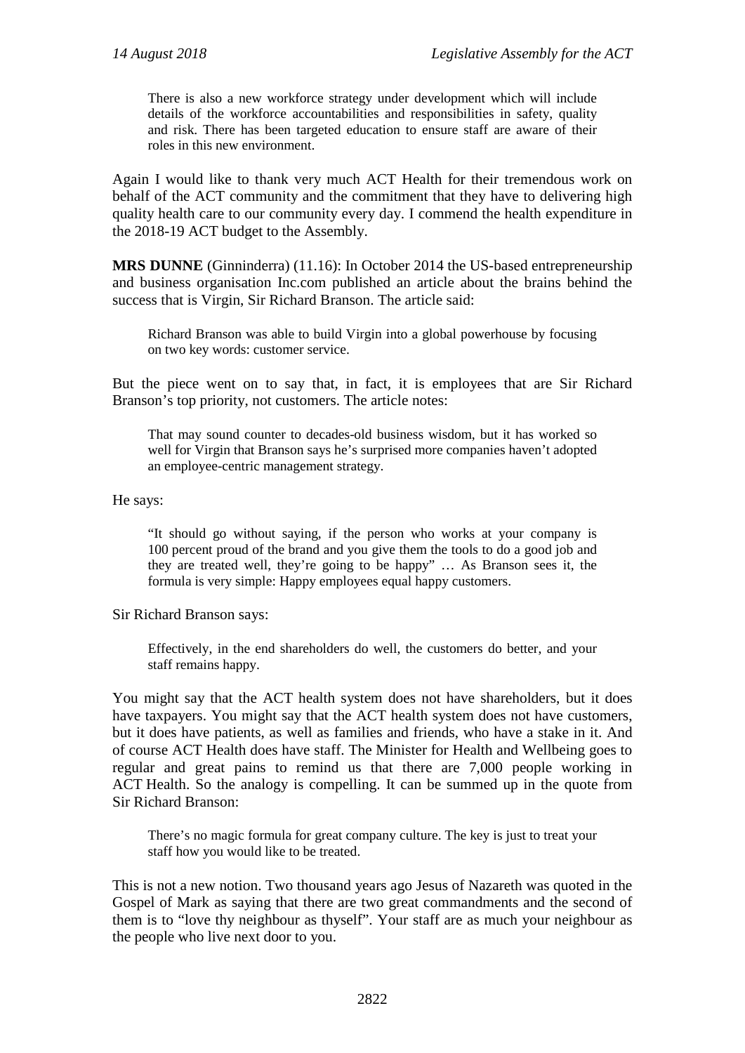> There is also a new workforce strategy under development which will include details of the workforce accountabilities and responsibilities in safety, quality and risk. There has been targeted education to ensure staff are aware of their roles in this new environment.

Again I would like to thank very much ACT Health for their tremendous work on behalf of the ACT community and the commitment that they have to delivering high quality health care to our community every day. I commend the health expenditure in the 2018-19 ACT budget to the Assembly.

**MRS DUNNE** (Ginninderra) (11.16): In October 2014 the US-based entrepreneurship and business organisation Inc.com published an article about the brains behind the success that is Virgin, Sir Richard Branson. The article said:

> Richard Branson was able to build Virgin into a global powerhouse by focusing on two key words: customer service.

But the piece went on to say that, in fact, it is employees that are Sir Richard Branson's top priority, not customers. The article notes:

> That may sound counter to decades-old business wisdom, but it has worked so well for Virgin that Branson says he's surprised more companies haven't adopted an employee-centric management strategy.

He says:

> "It should go without saying, if the person who works at your company is 100 percent proud of the brand and you give them the tools to do a good job and they are treated well, they're going to be happy" … As Branson sees it, the formula is very simple: Happy employees equal happy customers.

Sir Richard Branson says:

> Effectively, in the end shareholders do well, the customers do better, and your staff remains happy.

You might say that the ACT health system does not have shareholders, but it does have taxpayers. You might say that the ACT health system does not have customers, but it does have patients, as well as families and friends, who have a stake in it. And of course ACT Health does have staff. The Minister for Health and Wellbeing goes to regular and great pains to remind us that there are 7,000 people working in ACT Health. So the analogy is compelling. It can be summed up in the quote from Sir Richard Branson:

> There's no magic formula for great company culture. The key is just to treat your staff how you would like to be treated.

This is not a new notion. Two thousand years ago Jesus of Nazareth was quoted in the Gospel of Mark as saying that there are two great commandments and the second of them is to "love thy neighbour as thyself". Your staff are as much your neighbour as the people who live next door to you.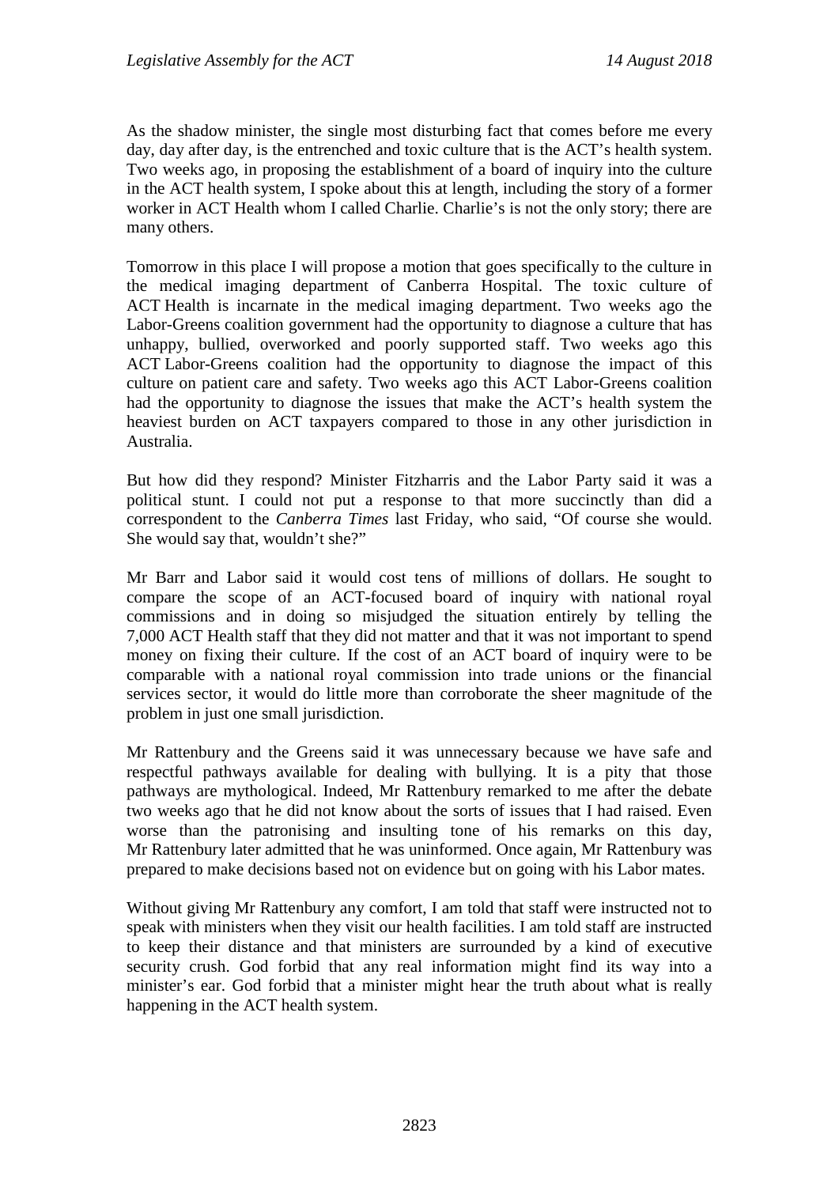As the shadow minister, the single most disturbing fact that comes before me every day, day after day, is the entrenched and toxic culture that is the ACT's health system. Two weeks ago, in proposing the establishment of a board of inquiry into the culture in the ACT health system, I spoke about this at length, including the story of a former worker in ACT Health whom I called Charlie. Charlie's is not the only story; there are many others.

Tomorrow in this place I will propose a motion that goes specifically to the culture in the medical imaging department of Canberra Hospital. The toxic culture of ACT Health is incarnate in the medical imaging department. Two weeks ago the Labor-Greens coalition government had the opportunity to diagnose a culture that has unhappy, bullied, overworked and poorly supported staff. Two weeks ago this ACT Labor-Greens coalition had the opportunity to diagnose the impact of this culture on patient care and safety. Two weeks ago this ACT Labor-Greens coalition had the opportunity to diagnose the issues that make the ACT's health system the heaviest burden on ACT taxpayers compared to those in any other jurisdiction in Australia.

But how did they respond? Minister Fitzharris and the Labor Party said it was a political stunt. I could not put a response to that more succinctly than did a correspondent to the *Canberra Times* last Friday, who said, "Of course she would. She would say that, wouldn't she?"

Mr Barr and Labor said it would cost tens of millions of dollars. He sought to compare the scope of an ACT-focused board of inquiry with national royal commissions and in doing so misjudged the situation entirely by telling the 7,000 ACT Health staff that they did not matter and that it was not important to spend money on fixing their culture. If the cost of an ACT board of inquiry were to be comparable with a national royal commission into trade unions or the financial services sector, it would do little more than corroborate the sheer magnitude of the problem in just one small jurisdiction.

Mr Rattenbury and the Greens said it was unnecessary because we have safe and respectful pathways available for dealing with bullying. It is a pity that those pathways are mythological. Indeed, Mr Rattenbury remarked to me after the debate two weeks ago that he did not know about the sorts of issues that I had raised. Even worse than the patronising and insulting tone of his remarks on this day, Mr Rattenbury later admitted that he was uninformed. Once again, Mr Rattenbury was prepared to make decisions based not on evidence but on going with his Labor mates.

Without giving Mr Rattenbury any comfort, I am told that staff were instructed not to speak with ministers when they visit our health facilities. I am told staff are instructed to keep their distance and that ministers are surrounded by a kind of executive security crush. God forbid that any real information might find its way into a minister's ear. God forbid that a minister might hear the truth about what is really happening in the ACT health system.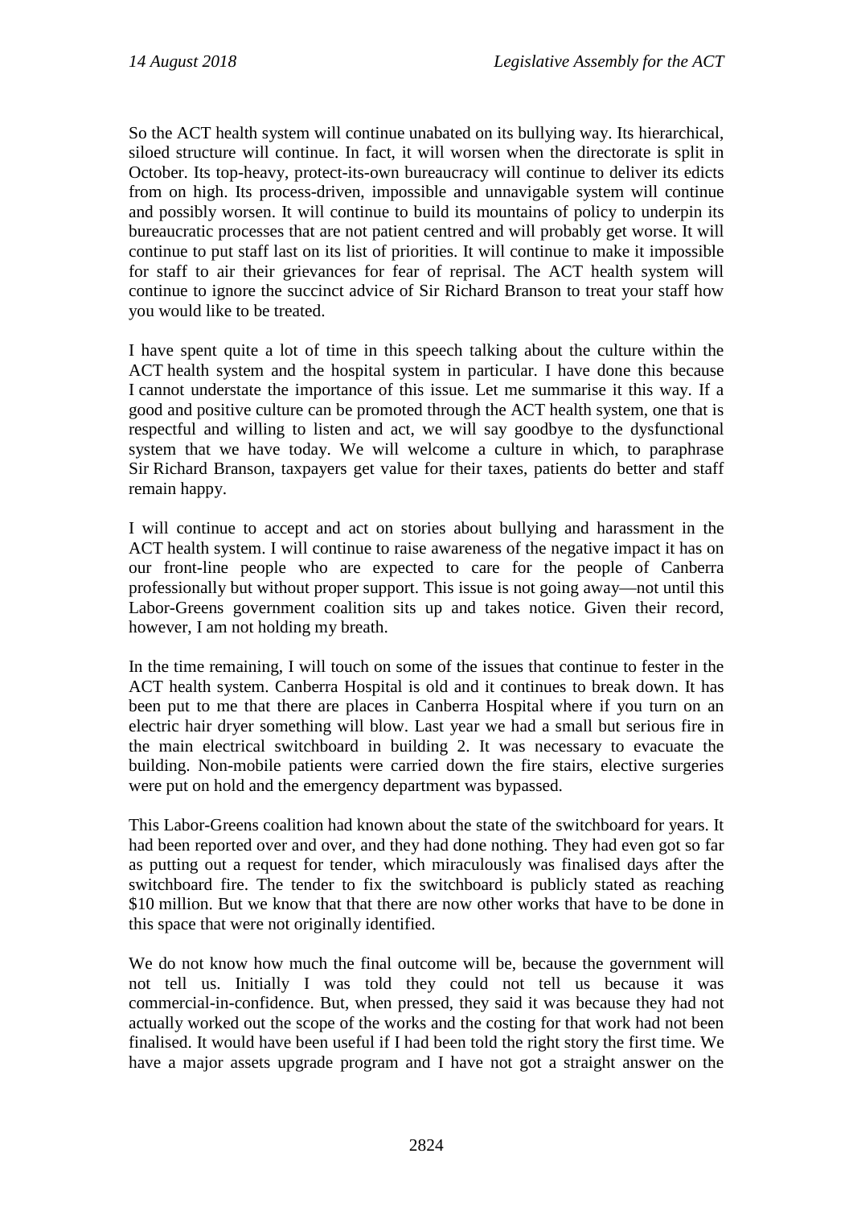So the ACT health system will continue unabated on its bullying way. Its hierarchical, siloed structure will continue. In fact, it will worsen when the directorate is split in October. Its top-heavy, protect-its-own bureaucracy will continue to deliver its edicts from on high. Its process-driven, impossible and unnavigable system will continue and possibly worsen. It will continue to build its mountains of policy to underpin its bureaucratic processes that are not patient centred and will probably get worse. It will continue to put staff last on its list of priorities. It will continue to make it impossible for staff to air their grievances for fear of reprisal. The ACT health system will continue to ignore the succinct advice of Sir Richard Branson to treat your staff how you would like to be treated.

I have spent quite a lot of time in this speech talking about the culture within the ACT health system and the hospital system in particular. I have done this because I cannot understate the importance of this issue. Let me summarise it this way. If a good and positive culture can be promoted through the ACT health system, one that is respectful and willing to listen and act, we will say goodbye to the dysfunctional system that we have today. We will welcome a culture in which, to paraphrase Sir Richard Branson, taxpayers get value for their taxes, patients do better and staff remain happy.

I will continue to accept and act on stories about bullying and harassment in the ACT health system. I will continue to raise awareness of the negative impact it has on our front-line people who are expected to care for the people of Canberra professionally but without proper support. This issue is not going away—not until this Labor-Greens government coalition sits up and takes notice. Given their record, however, I am not holding my breath.

In the time remaining, I will touch on some of the issues that continue to fester in the ACT health system. Canberra Hospital is old and it continues to break down. It has been put to me that there are places in Canberra Hospital where if you turn on an electric hair dryer something will blow. Last year we had a small but serious fire in the main electrical switchboard in building 2. It was necessary to evacuate the building. Non-mobile patients were carried down the fire stairs, elective surgeries were put on hold and the emergency department was bypassed.

This Labor-Greens coalition had known about the state of the switchboard for years. It had been reported over and over, and they had done nothing. They had even got so far as putting out a request for tender, which miraculously was finalised days after the switchboard fire. The tender to fix the switchboard is publicly stated as reaching $10 million. But we know that that there are now other works that have to be done in this space that were not originally identified.

We do not know how much the final outcome will be, because the government will not tell us. Initially I was told they could not tell us because it was commercial-in-confidence. But, when pressed, they said it was because they had not actually worked out the scope of the works and the costing for that work had not been finalised. It would have been useful if I had been told the right story the first time. We have a major assets upgrade program and I have not got a straight answer on the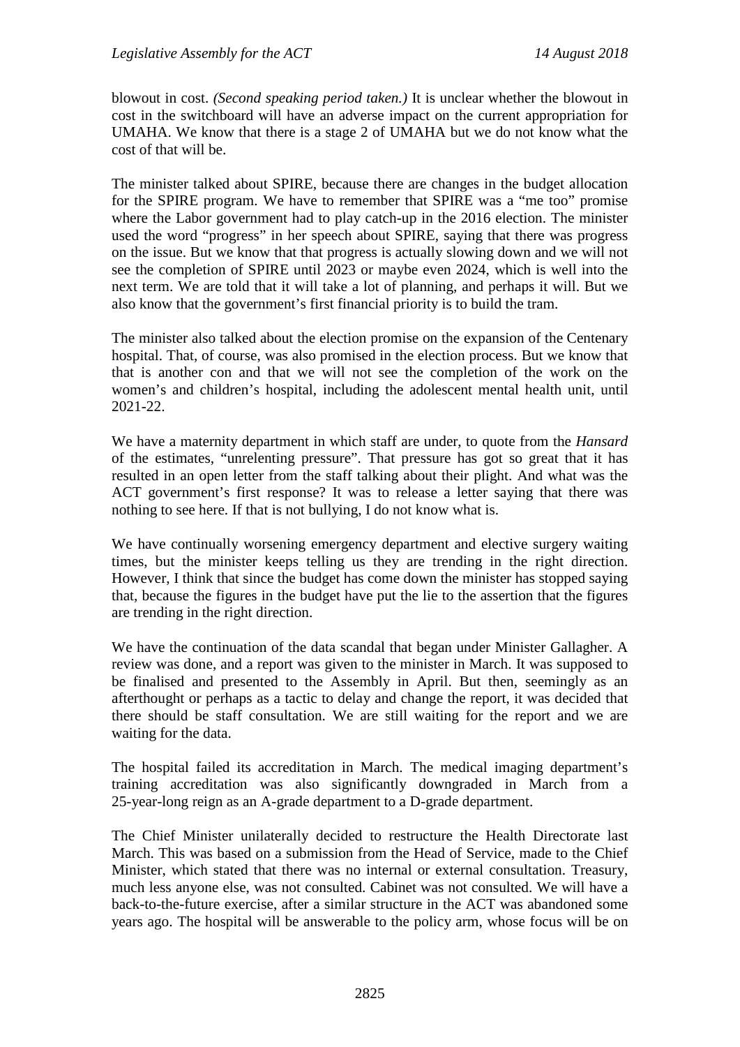blowout in cost. *(Second speaking period taken.)* It is unclear whether the blowout in cost in the switchboard will have an adverse impact on the current appropriation for UMAHA. We know that there is a stage 2 of UMAHA but we do not know what the cost of that will be.

The minister talked about SPIRE, because there are changes in the budget allocation for the SPIRE program. We have to remember that SPIRE was a "me too" promise where the Labor government had to play catch-up in the 2016 election. The minister used the word "progress" in her speech about SPIRE, saying that there was progress on the issue. But we know that that progress is actually slowing down and we will not see the completion of SPIRE until 2023 or maybe even 2024, which is well into the next term. We are told that it will take a lot of planning, and perhaps it will. But we also know that the government's first financial priority is to build the tram.

The minister also talked about the election promise on the expansion of the Centenary hospital. That, of course, was also promised in the election process. But we know that that is another con and that we will not see the completion of the work on the women's and children's hospital, including the adolescent mental health unit, until 2021-22.

We have a maternity department in which staff are under, to quote from the *Hansard* of the estimates, "unrelenting pressure". That pressure has got so great that it has resulted in an open letter from the staff talking about their plight. And what was the ACT government's first response? It was to release a letter saying that there was nothing to see here. If that is not bullying, I do not know what is.

We have continually worsening emergency department and elective surgery waiting times, but the minister keeps telling us they are trending in the right direction. However, I think that since the budget has come down the minister has stopped saying that, because the figures in the budget have put the lie to the assertion that the figures are trending in the right direction.

We have the continuation of the data scandal that began under Minister Gallagher. A review was done, and a report was given to the minister in March. It was supposed to be finalised and presented to the Assembly in April. But then, seemingly as an afterthought or perhaps as a tactic to delay and change the report, it was decided that there should be staff consultation. We are still waiting for the report and we are waiting for the data.

The hospital failed its accreditation in March. The medical imaging department's training accreditation was also significantly downgraded in March from a 25-year-long reign as an A-grade department to a D-grade department.

The Chief Minister unilaterally decided to restructure the Health Directorate last March. This was based on a submission from the Head of Service, made to the Chief Minister, which stated that there was no internal or external consultation. Treasury, much less anyone else, was not consulted. Cabinet was not consulted. We will have a back-to-the-future exercise, after a similar structure in the ACT was abandoned some years ago. The hospital will be answerable to the policy arm, whose focus will be on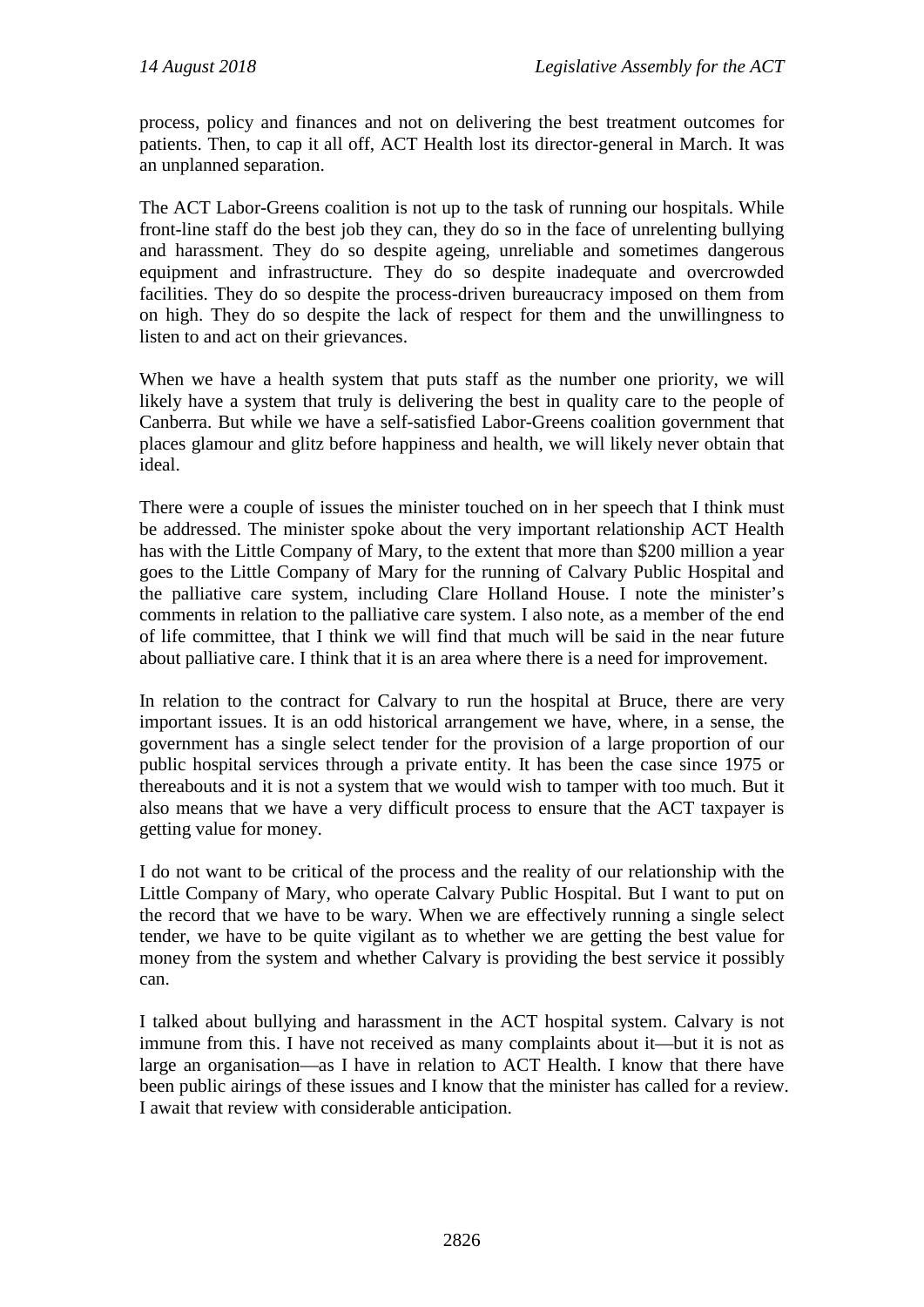process, policy and finances and not on delivering the best treatment outcomes for patients. Then, to cap it all off, ACT Health lost its director-general in March. It was an unplanned separation.

The ACT Labor-Greens coalition is not up to the task of running our hospitals. While front-line staff do the best job they can, they do so in the face of unrelenting bullying and harassment. They do so despite ageing, unreliable and sometimes dangerous equipment and infrastructure. They do so despite inadequate and overcrowded facilities. They do so despite the process-driven bureaucracy imposed on them from on high. They do so despite the lack of respect for them and the unwillingness to listen to and act on their grievances.

When we have a health system that puts staff as the number one priority, we will likely have a system that truly is delivering the best in quality care to the people of Canberra. But while we have a self-satisfied Labor-Greens coalition government that places glamour and glitz before happiness and health, we will likely never obtain that ideal.

There were a couple of issues the minister touched on in her speech that I think must be addressed. The minister spoke about the very important relationship ACT Health has with the Little Company of Mary, to the extent that more than $200 million a year goes to the Little Company of Mary for the running of Calvary Public Hospital and the palliative care system, including Clare Holland House. I note the minister's comments in relation to the palliative care system. I also note, as a member of the end of life committee, that I think we will find that much will be said in the near future about palliative care. I think that it is an area where there is a need for improvement.

In relation to the contract for Calvary to run the hospital at Bruce, there are very important issues. It is an odd historical arrangement we have, where, in a sense, the government has a single select tender for the provision of a large proportion of our public hospital services through a private entity. It has been the case since 1975 or thereabouts and it is not a system that we would wish to tamper with too much. But it also means that we have a very difficult process to ensure that the ACT taxpayer is getting value for money.

I do not want to be critical of the process and the reality of our relationship with the Little Company of Mary, who operate Calvary Public Hospital. But I want to put on the record that we have to be wary. When we are effectively running a single select tender, we have to be quite vigilant as to whether we are getting the best value for money from the system and whether Calvary is providing the best service it possibly can.

I talked about bullying and harassment in the ACT hospital system. Calvary is not immune from this. I have not received as many complaints about it—but it is not as large an organisation—as I have in relation to ACT Health. I know that there have been public airings of these issues and I know that the minister has called for a review. I await that review with considerable anticipation.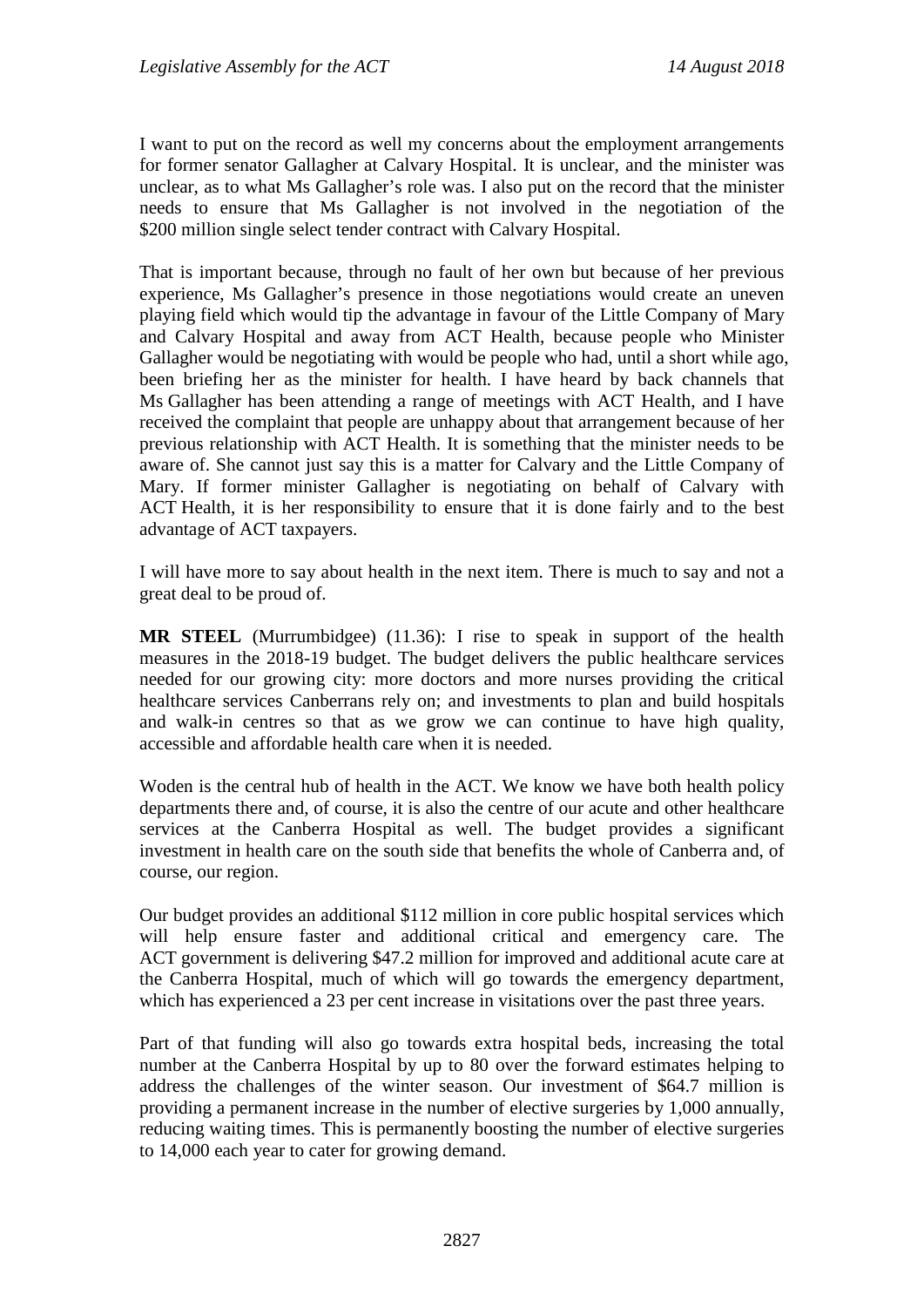I want to put on the record as well my concerns about the employment arrangements for former senator Gallagher at Calvary Hospital. It is unclear, and the minister was unclear, as to what Ms Gallagher's role was. I also put on the record that the minister needs to ensure that Ms Gallagher is not involved in the negotiation of the $200 million single select tender contract with Calvary Hospital.

That is important because, through no fault of her own but because of her previous experience, Ms Gallagher's presence in those negotiations would create an uneven playing field which would tip the advantage in favour of the Little Company of Mary and Calvary Hospital and away from ACT Health, because people who Minister Gallagher would be negotiating with would be people who had, until a short while ago, been briefing her as the minister for health. I have heard by back channels that Ms Gallagher has been attending a range of meetings with ACT Health, and I have received the complaint that people are unhappy about that arrangement because of her previous relationship with ACT Health. It is something that the minister needs to be aware of. She cannot just say this is a matter for Calvary and the Little Company of Mary. If former minister Gallagher is negotiating on behalf of Calvary with ACT Health, it is her responsibility to ensure that it is done fairly and to the best advantage of ACT taxpayers.

I will have more to say about health in the next item. There is much to say and not a great deal to be proud of.

**MR STEEL** (Murrumbidgee) (11.36): I rise to speak in support of the health measures in the 2018-19 budget. The budget delivers the public healthcare services needed for our growing city: more doctors and more nurses providing the critical healthcare services Canberrans rely on; and investments to plan and build hospitals and walk-in centres so that as we grow we can continue to have high quality, accessible and affordable health care when it is needed.

Woden is the central hub of health in the ACT. We know we have both health policy departments there and, of course, it is also the centre of our acute and other healthcare services at the Canberra Hospital as well. The budget provides a significant investment in health care on the south side that benefits the whole of Canberra and, of course, our region.

Our budget provides an additional $112 million in core public hospital services which will help ensure faster and additional critical and emergency care. The ACT government is delivering $47.2 million for improved and additional acute care at the Canberra Hospital, much of which will go towards the emergency department, which has experienced a 23 per cent increase in visitations over the past three years.

Part of that funding will also go towards extra hospital beds, increasing the total number at the Canberra Hospital by up to 80 over the forward estimates helping to address the challenges of the winter season. Our investment of $64.7 million is providing a permanent increase in the number of elective surgeries by 1,000 annually, reducing waiting times. This is permanently boosting the number of elective surgeries to 14,000 each year to cater for growing demand.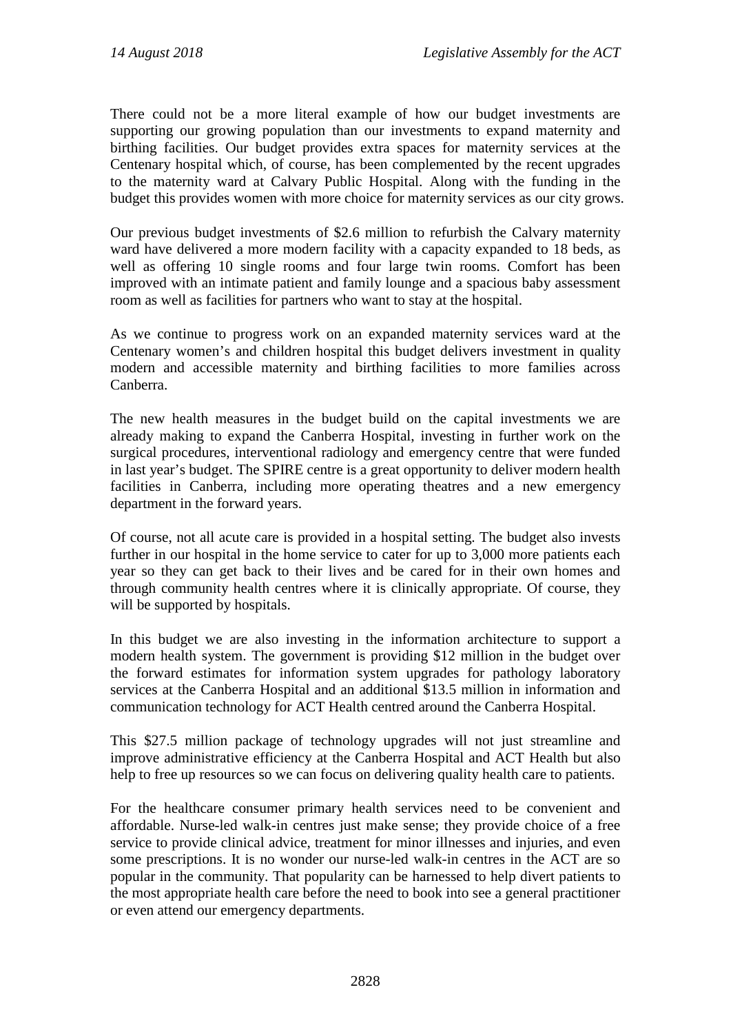There could not be a more literal example of how our budget investments are supporting our growing population than our investments to expand maternity and birthing facilities. Our budget provides extra spaces for maternity services at the Centenary hospital which, of course, has been complemented by the recent upgrades to the maternity ward at Calvary Public Hospital. Along with the funding in the budget this provides women with more choice for maternity services as our city grows.

Our previous budget investments of $2.6 million to refurbish the Calvary maternity ward have delivered a more modern facility with a capacity expanded to 18 beds, as well as offering 10 single rooms and four large twin rooms. Comfort has been improved with an intimate patient and family lounge and a spacious baby assessment room as well as facilities for partners who want to stay at the hospital.

As we continue to progress work on an expanded maternity services ward at the Centenary women's and children hospital this budget delivers investment in quality modern and accessible maternity and birthing facilities to more families across Canberra.

The new health measures in the budget build on the capital investments we are already making to expand the Canberra Hospital, investing in further work on the surgical procedures, interventional radiology and emergency centre that were funded in last year's budget. The SPIRE centre is a great opportunity to deliver modern health facilities in Canberra, including more operating theatres and a new emergency department in the forward years.

Of course, not all acute care is provided in a hospital setting. The budget also invests further in our hospital in the home service to cater for up to 3,000 more patients each year so they can get back to their lives and be cared for in their own homes and through community health centres where it is clinically appropriate. Of course, they will be supported by hospitals.

In this budget we are also investing in the information architecture to support a modern health system. The government is providing $12 million in the budget over the forward estimates for information system upgrades for pathology laboratory services at the Canberra Hospital and an additional $13.5 million in information and communication technology for ACT Health centred around the Canberra Hospital.

This $27.5 million package of technology upgrades will not just streamline and improve administrative efficiency at the Canberra Hospital and ACT Health but also help to free up resources so we can focus on delivering quality health care to patients.

For the healthcare consumer primary health services need to be convenient and affordable. Nurse-led walk-in centres just make sense; they provide choice of a free service to provide clinical advice, treatment for minor illnesses and injuries, and even some prescriptions. It is no wonder our nurse-led walk-in centres in the ACT are so popular in the community. That popularity can be harnessed to help divert patients to the most appropriate health care before the need to book into see a general practitioner or even attend our emergency departments.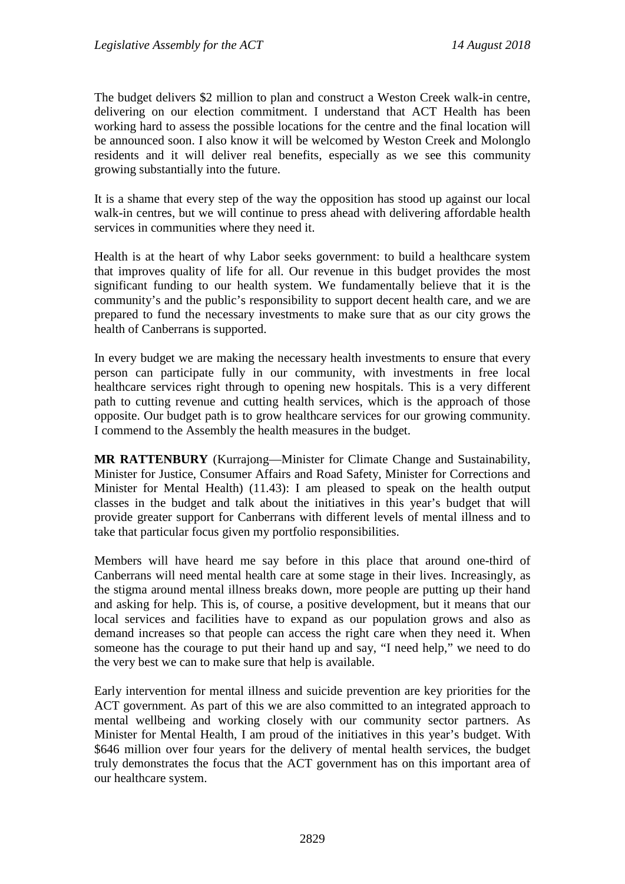The budget delivers $2 million to plan and construct a Weston Creek walk-in centre, delivering on our election commitment. I understand that ACT Health has been working hard to assess the possible locations for the centre and the final location will be announced soon. I also know it will be welcomed by Weston Creek and Molonglo residents and it will deliver real benefits, especially as we see this community growing substantially into the future.

It is a shame that every step of the way the opposition has stood up against our local walk-in centres, but we will continue to press ahead with delivering affordable health services in communities where they need it.

Health is at the heart of why Labor seeks government: to build a healthcare system that improves quality of life for all. Our revenue in this budget provides the most significant funding to our health system. We fundamentally believe that it is the community's and the public's responsibility to support decent health care, and we are prepared to fund the necessary investments to make sure that as our city grows the health of Canberrans is supported.

In every budget we are making the necessary health investments to ensure that every person can participate fully in our community, with investments in free local healthcare services right through to opening new hospitals. This is a very different path to cutting revenue and cutting health services, which is the approach of those opposite. Our budget path is to grow healthcare services for our growing community. I commend to the Assembly the health measures in the budget.

**MR RATTENBURY** (Kurrajong—Minister for Climate Change and Sustainability, Minister for Justice, Consumer Affairs and Road Safety, Minister for Corrections and Minister for Mental Health) (11.43): I am pleased to speak on the health output classes in the budget and talk about the initiatives in this year's budget that will provide greater support for Canberrans with different levels of mental illness and to take that particular focus given my portfolio responsibilities.

Members will have heard me say before in this place that around one-third of Canberrans will need mental health care at some stage in their lives. Increasingly, as the stigma around mental illness breaks down, more people are putting up their hand and asking for help. This is, of course, a positive development, but it means that our local services and facilities have to expand as our population grows and also as demand increases so that people can access the right care when they need it. When someone has the courage to put their hand up and say, "I need help," we need to do the very best we can to make sure that help is available.

Early intervention for mental illness and suicide prevention are key priorities for the ACT government. As part of this we are also committed to an integrated approach to mental wellbeing and working closely with our community sector partners. As Minister for Mental Health, I am proud of the initiatives in this year's budget. With $646 million over four years for the delivery of mental health services, the budget truly demonstrates the focus that the ACT government has on this important area of our healthcare system.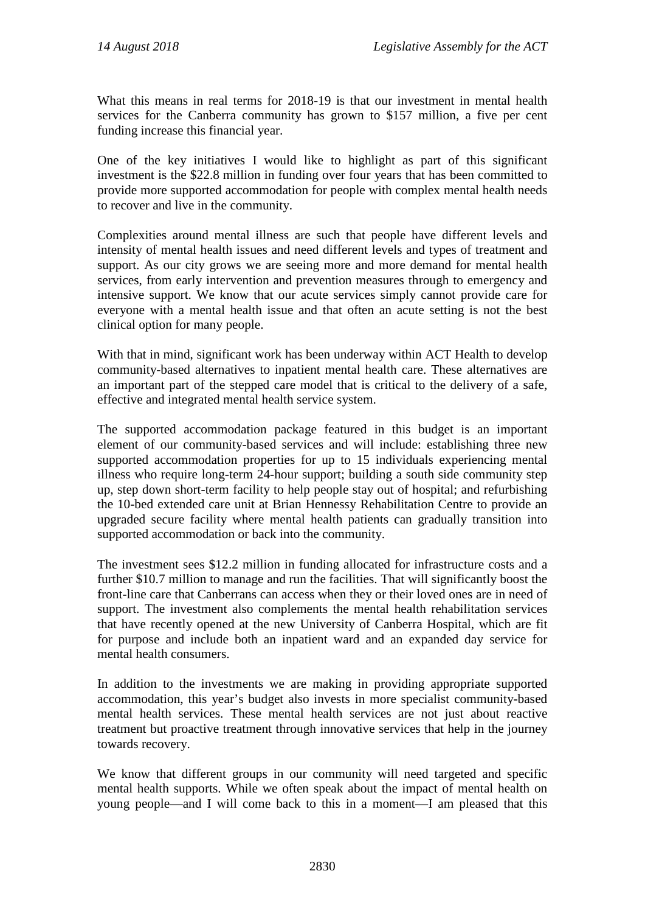What this means in real terms for 2018-19 is that our investment in mental health services for the Canberra community has grown to $157 million, a five per cent funding increase this financial year.

One of the key initiatives I would like to highlight as part of this significant investment is the $22.8 million in funding over four years that has been committed to provide more supported accommodation for people with complex mental health needs to recover and live in the community.

Complexities around mental illness are such that people have different levels and intensity of mental health issues and need different levels and types of treatment and support. As our city grows we are seeing more and more demand for mental health services, from early intervention and prevention measures through to emergency and intensive support. We know that our acute services simply cannot provide care for everyone with a mental health issue and that often an acute setting is not the best clinical option for many people.

With that in mind, significant work has been underway within ACT Health to develop community-based alternatives to inpatient mental health care. These alternatives are an important part of the stepped care model that is critical to the delivery of a safe, effective and integrated mental health service system.

The supported accommodation package featured in this budget is an important element of our community-based services and will include: establishing three new supported accommodation properties for up to 15 individuals experiencing mental illness who require long-term 24-hour support; building a south side community step up, step down short-term facility to help people stay out of hospital; and refurbishing the 10-bed extended care unit at Brian Hennessy Rehabilitation Centre to provide an upgraded secure facility where mental health patients can gradually transition into supported accommodation or back into the community.

The investment sees $12.2 million in funding allocated for infrastructure costs and a further $10.7 million to manage and run the facilities. That will significantly boost the front-line care that Canberrans can access when they or their loved ones are in need of support. The investment also complements the mental health rehabilitation services that have recently opened at the new University of Canberra Hospital, which are fit for purpose and include both an inpatient ward and an expanded day service for mental health consumers.

In addition to the investments we are making in providing appropriate supported accommodation, this year's budget also invests in more specialist community-based mental health services. These mental health services are not just about reactive treatment but proactive treatment through innovative services that help in the journey towards recovery.

We know that different groups in our community will need targeted and specific mental health supports. While we often speak about the impact of mental health on young people—and I will come back to this in a moment—I am pleased that this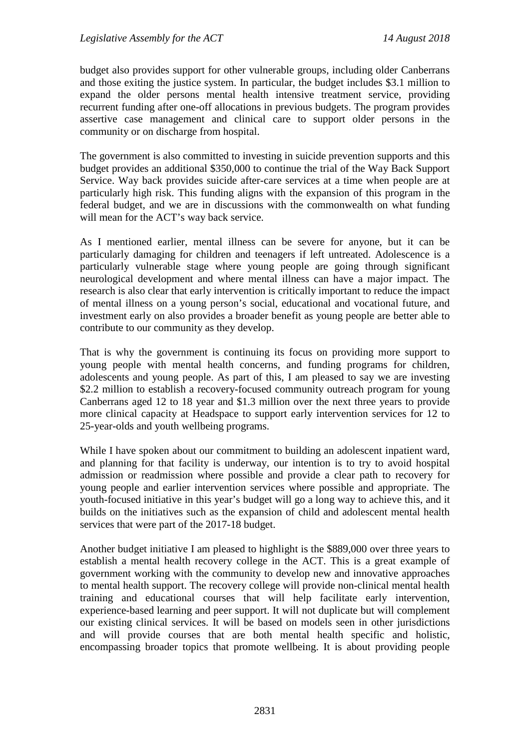budget also provides support for other vulnerable groups, including older Canberrans and those exiting the justice system. In particular, the budget includes $3.1 million to expand the older persons mental health intensive treatment service, providing recurrent funding after one-off allocations in previous budgets. The program provides assertive case management and clinical care to support older persons in the community or on discharge from hospital.

The government is also committed to investing in suicide prevention supports and this budget provides an additional $350,000 to continue the trial of the Way Back Support Service. Way back provides suicide after-care services at a time when people are at particularly high risk. This funding aligns with the expansion of this program in the federal budget, and we are in discussions with the commonwealth on what funding will mean for the ACT's way back service.

As I mentioned earlier, mental illness can be severe for anyone, but it can be particularly damaging for children and teenagers if left untreated. Adolescence is a particularly vulnerable stage where young people are going through significant neurological development and where mental illness can have a major impact. The research is also clear that early intervention is critically important to reduce the impact of mental illness on a young person's social, educational and vocational future, and investment early on also provides a broader benefit as young people are better able to contribute to our community as they develop.

That is why the government is continuing its focus on providing more support to young people with mental health concerns, and funding programs for children, adolescents and young people. As part of this, I am pleased to say we are investing $2.2 million to establish a recovery-focused community outreach program for young Canberrans aged 12 to 18 year and $1.3 million over the next three years to provide more clinical capacity at Headspace to support early intervention services for 12 to 25-year-olds and youth wellbeing programs.

While I have spoken about our commitment to building an adolescent inpatient ward, and planning for that facility is underway, our intention is to try to avoid hospital admission or readmission where possible and provide a clear path to recovery for young people and earlier intervention services where possible and appropriate. The youth-focused initiative in this year's budget will go a long way to achieve this, and it builds on the initiatives such as the expansion of child and adolescent mental health services that were part of the 2017-18 budget.

Another budget initiative I am pleased to highlight is the $889,000 over three years to establish a mental health recovery college in the ACT. This is a great example of government working with the community to develop new and innovative approaches to mental health support. The recovery college will provide non-clinical mental health training and educational courses that will help facilitate early intervention, experience-based learning and peer support. It will not duplicate but will complement our existing clinical services. It will be based on models seen in other jurisdictions and will provide courses that are both mental health specific and holistic, encompassing broader topics that promote wellbeing. It is about providing people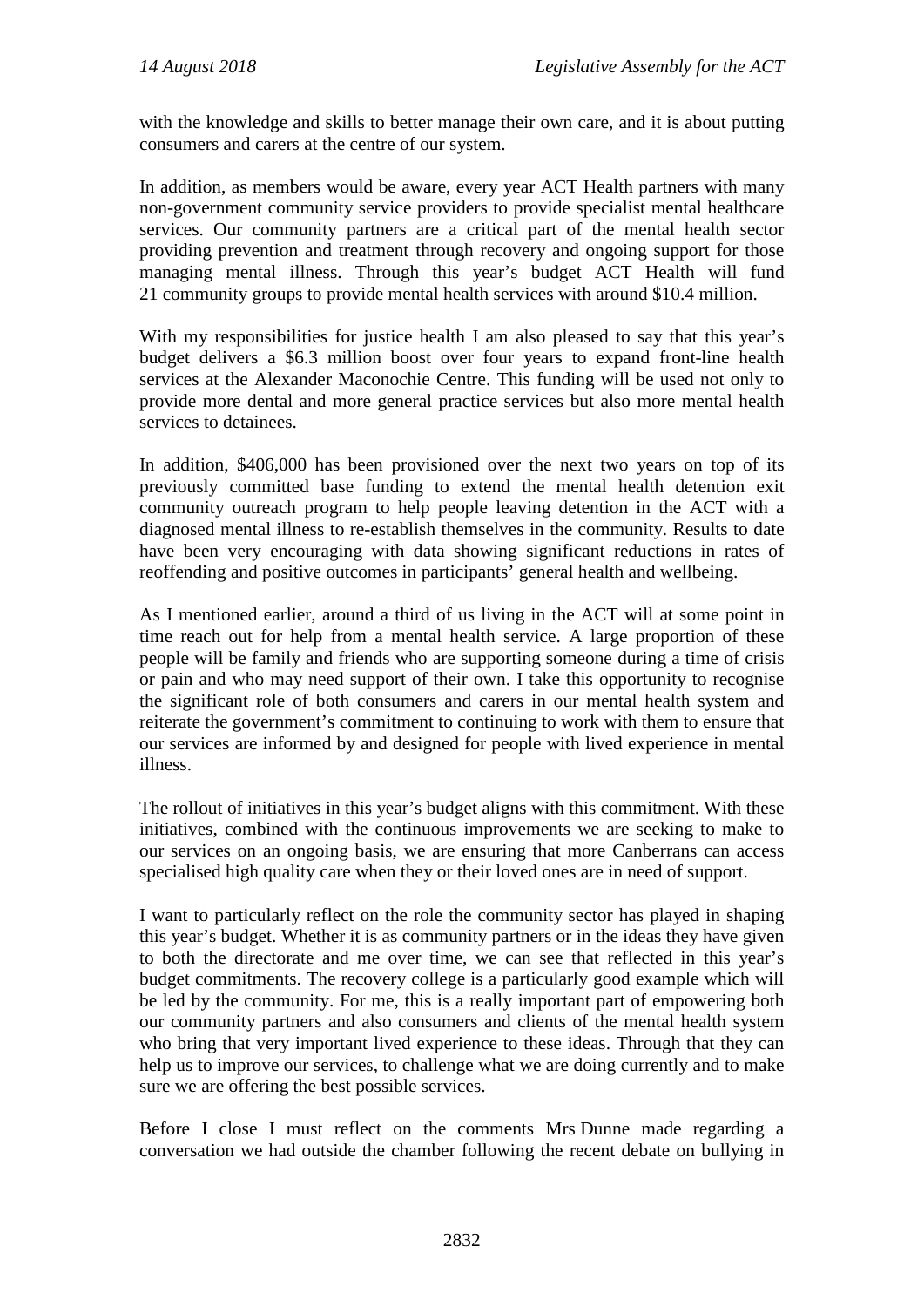with the knowledge and skills to better manage their own care, and it is about putting consumers and carers at the centre of our system.

In addition, as members would be aware, every year ACT Health partners with many non-government community service providers to provide specialist mental healthcare services. Our community partners are a critical part of the mental health sector providing prevention and treatment through recovery and ongoing support for those managing mental illness. Through this year's budget ACT Health will fund 21 community groups to provide mental health services with around $10.4 million.

With my responsibilities for justice health I am also pleased to say that this year's budget delivers a $6.3 million boost over four years to expand front-line health services at the Alexander Maconochie Centre. This funding will be used not only to provide more dental and more general practice services but also more mental health services to detainees.

In addition, $406,000 has been provisioned over the next two years on top of its previously committed base funding to extend the mental health detention exit community outreach program to help people leaving detention in the ACT with a diagnosed mental illness to re-establish themselves in the community. Results to date have been very encouraging with data showing significant reductions in rates of reoffending and positive outcomes in participants' general health and wellbeing.

As I mentioned earlier, around a third of us living in the ACT will at some point in time reach out for help from a mental health service. A large proportion of these people will be family and friends who are supporting someone during a time of crisis or pain and who may need support of their own. I take this opportunity to recognise the significant role of both consumers and carers in our mental health system and reiterate the government's commitment to continuing to work with them to ensure that our services are informed by and designed for people with lived experience in mental illness.

The rollout of initiatives in this year's budget aligns with this commitment. With these initiatives, combined with the continuous improvements we are seeking to make to our services on an ongoing basis, we are ensuring that more Canberrans can access specialised high quality care when they or their loved ones are in need of support.

I want to particularly reflect on the role the community sector has played in shaping this year's budget. Whether it is as community partners or in the ideas they have given to both the directorate and me over time, we can see that reflected in this year's budget commitments. The recovery college is a particularly good example which will be led by the community. For me, this is a really important part of empowering both our community partners and also consumers and clients of the mental health system who bring that very important lived experience to these ideas. Through that they can help us to improve our services, to challenge what we are doing currently and to make sure we are offering the best possible services.

Before I close I must reflect on the comments Mrs Dunne made regarding a conversation we had outside the chamber following the recent debate on bullying in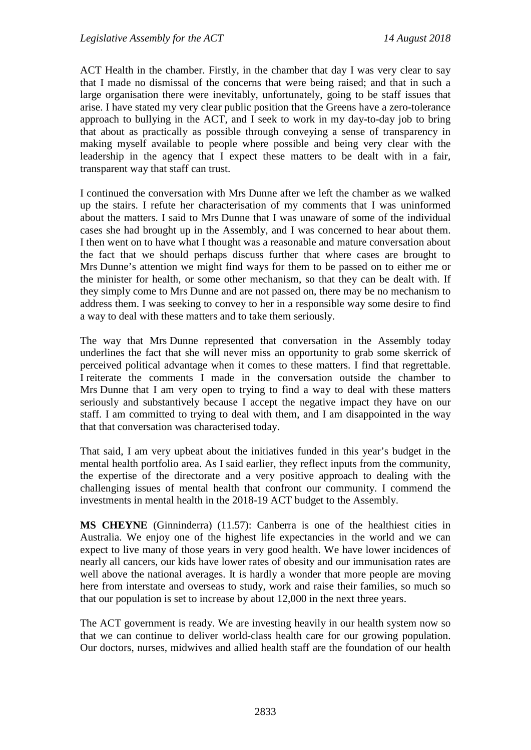ACT Health in the chamber. Firstly, in the chamber that day I was very clear to say that I made no dismissal of the concerns that were being raised; and that in such a large organisation there were inevitably, unfortunately, going to be staff issues that arise. I have stated my very clear public position that the Greens have a zero-tolerance approach to bullying in the ACT, and I seek to work in my day-to-day job to bring that about as practically as possible through conveying a sense of transparency in making myself available to people where possible and being very clear with the leadership in the agency that I expect these matters to be dealt with in a fair, transparent way that staff can trust.

I continued the conversation with Mrs Dunne after we left the chamber as we walked up the stairs. I refute her characterisation of my comments that I was uninformed about the matters. I said to Mrs Dunne that I was unaware of some of the individual cases she had brought up in the Assembly, and I was concerned to hear about them. I then went on to have what I thought was a reasonable and mature conversation about the fact that we should perhaps discuss further that where cases are brought to Mrs Dunne's attention we might find ways for them to be passed on to either me or the minister for health, or some other mechanism, so that they can be dealt with. If they simply come to Mrs Dunne and are not passed on, there may be no mechanism to address them. I was seeking to convey to her in a responsible way some desire to find a way to deal with these matters and to take them seriously.

The way that Mrs Dunne represented that conversation in the Assembly today underlines the fact that she will never miss an opportunity to grab some skerrick of perceived political advantage when it comes to these matters. I find that regrettable. I reiterate the comments I made in the conversation outside the chamber to Mrs Dunne that I am very open to trying to find a way to deal with these matters seriously and substantively because I accept the negative impact they have on our staff. I am committed to trying to deal with them, and I am disappointed in the way that that conversation was characterised today.

That said, I am very upbeat about the initiatives funded in this year's budget in the mental health portfolio area. As I said earlier, they reflect inputs from the community, the expertise of the directorate and a very positive approach to dealing with the challenging issues of mental health that confront our community. I commend the investments in mental health in the 2018-19 ACT budget to the Assembly.

**MS CHEYNE** (Ginninderra) (11.57): Canberra is one of the healthiest cities in Australia. We enjoy one of the highest life expectancies in the world and we can expect to live many of those years in very good health. We have lower incidences of nearly all cancers, our kids have lower rates of obesity and our immunisation rates are well above the national averages. It is hardly a wonder that more people are moving here from interstate and overseas to study, work and raise their families, so much so that our population is set to increase by about 12,000 in the next three years.

The ACT government is ready. We are investing heavily in our health system now so that we can continue to deliver world-class health care for our growing population. Our doctors, nurses, midwives and allied health staff are the foundation of our health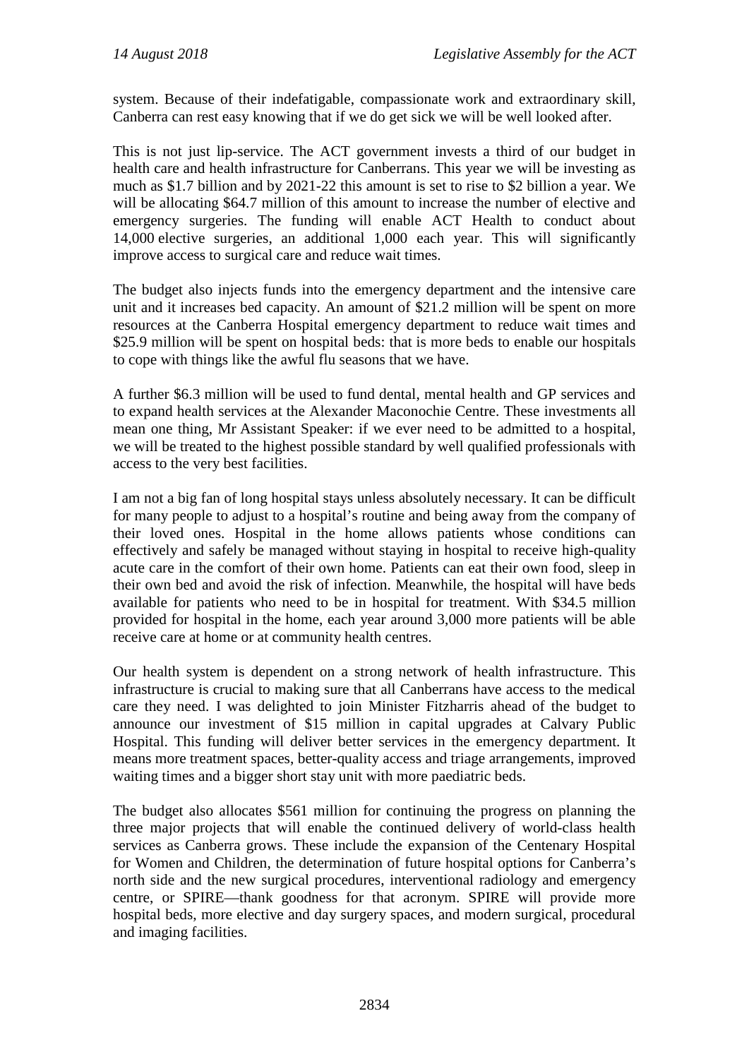system. Because of their indefatigable, compassionate work and extraordinary skill, Canberra can rest easy knowing that if we do get sick we will be well looked after.

This is not just lip-service. The ACT government invests a third of our budget in health care and health infrastructure for Canberrans. This year we will be investing as much as $1.7 billion and by 2021-22 this amount is set to rise to $2 billion a year. We will be allocating $64.7 million of this amount to increase the number of elective and emergency surgeries. The funding will enable ACT Health to conduct about 14,000 elective surgeries, an additional 1,000 each year. This will significantly improve access to surgical care and reduce wait times.

The budget also injects funds into the emergency department and the intensive care unit and it increases bed capacity. An amount of $21.2 million will be spent on more resources at the Canberra Hospital emergency department to reduce wait times and $25.9 million will be spent on hospital beds: that is more beds to enable our hospitals to cope with things like the awful flu seasons that we have.

A further $6.3 million will be used to fund dental, mental health and GP services and to expand health services at the Alexander Maconochie Centre. These investments all mean one thing, Mr Assistant Speaker: if we ever need to be admitted to a hospital, we will be treated to the highest possible standard by well qualified professionals with access to the very best facilities.

I am not a big fan of long hospital stays unless absolutely necessary. It can be difficult for many people to adjust to a hospital's routine and being away from the company of their loved ones. Hospital in the home allows patients whose conditions can effectively and safely be managed without staying in hospital to receive high-quality acute care in the comfort of their own home. Patients can eat their own food, sleep in their own bed and avoid the risk of infection. Meanwhile, the hospital will have beds available for patients who need to be in hospital for treatment. With $34.5 million provided for hospital in the home, each year around 3,000 more patients will be able receive care at home or at community health centres.

Our health system is dependent on a strong network of health infrastructure. This infrastructure is crucial to making sure that all Canberrans have access to the medical care they need. I was delighted to join Minister Fitzharris ahead of the budget to announce our investment of $15 million in capital upgrades at Calvary Public Hospital. This funding will deliver better services in the emergency department. It means more treatment spaces, better-quality access and triage arrangements, improved waiting times and a bigger short stay unit with more paediatric beds.

The budget also allocates $561 million for continuing the progress on planning the three major projects that will enable the continued delivery of world-class health services as Canberra grows. These include the expansion of the Centenary Hospital for Women and Children, the determination of future hospital options for Canberra's north side and the new surgical procedures, interventional radiology and emergency centre, or SPIRE—thank goodness for that acronym. SPIRE will provide more hospital beds, more elective and day surgery spaces, and modern surgical, procedural and imaging facilities.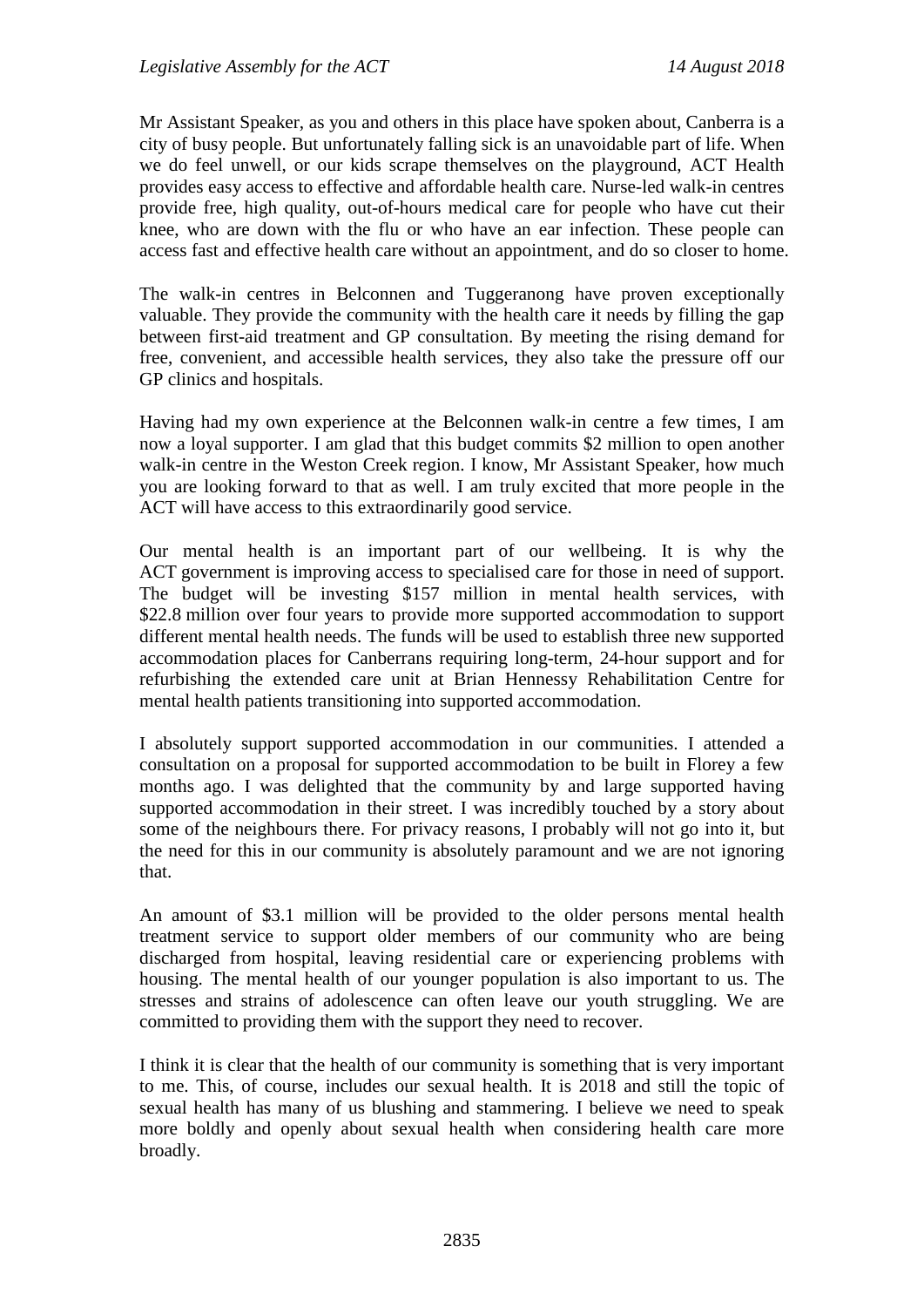Mr Assistant Speaker, as you and others in this place have spoken about, Canberra is a city of busy people. But unfortunately falling sick is an unavoidable part of life. When we do feel unwell, or our kids scrape themselves on the playground, ACT Health provides easy access to effective and affordable health care. Nurse-led walk-in centres provide free, high quality, out-of-hours medical care for people who have cut their knee, who are down with the flu or who have an ear infection. These people can access fast and effective health care without an appointment, and do so closer to home.

The walk-in centres in Belconnen and Tuggeranong have proven exceptionally valuable. They provide the community with the health care it needs by filling the gap between first-aid treatment and GP consultation. By meeting the rising demand for free, convenient, and accessible health services, they also take the pressure off our GP clinics and hospitals.

Having had my own experience at the Belconnen walk-in centre a few times, I am now a loyal supporter. I am glad that this budget commits $2 million to open another walk-in centre in the Weston Creek region. I know, Mr Assistant Speaker, how much you are looking forward to that as well. I am truly excited that more people in the ACT will have access to this extraordinarily good service.

Our mental health is an important part of our wellbeing. It is why the ACT government is improving access to specialised care for those in need of support. The budget will be investing $157 million in mental health services, with $22.8 million over four years to provide more supported accommodation to support different mental health needs. The funds will be used to establish three new supported accommodation places for Canberrans requiring long-term, 24-hour support and for refurbishing the extended care unit at Brian Hennessy Rehabilitation Centre for mental health patients transitioning into supported accommodation.

I absolutely support supported accommodation in our communities. I attended a consultation on a proposal for supported accommodation to be built in Florey a few months ago. I was delighted that the community by and large supported having supported accommodation in their street. I was incredibly touched by a story about some of the neighbours there. For privacy reasons, I probably will not go into it, but the need for this in our community is absolutely paramount and we are not ignoring that.

An amount of $3.1 million will be provided to the older persons mental health treatment service to support older members of our community who are being discharged from hospital, leaving residential care or experiencing problems with housing. The mental health of our younger population is also important to us. The stresses and strains of adolescence can often leave our youth struggling. We are committed to providing them with the support they need to recover.

I think it is clear that the health of our community is something that is very important to me. This, of course, includes our sexual health. It is 2018 and still the topic of sexual health has many of us blushing and stammering. I believe we need to speak more boldly and openly about sexual health when considering health care more broadly.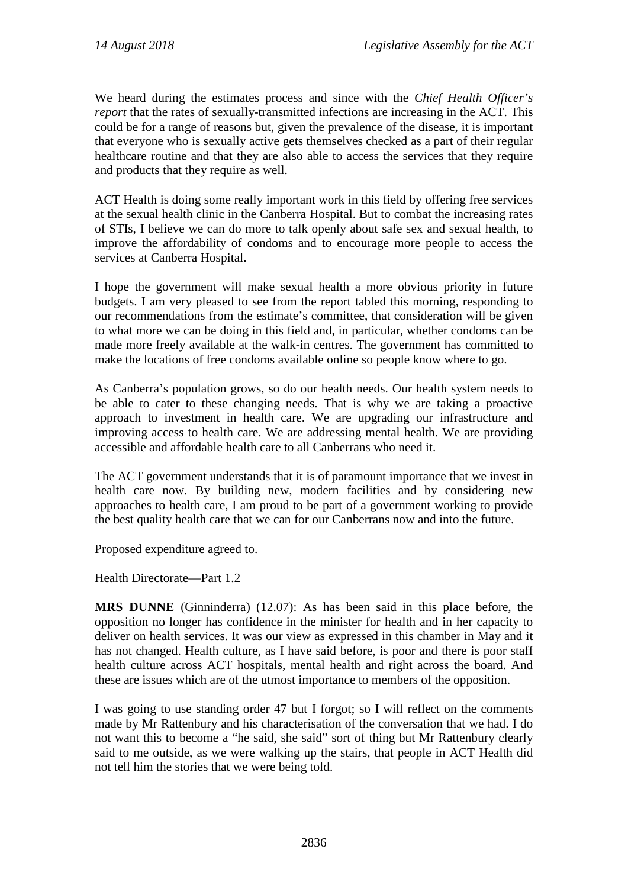We heard during the estimates process and since with the *Chief Health Officer's report* that the rates of sexually-transmitted infections are increasing in the ACT. This could be for a range of reasons but, given the prevalence of the disease, it is important that everyone who is sexually active gets themselves checked as a part of their regular healthcare routine and that they are also able to access the services that they require and products that they require as well.

ACT Health is doing some really important work in this field by offering free services at the sexual health clinic in the Canberra Hospital. But to combat the increasing rates of STIs, I believe we can do more to talk openly about safe sex and sexual health, to improve the affordability of condoms and to encourage more people to access the services at Canberra Hospital.

I hope the government will make sexual health a more obvious priority in future budgets. I am very pleased to see from the report tabled this morning, responding to our recommendations from the estimate's committee, that consideration will be given to what more we can be doing in this field and, in particular, whether condoms can be made more freely available at the walk-in centres. The government has committed to make the locations of free condoms available online so people know where to go.

As Canberra's population grows, so do our health needs. Our health system needs to be able to cater to these changing needs. That is why we are taking a proactive approach to investment in health care. We are upgrading our infrastructure and improving access to health care. We are addressing mental health. We are providing accessible and affordable health care to all Canberrans who need it.

The ACT government understands that it is of paramount importance that we invest in health care now. By building new, modern facilities and by considering new approaches to health care, I am proud to be part of a government working to provide the best quality health care that we can for our Canberrans now and into the future.

Proposed expenditure agreed to.

Health Directorate—Part 1.2

**MRS DUNNE** (Ginninderra) (12.07): As has been said in this place before, the opposition no longer has confidence in the minister for health and in her capacity to deliver on health services. It was our view as expressed in this chamber in May and it has not changed. Health culture, as I have said before, is poor and there is poor staff health culture across ACT hospitals, mental health and right across the board. And these are issues which are of the utmost importance to members of the opposition.

I was going to use standing order 47 but I forgot; so I will reflect on the comments made by Mr Rattenbury and his characterisation of the conversation that we had. I do not want this to become a "he said, she said" sort of thing but Mr Rattenbury clearly said to me outside, as we were walking up the stairs, that people in ACT Health did not tell him the stories that we were being told.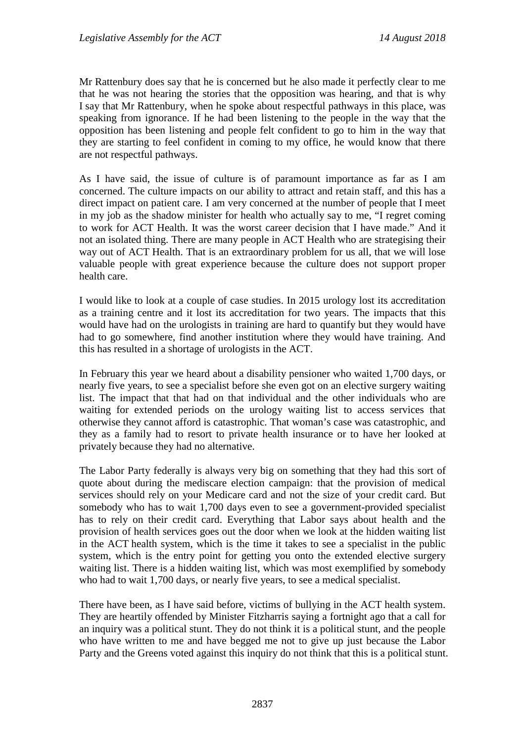Mr Rattenbury does say that he is concerned but he also made it perfectly clear to me that he was not hearing the stories that the opposition was hearing, and that is why I say that Mr Rattenbury, when he spoke about respectful pathways in this place, was speaking from ignorance. If he had been listening to the people in the way that the opposition has been listening and people felt confident to go to him in the way that they are starting to feel confident in coming to my office, he would know that there are not respectful pathways.

As I have said, the issue of culture is of paramount importance as far as I am concerned. The culture impacts on our ability to attract and retain staff, and this has a direct impact on patient care. I am very concerned at the number of people that I meet in my job as the shadow minister for health who actually say to me, "I regret coming to work for ACT Health. It was the worst career decision that I have made." And it not an isolated thing. There are many people in ACT Health who are strategising their way out of ACT Health. That is an extraordinary problem for us all, that we will lose valuable people with great experience because the culture does not support proper health care.

I would like to look at a couple of case studies. In 2015 urology lost its accreditation as a training centre and it lost its accreditation for two years. The impacts that this would have had on the urologists in training are hard to quantify but they would have had to go somewhere, find another institution where they would have training. And this has resulted in a shortage of urologists in the ACT.

In February this year we heard about a disability pensioner who waited 1,700 days, or nearly five years, to see a specialist before she even got on an elective surgery waiting list. The impact that that had on that individual and the other individuals who are waiting for extended periods on the urology waiting list to access services that otherwise they cannot afford is catastrophic. That woman's case was catastrophic, and they as a family had to resort to private health insurance or to have her looked at privately because they had no alternative.

The Labor Party federally is always very big on something that they had this sort of quote about during the mediscare election campaign: that the provision of medical services should rely on your Medicare card and not the size of your credit card. But somebody who has to wait 1,700 days even to see a government-provided specialist has to rely on their credit card. Everything that Labor says about health and the provision of health services goes out the door when we look at the hidden waiting list in the ACT health system, which is the time it takes to see a specialist in the public system, which is the entry point for getting you onto the extended elective surgery waiting list. There is a hidden waiting list, which was most exemplified by somebody who had to wait 1,700 days, or nearly five years, to see a medical specialist.

There have been, as I have said before, victims of bullying in the ACT health system. They are heartily offended by Minister Fitzharris saying a fortnight ago that a call for an inquiry was a political stunt. They do not think it is a political stunt, and the people who have written to me and have begged me not to give up just because the Labor Party and the Greens voted against this inquiry do not think that this is a political stunt.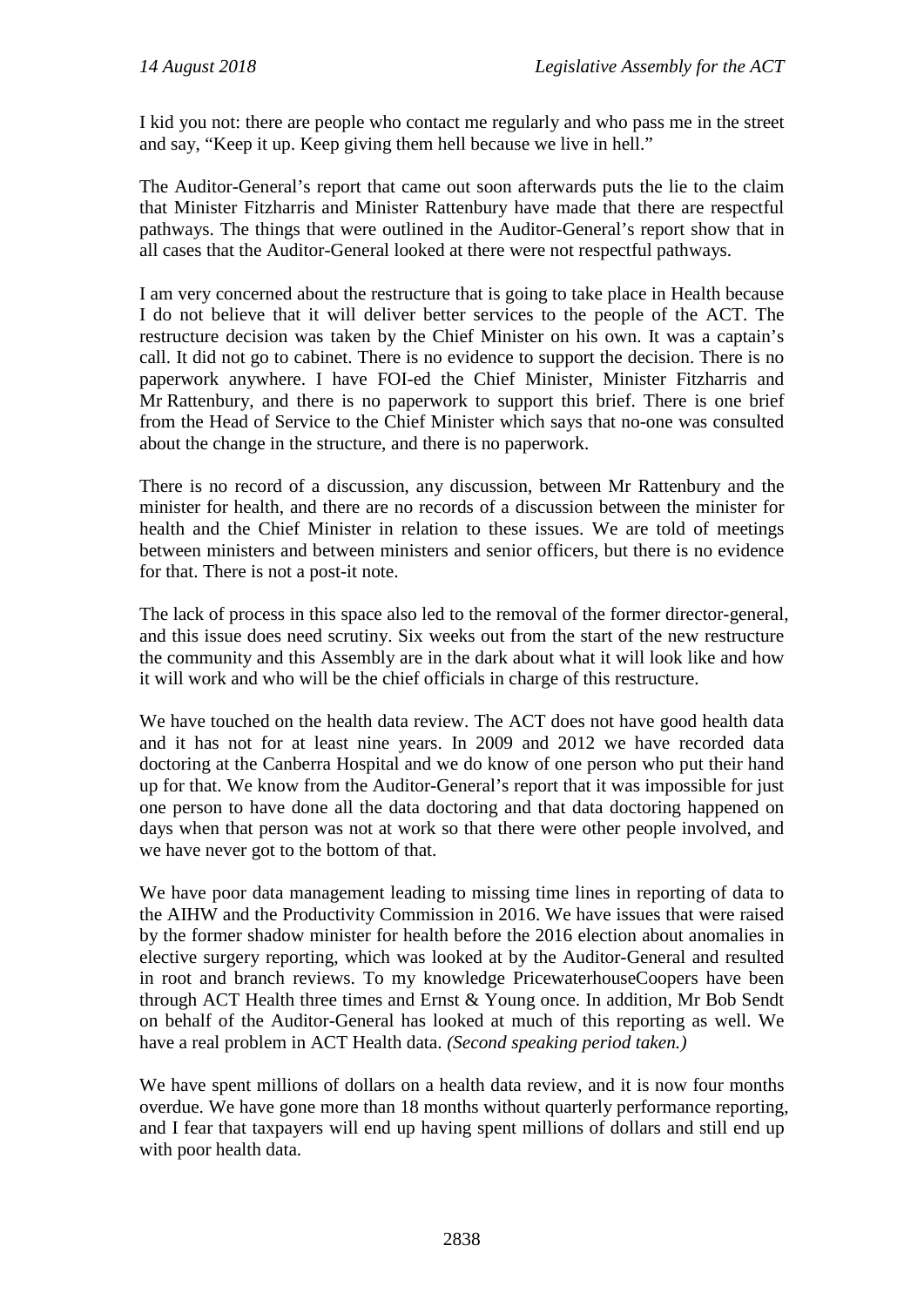I kid you not: there are people who contact me regularly and who pass me in the street and say, "Keep it up. Keep giving them hell because we live in hell."

The Auditor-General's report that came out soon afterwards puts the lie to the claim that Minister Fitzharris and Minister Rattenbury have made that there are respectful pathways. The things that were outlined in the Auditor-General's report show that in all cases that the Auditor-General looked at there were not respectful pathways.

I am very concerned about the restructure that is going to take place in Health because I do not believe that it will deliver better services to the people of the ACT. The restructure decision was taken by the Chief Minister on his own. It was a captain's call. It did not go to cabinet. There is no evidence to support the decision. There is no paperwork anywhere. I have FOI-ed the Chief Minister, Minister Fitzharris and Mr Rattenbury, and there is no paperwork to support this brief. There is one brief from the Head of Service to the Chief Minister which says that no-one was consulted about the change in the structure, and there is no paperwork.

There is no record of a discussion, any discussion, between Mr Rattenbury and the minister for health, and there are no records of a discussion between the minister for health and the Chief Minister in relation to these issues. We are told of meetings between ministers and between ministers and senior officers, but there is no evidence for that. There is not a post-it note.

The lack of process in this space also led to the removal of the former director-general, and this issue does need scrutiny. Six weeks out from the start of the new restructure the community and this Assembly are in the dark about what it will look like and how it will work and who will be the chief officials in charge of this restructure.

We have touched on the health data review. The ACT does not have good health data and it has not for at least nine years. In 2009 and 2012 we have recorded data doctoring at the Canberra Hospital and we do know of one person who put their hand up for that. We know from the Auditor-General's report that it was impossible for just one person to have done all the data doctoring and that data doctoring happened on days when that person was not at work so that there were other people involved, and we have never got to the bottom of that.

We have poor data management leading to missing time lines in reporting of data to the AIHW and the Productivity Commission in 2016. We have issues that were raised by the former shadow minister for health before the 2016 election about anomalies in elective surgery reporting, which was looked at by the Auditor-General and resulted in root and branch reviews. To my knowledge PricewaterhouseCoopers have been through ACT Health three times and Ernst & Young once. In addition, Mr Bob Sendt on behalf of the Auditor-General has looked at much of this reporting as well. We have a real problem in ACT Health data. *(Second speaking period taken.)*

We have spent millions of dollars on a health data review, and it is now four months overdue. We have gone more than 18 months without quarterly performance reporting, and I fear that taxpayers will end up having spent millions of dollars and still end up with poor health data.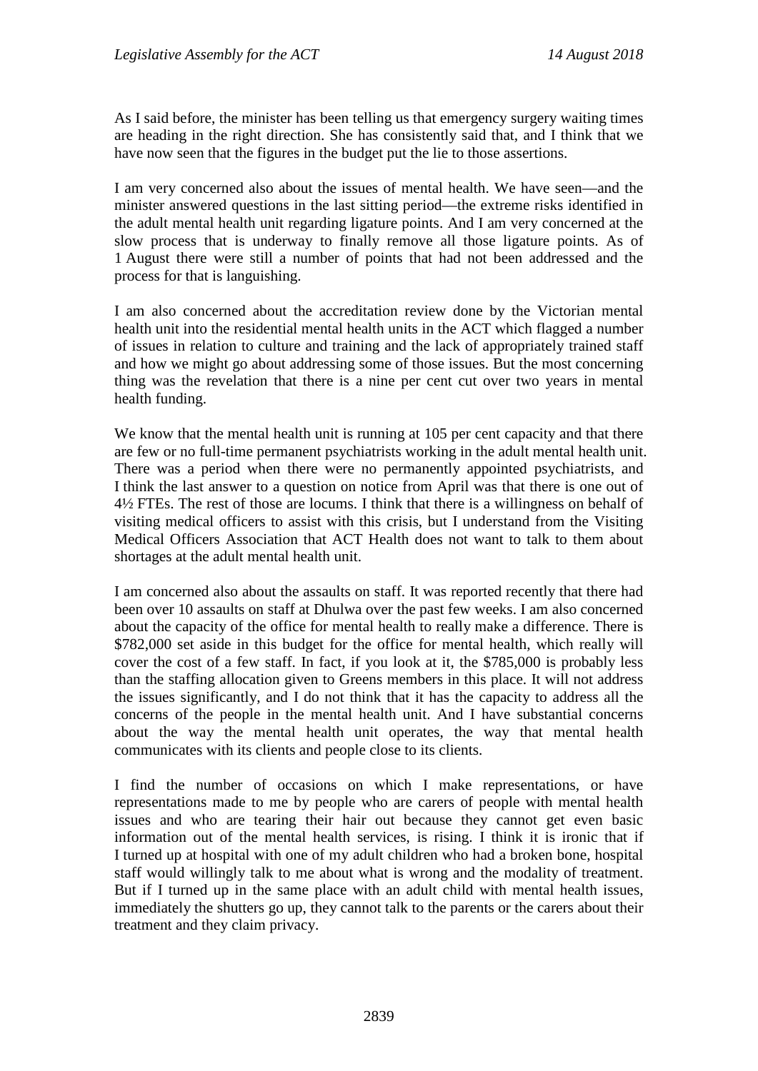As I said before, the minister has been telling us that emergency surgery waiting times are heading in the right direction. She has consistently said that, and I think that we have now seen that the figures in the budget put the lie to those assertions.

I am very concerned also about the issues of mental health. We have seen—and the minister answered questions in the last sitting period—the extreme risks identified in the adult mental health unit regarding ligature points. And I am very concerned at the slow process that is underway to finally remove all those ligature points. As of 1 August there were still a number of points that had not been addressed and the process for that is languishing.

I am also concerned about the accreditation review done by the Victorian mental health unit into the residential mental health units in the ACT which flagged a number of issues in relation to culture and training and the lack of appropriately trained staff and how we might go about addressing some of those issues. But the most concerning thing was the revelation that there is a nine per cent cut over two years in mental health funding.

We know that the mental health unit is running at 105 per cent capacity and that there are few or no full-time permanent psychiatrists working in the adult mental health unit. There was a period when there were no permanently appointed psychiatrists, and I think the last answer to a question on notice from April was that there is one out of 4½ FTEs. The rest of those are locums. I think that there is a willingness on behalf of visiting medical officers to assist with this crisis, but I understand from the Visiting Medical Officers Association that ACT Health does not want to talk to them about shortages at the adult mental health unit.

I am concerned also about the assaults on staff. It was reported recently that there had been over 10 assaults on staff at Dhulwa over the past few weeks. I am also concerned about the capacity of the office for mental health to really make a difference. There is $782,000 set aside in this budget for the office for mental health, which really will cover the cost of a few staff. In fact, if you look at it, the $785,000 is probably less than the staffing allocation given to Greens members in this place. It will not address the issues significantly, and I do not think that it has the capacity to address all the concerns of the people in the mental health unit. And I have substantial concerns about the way the mental health unit operates, the way that mental health communicates with its clients and people close to its clients.

I find the number of occasions on which I make representations, or have representations made to me by people who are carers of people with mental health issues and who are tearing their hair out because they cannot get even basic information out of the mental health services, is rising. I think it is ironic that if I turned up at hospital with one of my adult children who had a broken bone, hospital staff would willingly talk to me about what is wrong and the modality of treatment. But if I turned up in the same place with an adult child with mental health issues, immediately the shutters go up, they cannot talk to the parents or the carers about their treatment and they claim privacy.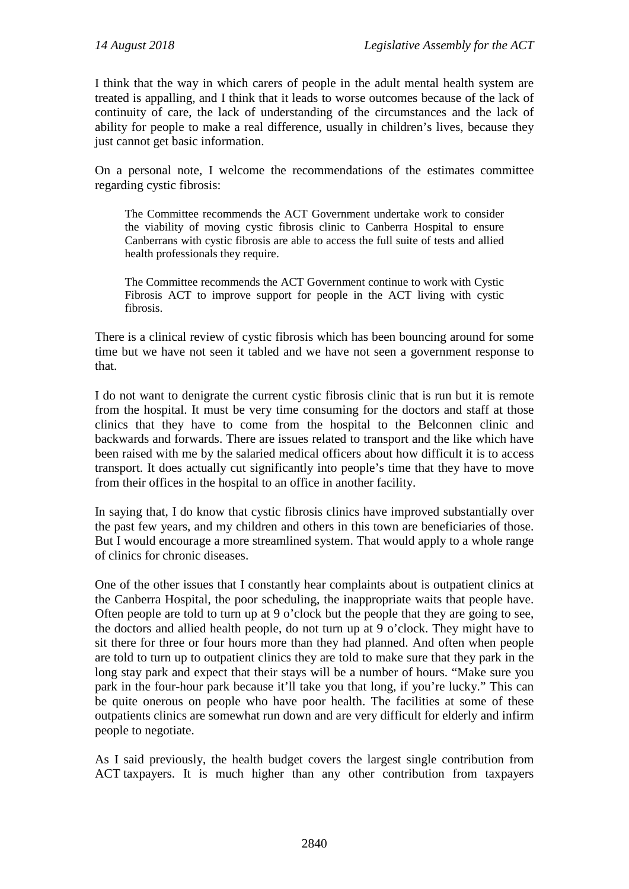I think that the way in which carers of people in the adult mental health system are treated is appalling, and I think that it leads to worse outcomes because of the lack of continuity of care, the lack of understanding of the circumstances and the lack of ability for people to make a real difference, usually in children's lives, because they just cannot get basic information.

On a personal note, I welcome the recommendations of the estimates committee regarding cystic fibrosis:

> The Committee recommends the ACT Government undertake work to consider the viability of moving cystic fibrosis clinic to Canberra Hospital to ensure Canberrans with cystic fibrosis are able to access the full suite of tests and allied health professionals they require.
>
> The Committee recommends the ACT Government continue to work with Cystic Fibrosis ACT to improve support for people in the ACT living with cystic fibrosis.

There is a clinical review of cystic fibrosis which has been bouncing around for some time but we have not seen it tabled and we have not seen a government response to that.

I do not want to denigrate the current cystic fibrosis clinic that is run but it is remote from the hospital. It must be very time consuming for the doctors and staff at those clinics that they have to come from the hospital to the Belconnen clinic and backwards and forwards. There are issues related to transport and the like which have been raised with me by the salaried medical officers about how difficult it is to access transport. It does actually cut significantly into people's time that they have to move from their offices in the hospital to an office in another facility.

In saying that, I do know that cystic fibrosis clinics have improved substantially over the past few years, and my children and others in this town are beneficiaries of those. But I would encourage a more streamlined system. That would apply to a whole range of clinics for chronic diseases.

One of the other issues that I constantly hear complaints about is outpatient clinics at the Canberra Hospital, the poor scheduling, the inappropriate waits that people have. Often people are told to turn up at 9 o'clock but the people that they are going to see, the doctors and allied health people, do not turn up at 9 o'clock. They might have to sit there for three or four hours more than they had planned. And often when people are told to turn up to outpatient clinics they are told to make sure that they park in the long stay park and expect that their stays will be a number of hours. "Make sure you park in the four-hour park because it'll take you that long, if you're lucky." This can be quite onerous on people who have poor health. The facilities at some of these outpatients clinics are somewhat run down and are very difficult for elderly and infirm people to negotiate.

As I said previously, the health budget covers the largest single contribution from ACT taxpayers. It is much higher than any other contribution from taxpayers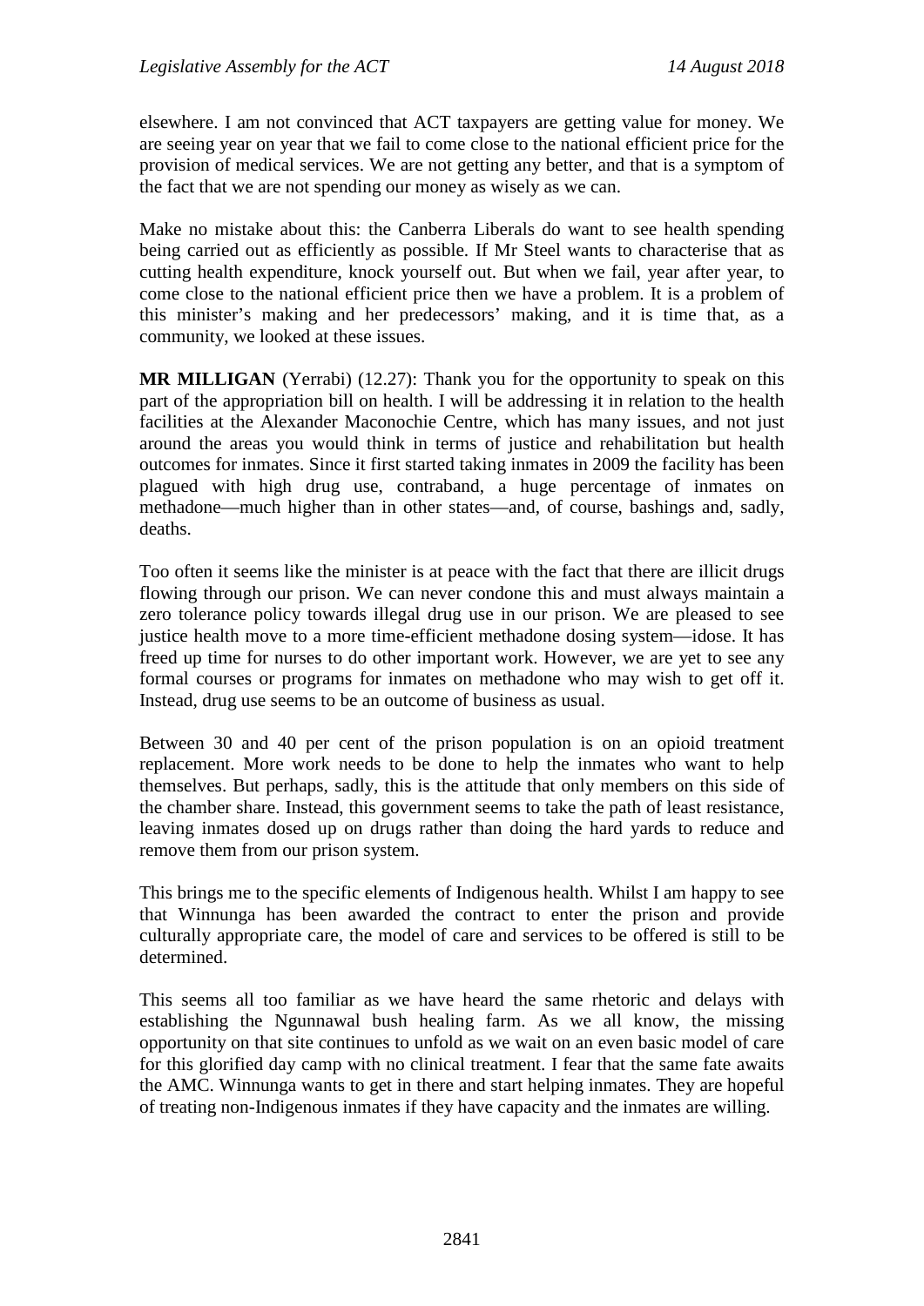elsewhere. I am not convinced that ACT taxpayers are getting value for money. We are seeing year on year that we fail to come close to the national efficient price for the provision of medical services. We are not getting any better, and that is a symptom of the fact that we are not spending our money as wisely as we can.

Make no mistake about this: the Canberra Liberals do want to see health spending being carried out as efficiently as possible. If Mr Steel wants to characterise that as cutting health expenditure, knock yourself out. But when we fail, year after year, to come close to the national efficient price then we have a problem. It is a problem of this minister's making and her predecessors' making, and it is time that, as a community, we looked at these issues.

**MR MILLIGAN** (Yerrabi) (12.27): Thank you for the opportunity to speak on this part of the appropriation bill on health. I will be addressing it in relation to the health facilities at the Alexander Maconochie Centre, which has many issues, and not just around the areas you would think in terms of justice and rehabilitation but health outcomes for inmates. Since it first started taking inmates in 2009 the facility has been plagued with high drug use, contraband, a huge percentage of inmates on methadone—much higher than in other states—and, of course, bashings and, sadly, deaths.

Too often it seems like the minister is at peace with the fact that there are illicit drugs flowing through our prison. We can never condone this and must always maintain a zero tolerance policy towards illegal drug use in our prison. We are pleased to see justice health move to a more time-efficient methadone dosing system—idose. It has freed up time for nurses to do other important work. However, we are yet to see any formal courses or programs for inmates on methadone who may wish to get off it. Instead, drug use seems to be an outcome of business as usual.

Between 30 and 40 per cent of the prison population is on an opioid treatment replacement. More work needs to be done to help the inmates who want to help themselves. But perhaps, sadly, this is the attitude that only members on this side of the chamber share. Instead, this government seems to take the path of least resistance, leaving inmates dosed up on drugs rather than doing the hard yards to reduce and remove them from our prison system.

This brings me to the specific elements of Indigenous health. Whilst I am happy to see that Winnunga has been awarded the contract to enter the prison and provide culturally appropriate care, the model of care and services to be offered is still to be determined.

This seems all too familiar as we have heard the same rhetoric and delays with establishing the Ngunnawal bush healing farm. As we all know, the missing opportunity on that site continues to unfold as we wait on an even basic model of care for this glorified day camp with no clinical treatment. I fear that the same fate awaits the AMC. Winnunga wants to get in there and start helping inmates. They are hopeful of treating non-Indigenous inmates if they have capacity and the inmates are willing.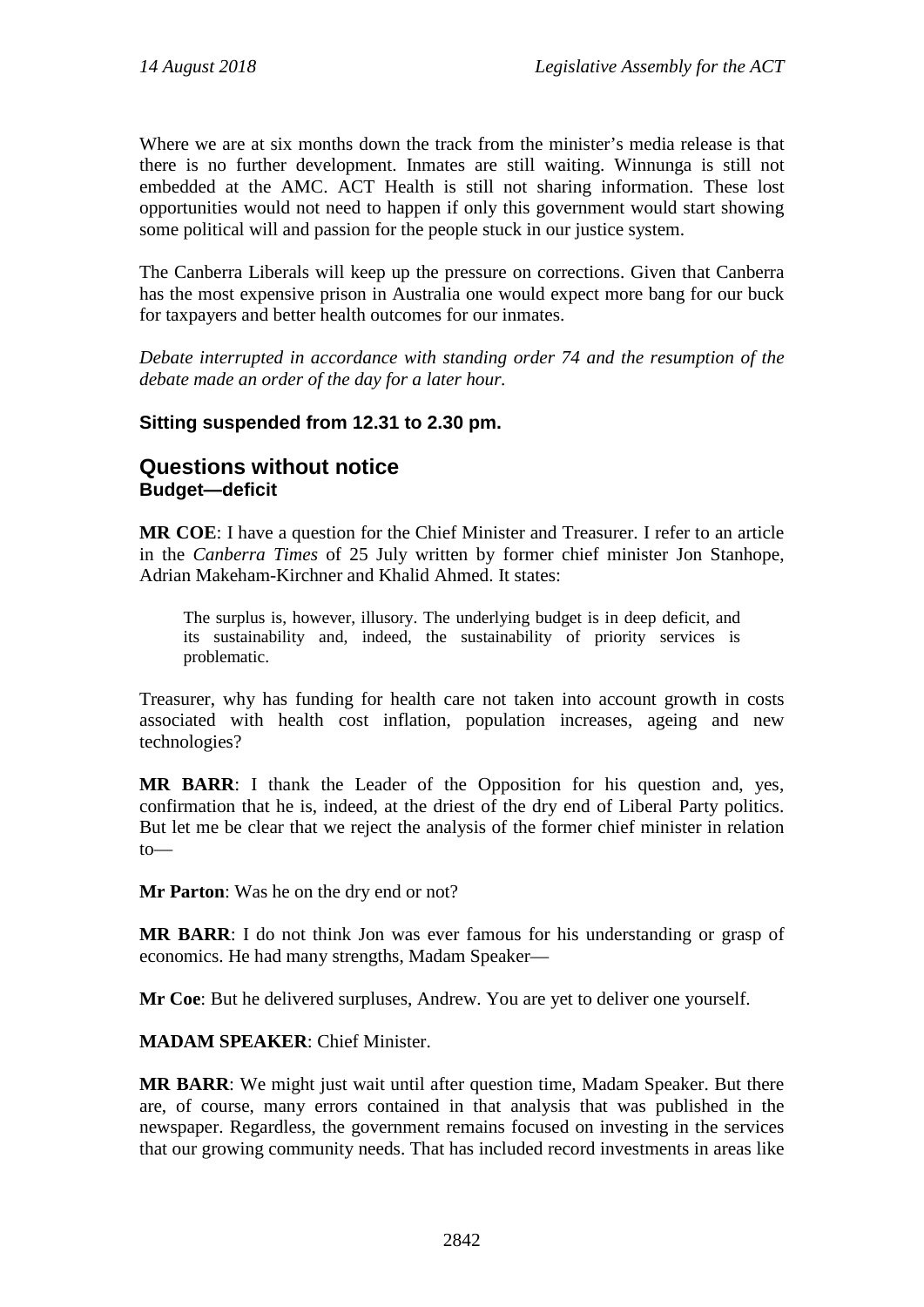Where we are at six months down the track from the minister's media release is that there is no further development. Inmates are still waiting. Winnunga is still not embedded at the AMC. ACT Health is still not sharing information. These lost opportunities would not need to happen if only this government would start showing some political will and passion for the people stuck in our justice system.

The Canberra Liberals will keep up the pressure on corrections. Given that Canberra has the most expensive prison in Australia one would expect more bang for our buck for taxpayers and better health outcomes for our inmates.

*Debate interrupted in accordance with standing order 74 and the resumption of the debate made an order of the day for a later hour.*

**Sitting suspended from 12.31 to 2.30 pm.**

## Questions without notice

### Budget—deficit

**MR COE**: I have a question for the Chief Minister and Treasurer. I refer to an article in the *Canberra Times* of 25 July written by former chief minister Jon Stanhope, Adrian Makeham-Kirchner and Khalid Ahmed. It states:

> The surplus is, however, illusory. The underlying budget is in deep deficit, and its sustainability and, indeed, the sustainability of priority services is problematic.

Treasurer, why has funding for health care not taken into account growth in costs associated with health cost inflation, population increases, ageing and new technologies?

**MR BARR**: I thank the Leader of the Opposition for his question and, yes, confirmation that he is, indeed, at the driest of the dry end of Liberal Party politics. But let me be clear that we reject the analysis of the former chief minister in relation to—

**Mr Parton**: Was he on the dry end or not?

**MR BARR**: I do not think Jon was ever famous for his understanding or grasp of economics. He had many strengths, Madam Speaker—

**Mr Coe**: But he delivered surpluses, Andrew. You are yet to deliver one yourself.

**MADAM SPEAKER**: Chief Minister.

**MR BARR**: We might just wait until after question time, Madam Speaker. But there are, of course, many errors contained in that analysis that was published in the newspaper. Regardless, the government remains focused on investing in the services that our growing community needs. That has included record investments in areas like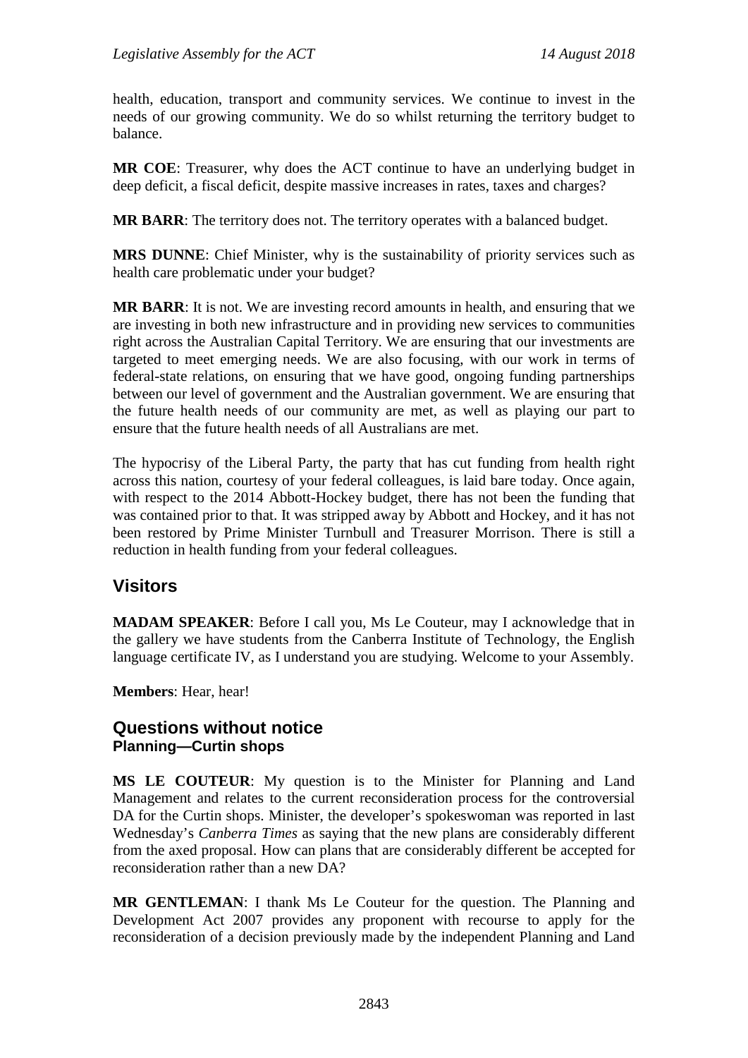health, education, transport and community services. We continue to invest in the needs of our growing community. We do so whilst returning the territory budget to balance.

**MR COE**: Treasurer, why does the ACT continue to have an underlying budget in deep deficit, a fiscal deficit, despite massive increases in rates, taxes and charges?

**MR BARR**: The territory does not. The territory operates with a balanced budget.

**MRS DUNNE**: Chief Minister, why is the sustainability of priority services such as health care problematic under your budget?

**MR BARR**: It is not. We are investing record amounts in health, and ensuring that we are investing in both new infrastructure and in providing new services to communities right across the Australian Capital Territory. We are ensuring that our investments are targeted to meet emerging needs. We are also focusing, with our work in terms of federal-state relations, on ensuring that we have good, ongoing funding partnerships between our level of government and the Australian government. We are ensuring that the future health needs of our community are met, as well as playing our part to ensure that the future health needs of all Australians are met.

The hypocrisy of the Liberal Party, the party that has cut funding from health right across this nation, courtesy of your federal colleagues, is laid bare today. Once again, with respect to the 2014 Abbott-Hockey budget, there has not been the funding that was contained prior to that. It was stripped away by Abbott and Hockey, and it has not been restored by Prime Minister Turnbull and Treasurer Morrison. There is still a reduction in health funding from your federal colleagues.

## Visitors

**MADAM SPEAKER**: Before I call you, Ms Le Couteur, may I acknowledge that in the gallery we have students from the Canberra Institute of Technology, the English language certificate IV, as I understand you are studying. Welcome to your Assembly.

**Members**: Hear, hear!

## Questions without notice
### Planning—Curtin shops

**MS LE COUTEUR**: My question is to the Minister for Planning and Land Management and relates to the current reconsideration process for the controversial DA for the Curtin shops. Minister, the developer's spokeswoman was reported in last Wednesday's *Canberra Times* as saying that the new plans are considerably different from the axed proposal. How can plans that are considerably different be accepted for reconsideration rather than a new DA?

**MR GENTLEMAN**: I thank Ms Le Couteur for the question. The Planning and Development Act 2007 provides any proponent with recourse to apply for the reconsideration of a decision previously made by the independent Planning and Land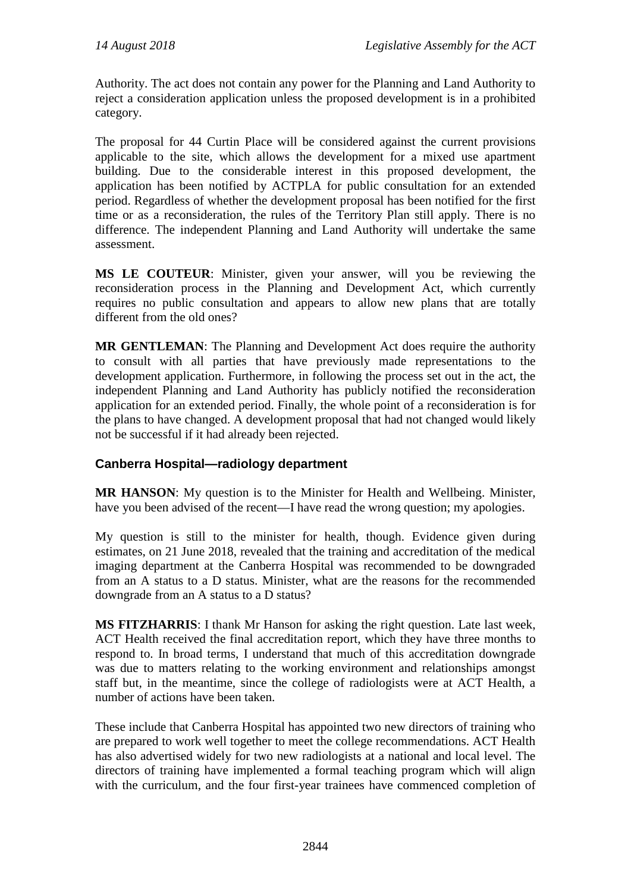Authority. The act does not contain any power for the Planning and Land Authority to reject a consideration application unless the proposed development is in a prohibited category.

The proposal for 44 Curtin Place will be considered against the current provisions applicable to the site, which allows the development for a mixed use apartment building. Due to the considerable interest in this proposed development, the application has been notified by ACTPLA for public consultation for an extended period. Regardless of whether the development proposal has been notified for the first time or as a reconsideration, the rules of the Territory Plan still apply. There is no difference. The independent Planning and Land Authority will undertake the same assessment.

**MS LE COUTEUR**: Minister, given your answer, will you be reviewing the reconsideration process in the Planning and Development Act, which currently requires no public consultation and appears to allow new plans that are totally different from the old ones?

**MR GENTLEMAN**: The Planning and Development Act does require the authority to consult with all parties that have previously made representations to the development application. Furthermore, in following the process set out in the act, the independent Planning and Land Authority has publicly notified the reconsideration application for an extended period. Finally, the whole point of a reconsideration is for the plans to have changed. A development proposal that had not changed would likely not be successful if it had already been rejected.

### Canberra Hospital—radiology department

**MR HANSON**: My question is to the Minister for Health and Wellbeing. Minister, have you been advised of the recent—I have read the wrong question; my apologies.

My question is still to the minister for health, though. Evidence given during estimates, on 21 June 2018, revealed that the training and accreditation of the medical imaging department at the Canberra Hospital was recommended to be downgraded from an A status to a D status. Minister, what are the reasons for the recommended downgrade from an A status to a D status?

**MS FITZHARRIS**: I thank Mr Hanson for asking the right question. Late last week, ACT Health received the final accreditation report, which they have three months to respond to. In broad terms, I understand that much of this accreditation downgrade was due to matters relating to the working environment and relationships amongst staff but, in the meantime, since the college of radiologists were at ACT Health, a number of actions have been taken.

These include that Canberra Hospital has appointed two new directors of training who are prepared to work well together to meet the college recommendations. ACT Health has also advertised widely for two new radiologists at a national and local level. The directors of training have implemented a formal teaching program which will align with the curriculum, and the four first-year trainees have commenced completion of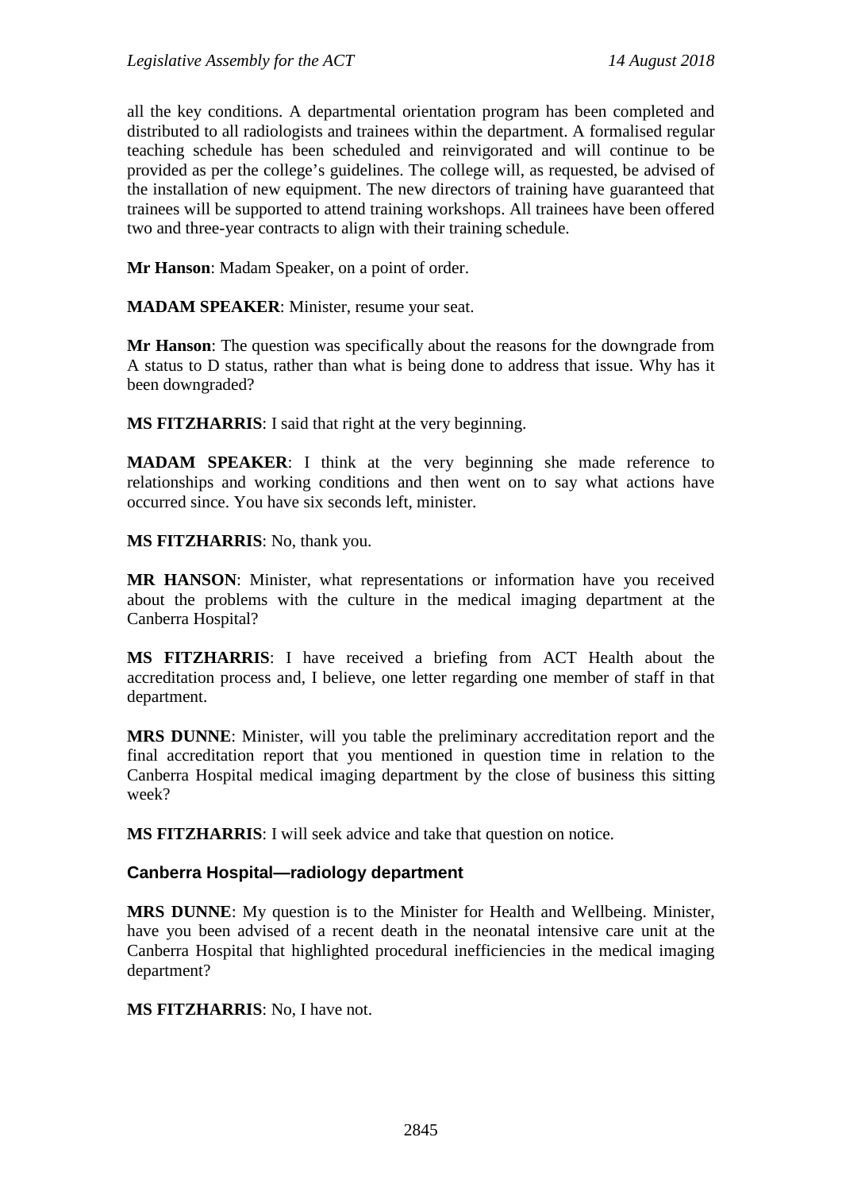all the key conditions. A departmental orientation program has been completed and distributed to all radiologists and trainees within the department. A formalised regular teaching schedule has been scheduled and reinvigorated and will continue to be provided as per the college's guidelines. The college will, as requested, be advised of the installation of new equipment. The new directors of training have guaranteed that trainees will be supported to attend training workshops. All trainees have been offered two and three-year contracts to align with their training schedule.

**Mr Hanson**: Madam Speaker, on a point of order.

**MADAM SPEAKER**: Minister, resume your seat.

**Mr Hanson**: The question was specifically about the reasons for the downgrade from A status to D status, rather than what is being done to address that issue. Why has it been downgraded?

**MS FITZHARRIS**: I said that right at the very beginning.

**MADAM SPEAKER**: I think at the very beginning she made reference to relationships and working conditions and then went on to say what actions have occurred since. You have six seconds left, minister.

**MS FITZHARRIS**: No, thank you.

**MR HANSON**: Minister, what representations or information have you received about the problems with the culture in the medical imaging department at the Canberra Hospital?

**MS FITZHARRIS**: I have received a briefing from ACT Health about the accreditation process and, I believe, one letter regarding one member of staff in that department.

**MRS DUNNE**: Minister, will you table the preliminary accreditation report and the final accreditation report that you mentioned in question time in relation to the Canberra Hospital medical imaging department by the close of business this sitting week?

**MS FITZHARRIS**: I will seek advice and take that question on notice.

### Canberra Hospital—radiology department

**MRS DUNNE**: My question is to the Minister for Health and Wellbeing. Minister, have you been advised of a recent death in the neonatal intensive care unit at the Canberra Hospital that highlighted procedural inefficiencies in the medical imaging department?

**MS FITZHARRIS**: No, I have not.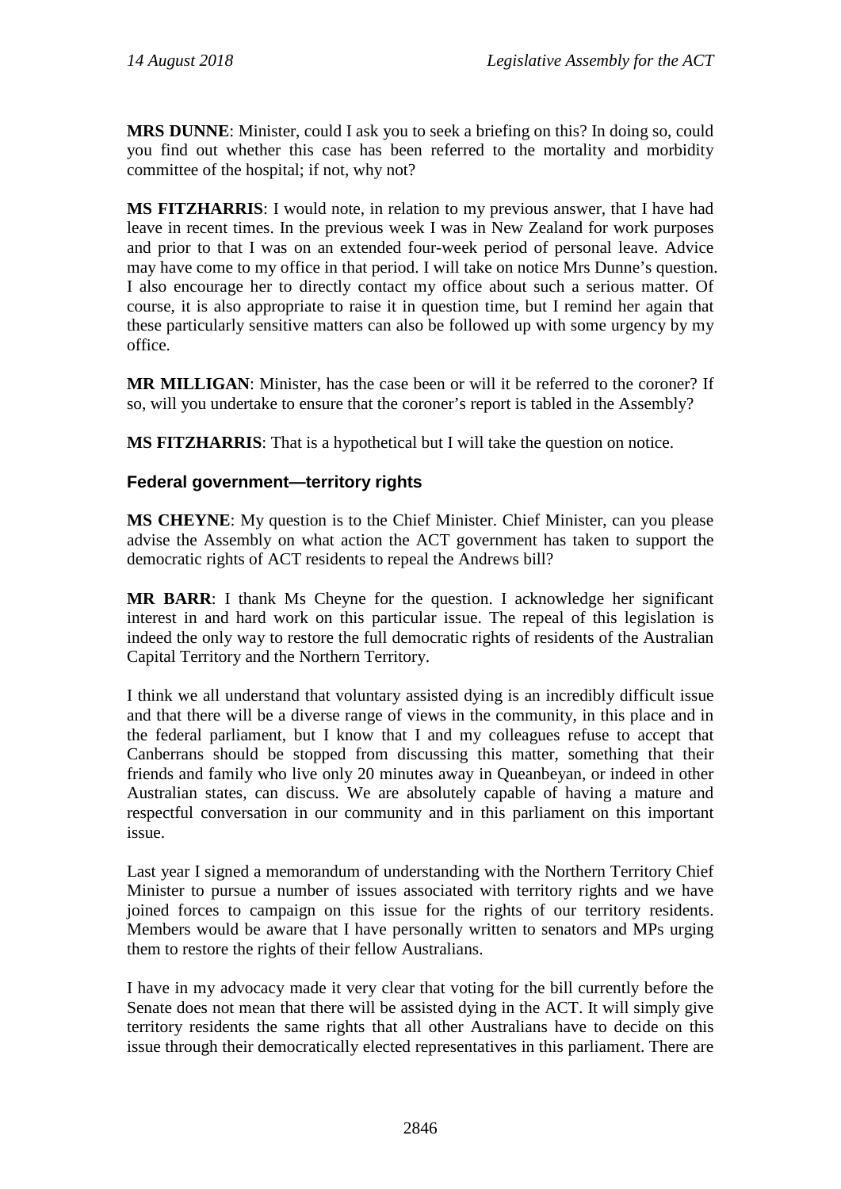**MRS DUNNE**: Minister, could I ask you to seek a briefing on this? In doing so, could you find out whether this case has been referred to the mortality and morbidity committee of the hospital; if not, why not?

**MS FITZHARRIS**: I would note, in relation to my previous answer, that I have had leave in recent times. In the previous week I was in New Zealand for work purposes and prior to that I was on an extended four-week period of personal leave. Advice may have come to my office in that period. I will take on notice Mrs Dunne's question. I also encourage her to directly contact my office about such a serious matter. Of course, it is also appropriate to raise it in question time, but I remind her again that these particularly sensitive matters can also be followed up with some urgency by my office.

**MR MILLIGAN**: Minister, has the case been or will it be referred to the coroner? If so, will you undertake to ensure that the coroner's report is tabled in the Assembly?

**MS FITZHARRIS**: That is a hypothetical but I will take the question on notice.

### Federal government—territory rights

**MS CHEYNE**: My question is to the Chief Minister. Chief Minister, can you please advise the Assembly on what action the ACT government has taken to support the democratic rights of ACT residents to repeal the Andrews bill?

**MR BARR**: I thank Ms Cheyne for the question. I acknowledge her significant interest in and hard work on this particular issue. The repeal of this legislation is indeed the only way to restore the full democratic rights of residents of the Australian Capital Territory and the Northern Territory.

I think we all understand that voluntary assisted dying is an incredibly difficult issue and that there will be a diverse range of views in the community, in this place and in the federal parliament, but I know that I and my colleagues refuse to accept that Canberrans should be stopped from discussing this matter, something that their friends and family who live only 20 minutes away in Queanbeyan, or indeed in other Australian states, can discuss. We are absolutely capable of having a mature and respectful conversation in our community and in this parliament on this important issue.

Last year I signed a memorandum of understanding with the Northern Territory Chief Minister to pursue a number of issues associated with territory rights and we have joined forces to campaign on this issue for the rights of our territory residents. Members would be aware that I have personally written to senators and MPs urging them to restore the rights of their fellow Australians.

I have in my advocacy made it very clear that voting for the bill currently before the Senate does not mean that there will be assisted dying in the ACT. It will simply give territory residents the same rights that all other Australians have to decide on this issue through their democratically elected representatives in this parliament. There are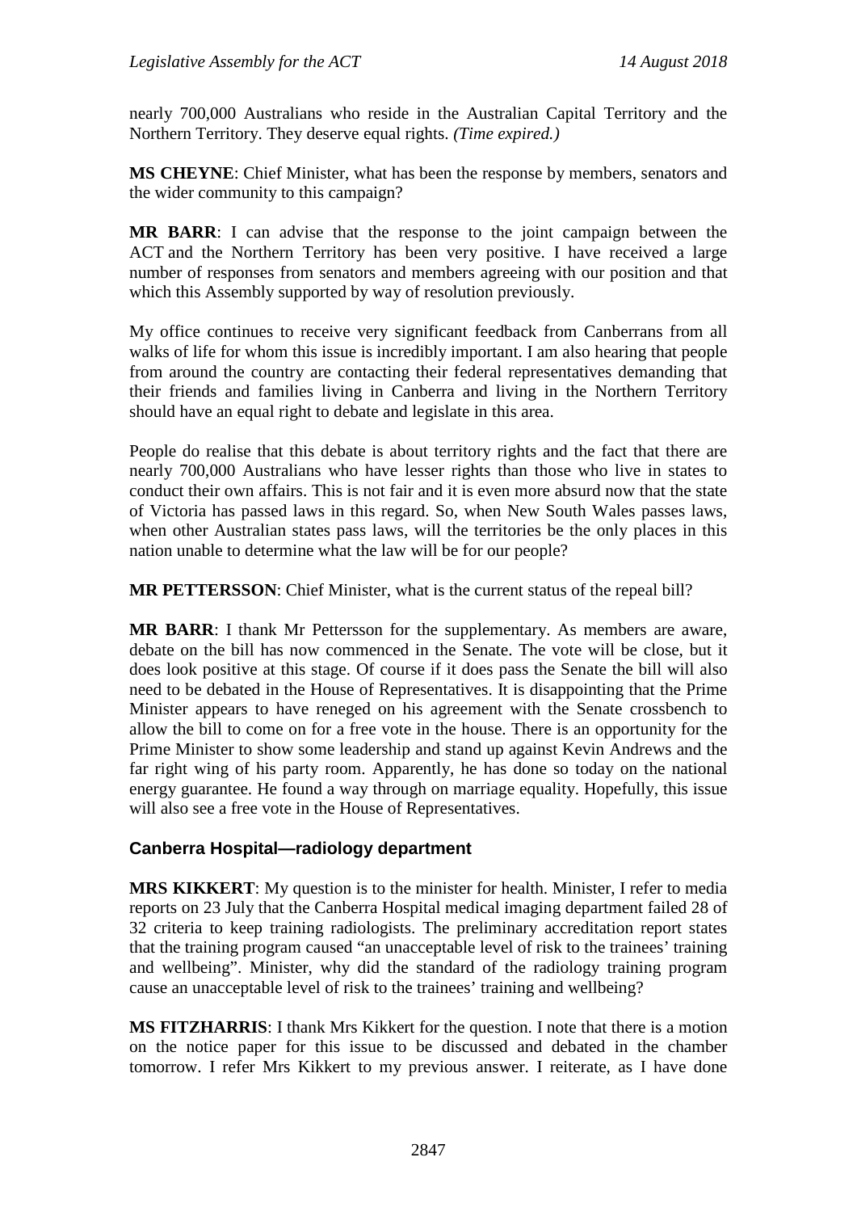nearly 700,000 Australians who reside in the Australian Capital Territory and the Northern Territory. They deserve equal rights. *(Time expired.)*

**MS CHEYNE**: Chief Minister, what has been the response by members, senators and the wider community to this campaign?

**MR BARR**: I can advise that the response to the joint campaign between the ACT and the Northern Territory has been very positive. I have received a large number of responses from senators and members agreeing with our position and that which this Assembly supported by way of resolution previously.

My office continues to receive very significant feedback from Canberrans from all walks of life for whom this issue is incredibly important. I am also hearing that people from around the country are contacting their federal representatives demanding that their friends and families living in Canberra and living in the Northern Territory should have an equal right to debate and legislate in this area.

People do realise that this debate is about territory rights and the fact that there are nearly 700,000 Australians who have lesser rights than those who live in states to conduct their own affairs. This is not fair and it is even more absurd now that the state of Victoria has passed laws in this regard. So, when New South Wales passes laws, when other Australian states pass laws, will the territories be the only places in this nation unable to determine what the law will be for our people?

**MR PETTERSSON**: Chief Minister, what is the current status of the repeal bill?

**MR BARR**: I thank Mr Pettersson for the supplementary. As members are aware, debate on the bill has now commenced in the Senate. The vote will be close, but it does look positive at this stage. Of course if it does pass the Senate the bill will also need to be debated in the House of Representatives. It is disappointing that the Prime Minister appears to have reneged on his agreement with the Senate crossbench to allow the bill to come on for a free vote in the house. There is an opportunity for the Prime Minister to show some leadership and stand up against Kevin Andrews and the far right wing of his party room. Apparently, he has done so today on the national energy guarantee. He found a way through on marriage equality. Hopefully, this issue will also see a free vote in the House of Representatives.

## Canberra Hospital—radiology department

**MRS KIKKERT**: My question is to the minister for health. Minister, I refer to media reports on 23 July that the Canberra Hospital medical imaging department failed 28 of 32 criteria to keep training radiologists. The preliminary accreditation report states that the training program caused "an unacceptable level of risk to the trainees' training and wellbeing". Minister, why did the standard of the radiology training program cause an unacceptable level of risk to the trainees' training and wellbeing?

**MS FITZHARRIS**: I thank Mrs Kikkert for the question. I note that there is a motion on the notice paper for this issue to be discussed and debated in the chamber tomorrow. I refer Mrs Kikkert to my previous answer. I reiterate, as I have done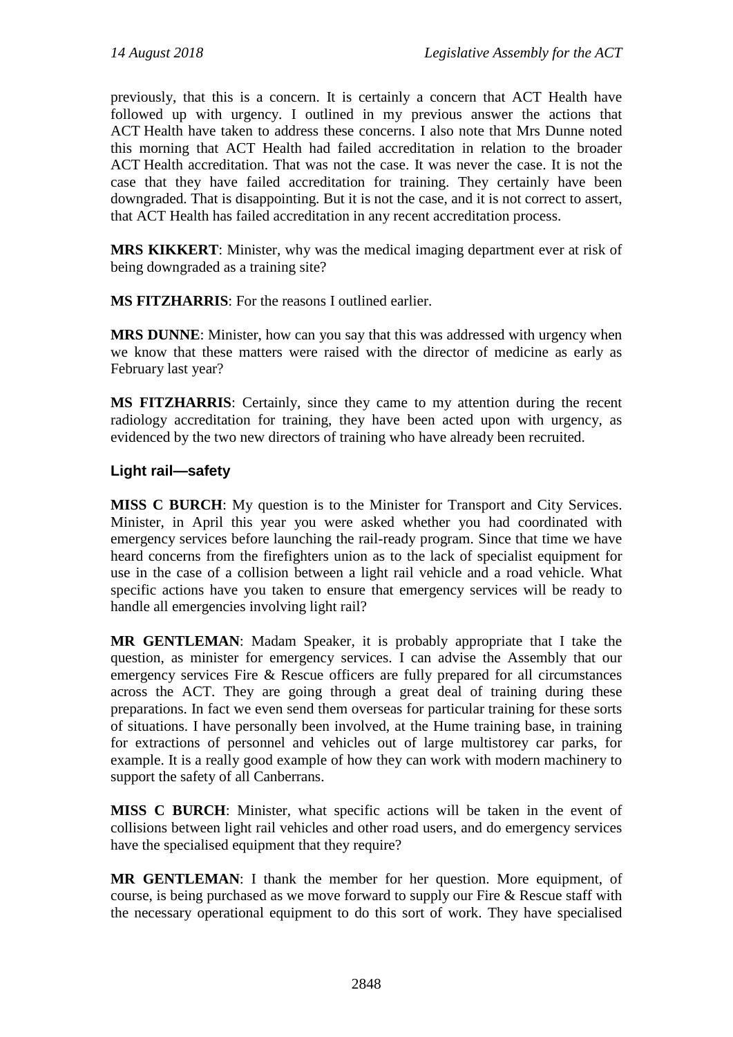previously, that this is a concern. It is certainly a concern that ACT Health have followed up with urgency. I outlined in my previous answer the actions that ACT Health have taken to address these concerns. I also note that Mrs Dunne noted this morning that ACT Health had failed accreditation in relation to the broader ACT Health accreditation. That was not the case. It was never the case. It is not the case that they have failed accreditation for training. They certainly have been downgraded. That is disappointing. But it is not the case, and it is not correct to assert, that ACT Health has failed accreditation in any recent accreditation process.

**MRS KIKKERT**: Minister, why was the medical imaging department ever at risk of being downgraded as a training site?

**MS FITZHARRIS**: For the reasons I outlined earlier.

**MRS DUNNE**: Minister, how can you say that this was addressed with urgency when we know that these matters were raised with the director of medicine as early as February last year?

**MS FITZHARRIS**: Certainly, since they came to my attention during the recent radiology accreditation for training, they have been acted upon with urgency, as evidenced by the two new directors of training who have already been recruited.

### Light rail—safety

**MISS C BURCH**: My question is to the Minister for Transport and City Services. Minister, in April this year you were asked whether you had coordinated with emergency services before launching the rail-ready program. Since that time we have heard concerns from the firefighters union as to the lack of specialist equipment for use in the case of a collision between a light rail vehicle and a road vehicle. What specific actions have you taken to ensure that emergency services will be ready to handle all emergencies involving light rail?

**MR GENTLEMAN**: Madam Speaker, it is probably appropriate that I take the question, as minister for emergency services. I can advise the Assembly that our emergency services Fire & Rescue officers are fully prepared for all circumstances across the ACT. They are going through a great deal of training during these preparations. In fact we even send them overseas for particular training for these sorts of situations. I have personally been involved, at the Hume training base, in training for extractions of personnel and vehicles out of large multistorey car parks, for example. It is a really good example of how they can work with modern machinery to support the safety of all Canberrans.

**MISS C BURCH**: Minister, what specific actions will be taken in the event of collisions between light rail vehicles and other road users, and do emergency services have the specialised equipment that they require?

**MR GENTLEMAN**: I thank the member for her question. More equipment, of course, is being purchased as we move forward to supply our Fire & Rescue staff with the necessary operational equipment to do this sort of work. They have specialised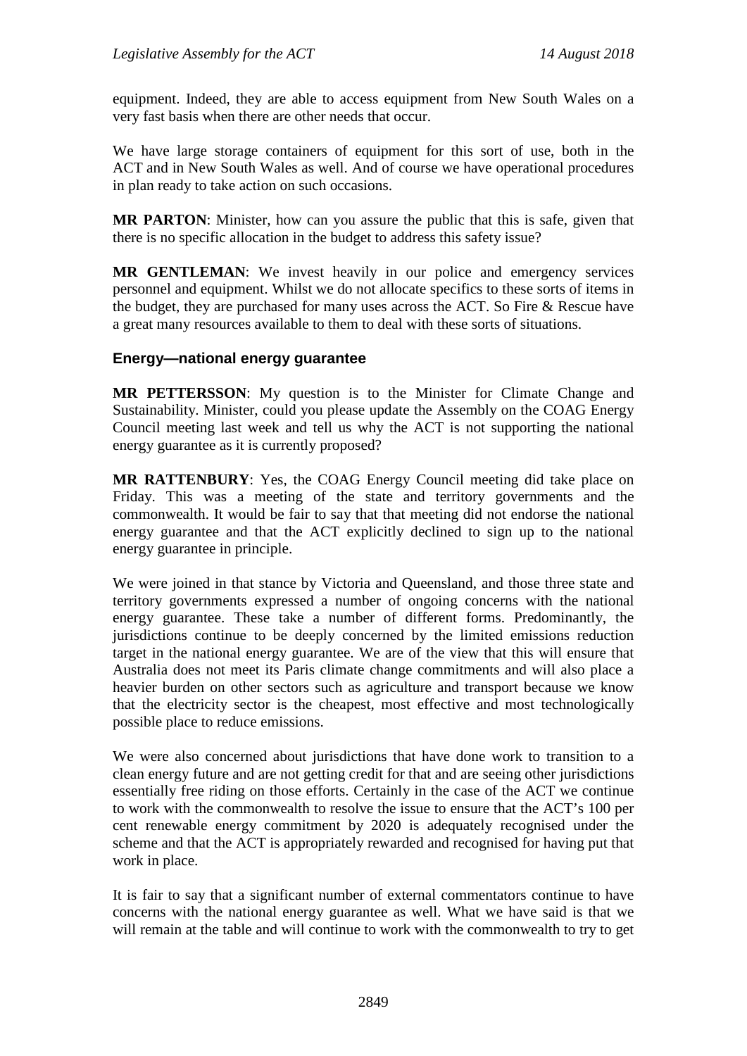equipment. Indeed, they are able to access equipment from New South Wales on a very fast basis when there are other needs that occur.

We have large storage containers of equipment for this sort of use, both in the ACT and in New South Wales as well. And of course we have operational procedures in plan ready to take action on such occasions.

**MR PARTON**: Minister, how can you assure the public that this is safe, given that there is no specific allocation in the budget to address this safety issue?

**MR GENTLEMAN**: We invest heavily in our police and emergency services personnel and equipment. Whilst we do not allocate specifics to these sorts of items in the budget, they are purchased for many uses across the ACT. So Fire & Rescue have a great many resources available to them to deal with these sorts of situations.

### Energy—national energy guarantee

**MR PETTERSSON**: My question is to the Minister for Climate Change and Sustainability. Minister, could you please update the Assembly on the COAG Energy Council meeting last week and tell us why the ACT is not supporting the national energy guarantee as it is currently proposed?

**MR RATTENBURY**: Yes, the COAG Energy Council meeting did take place on Friday. This was a meeting of the state and territory governments and the commonwealth. It would be fair to say that that meeting did not endorse the national energy guarantee and that the ACT explicitly declined to sign up to the national energy guarantee in principle.

We were joined in that stance by Victoria and Queensland, and those three state and territory governments expressed a number of ongoing concerns with the national energy guarantee. These take a number of different forms. Predominantly, the jurisdictions continue to be deeply concerned by the limited emissions reduction target in the national energy guarantee. We are of the view that this will ensure that Australia does not meet its Paris climate change commitments and will also place a heavier burden on other sectors such as agriculture and transport because we know that the electricity sector is the cheapest, most effective and most technologically possible place to reduce emissions.

We were also concerned about jurisdictions that have done work to transition to a clean energy future and are not getting credit for that and are seeing other jurisdictions essentially free riding on those efforts. Certainly in the case of the ACT we continue to work with the commonwealth to resolve the issue to ensure that the ACT's 100 per cent renewable energy commitment by 2020 is adequately recognised under the scheme and that the ACT is appropriately rewarded and recognised for having put that work in place.

It is fair to say that a significant number of external commentators continue to have concerns with the national energy guarantee as well. What we have said is that we will remain at the table and will continue to work with the commonwealth to try to get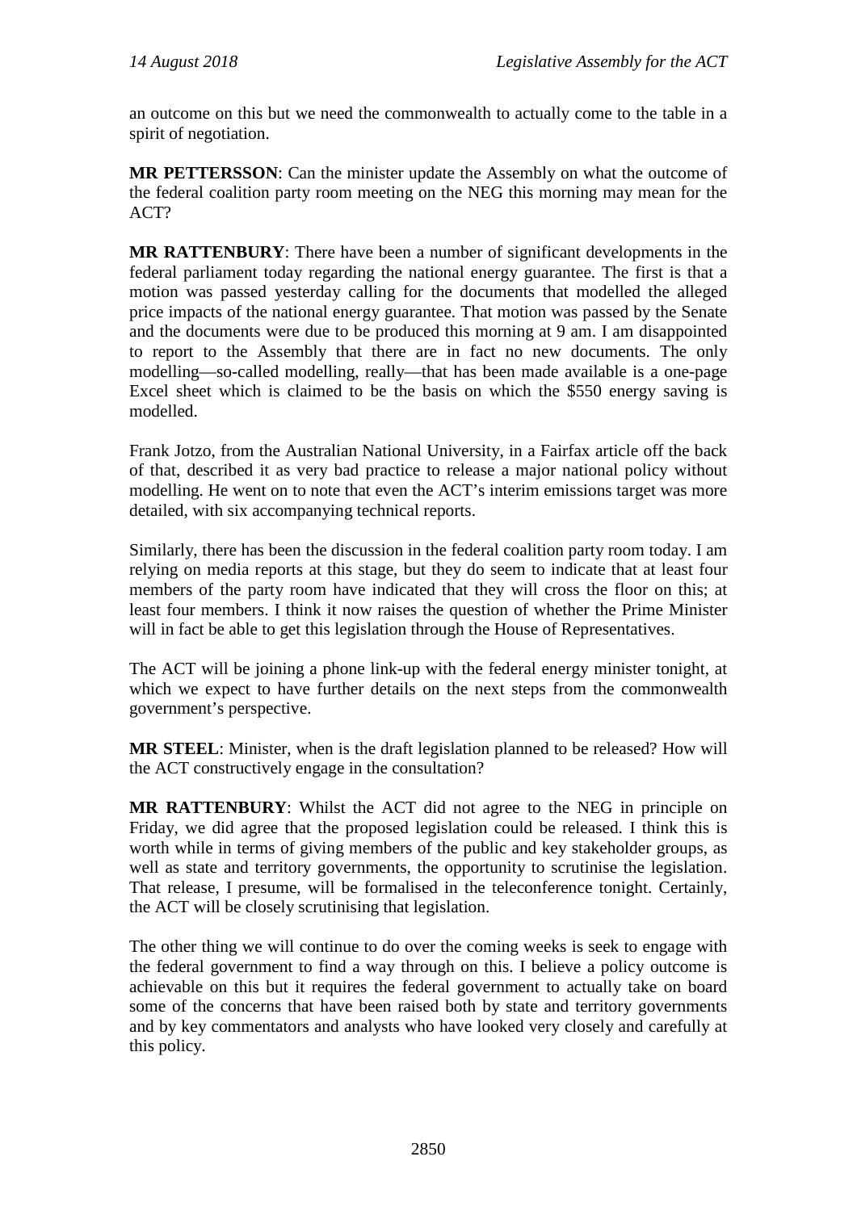an outcome on this but we need the commonwealth to actually come to the table in a spirit of negotiation.

**MR PETTERSSON**: Can the minister update the Assembly on what the outcome of the federal coalition party room meeting on the NEG this morning may mean for the ACT?

**MR RATTENBURY**: There have been a number of significant developments in the federal parliament today regarding the national energy guarantee. The first is that a motion was passed yesterday calling for the documents that modelled the alleged price impacts of the national energy guarantee. That motion was passed by the Senate and the documents were due to be produced this morning at 9 am. I am disappointed to report to the Assembly that there are in fact no new documents. The only modelling—so-called modelling, really—that has been made available is a one-page Excel sheet which is claimed to be the basis on which the $550 energy saving is modelled.

Frank Jotzo, from the Australian National University, in a Fairfax article off the back of that, described it as very bad practice to release a major national policy without modelling. He went on to note that even the ACT's interim emissions target was more detailed, with six accompanying technical reports.

Similarly, there has been the discussion in the federal coalition party room today. I am relying on media reports at this stage, but they do seem to indicate that at least four members of the party room have indicated that they will cross the floor on this; at least four members. I think it now raises the question of whether the Prime Minister will in fact be able to get this legislation through the House of Representatives.

The ACT will be joining a phone link-up with the federal energy minister tonight, at which we expect to have further details on the next steps from the commonwealth government's perspective.

**MR STEEL**: Minister, when is the draft legislation planned to be released? How will the ACT constructively engage in the consultation?

**MR RATTENBURY**: Whilst the ACT did not agree to the NEG in principle on Friday, we did agree that the proposed legislation could be released. I think this is worth while in terms of giving members of the public and key stakeholder groups, as well as state and territory governments, the opportunity to scrutinise the legislation. That release, I presume, will be formalised in the teleconference tonight. Certainly, the ACT will be closely scrutinising that legislation.

The other thing we will continue to do over the coming weeks is seek to engage with the federal government to find a way through on this. I believe a policy outcome is achievable on this but it requires the federal government to actually take on board some of the concerns that have been raised both by state and territory governments and by key commentators and analysts who have looked very closely and carefully at this policy.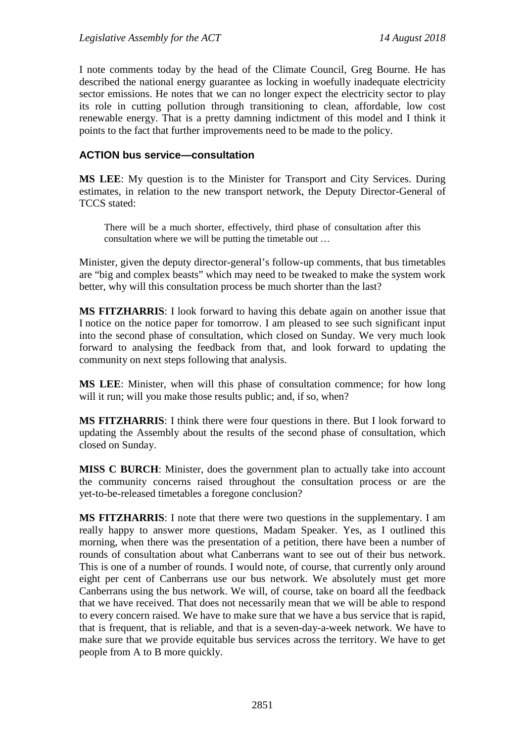I note comments today by the head of the Climate Council, Greg Bourne. He has described the national energy guarantee as locking in woefully inadequate electricity sector emissions. He notes that we can no longer expect the electricity sector to play its role in cutting pollution through transitioning to clean, affordable, low cost renewable energy. That is a pretty damning indictment of this model and I think it points to the fact that further improvements need to be made to the policy.

### ACTION bus service—consultation

**MS LEE**: My question is to the Minister for Transport and City Services. During estimates, in relation to the new transport network, the Deputy Director-General of TCCS stated:

> There will be a much shorter, effectively, third phase of consultation after this consultation where we will be putting the timetable out …

Minister, given the deputy director-general's follow-up comments, that bus timetables are "big and complex beasts" which may need to be tweaked to make the system work better, why will this consultation process be much shorter than the last?

**MS FITZHARRIS**: I look forward to having this debate again on another issue that I notice on the notice paper for tomorrow. I am pleased to see such significant input into the second phase of consultation, which closed on Sunday. We very much look forward to analysing the feedback from that, and look forward to updating the community on next steps following that analysis.

**MS LEE**: Minister, when will this phase of consultation commence; for how long will it run; will you make those results public; and, if so, when?

**MS FITZHARRIS**: I think there were four questions in there. But I look forward to updating the Assembly about the results of the second phase of consultation, which closed on Sunday.

**MISS C BURCH**: Minister, does the government plan to actually take into account the community concerns raised throughout the consultation process or are the yet-to-be-released timetables a foregone conclusion?

**MS FITZHARRIS**: I note that there were two questions in the supplementary. I am really happy to answer more questions, Madam Speaker. Yes, as I outlined this morning, when there was the presentation of a petition, there have been a number of rounds of consultation about what Canberrans want to see out of their bus network. This is one of a number of rounds. I would note, of course, that currently only around eight per cent of Canberrans use our bus network. We absolutely must get more Canberrans using the bus network. We will, of course, take on board all the feedback that we have received. That does not necessarily mean that we will be able to respond to every concern raised. We have to make sure that we have a bus service that is rapid, that is frequent, that is reliable, and that is a seven-day-a-week network. We have to make sure that we provide equitable bus services across the territory. We have to get people from A to B more quickly.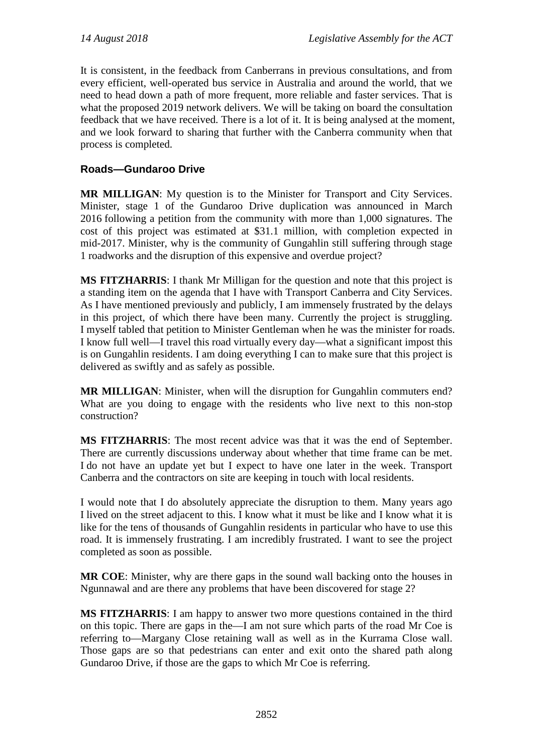It is consistent, in the feedback from Canberrans in previous consultations, and from every efficient, well-operated bus service in Australia and around the world, that we need to head down a path of more frequent, more reliable and faster services. That is what the proposed 2019 network delivers. We will be taking on board the consultation feedback that we have received. There is a lot of it. It is being analysed at the moment, and we look forward to sharing that further with the Canberra community when that process is completed.

### Roads—Gundaroo Drive

**MR MILLIGAN**: My question is to the Minister for Transport and City Services. Minister, stage 1 of the Gundaroo Drive duplication was announced in March 2016 following a petition from the community with more than 1,000 signatures. The cost of this project was estimated at $31.1 million, with completion expected in mid-2017. Minister, why is the community of Gungahlin still suffering through stage 1 roadworks and the disruption of this expensive and overdue project?

**MS FITZHARRIS**: I thank Mr Milligan for the question and note that this project is a standing item on the agenda that I have with Transport Canberra and City Services. As I have mentioned previously and publicly, I am immensely frustrated by the delays in this project, of which there have been many. Currently the project is struggling. I myself tabled that petition to Minister Gentleman when he was the minister for roads. I know full well—I travel this road virtually every day—what a significant impost this is on Gungahlin residents. I am doing everything I can to make sure that this project is delivered as swiftly and as safely as possible.

**MR MILLIGAN**: Minister, when will the disruption for Gungahlin commuters end? What are you doing to engage with the residents who live next to this non-stop construction?

**MS FITZHARRIS**: The most recent advice was that it was the end of September. There are currently discussions underway about whether that time frame can be met. I do not have an update yet but I expect to have one later in the week. Transport Canberra and the contractors on site are keeping in touch with local residents.

I would note that I do absolutely appreciate the disruption to them. Many years ago I lived on the street adjacent to this. I know what it must be like and I know what it is like for the tens of thousands of Gungahlin residents in particular who have to use this road. It is immensely frustrating. I am incredibly frustrated. I want to see the project completed as soon as possible.

**MR COE**: Minister, why are there gaps in the sound wall backing onto the houses in Ngunnawal and are there any problems that have been discovered for stage 2?

**MS FITZHARRIS**: I am happy to answer two more questions contained in the third on this topic. There are gaps in the—I am not sure which parts of the road Mr Coe is referring to—Margany Close retaining wall as well as in the Kurrama Close wall. Those gaps are so that pedestrians can enter and exit onto the shared path along Gundaroo Drive, if those are the gaps to which Mr Coe is referring.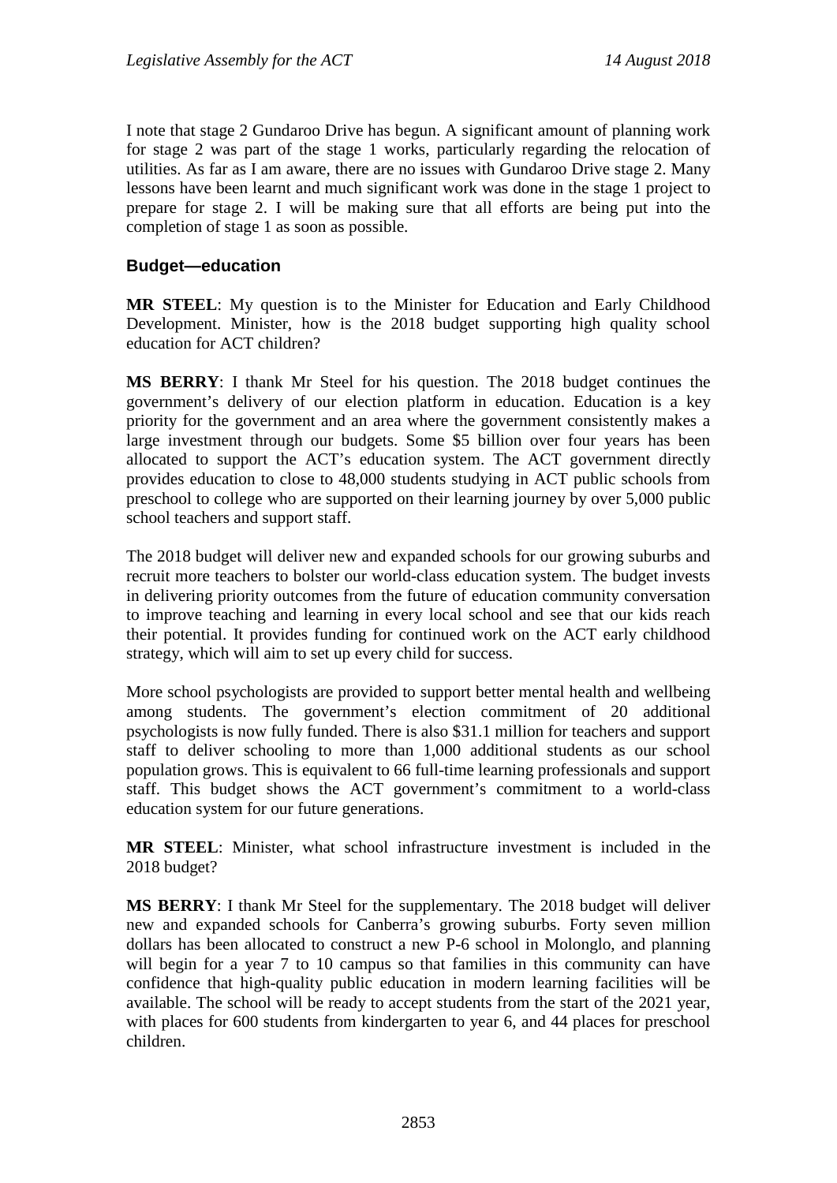I note that stage 2 Gundaroo Drive has begun. A significant amount of planning work for stage 2 was part of the stage 1 works, particularly regarding the relocation of utilities. As far as I am aware, there are no issues with Gundaroo Drive stage 2. Many lessons have been learnt and much significant work was done in the stage 1 project to prepare for stage 2. I will be making sure that all efforts are being put into the completion of stage 1 as soon as possible.

### Budget—education

**MR STEEL**: My question is to the Minister for Education and Early Childhood Development. Minister, how is the 2018 budget supporting high quality school education for ACT children?

**MS BERRY**: I thank Mr Steel for his question. The 2018 budget continues the government's delivery of our election platform in education. Education is a key priority for the government and an area where the government consistently makes a large investment through our budgets. Some $5 billion over four years has been allocated to support the ACT's education system. The ACT government directly provides education to close to 48,000 students studying in ACT public schools from preschool to college who are supported on their learning journey by over 5,000 public school teachers and support staff.

The 2018 budget will deliver new and expanded schools for our growing suburbs and recruit more teachers to bolster our world-class education system. The budget invests in delivering priority outcomes from the future of education community conversation to improve teaching and learning in every local school and see that our kids reach their potential. It provides funding for continued work on the ACT early childhood strategy, which will aim to set up every child for success.

More school psychologists are provided to support better mental health and wellbeing among students. The government's election commitment of 20 additional psychologists is now fully funded. There is also $31.1 million for teachers and support staff to deliver schooling to more than 1,000 additional students as our school population grows. This is equivalent to 66 full-time learning professionals and support staff. This budget shows the ACT government's commitment to a world-class education system for our future generations.

**MR STEEL**: Minister, what school infrastructure investment is included in the 2018 budget?

**MS BERRY**: I thank Mr Steel for the supplementary. The 2018 budget will deliver new and expanded schools for Canberra's growing suburbs. Forty seven million dollars has been allocated to construct a new P-6 school in Molonglo, and planning will begin for a year 7 to 10 campus so that families in this community can have confidence that high-quality public education in modern learning facilities will be available. The school will be ready to accept students from the start of the 2021 year, with places for 600 students from kindergarten to year 6, and 44 places for preschool children.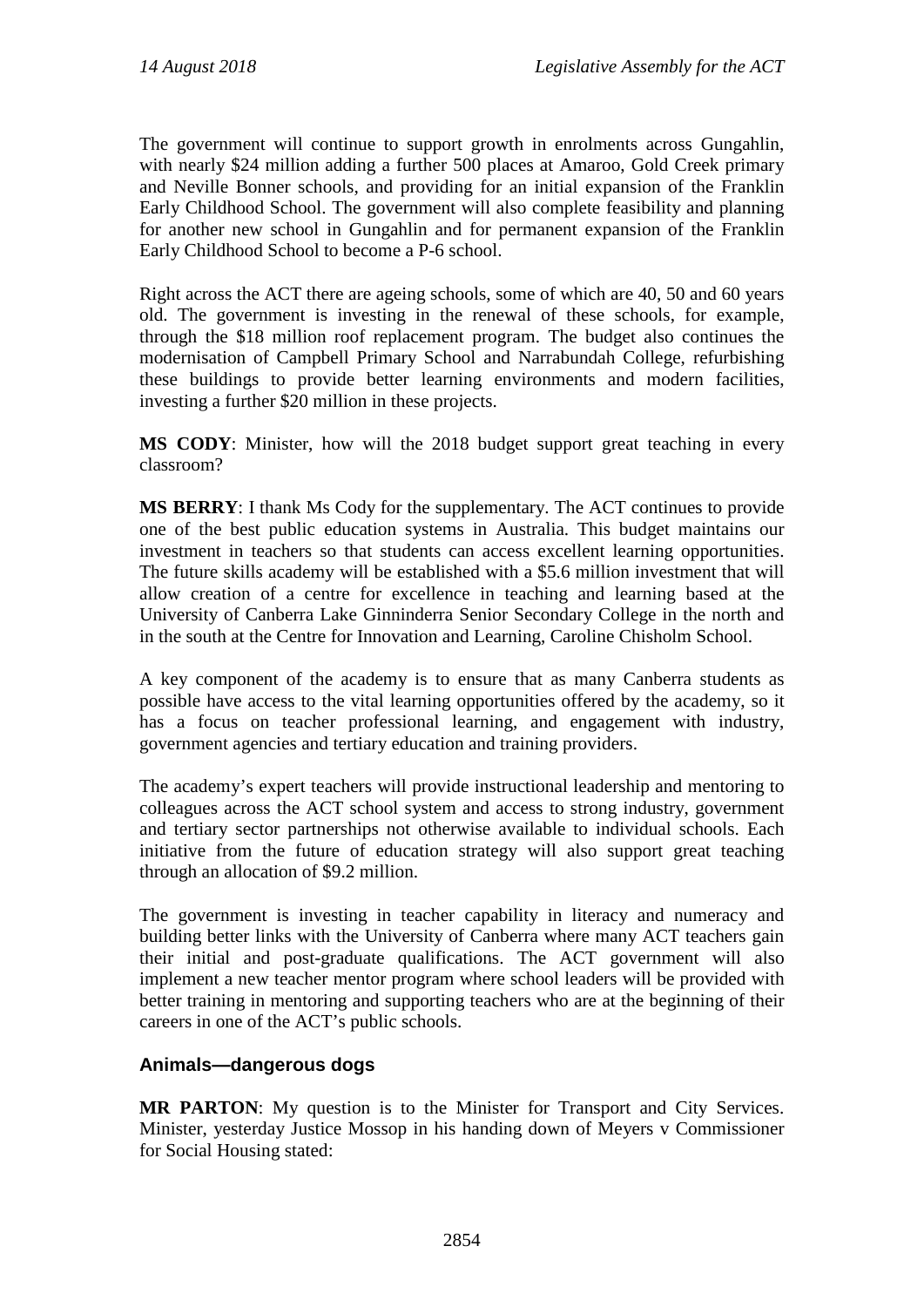The government will continue to support growth in enrolments across Gungahlin, with nearly $24 million adding a further 500 places at Amaroo, Gold Creek primary and Neville Bonner schools, and providing for an initial expansion of the Franklin Early Childhood School. The government will also complete feasibility and planning for another new school in Gungahlin and for permanent expansion of the Franklin Early Childhood School to become a P-6 school.

Right across the ACT there are ageing schools, some of which are 40, 50 and 60 years old. The government is investing in the renewal of these schools, for example, through the $18 million roof replacement program. The budget also continues the modernisation of Campbell Primary School and Narrabundah College, refurbishing these buildings to provide better learning environments and modern facilities, investing a further $20 million in these projects.

**MS CODY**: Minister, how will the 2018 budget support great teaching in every classroom?

**MS BERRY**: I thank Ms Cody for the supplementary. The ACT continues to provide one of the best public education systems in Australia. This budget maintains our investment in teachers so that students can access excellent learning opportunities. The future skills academy will be established with a $5.6 million investment that will allow creation of a centre for excellence in teaching and learning based at the University of Canberra Lake Ginninderra Senior Secondary College in the north and in the south at the Centre for Innovation and Learning, Caroline Chisholm School.

A key component of the academy is to ensure that as many Canberra students as possible have access to the vital learning opportunities offered by the academy, so it has a focus on teacher professional learning, and engagement with industry, government agencies and tertiary education and training providers.

The academy's expert teachers will provide instructional leadership and mentoring to colleagues across the ACT school system and access to strong industry, government and tertiary sector partnerships not otherwise available to individual schools. Each initiative from the future of education strategy will also support great teaching through an allocation of $9.2 million.

The government is investing in teacher capability in literacy and numeracy and building better links with the University of Canberra where many ACT teachers gain their initial and post-graduate qualifications. The ACT government will also implement a new teacher mentor program where school leaders will be provided with better training in mentoring and supporting teachers who are at the beginning of their careers in one of the ACT's public schools.

## Animals—dangerous dogs

**MR PARTON**: My question is to the Minister for Transport and City Services. Minister, yesterday Justice Mossop in his handing down of Meyers v Commissioner for Social Housing stated: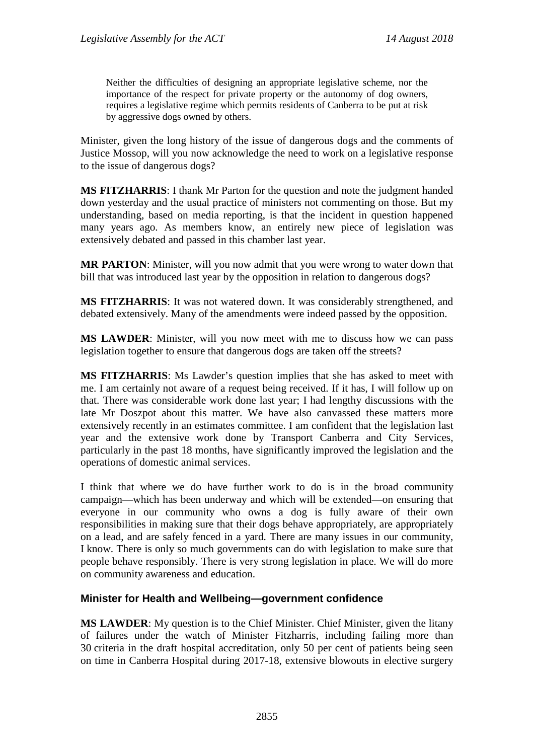> Neither the difficulties of designing an appropriate legislative scheme, nor the importance of the respect for private property or the autonomy of dog owners, requires a legislative regime which permits residents of Canberra to be put at risk by aggressive dogs owned by others.

Minister, given the long history of the issue of dangerous dogs and the comments of Justice Mossop, will you now acknowledge the need to work on a legislative response to the issue of dangerous dogs?

**MS FITZHARRIS**: I thank Mr Parton for the question and note the judgment handed down yesterday and the usual practice of ministers not commenting on those. But my understanding, based on media reporting, is that the incident in question happened many years ago. As members know, an entirely new piece of legislation was extensively debated and passed in this chamber last year.

**MR PARTON**: Minister, will you now admit that you were wrong to water down that bill that was introduced last year by the opposition in relation to dangerous dogs?

**MS FITZHARRIS**: It was not watered down. It was considerably strengthened, and debated extensively. Many of the amendments were indeed passed by the opposition.

**MS LAWDER**: Minister, will you now meet with me to discuss how we can pass legislation together to ensure that dangerous dogs are taken off the streets?

**MS FITZHARRIS**: Ms Lawder's question implies that she has asked to meet with me. I am certainly not aware of a request being received. If it has, I will follow up on that. There was considerable work done last year; I had lengthy discussions with the late Mr Doszpot about this matter. We have also canvassed these matters more extensively recently in an estimates committee. I am confident that the legislation last year and the extensive work done by Transport Canberra and City Services, particularly in the past 18 months, have significantly improved the legislation and the operations of domestic animal services.

I think that where we do have further work to do is in the broad community campaign—which has been underway and which will be extended—on ensuring that everyone in our community who owns a dog is fully aware of their own responsibilities in making sure that their dogs behave appropriately, are appropriately on a lead, and are safely fenced in a yard. There are many issues in our community, I know. There is only so much governments can do with legislation to make sure that people behave responsibly. There is very strong legislation in place. We will do more on community awareness and education.

### Minister for Health and Wellbeing—government confidence

**MS LAWDER**: My question is to the Chief Minister. Chief Minister, given the litany of failures under the watch of Minister Fitzharris, including failing more than 30 criteria in the draft hospital accreditation, only 50 per cent of patients being seen on time in Canberra Hospital during 2017-18, extensive blowouts in elective surgery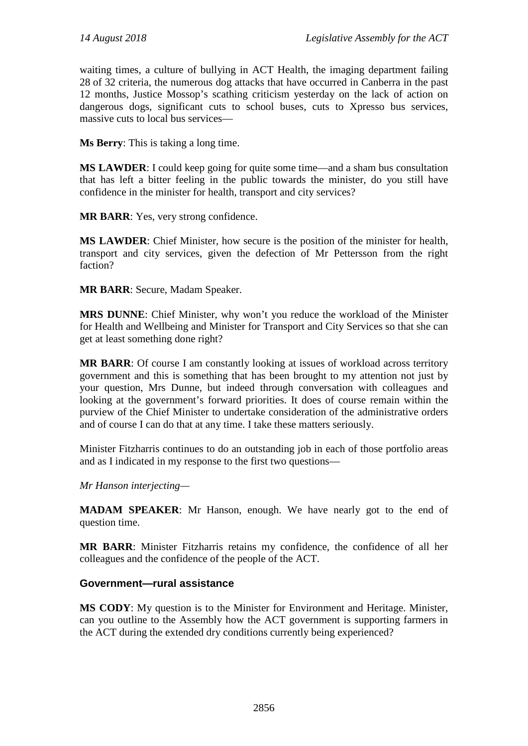waiting times, a culture of bullying in ACT Health, the imaging department failing 28 of 32 criteria, the numerous dog attacks that have occurred in Canberra in the past 12 months, Justice Mossop's scathing criticism yesterday on the lack of action on dangerous dogs, significant cuts to school buses, cuts to Xpresso bus services, massive cuts to local bus services—

**Ms Berry**: This is taking a long time.

**MS LAWDER**: I could keep going for quite some time—and a sham bus consultation that has left a bitter feeling in the public towards the minister, do you still have confidence in the minister for health, transport and city services?

**MR BARR**: Yes, very strong confidence.

**MS LAWDER**: Chief Minister, how secure is the position of the minister for health, transport and city services, given the defection of Mr Pettersson from the right faction?

**MR BARR**: Secure, Madam Speaker.

**MRS DUNNE**: Chief Minister, why won't you reduce the workload of the Minister for Health and Wellbeing and Minister for Transport and City Services so that she can get at least something done right?

**MR BARR**: Of course I am constantly looking at issues of workload across territory government and this is something that has been brought to my attention not just by your question, Mrs Dunne, but indeed through conversation with colleagues and looking at the government's forward priorities. It does of course remain within the purview of the Chief Minister to undertake consideration of the administrative orders and of course I can do that at any time. I take these matters seriously.

Minister Fitzharris continues to do an outstanding job in each of those portfolio areas and as I indicated in my response to the first two questions—

*Mr Hanson interjecting*—

**MADAM SPEAKER**: Mr Hanson, enough. We have nearly got to the end of question time.

**MR BARR**: Minister Fitzharris retains my confidence, the confidence of all her colleagues and the confidence of the people of the ACT.

### Government—rural assistance

**MS CODY**: My question is to the Minister for Environment and Heritage. Minister, can you outline to the Assembly how the ACT government is supporting farmers in the ACT during the extended dry conditions currently being experienced?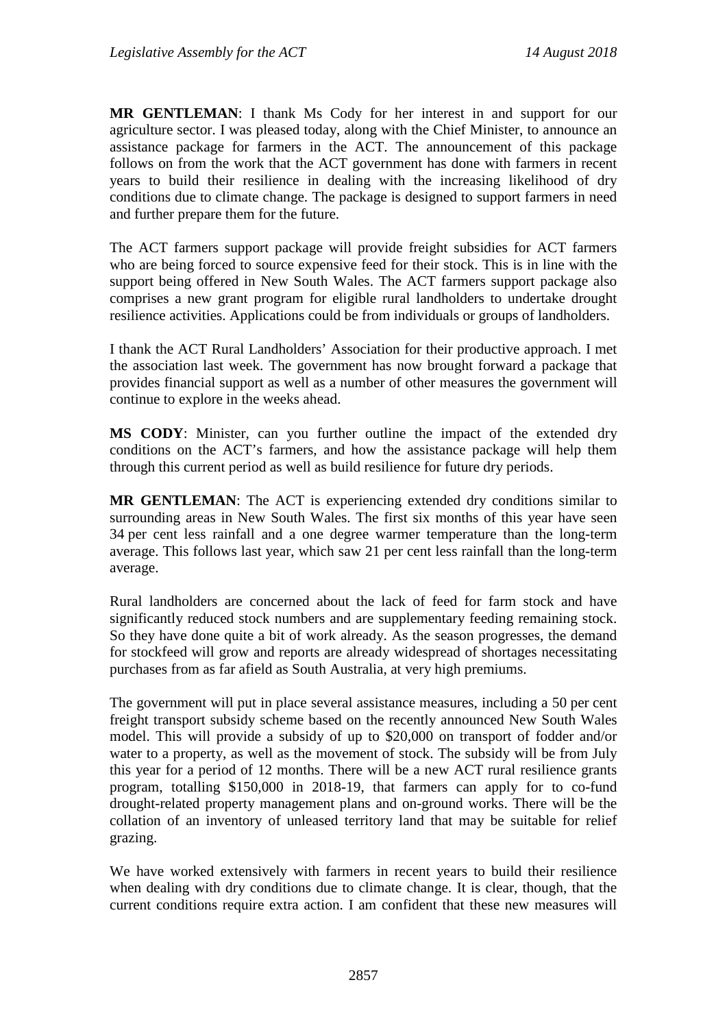**MR GENTLEMAN**: I thank Ms Cody for her interest in and support for our agriculture sector. I was pleased today, along with the Chief Minister, to announce an assistance package for farmers in the ACT. The announcement of this package follows on from the work that the ACT government has done with farmers in recent years to build their resilience in dealing with the increasing likelihood of dry conditions due to climate change. The package is designed to support farmers in need and further prepare them for the future.

The ACT farmers support package will provide freight subsidies for ACT farmers who are being forced to source expensive feed for their stock. This is in line with the support being offered in New South Wales. The ACT farmers support package also comprises a new grant program for eligible rural landholders to undertake drought resilience activities. Applications could be from individuals or groups of landholders.

I thank the ACT Rural Landholders' Association for their productive approach. I met the association last week. The government has now brought forward a package that provides financial support as well as a number of other measures the government will continue to explore in the weeks ahead.

**MS CODY**: Minister, can you further outline the impact of the extended dry conditions on the ACT's farmers, and how the assistance package will help them through this current period as well as build resilience for future dry periods.

**MR GENTLEMAN**: The ACT is experiencing extended dry conditions similar to surrounding areas in New South Wales. The first six months of this year have seen 34 per cent less rainfall and a one degree warmer temperature than the long-term average. This follows last year, which saw 21 per cent less rainfall than the long-term average.

Rural landholders are concerned about the lack of feed for farm stock and have significantly reduced stock numbers and are supplementary feeding remaining stock. So they have done quite a bit of work already. As the season progresses, the demand for stockfeed will grow and reports are already widespread of shortages necessitating purchases from as far afield as South Australia, at very high premiums.

The government will put in place several assistance measures, including a 50 per cent freight transport subsidy scheme based on the recently announced New South Wales model. This will provide a subsidy of up to $20,000 on transport of fodder and/or water to a property, as well as the movement of stock. The subsidy will be from July this year for a period of 12 months. There will be a new ACT rural resilience grants program, totalling $150,000 in 2018-19, that farmers can apply for to co-fund drought-related property management plans and on-ground works. There will be the collation of an inventory of unleased territory land that may be suitable for relief grazing.

We have worked extensively with farmers in recent years to build their resilience when dealing with dry conditions due to climate change. It is clear, though, that the current conditions require extra action. I am confident that these new measures will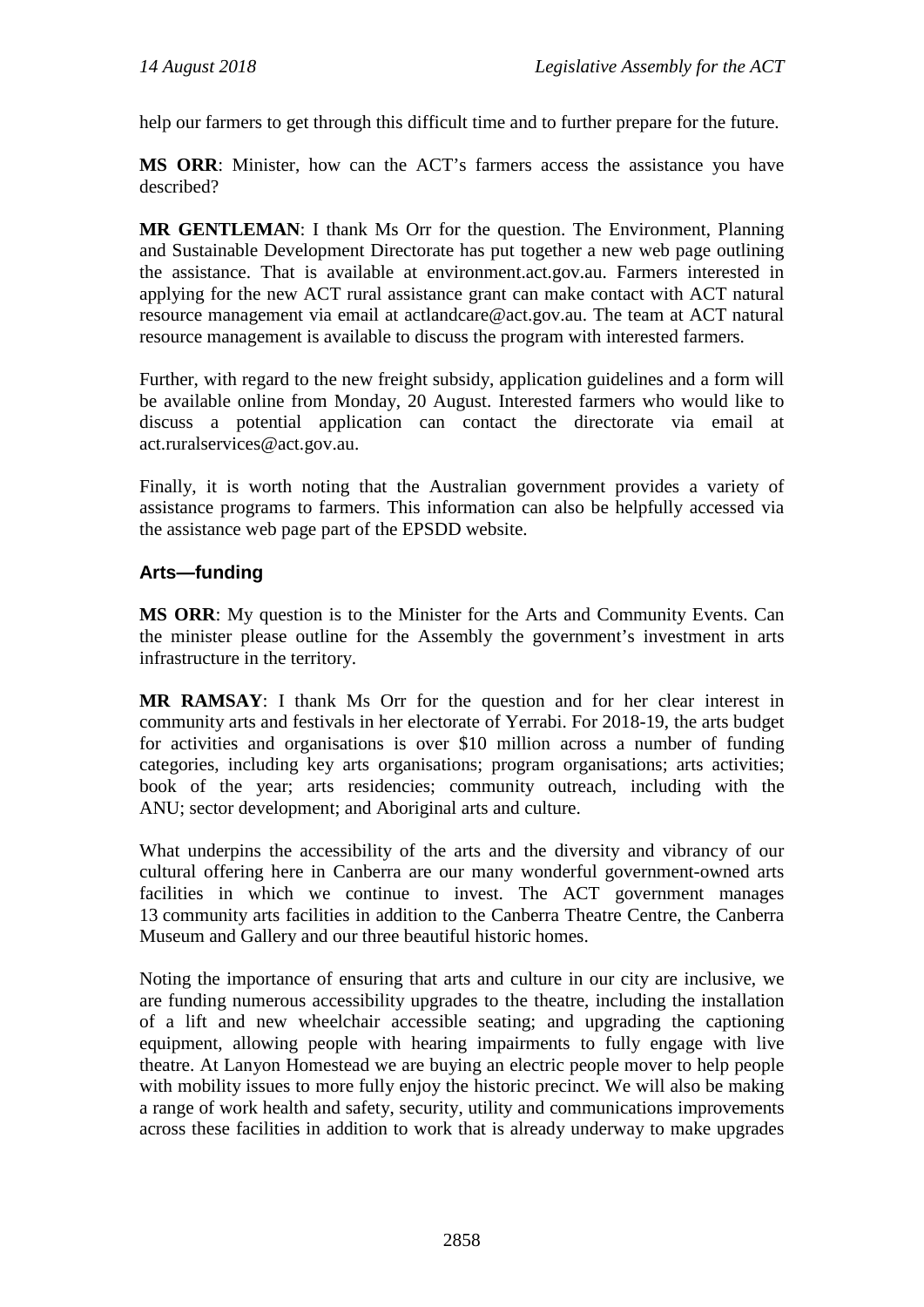help our farmers to get through this difficult time and to further prepare for the future.

**MS ORR**: Minister, how can the ACT's farmers access the assistance you have described?

**MR GENTLEMAN**: I thank Ms Orr for the question. The Environment, Planning and Sustainable Development Directorate has put together a new web page outlining the assistance. That is available at environment.act.gov.au. Farmers interested in applying for the new ACT rural assistance grant can make contact with ACT natural resource management via email at actlandcare@act.gov.au. The team at ACT natural resource management is available to discuss the program with interested farmers.

Further, with regard to the new freight subsidy, application guidelines and a form will be available online from Monday, 20 August. Interested farmers who would like to discuss a potential application can contact the directorate via email at act.ruralservices@act.gov.au.

Finally, it is worth noting that the Australian government provides a variety of assistance programs to farmers. This information can also be helpfully accessed via the assistance web page part of the EPSDD website.

### Arts—funding

**MS ORR**: My question is to the Minister for the Arts and Community Events. Can the minister please outline for the Assembly the government's investment in arts infrastructure in the territory.

**MR RAMSAY**: I thank Ms Orr for the question and for her clear interest in community arts and festivals in her electorate of Yerrabi. For 2018-19, the arts budget for activities and organisations is over $10 million across a number of funding categories, including key arts organisations; program organisations; arts activities; book of the year; arts residencies; community outreach, including with the ANU; sector development; and Aboriginal arts and culture.

What underpins the accessibility of the arts and the diversity and vibrancy of our cultural offering here in Canberra are our many wonderful government-owned arts facilities in which we continue to invest. The ACT government manages 13 community arts facilities in addition to the Canberra Theatre Centre, the Canberra Museum and Gallery and our three beautiful historic homes.

Noting the importance of ensuring that arts and culture in our city are inclusive, we are funding numerous accessibility upgrades to the theatre, including the installation of a lift and new wheelchair accessible seating; and upgrading the captioning equipment, allowing people with hearing impairments to fully engage with live theatre. At Lanyon Homestead we are buying an electric people mover to help people with mobility issues to more fully enjoy the historic precinct. We will also be making a range of work health and safety, security, utility and communications improvements across these facilities in addition to work that is already underway to make upgrades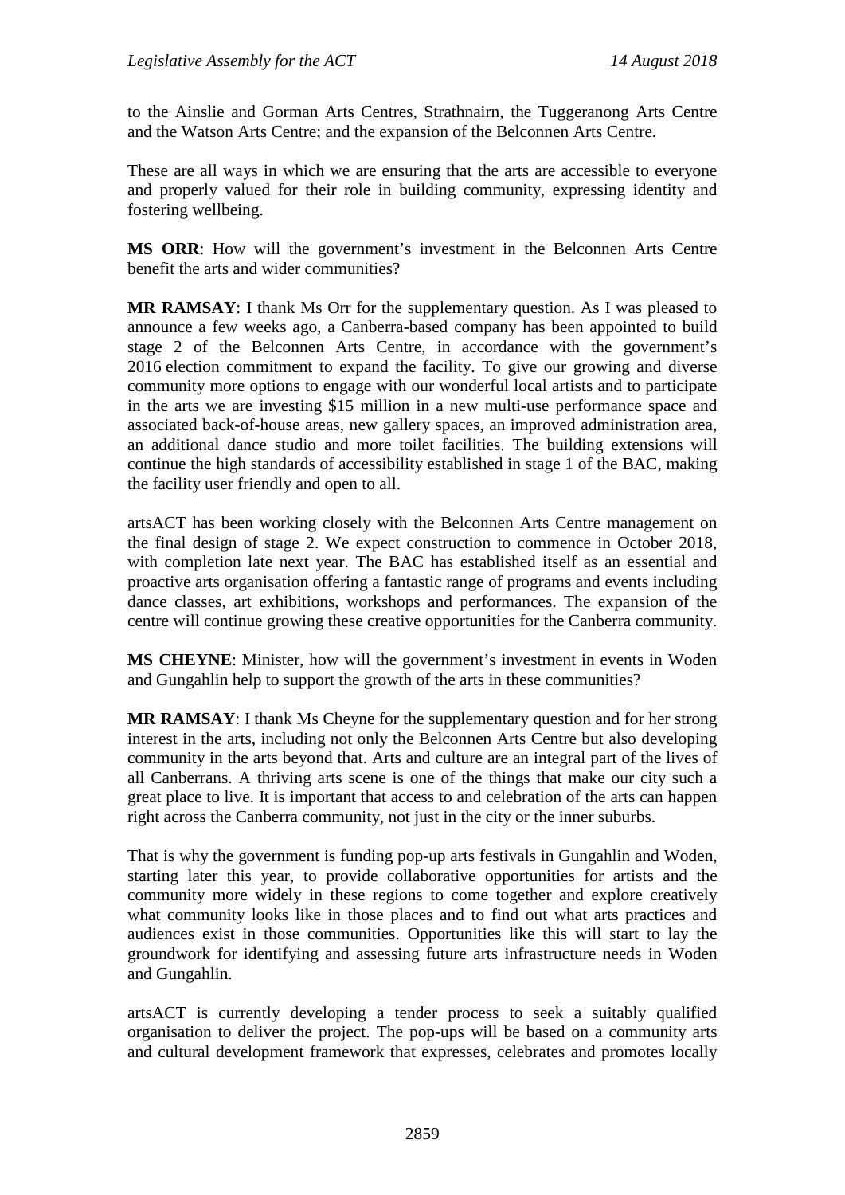to the Ainslie and Gorman Arts Centres, Strathnairn, the Tuggeranong Arts Centre and the Watson Arts Centre; and the expansion of the Belconnen Arts Centre.

These are all ways in which we are ensuring that the arts are accessible to everyone and properly valued for their role in building community, expressing identity and fostering wellbeing.

**MS ORR**: How will the government's investment in the Belconnen Arts Centre benefit the arts and wider communities?

**MR RAMSAY**: I thank Ms Orr for the supplementary question. As I was pleased to announce a few weeks ago, a Canberra-based company has been appointed to build stage 2 of the Belconnen Arts Centre, in accordance with the government's 2016 election commitment to expand the facility. To give our growing and diverse community more options to engage with our wonderful local artists and to participate in the arts we are investing $15 million in a new multi-use performance space and associated back-of-house areas, new gallery spaces, an improved administration area, an additional dance studio and more toilet facilities. The building extensions will continue the high standards of accessibility established in stage 1 of the BAC, making the facility user friendly and open to all.

artsACT has been working closely with the Belconnen Arts Centre management on the final design of stage 2. We expect construction to commence in October 2018, with completion late next year. The BAC has established itself as an essential and proactive arts organisation offering a fantastic range of programs and events including dance classes, art exhibitions, workshops and performances. The expansion of the centre will continue growing these creative opportunities for the Canberra community.

**MS CHEYNE**: Minister, how will the government's investment in events in Woden and Gungahlin help to support the growth of the arts in these communities?

**MR RAMSAY**: I thank Ms Cheyne for the supplementary question and for her strong interest in the arts, including not only the Belconnen Arts Centre but also developing community in the arts beyond that. Arts and culture are an integral part of the lives of all Canberrans. A thriving arts scene is one of the things that make our city such a great place to live. It is important that access to and celebration of the arts can happen right across the Canberra community, not just in the city or the inner suburbs.

That is why the government is funding pop-up arts festivals in Gungahlin and Woden, starting later this year, to provide collaborative opportunities for artists and the community more widely in these regions to come together and explore creatively what community looks like in those places and to find out what arts practices and audiences exist in those communities. Opportunities like this will start to lay the groundwork for identifying and assessing future arts infrastructure needs in Woden and Gungahlin.

artsACT is currently developing a tender process to seek a suitably qualified organisation to deliver the project. The pop-ups will be based on a community arts and cultural development framework that expresses, celebrates and promotes locally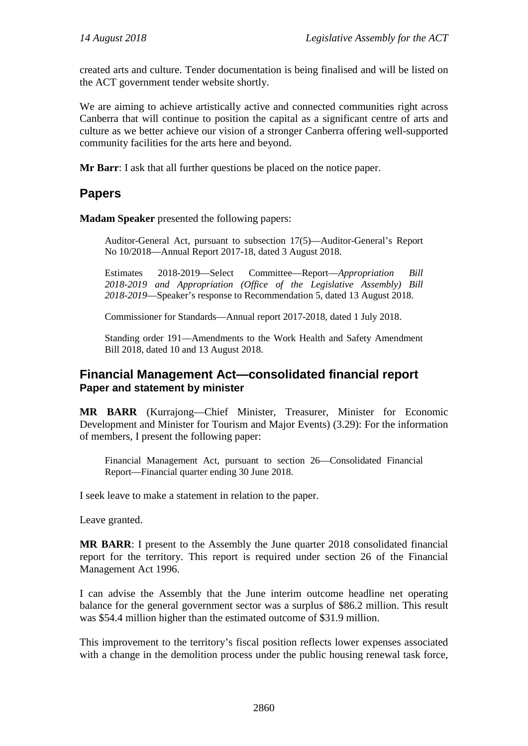created arts and culture. Tender documentation is being finalised and will be listed on the ACT government tender website shortly.

We are aiming to achieve artistically active and connected communities right across Canberra that will continue to position the capital as a significant centre of arts and culture as we better achieve our vision of a stronger Canberra offering well-supported community facilities for the arts here and beyond.

**Mr Barr**: I ask that all further questions be placed on the notice paper.

## Papers

**Madam Speaker** presented the following papers:

> Auditor-General Act, pursuant to subsection 17(5)—Auditor-General's Report No 10/2018—Annual Report 2017-18, dated 3 August 2018.
>
> Estimates 2018-2019—Select Committee—Report—*Appropriation Bill 2018-2019 and Appropriation (Office of the Legislative Assembly) Bill 2018-2019*—Speaker's response to Recommendation 5, dated 13 August 2018.
>
> Commissioner for Standards—Annual report 2017-2018, dated 1 July 2018.
>
> Standing order 191—Amendments to the Work Health and Safety Amendment Bill 2018, dated 10 and 13 August 2018.

## Financial Management Act—consolidated financial report
### Paper and statement by minister

**MR BARR** (Kurrajong—Chief Minister, Treasurer, Minister for Economic Development and Minister for Tourism and Major Events) (3.29): For the information of members, I present the following paper:

> Financial Management Act, pursuant to section 26—Consolidated Financial Report—Financial quarter ending 30 June 2018.

I seek leave to make a statement in relation to the paper.

Leave granted.

**MR BARR**: I present to the Assembly the June quarter 2018 consolidated financial report for the territory. This report is required under section 26 of the Financial Management Act 1996.

I can advise the Assembly that the June interim outcome headline net operating balance for the general government sector was a surplus of $86.2 million. This result was $54.4 million higher than the estimated outcome of $31.9 million.

This improvement to the territory's fiscal position reflects lower expenses associated with a change in the demolition process under the public housing renewal task force,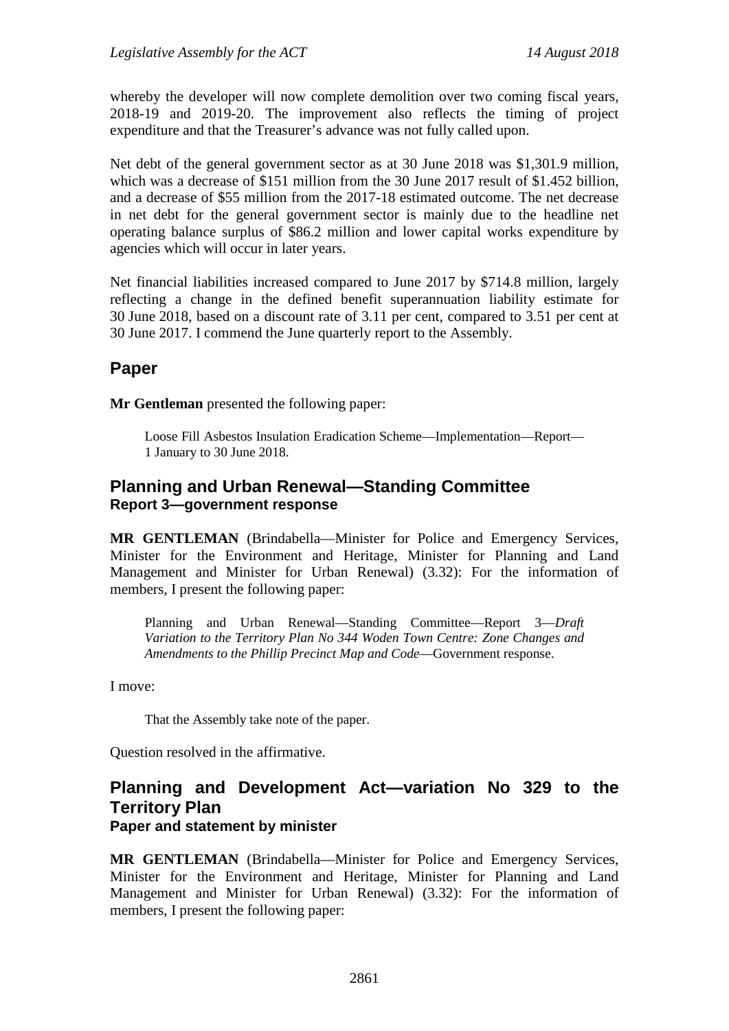whereby the developer will now complete demolition over two coming fiscal years, 2018-19 and 2019-20. The improvement also reflects the timing of project expenditure and that the Treasurer's advance was not fully called upon.

Net debt of the general government sector as at 30 June 2018 was $1,301.9 million, which was a decrease of $151 million from the 30 June 2017 result of $1.452 billion, and a decrease of $55 million from the 2017-18 estimated outcome. The net decrease in net debt for the general government sector is mainly due to the headline net operating balance surplus of $86.2 million and lower capital works expenditure by agencies which will occur in later years.

Net financial liabilities increased compared to June 2017 by $714.8 million, largely reflecting a change in the defined benefit superannuation liability estimate for 30 June 2018, based on a discount rate of 3.11 per cent, compared to 3.51 per cent at 30 June 2017. I commend the June quarterly report to the Assembly.

## Paper

**Mr Gentleman** presented the following paper:

> Loose Fill Asbestos Insulation Eradication Scheme—Implementation—Report—1 January to 30 June 2018.

## Planning and Urban Renewal—Standing Committee
### Report 3—government response

**MR GENTLEMAN** (Brindabella—Minister for Police and Emergency Services, Minister for the Environment and Heritage, Minister for Planning and Land Management and Minister for Urban Renewal) (3.32): For the information of members, I present the following paper:

> Planning and Urban Renewal—Standing Committee—Report 3—*Draft Variation to the Territory Plan No 344 Woden Town Centre: Zone Changes and Amendments to the Phillip Precinct Map and Code*—Government response.

I move:

> That the Assembly take note of the paper.

Question resolved in the affirmative.

## Planning and Development Act—variation No 329 to the Territory Plan
### Paper and statement by minister

**MR GENTLEMAN** (Brindabella—Minister for Police and Emergency Services, Minister for the Environment and Heritage, Minister for Planning and Land Management and Minister for Urban Renewal) (3.32): For the information of members, I present the following paper: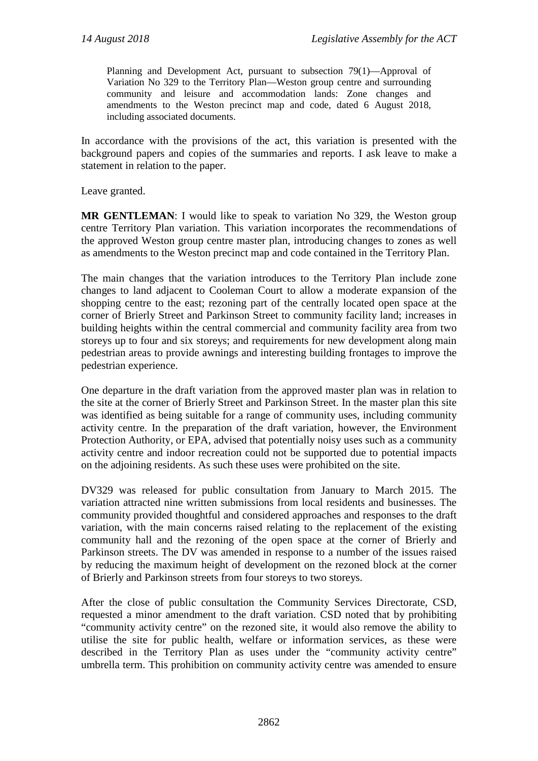Planning and Development Act, pursuant to subsection 79(1)—Approval of Variation No 329 to the Territory Plan—Weston group centre and surrounding community and leisure and accommodation lands: Zone changes and amendments to the Weston precinct map and code, dated 6 August 2018, including associated documents.

In accordance with the provisions of the act, this variation is presented with the background papers and copies of the summaries and reports. I ask leave to make a statement in relation to the paper.

Leave granted.

**MR GENTLEMAN**: I would like to speak to variation No 329, the Weston group centre Territory Plan variation. This variation incorporates the recommendations of the approved Weston group centre master plan, introducing changes to zones as well as amendments to the Weston precinct map and code contained in the Territory Plan.

The main changes that the variation introduces to the Territory Plan include zone changes to land adjacent to Cooleman Court to allow a moderate expansion of the shopping centre to the east; rezoning part of the centrally located open space at the corner of Brierly Street and Parkinson Street to community facility land; increases in building heights within the central commercial and community facility area from two storeys up to four and six storeys; and requirements for new development along main pedestrian areas to provide awnings and interesting building frontages to improve the pedestrian experience.

One departure in the draft variation from the approved master plan was in relation to the site at the corner of Brierly Street and Parkinson Street. In the master plan this site was identified as being suitable for a range of community uses, including community activity centre. In the preparation of the draft variation, however, the Environment Protection Authority, or EPA, advised that potentially noisy uses such as a community activity centre and indoor recreation could not be supported due to potential impacts on the adjoining residents. As such these uses were prohibited on the site.

DV329 was released for public consultation from January to March 2015. The variation attracted nine written submissions from local residents and businesses. The community provided thoughtful and considered approaches and responses to the draft variation, with the main concerns raised relating to the replacement of the existing community hall and the rezoning of the open space at the corner of Brierly and Parkinson streets. The DV was amended in response to a number of the issues raised by reducing the maximum height of development on the rezoned block at the corner of Brierly and Parkinson streets from four storeys to two storeys.

After the close of public consultation the Community Services Directorate, CSD, requested a minor amendment to the draft variation. CSD noted that by prohibiting "community activity centre" on the rezoned site, it would also remove the ability to utilise the site for public health, welfare or information services, as these were described in the Territory Plan as uses under the "community activity centre" umbrella term. This prohibition on community activity centre was amended to ensure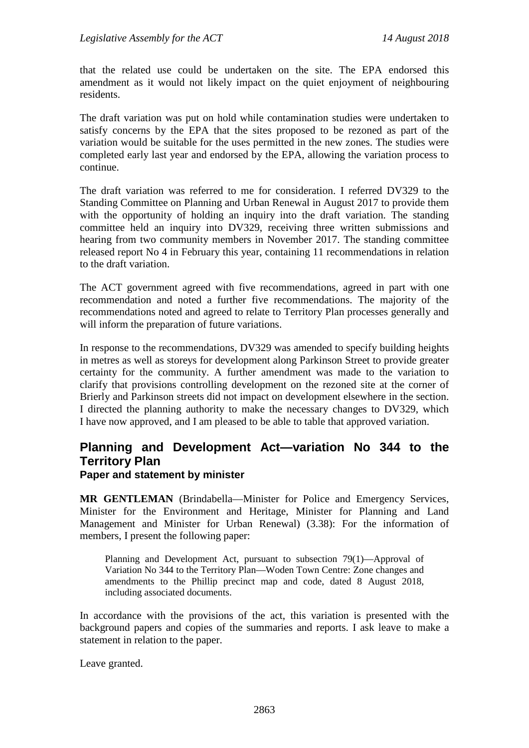that the related use could be undertaken on the site. The EPA endorsed this amendment as it would not likely impact on the quiet enjoyment of neighbouring residents.

The draft variation was put on hold while contamination studies were undertaken to satisfy concerns by the EPA that the sites proposed to be rezoned as part of the variation would be suitable for the uses permitted in the new zones. The studies were completed early last year and endorsed by the EPA, allowing the variation process to continue.

The draft variation was referred to me for consideration. I referred DV329 to the Standing Committee on Planning and Urban Renewal in August 2017 to provide them with the opportunity of holding an inquiry into the draft variation. The standing committee held an inquiry into DV329, receiving three written submissions and hearing from two community members in November 2017. The standing committee released report No 4 in February this year, containing 11 recommendations in relation to the draft variation.

The ACT government agreed with five recommendations, agreed in part with one recommendation and noted a further five recommendations. The majority of the recommendations noted and agreed to relate to Territory Plan processes generally and will inform the preparation of future variations.

In response to the recommendations, DV329 was amended to specify building heights in metres as well as storeys for development along Parkinson Street to provide greater certainty for the community. A further amendment was made to the variation to clarify that provisions controlling development on the rezoned site at the corner of Brierly and Parkinson streets did not impact on development elsewhere in the section. I directed the planning authority to make the necessary changes to DV329, which I have now approved, and I am pleased to be able to table that approved variation.

## Planning and Development Act—variation No 344 to the Territory Plan

### Paper and statement by minister

**MR GENTLEMAN** (Brindabella—Minister for Police and Emergency Services, Minister for the Environment and Heritage, Minister for Planning and Land Management and Minister for Urban Renewal) (3.38): For the information of members, I present the following paper:

> Planning and Development Act, pursuant to subsection 79(1)—Approval of Variation No 344 to the Territory Plan—Woden Town Centre: Zone changes and amendments to the Phillip precinct map and code, dated 8 August 2018, including associated documents.

In accordance with the provisions of the act, this variation is presented with the background papers and copies of the summaries and reports. I ask leave to make a statement in relation to the paper.

Leave granted.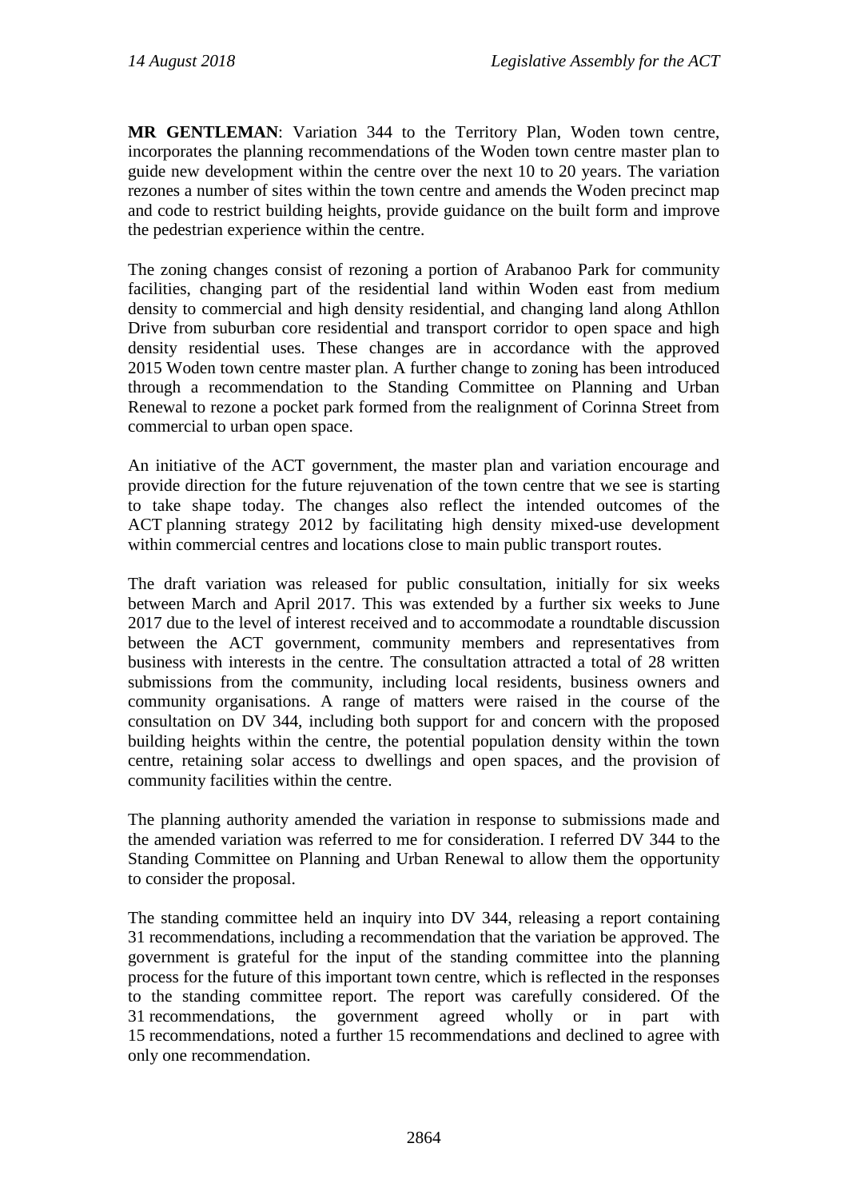**MR GENTLEMAN**: Variation 344 to the Territory Plan, Woden town centre, incorporates the planning recommendations of the Woden town centre master plan to guide new development within the centre over the next 10 to 20 years. The variation rezones a number of sites within the town centre and amends the Woden precinct map and code to restrict building heights, provide guidance on the built form and improve the pedestrian experience within the centre.

The zoning changes consist of rezoning a portion of Arabanoo Park for community facilities, changing part of the residential land within Woden east from medium density to commercial and high density residential, and changing land along Athllon Drive from suburban core residential and transport corridor to open space and high density residential uses. These changes are in accordance with the approved 2015 Woden town centre master plan. A further change to zoning has been introduced through a recommendation to the Standing Committee on Planning and Urban Renewal to rezone a pocket park formed from the realignment of Corinna Street from commercial to urban open space.

An initiative of the ACT government, the master plan and variation encourage and provide direction for the future rejuvenation of the town centre that we see is starting to take shape today. The changes also reflect the intended outcomes of the ACT planning strategy 2012 by facilitating high density mixed-use development within commercial centres and locations close to main public transport routes.

The draft variation was released for public consultation, initially for six weeks between March and April 2017. This was extended by a further six weeks to June 2017 due to the level of interest received and to accommodate a roundtable discussion between the ACT government, community members and representatives from business with interests in the centre. The consultation attracted a total of 28 written submissions from the community, including local residents, business owners and community organisations. A range of matters were raised in the course of the consultation on DV 344, including both support for and concern with the proposed building heights within the centre, the potential population density within the town centre, retaining solar access to dwellings and open spaces, and the provision of community facilities within the centre.

The planning authority amended the variation in response to submissions made and the amended variation was referred to me for consideration. I referred DV 344 to the Standing Committee on Planning and Urban Renewal to allow them the opportunity to consider the proposal.

The standing committee held an inquiry into DV 344, releasing a report containing 31 recommendations, including a recommendation that the variation be approved. The government is grateful for the input of the standing committee into the planning process for the future of this important town centre, which is reflected in the responses to the standing committee report. The report was carefully considered. Of the 31 recommendations, the government agreed wholly or in part with 15 recommendations, noted a further 15 recommendations and declined to agree with only one recommendation.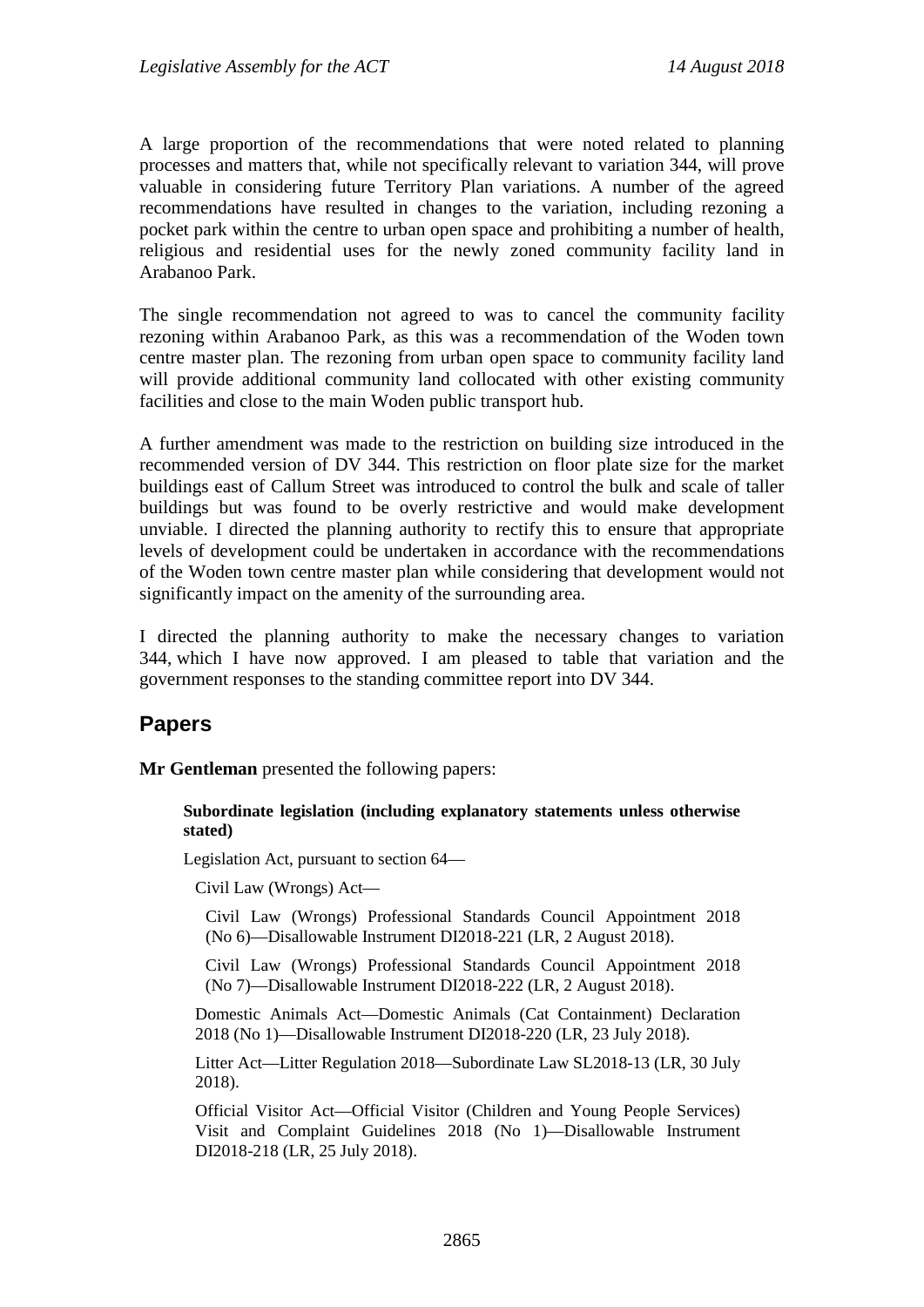A large proportion of the recommendations that were noted related to planning processes and matters that, while not specifically relevant to variation 344, will prove valuable in considering future Territory Plan variations. A number of the agreed recommendations have resulted in changes to the variation, including rezoning a pocket park within the centre to urban open space and prohibiting a number of health, religious and residential uses for the newly zoned community facility land in Arabanoo Park.

The single recommendation not agreed to was to cancel the community facility rezoning within Arabanoo Park, as this was a recommendation of the Woden town centre master plan. The rezoning from urban open space to community facility land will provide additional community land collocated with other existing community facilities and close to the main Woden public transport hub.

A further amendment was made to the restriction on building size introduced in the recommended version of DV 344. This restriction on floor plate size for the market buildings east of Callum Street was introduced to control the bulk and scale of taller buildings but was found to be overly restrictive and would make development unviable. I directed the planning authority to rectify this to ensure that appropriate levels of development could be undertaken in accordance with the recommendations of the Woden town centre master plan while considering that development would not significantly impact on the amenity of the surrounding area.

I directed the planning authority to make the necessary changes to variation 344, which I have now approved. I am pleased to table that variation and the government responses to the standing committee report into DV 344.

## Papers

**Mr Gentleman** presented the following papers:

**Subordinate legislation (including explanatory statements unless otherwise stated)**

Legislation Act, pursuant to section 64—

Civil Law (Wrongs) Act—

Civil Law (Wrongs) Professional Standards Council Appointment 2018 (No 6)—Disallowable Instrument DI2018-221 (LR, 2 August 2018).

Civil Law (Wrongs) Professional Standards Council Appointment 2018 (No 7)—Disallowable Instrument DI2018-222 (LR, 2 August 2018).

Domestic Animals Act—Domestic Animals (Cat Containment) Declaration 2018 (No 1)—Disallowable Instrument DI2018-220 (LR, 23 July 2018).

Litter Act—Litter Regulation 2018—Subordinate Law SL2018-13 (LR, 30 July 2018).

Official Visitor Act—Official Visitor (Children and Young People Services) Visit and Complaint Guidelines 2018 (No 1)—Disallowable Instrument DI2018-218 (LR, 25 July 2018).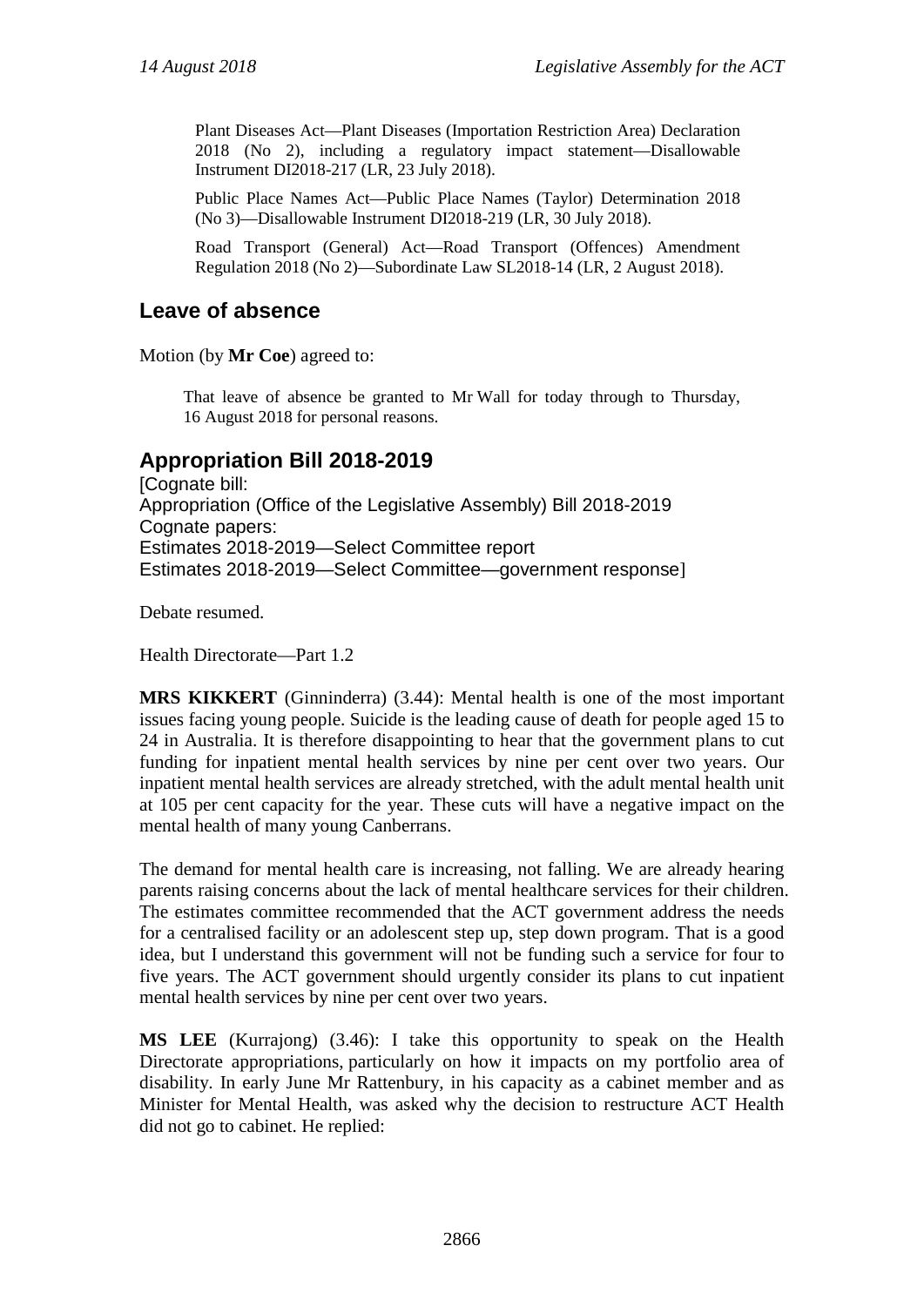Plant Diseases Act—Plant Diseases (Importation Restriction Area) Declaration 2018 (No 2), including a regulatory impact statement—Disallowable Instrument DI2018-217 (LR, 23 July 2018).

Public Place Names Act—Public Place Names (Taylor) Determination 2018 (No 3)—Disallowable Instrument DI2018-219 (LR, 30 July 2018).

Road Transport (General) Act—Road Transport (Offences) Amendment Regulation 2018 (No 2)—Subordinate Law SL2018-14 (LR, 2 August 2018).

## Leave of absence

Motion (by **Mr Coe**) agreed to:

> That leave of absence be granted to Mr Wall for today through to Thursday, 16 August 2018 for personal reasons.

## Appropriation Bill 2018-2019

[Cognate bill:
Appropriation (Office of the Legislative Assembly) Bill 2018-2019
Cognate papers:
Estimates 2018-2019—Select Committee report
Estimates 2018-2019—Select Committee—government response]

Debate resumed.

Health Directorate—Part 1.2

**MRS KIKKERT** (Ginninderra) (3.44): Mental health is one of the most important issues facing young people. Suicide is the leading cause of death for people aged 15 to 24 in Australia. It is therefore disappointing to hear that the government plans to cut funding for inpatient mental health services by nine per cent over two years. Our inpatient mental health services are already stretched, with the adult mental health unit at 105 per cent capacity for the year. These cuts will have a negative impact on the mental health of many young Canberrans.

The demand for mental health care is increasing, not falling. We are already hearing parents raising concerns about the lack of mental healthcare services for their children. The estimates committee recommended that the ACT government address the needs for a centralised facility or an adolescent step up, step down program. That is a good idea, but I understand this government will not be funding such a service for four to five years. The ACT government should urgently consider its plans to cut inpatient mental health services by nine per cent over two years.

**MS LEE** (Kurrajong) (3.46): I take this opportunity to speak on the Health Directorate appropriations, particularly on how it impacts on my portfolio area of disability. In early June Mr Rattenbury, in his capacity as a cabinet member and as Minister for Mental Health, was asked why the decision to restructure ACT Health did not go to cabinet. He replied: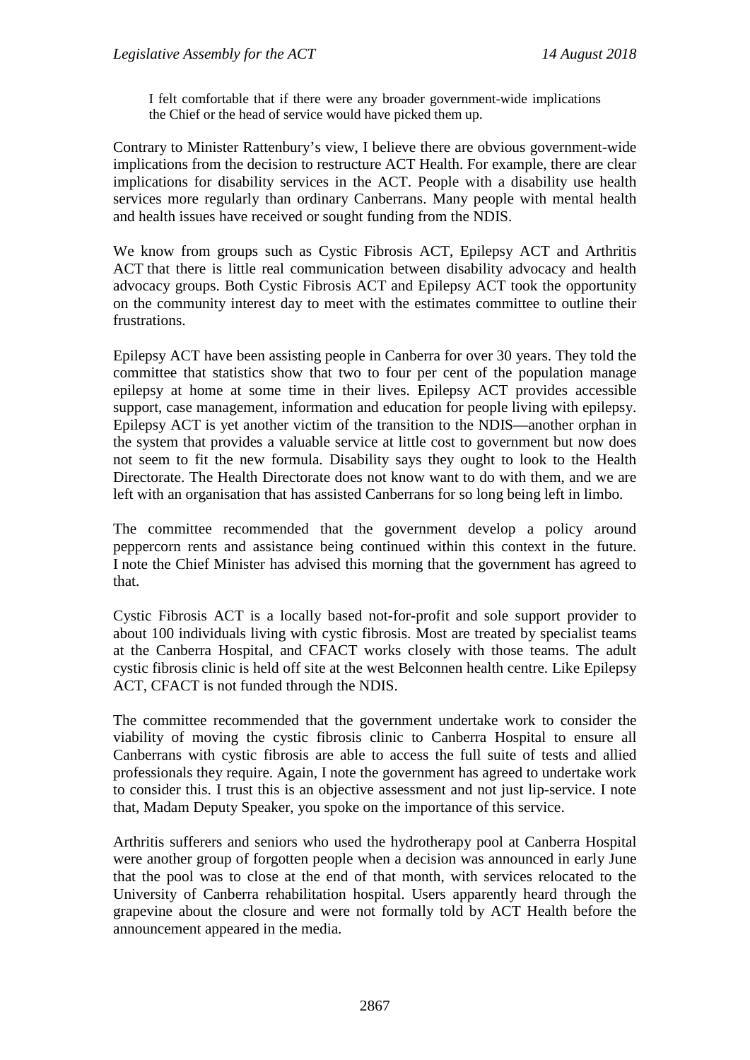> I felt comfortable that if there were any broader government-wide implications the Chief or the head of service would have picked them up.

Contrary to Minister Rattenbury's view, I believe there are obvious government-wide implications from the decision to restructure ACT Health. For example, there are clear implications for disability services in the ACT. People with a disability use health services more regularly than ordinary Canberrans. Many people with mental health and health issues have received or sought funding from the NDIS.

We know from groups such as Cystic Fibrosis ACT, Epilepsy ACT and Arthritis ACT that there is little real communication between disability advocacy and health advocacy groups. Both Cystic Fibrosis ACT and Epilepsy ACT took the opportunity on the community interest day to meet with the estimates committee to outline their frustrations.

Epilepsy ACT have been assisting people in Canberra for over 30 years. They told the committee that statistics show that two to four per cent of the population manage epilepsy at home at some time in their lives. Epilepsy ACT provides accessible support, case management, information and education for people living with epilepsy. Epilepsy ACT is yet another victim of the transition to the NDIS—another orphan in the system that provides a valuable service at little cost to government but now does not seem to fit the new formula. Disability says they ought to look to the Health Directorate. The Health Directorate does not know want to do with them, and we are left with an organisation that has assisted Canberrans for so long being left in limbo.

The committee recommended that the government develop a policy around peppercorn rents and assistance being continued within this context in the future. I note the Chief Minister has advised this morning that the government has agreed to that.

Cystic Fibrosis ACT is a locally based not-for-profit and sole support provider to about 100 individuals living with cystic fibrosis. Most are treated by specialist teams at the Canberra Hospital, and CFACT works closely with those teams. The adult cystic fibrosis clinic is held off site at the west Belconnen health centre. Like Epilepsy ACT, CFACT is not funded through the NDIS.

The committee recommended that the government undertake work to consider the viability of moving the cystic fibrosis clinic to Canberra Hospital to ensure all Canberrans with cystic fibrosis are able to access the full suite of tests and allied professionals they require. Again, I note the government has agreed to undertake work to consider this. I trust this is an objective assessment and not just lip-service. I note that, Madam Deputy Speaker, you spoke on the importance of this service.

Arthritis sufferers and seniors who used the hydrotherapy pool at Canberra Hospital were another group of forgotten people when a decision was announced in early June that the pool was to close at the end of that month, with services relocated to the University of Canberra rehabilitation hospital. Users apparently heard through the grapevine about the closure and were not formally told by ACT Health before the announcement appeared in the media.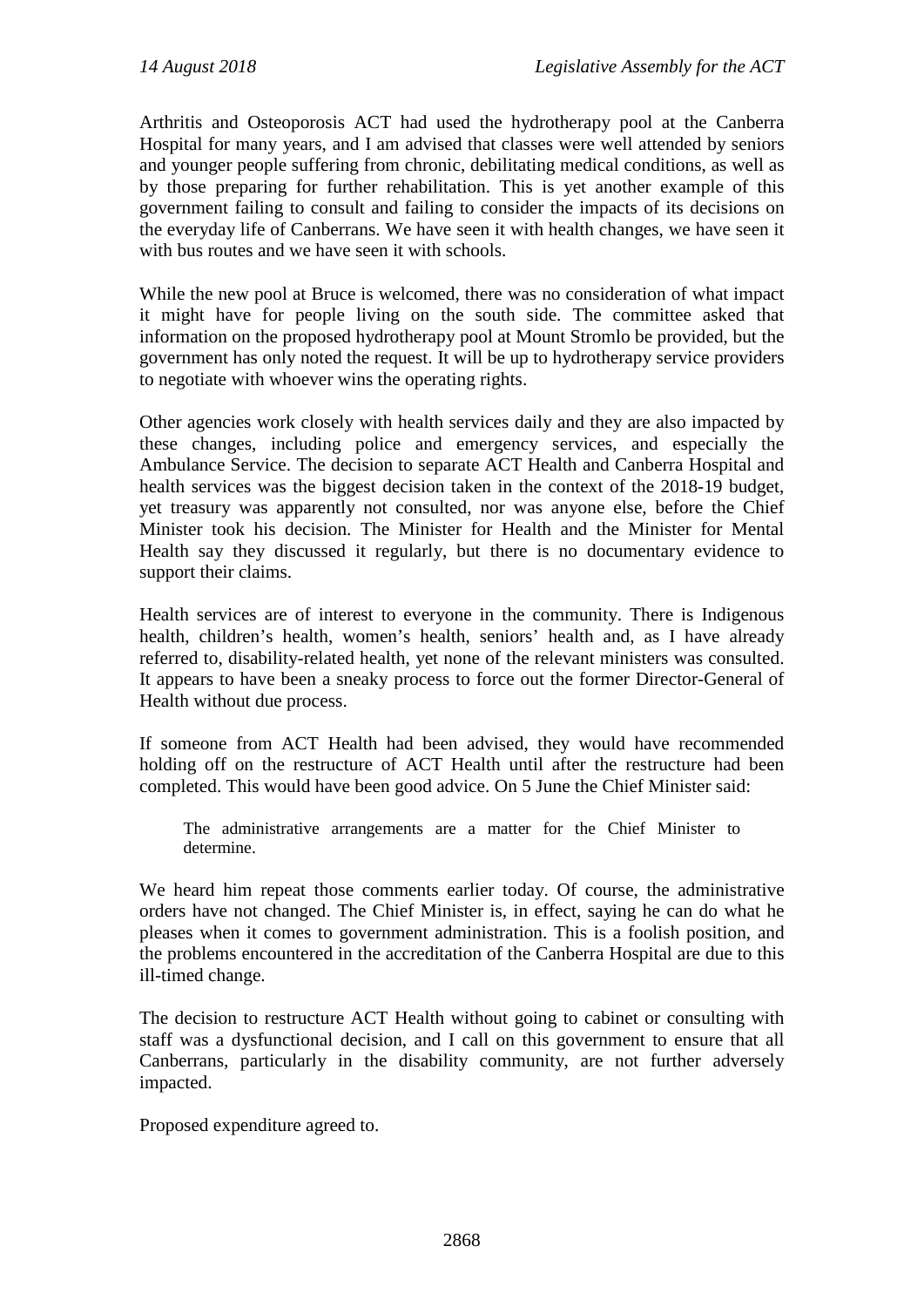Arthritis and Osteoporosis ACT had used the hydrotherapy pool at the Canberra Hospital for many years, and I am advised that classes were well attended by seniors and younger people suffering from chronic, debilitating medical conditions, as well as by those preparing for further rehabilitation. This is yet another example of this government failing to consult and failing to consider the impacts of its decisions on the everyday life of Canberrans. We have seen it with health changes, we have seen it with bus routes and we have seen it with schools.

While the new pool at Bruce is welcomed, there was no consideration of what impact it might have for people living on the south side. The committee asked that information on the proposed hydrotherapy pool at Mount Stromlo be provided, but the government has only noted the request. It will be up to hydrotherapy service providers to negotiate with whoever wins the operating rights.

Other agencies work closely with health services daily and they are also impacted by these changes, including police and emergency services, and especially the Ambulance Service. The decision to separate ACT Health and Canberra Hospital and health services was the biggest decision taken in the context of the 2018-19 budget, yet treasury was apparently not consulted, nor was anyone else, before the Chief Minister took his decision. The Minister for Health and the Minister for Mental Health say they discussed it regularly, but there is no documentary evidence to support their claims.

Health services are of interest to everyone in the community. There is Indigenous health, children's health, women's health, seniors' health and, as I have already referred to, disability-related health, yet none of the relevant ministers was consulted. It appears to have been a sneaky process to force out the former Director-General of Health without due process.

If someone from ACT Health had been advised, they would have recommended holding off on the restructure of ACT Health until after the restructure had been completed. This would have been good advice. On 5 June the Chief Minister said:

> The administrative arrangements are a matter for the Chief Minister to determine.

We heard him repeat those comments earlier today. Of course, the administrative orders have not changed. The Chief Minister is, in effect, saying he can do what he pleases when it comes to government administration. This is a foolish position, and the problems encountered in the accreditation of the Canberra Hospital are due to this ill-timed change.

The decision to restructure ACT Health without going to cabinet or consulting with staff was a dysfunctional decision, and I call on this government to ensure that all Canberrans, particularly in the disability community, are not further adversely impacted.

Proposed expenditure agreed to.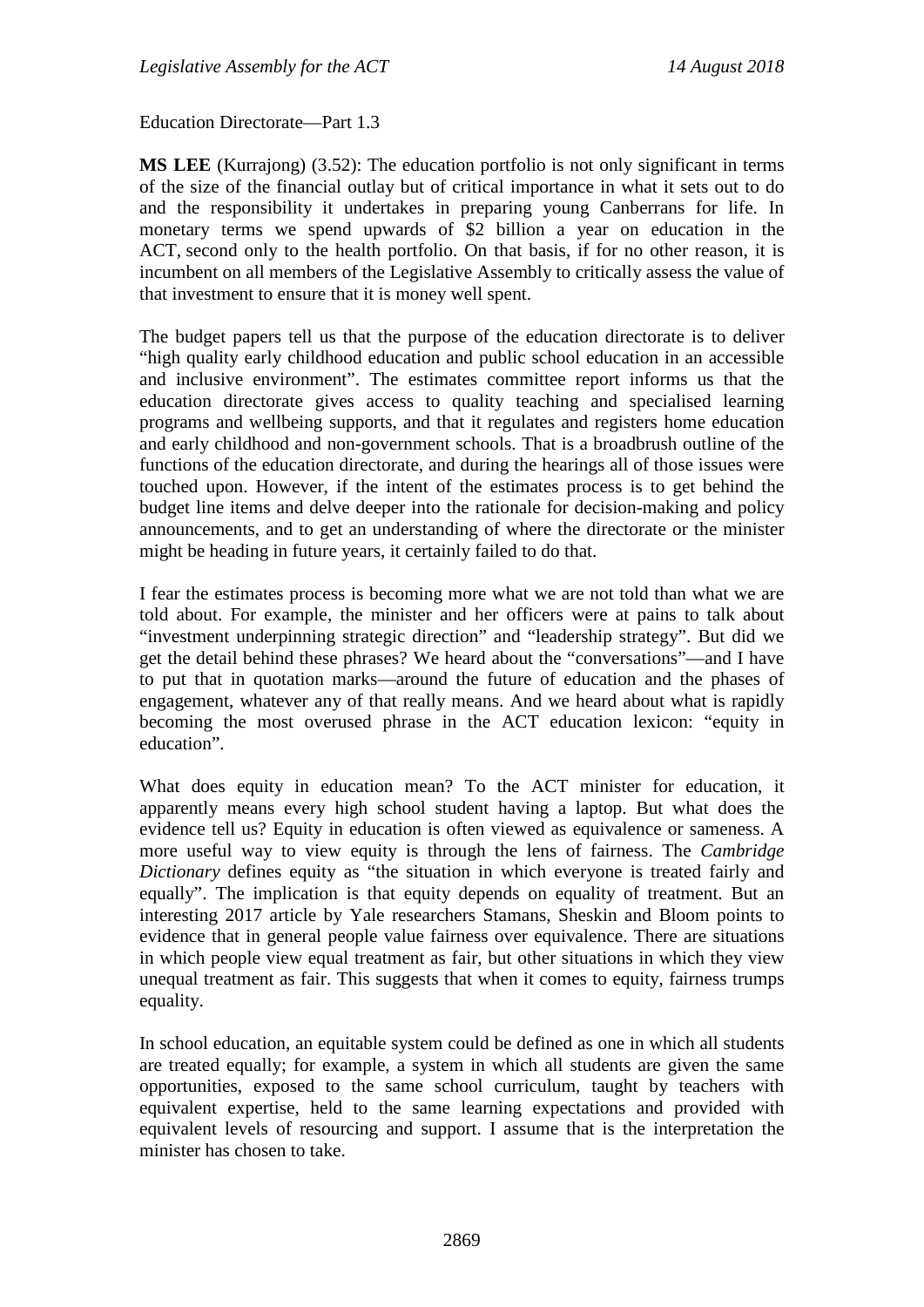Education Directorate—Part 1.3

**MS LEE** (Kurrajong) (3.52): The education portfolio is not only significant in terms of the size of the financial outlay but of critical importance in what it sets out to do and the responsibility it undertakes in preparing young Canberrans for life. In monetary terms we spend upwards of $2 billion a year on education in the ACT, second only to the health portfolio. On that basis, if for no other reason, it is incumbent on all members of the Legislative Assembly to critically assess the value of that investment to ensure that it is money well spent.

The budget papers tell us that the purpose of the education directorate is to deliver "high quality early childhood education and public school education in an accessible and inclusive environment". The estimates committee report informs us that the education directorate gives access to quality teaching and specialised learning programs and wellbeing supports, and that it regulates and registers home education and early childhood and non-government schools. That is a broadbrush outline of the functions of the education directorate, and during the hearings all of those issues were touched upon. However, if the intent of the estimates process is to get behind the budget line items and delve deeper into the rationale for decision-making and policy announcements, and to get an understanding of where the directorate or the minister might be heading in future years, it certainly failed to do that.

I fear the estimates process is becoming more what we are not told than what we are told about. For example, the minister and her officers were at pains to talk about "investment underpinning strategic direction" and "leadership strategy". But did we get the detail behind these phrases? We heard about the "conversations"—and I have to put that in quotation marks—around the future of education and the phases of engagement, whatever any of that really means. And we heard about what is rapidly becoming the most overused phrase in the ACT education lexicon: "equity in education".

What does equity in education mean? To the ACT minister for education, it apparently means every high school student having a laptop. But what does the evidence tell us? Equity in education is often viewed as equivalence or sameness. A more useful way to view equity is through the lens of fairness. The *Cambridge Dictionary* defines equity as "the situation in which everyone is treated fairly and equally". The implication is that equity depends on equality of treatment. But an interesting 2017 article by Yale researchers Stamans, Sheskin and Bloom points to evidence that in general people value fairness over equivalence. There are situations in which people view equal treatment as fair, but other situations in which they view unequal treatment as fair. This suggests that when it comes to equity, fairness trumps equality.

In school education, an equitable system could be defined as one in which all students are treated equally; for example, a system in which all students are given the same opportunities, exposed to the same school curriculum, taught by teachers with equivalent expertise, held to the same learning expectations and provided with equivalent levels of resourcing and support. I assume that is the interpretation the minister has chosen to take.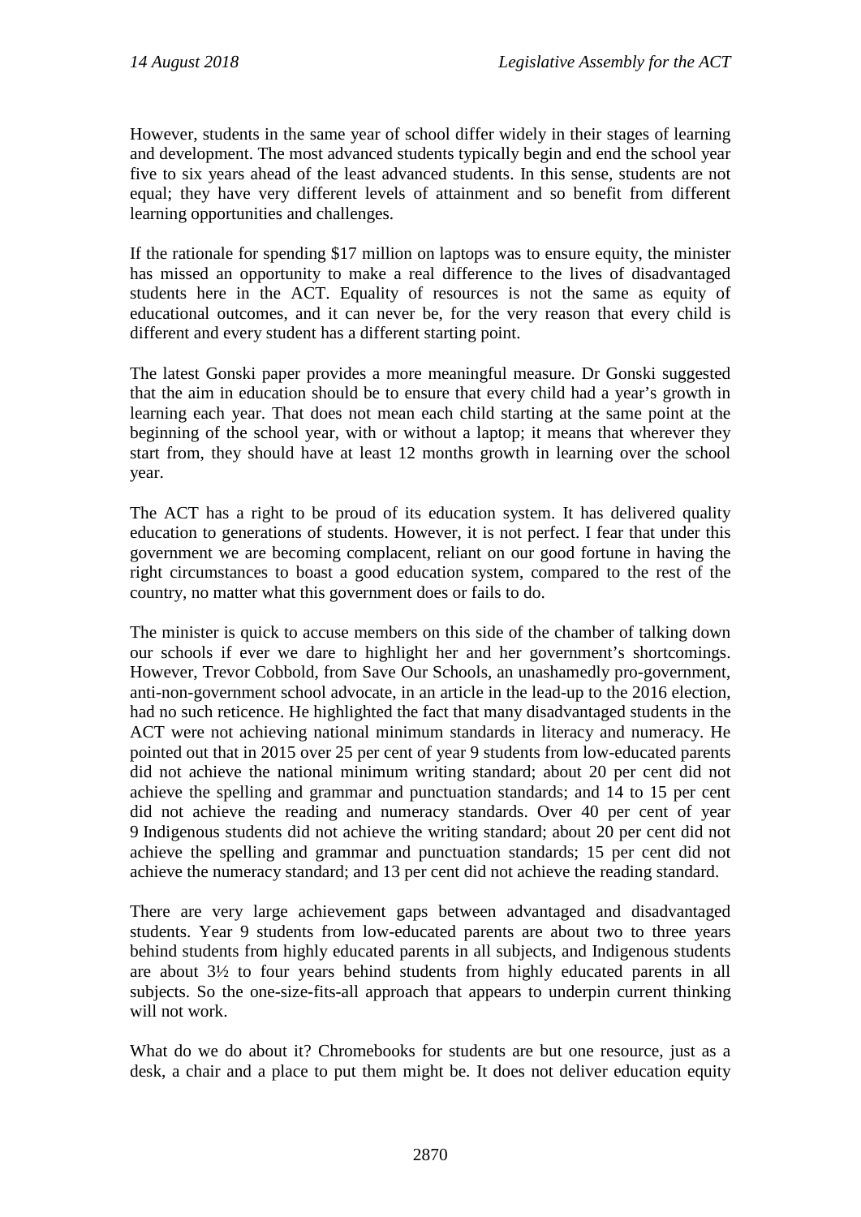However, students in the same year of school differ widely in their stages of learning and development. The most advanced students typically begin and end the school year five to six years ahead of the least advanced students. In this sense, students are not equal; they have very different levels of attainment and so benefit from different learning opportunities and challenges.

If the rationale for spending $17 million on laptops was to ensure equity, the minister has missed an opportunity to make a real difference to the lives of disadvantaged students here in the ACT. Equality of resources is not the same as equity of educational outcomes, and it can never be, for the very reason that every child is different and every student has a different starting point.

The latest Gonski paper provides a more meaningful measure. Dr Gonski suggested that the aim in education should be to ensure that every child had a year's growth in learning each year. That does not mean each child starting at the same point at the beginning of the school year, with or without a laptop; it means that wherever they start from, they should have at least 12 months growth in learning over the school year.

The ACT has a right to be proud of its education system. It has delivered quality education to generations of students. However, it is not perfect. I fear that under this government we are becoming complacent, reliant on our good fortune in having the right circumstances to boast a good education system, compared to the rest of the country, no matter what this government does or fails to do.

The minister is quick to accuse members on this side of the chamber of talking down our schools if ever we dare to highlight her and her government's shortcomings. However, Trevor Cobbold, from Save Our Schools, an unashamedly pro-government, anti-non-government school advocate, in an article in the lead-up to the 2016 election, had no such reticence. He highlighted the fact that many disadvantaged students in the ACT were not achieving national minimum standards in literacy and numeracy. He pointed out that in 2015 over 25 per cent of year 9 students from low-educated parents did not achieve the national minimum writing standard; about 20 per cent did not achieve the spelling and grammar and punctuation standards; and 14 to 15 per cent did not achieve the reading and numeracy standards. Over 40 per cent of year 9 Indigenous students did not achieve the writing standard; about 20 per cent did not achieve the spelling and grammar and punctuation standards; 15 per cent did not achieve the numeracy standard; and 13 per cent did not achieve the reading standard.

There are very large achievement gaps between advantaged and disadvantaged students. Year 9 students from low-educated parents are about two to three years behind students from highly educated parents in all subjects, and Indigenous students are about 3½ to four years behind students from highly educated parents in all subjects. So the one-size-fits-all approach that appears to underpin current thinking will not work.

What do we do about it? Chromebooks for students are but one resource, just as a desk, a chair and a place to put them might be. It does not deliver education equity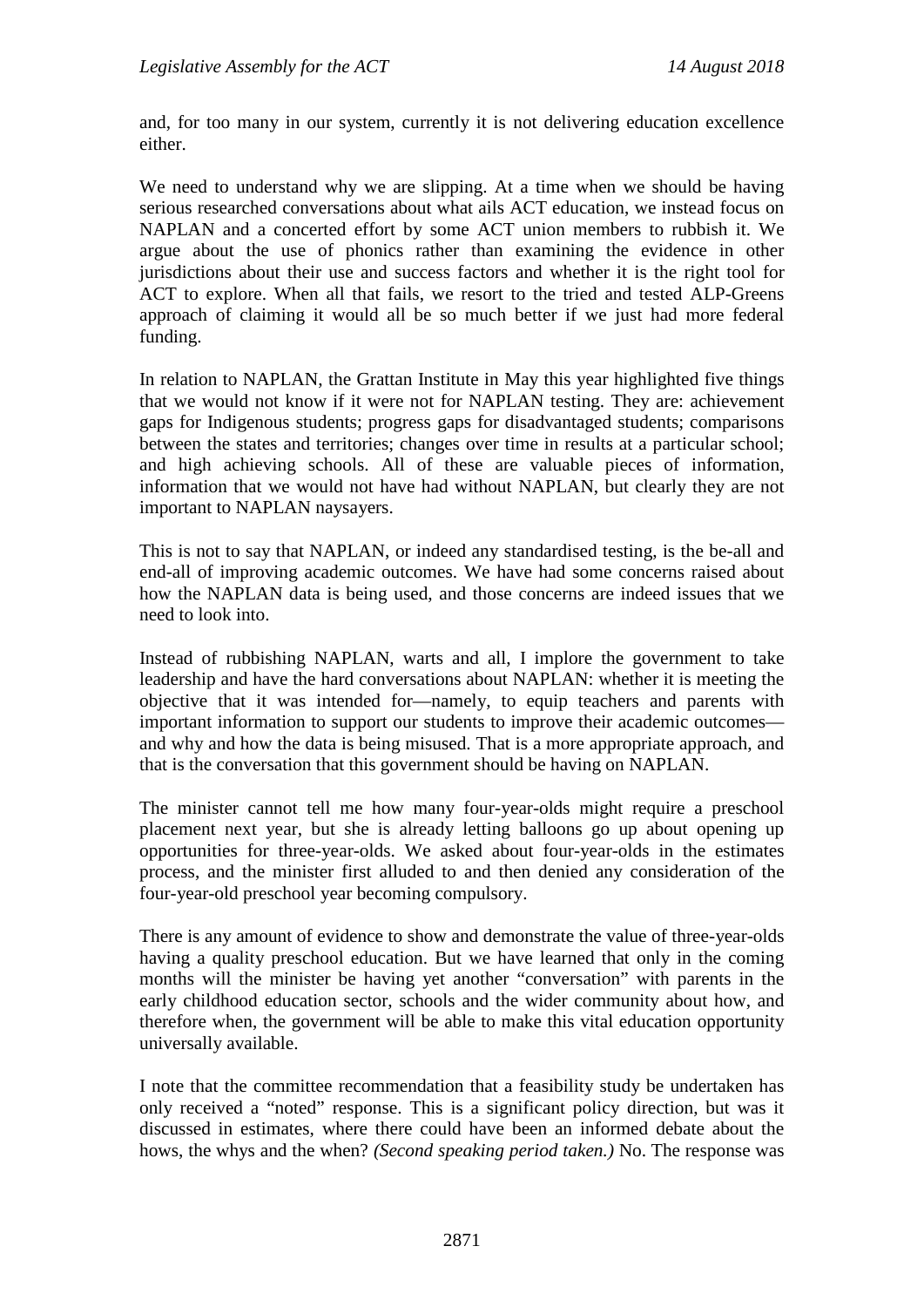and, for too many in our system, currently it is not delivering education excellence either.

We need to understand why we are slipping. At a time when we should be having serious researched conversations about what ails ACT education, we instead focus on NAPLAN and a concerted effort by some ACT union members to rubbish it. We argue about the use of phonics rather than examining the evidence in other jurisdictions about their use and success factors and whether it is the right tool for ACT to explore. When all that fails, we resort to the tried and tested ALP-Greens approach of claiming it would all be so much better if we just had more federal funding.

In relation to NAPLAN, the Grattan Institute in May this year highlighted five things that we would not know if it were not for NAPLAN testing. They are: achievement gaps for Indigenous students; progress gaps for disadvantaged students; comparisons between the states and territories; changes over time in results at a particular school; and high achieving schools. All of these are valuable pieces of information, information that we would not have had without NAPLAN, but clearly they are not important to NAPLAN naysayers.

This is not to say that NAPLAN, or indeed any standardised testing, is the be-all and end-all of improving academic outcomes. We have had some concerns raised about how the NAPLAN data is being used, and those concerns are indeed issues that we need to look into.

Instead of rubbishing NAPLAN, warts and all, I implore the government to take leadership and have the hard conversations about NAPLAN: whether it is meeting the objective that it was intended for—namely, to equip teachers and parents with important information to support our students to improve their academic outcomes—and why and how the data is being misused. That is a more appropriate approach, and that is the conversation that this government should be having on NAPLAN.

The minister cannot tell me how many four-year-olds might require a preschool placement next year, but she is already letting balloons go up about opening up opportunities for three-year-olds. We asked about four-year-olds in the estimates process, and the minister first alluded to and then denied any consideration of the four-year-old preschool year becoming compulsory.

There is any amount of evidence to show and demonstrate the value of three-year-olds having a quality preschool education. But we have learned that only in the coming months will the minister be having yet another "conversation" with parents in the early childhood education sector, schools and the wider community about how, and therefore when, the government will be able to make this vital education opportunity universally available.

I note that the committee recommendation that a feasibility study be undertaken has only received a "noted" response. This is a significant policy direction, but was it discussed in estimates, where there could have been an informed debate about the hows, the whys and the when? *(Second speaking period taken.)* No. The response was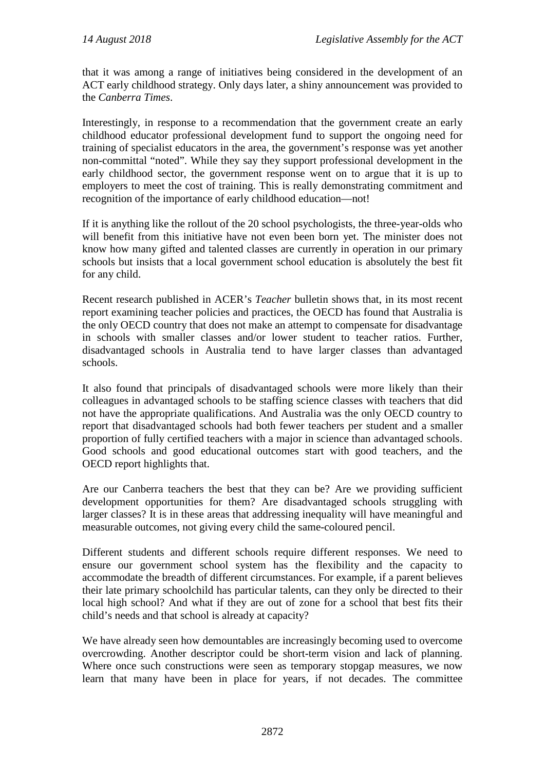that it was among a range of initiatives being considered in the development of an ACT early childhood strategy. Only days later, a shiny announcement was provided to the *Canberra Times*.

Interestingly, in response to a recommendation that the government create an early childhood educator professional development fund to support the ongoing need for training of specialist educators in the area, the government's response was yet another non-committal "noted". While they say they support professional development in the early childhood sector, the government response went on to argue that it is up to employers to meet the cost of training. This is really demonstrating commitment and recognition of the importance of early childhood education—not!

If it is anything like the rollout of the 20 school psychologists, the three-year-olds who will benefit from this initiative have not even been born yet. The minister does not know how many gifted and talented classes are currently in operation in our primary schools but insists that a local government school education is absolutely the best fit for any child.

Recent research published in ACER's *Teacher* bulletin shows that, in its most recent report examining teacher policies and practices, the OECD has found that Australia is the only OECD country that does not make an attempt to compensate for disadvantage in schools with smaller classes and/or lower student to teacher ratios. Further, disadvantaged schools in Australia tend to have larger classes than advantaged schools.

It also found that principals of disadvantaged schools were more likely than their colleagues in advantaged schools to be staffing science classes with teachers that did not have the appropriate qualifications. And Australia was the only OECD country to report that disadvantaged schools had both fewer teachers per student and a smaller proportion of fully certified teachers with a major in science than advantaged schools. Good schools and good educational outcomes start with good teachers, and the OECD report highlights that.

Are our Canberra teachers the best that they can be? Are we providing sufficient development opportunities for them? Are disadvantaged schools struggling with larger classes? It is in these areas that addressing inequality will have meaningful and measurable outcomes, not giving every child the same-coloured pencil.

Different students and different schools require different responses. We need to ensure our government school system has the flexibility and the capacity to accommodate the breadth of different circumstances. For example, if a parent believes their late primary schoolchild has particular talents, can they only be directed to their local high school? And what if they are out of zone for a school that best fits their child's needs and that school is already at capacity?

We have already seen how demountables are increasingly becoming used to overcome overcrowding. Another descriptor could be short-term vision and lack of planning. Where once such constructions were seen as temporary stopgap measures, we now learn that many have been in place for years, if not decades. The committee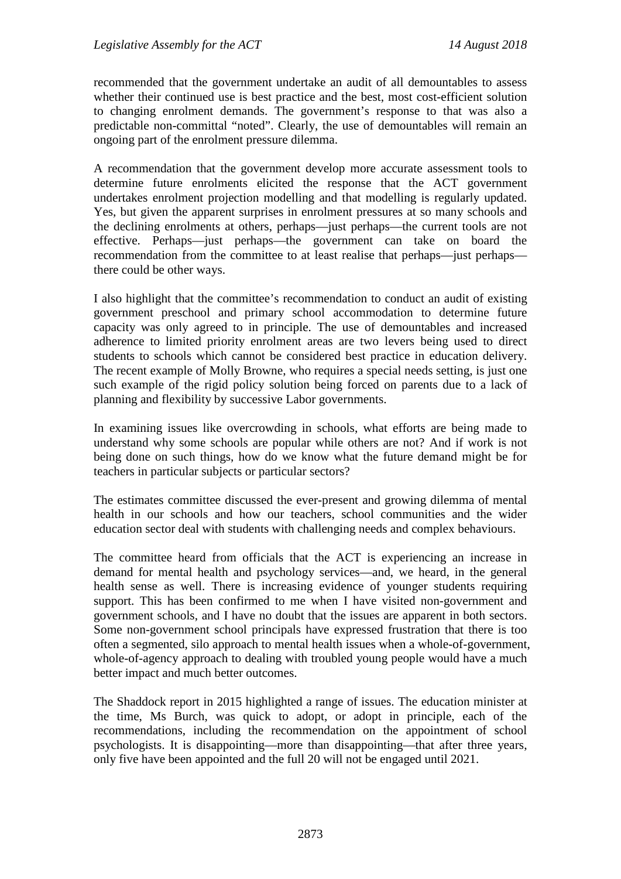recommended that the government undertake an audit of all demountables to assess whether their continued use is best practice and the best, most cost-efficient solution to changing enrolment demands. The government's response to that was also a predictable non-committal "noted". Clearly, the use of demountables will remain an ongoing part of the enrolment pressure dilemma.

A recommendation that the government develop more accurate assessment tools to determine future enrolments elicited the response that the ACT government undertakes enrolment projection modelling and that modelling is regularly updated. Yes, but given the apparent surprises in enrolment pressures at so many schools and the declining enrolments at others, perhaps—just perhaps—the current tools are not effective. Perhaps—just perhaps—the government can take on board the recommendation from the committee to at least realise that perhaps—just perhaps—there could be other ways.

I also highlight that the committee's recommendation to conduct an audit of existing government preschool and primary school accommodation to determine future capacity was only agreed to in principle. The use of demountables and increased adherence to limited priority enrolment areas are two levers being used to direct students to schools which cannot be considered best practice in education delivery. The recent example of Molly Browne, who requires a special needs setting, is just one such example of the rigid policy solution being forced on parents due to a lack of planning and flexibility by successive Labor governments.

In examining issues like overcrowding in schools, what efforts are being made to understand why some schools are popular while others are not? And if work is not being done on such things, how do we know what the future demand might be for teachers in particular subjects or particular sectors?

The estimates committee discussed the ever-present and growing dilemma of mental health in our schools and how our teachers, school communities and the wider education sector deal with students with challenging needs and complex behaviours.

The committee heard from officials that the ACT is experiencing an increase in demand for mental health and psychology services—and, we heard, in the general health sense as well. There is increasing evidence of younger students requiring support. This has been confirmed to me when I have visited non-government and government schools, and I have no doubt that the issues are apparent in both sectors. Some non-government school principals have expressed frustration that there is too often a segmented, silo approach to mental health issues when a whole-of-government, whole-of-agency approach to dealing with troubled young people would have a much better impact and much better outcomes.

The Shaddock report in 2015 highlighted a range of issues. The education minister at the time, Ms Burch, was quick to adopt, or adopt in principle, each of the recommendations, including the recommendation on the appointment of school psychologists. It is disappointing—more than disappointing—that after three years, only five have been appointed and the full 20 will not be engaged until 2021.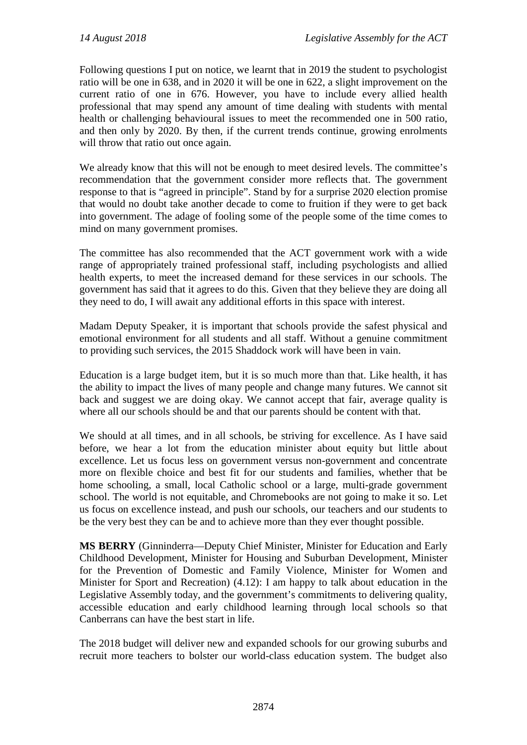Following questions I put on notice, we learnt that in 2019 the student to psychologist ratio will be one in 638, and in 2020 it will be one in 622, a slight improvement on the current ratio of one in 676. However, you have to include every allied health professional that may spend any amount of time dealing with students with mental health or challenging behavioural issues to meet the recommended one in 500 ratio, and then only by 2020. By then, if the current trends continue, growing enrolments will throw that ratio out once again.

We already know that this will not be enough to meet desired levels. The committee's recommendation that the government consider more reflects that. The government response to that is "agreed in principle". Stand by for a surprise 2020 election promise that would no doubt take another decade to come to fruition if they were to get back into government. The adage of fooling some of the people some of the time comes to mind on many government promises.

The committee has also recommended that the ACT government work with a wide range of appropriately trained professional staff, including psychologists and allied health experts, to meet the increased demand for these services in our schools. The government has said that it agrees to do this. Given that they believe they are doing all they need to do, I will await any additional efforts in this space with interest.

Madam Deputy Speaker, it is important that schools provide the safest physical and emotional environment for all students and all staff. Without a genuine commitment to providing such services, the 2015 Shaddock work will have been in vain.

Education is a large budget item, but it is so much more than that. Like health, it has the ability to impact the lives of many people and change many futures. We cannot sit back and suggest we are doing okay. We cannot accept that fair, average quality is where all our schools should be and that our parents should be content with that.

We should at all times, and in all schools, be striving for excellence. As I have said before, we hear a lot from the education minister about equity but little about excellence. Let us focus less on government versus non-government and concentrate more on flexible choice and best fit for our students and families, whether that be home schooling, a small, local Catholic school or a large, multi-grade government school. The world is not equitable, and Chromebooks are not going to make it so. Let us focus on excellence instead, and push our schools, our teachers and our students to be the very best they can be and to achieve more than they ever thought possible.

**MS BERRY** (Ginninderra—Deputy Chief Minister, Minister for Education and Early Childhood Development, Minister for Housing and Suburban Development, Minister for the Prevention of Domestic and Family Violence, Minister for Women and Minister for Sport and Recreation) (4.12): I am happy to talk about education in the Legislative Assembly today, and the government's commitments to delivering quality, accessible education and early childhood learning through local schools so that Canberrans can have the best start in life.

The 2018 budget will deliver new and expanded schools for our growing suburbs and recruit more teachers to bolster our world-class education system. The budget also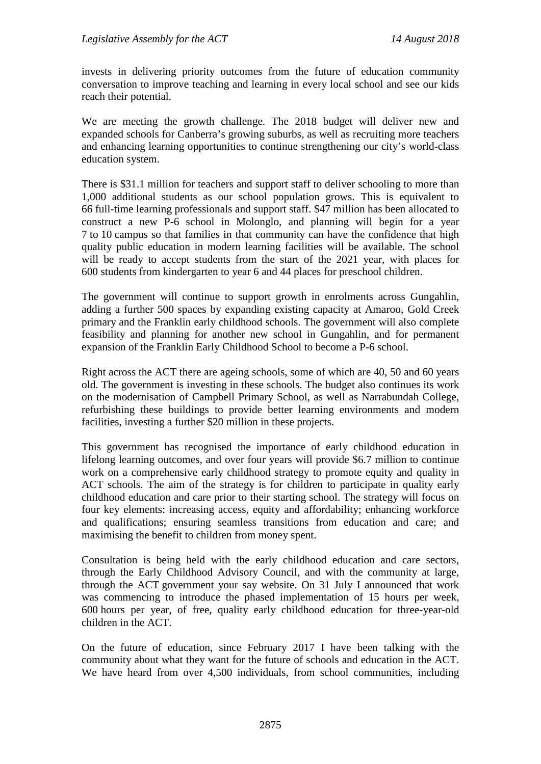invests in delivering priority outcomes from the future of education community conversation to improve teaching and learning in every local school and see our kids reach their potential.

We are meeting the growth challenge. The 2018 budget will deliver new and expanded schools for Canberra's growing suburbs, as well as recruiting more teachers and enhancing learning opportunities to continue strengthening our city's world-class education system.

There is $31.1 million for teachers and support staff to deliver schooling to more than 1,000 additional students as our school population grows. This is equivalent to 66 full-time learning professionals and support staff. $47 million has been allocated to construct a new P-6 school in Molonglo, and planning will begin for a year 7 to 10 campus so that families in that community can have the confidence that high quality public education in modern learning facilities will be available. The school will be ready to accept students from the start of the 2021 year, with places for 600 students from kindergarten to year 6 and 44 places for preschool children.

The government will continue to support growth in enrolments across Gungahlin, adding a further 500 spaces by expanding existing capacity at Amaroo, Gold Creek primary and the Franklin early childhood schools. The government will also complete feasibility and planning for another new school in Gungahlin, and for permanent expansion of the Franklin Early Childhood School to become a P-6 school.

Right across the ACT there are ageing schools, some of which are 40, 50 and 60 years old. The government is investing in these schools. The budget also continues its work on the modernisation of Campbell Primary School, as well as Narrabundah College, refurbishing these buildings to provide better learning environments and modern facilities, investing a further $20 million in these projects.

This government has recognised the importance of early childhood education in lifelong learning outcomes, and over four years will provide $6.7 million to continue work on a comprehensive early childhood strategy to promote equity and quality in ACT schools. The aim of the strategy is for children to participate in quality early childhood education and care prior to their starting school. The strategy will focus on four key elements: increasing access, equity and affordability; enhancing workforce and qualifications; ensuring seamless transitions from education and care; and maximising the benefit to children from money spent.

Consultation is being held with the early childhood education and care sectors, through the Early Childhood Advisory Council, and with the community at large, through the ACT government your say website. On 31 July I announced that work was commencing to introduce the phased implementation of 15 hours per week, 600 hours per year, of free, quality early childhood education for three-year-old children in the ACT.

On the future of education, since February 2017 I have been talking with the community about what they want for the future of schools and education in the ACT. We have heard from over 4,500 individuals, from school communities, including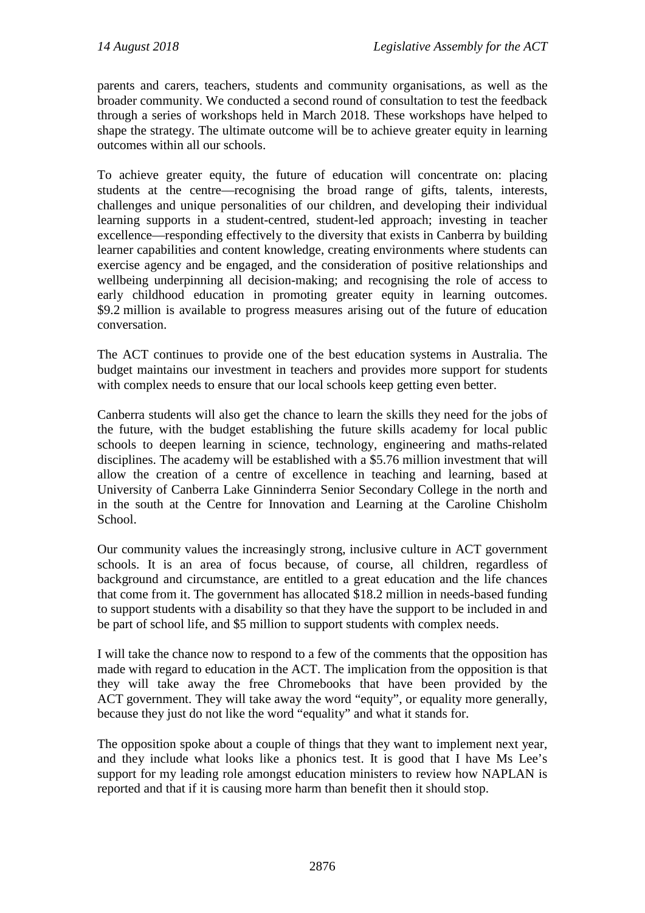parents and carers, teachers, students and community organisations, as well as the broader community. We conducted a second round of consultation to test the feedback through a series of workshops held in March 2018. These workshops have helped to shape the strategy. The ultimate outcome will be to achieve greater equity in learning outcomes within all our schools.

To achieve greater equity, the future of education will concentrate on: placing students at the centre—recognising the broad range of gifts, talents, interests, challenges and unique personalities of our children, and developing their individual learning supports in a student-centred, student-led approach; investing in teacher excellence—responding effectively to the diversity that exists in Canberra by building learner capabilities and content knowledge, creating environments where students can exercise agency and be engaged, and the consideration of positive relationships and wellbeing underpinning all decision-making; and recognising the role of access to early childhood education in promoting greater equity in learning outcomes. $9.2 million is available to progress measures arising out of the future of education conversation.

The ACT continues to provide one of the best education systems in Australia. The budget maintains our investment in teachers and provides more support for students with complex needs to ensure that our local schools keep getting even better.

Canberra students will also get the chance to learn the skills they need for the jobs of the future, with the budget establishing the future skills academy for local public schools to deepen learning in science, technology, engineering and maths-related disciplines. The academy will be established with a $5.76 million investment that will allow the creation of a centre of excellence in teaching and learning, based at University of Canberra Lake Ginninderra Senior Secondary College in the north and in the south at the Centre for Innovation and Learning at the Caroline Chisholm School.

Our community values the increasingly strong, inclusive culture in ACT government schools. It is an area of focus because, of course, all children, regardless of background and circumstance, are entitled to a great education and the life chances that come from it. The government has allocated $18.2 million in needs-based funding to support students with a disability so that they have the support to be included in and be part of school life, and $5 million to support students with complex needs.

I will take the chance now to respond to a few of the comments that the opposition has made with regard to education in the ACT. The implication from the opposition is that they will take away the free Chromebooks that have been provided by the ACT government. They will take away the word "equity", or equality more generally, because they just do not like the word "equality" and what it stands for.

The opposition spoke about a couple of things that they want to implement next year, and they include what looks like a phonics test. It is good that I have Ms Lee's support for my leading role amongst education ministers to review how NAPLAN is reported and that if it is causing more harm than benefit then it should stop.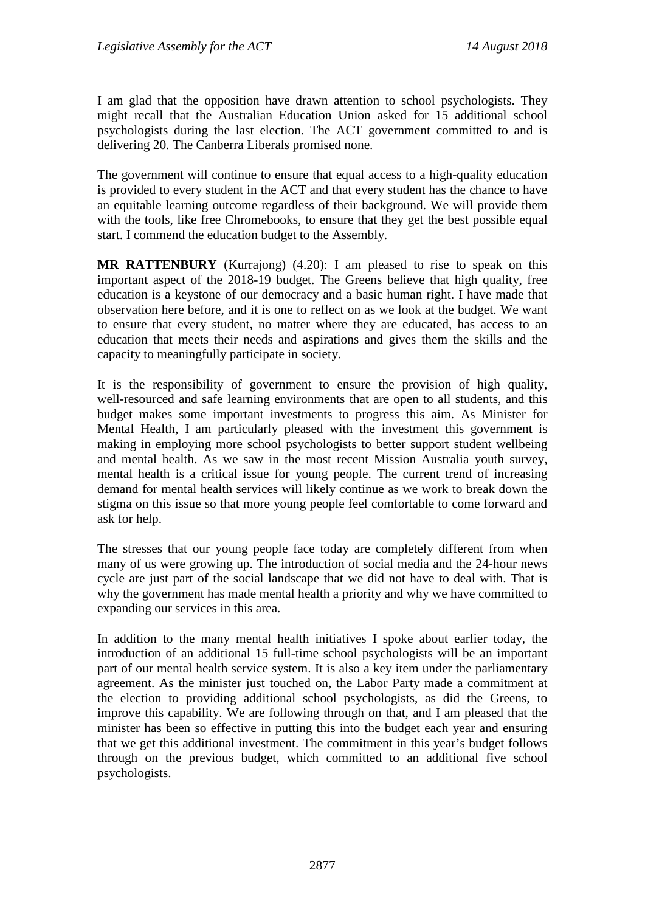I am glad that the opposition have drawn attention to school psychologists. They might recall that the Australian Education Union asked for 15 additional school psychologists during the last election. The ACT government committed to and is delivering 20. The Canberra Liberals promised none.

The government will continue to ensure that equal access to a high-quality education is provided to every student in the ACT and that every student has the chance to have an equitable learning outcome regardless of their background. We will provide them with the tools, like free Chromebooks, to ensure that they get the best possible equal start. I commend the education budget to the Assembly.

**MR RATTENBURY** (Kurrajong) (4.20): I am pleased to rise to speak on this important aspect of the 2018-19 budget. The Greens believe that high quality, free education is a keystone of our democracy and a basic human right. I have made that observation here before, and it is one to reflect on as we look at the budget. We want to ensure that every student, no matter where they are educated, has access to an education that meets their needs and aspirations and gives them the skills and the capacity to meaningfully participate in society.

It is the responsibility of government to ensure the provision of high quality, well-resourced and safe learning environments that are open to all students, and this budget makes some important investments to progress this aim. As Minister for Mental Health, I am particularly pleased with the investment this government is making in employing more school psychologists to better support student wellbeing and mental health. As we saw in the most recent Mission Australia youth survey, mental health is a critical issue for young people. The current trend of increasing demand for mental health services will likely continue as we work to break down the stigma on this issue so that more young people feel comfortable to come forward and ask for help.

The stresses that our young people face today are completely different from when many of us were growing up. The introduction of social media and the 24-hour news cycle are just part of the social landscape that we did not have to deal with. That is why the government has made mental health a priority and why we have committed to expanding our services in this area.

In addition to the many mental health initiatives I spoke about earlier today, the introduction of an additional 15 full-time school psychologists will be an important part of our mental health service system. It is also a key item under the parliamentary agreement. As the minister just touched on, the Labor Party made a commitment at the election to providing additional school psychologists, as did the Greens, to improve this capability. We are following through on that, and I am pleased that the minister has been so effective in putting this into the budget each year and ensuring that we get this additional investment. The commitment in this year's budget follows through on the previous budget, which committed to an additional five school psychologists.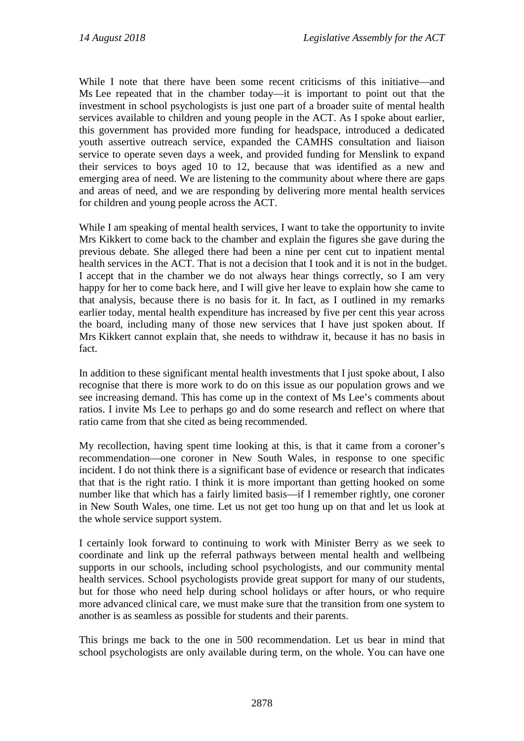While I note that there have been some recent criticisms of this initiative—and Ms Lee repeated that in the chamber today—it is important to point out that the investment in school psychologists is just one part of a broader suite of mental health services available to children and young people in the ACT. As I spoke about earlier, this government has provided more funding for headspace, introduced a dedicated youth assertive outreach service, expanded the CAMHS consultation and liaison service to operate seven days a week, and provided funding for Menslink to expand their services to boys aged 10 to 12, because that was identified as a new and emerging area of need. We are listening to the community about where there are gaps and areas of need, and we are responding by delivering more mental health services for children and young people across the ACT.

While I am speaking of mental health services, I want to take the opportunity to invite Mrs Kikkert to come back to the chamber and explain the figures she gave during the previous debate. She alleged there had been a nine per cent cut to inpatient mental health services in the ACT. That is not a decision that I took and it is not in the budget. I accept that in the chamber we do not always hear things correctly, so I am very happy for her to come back here, and I will give her leave to explain how she came to that analysis, because there is no basis for it. In fact, as I outlined in my remarks earlier today, mental health expenditure has increased by five per cent this year across the board, including many of those new services that I have just spoken about. If Mrs Kikkert cannot explain that, she needs to withdraw it, because it has no basis in fact.

In addition to these significant mental health investments that I just spoke about, I also recognise that there is more work to do on this issue as our population grows and we see increasing demand. This has come up in the context of Ms Lee's comments about ratios. I invite Ms Lee to perhaps go and do some research and reflect on where that ratio came from that she cited as being recommended.

My recollection, having spent time looking at this, is that it came from a coroner's recommendation—one coroner in New South Wales, in response to one specific incident. I do not think there is a significant base of evidence or research that indicates that that is the right ratio. I think it is more important than getting hooked on some number like that which has a fairly limited basis—if I remember rightly, one coroner in New South Wales, one time. Let us not get too hung up on that and let us look at the whole service support system.

I certainly look forward to continuing to work with Minister Berry as we seek to coordinate and link up the referral pathways between mental health and wellbeing supports in our schools, including school psychologists, and our community mental health services. School psychologists provide great support for many of our students, but for those who need help during school holidays or after hours, or who require more advanced clinical care, we must make sure that the transition from one system to another is as seamless as possible for students and their parents.

This brings me back to the one in 500 recommendation. Let us bear in mind that school psychologists are only available during term, on the whole. You can have one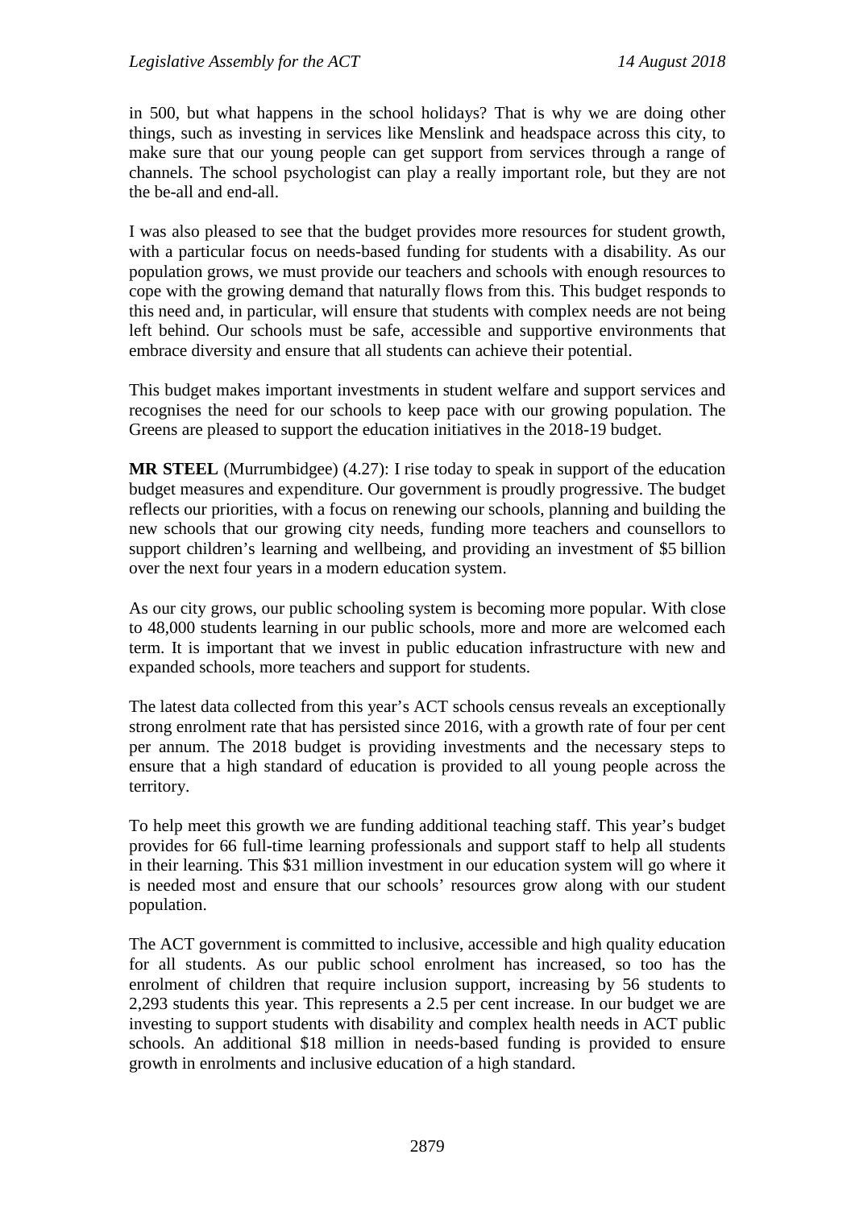in 500, but what happens in the school holidays? That is why we are doing other things, such as investing in services like Menslink and headspace across this city, to make sure that our young people can get support from services through a range of channels. The school psychologist can play a really important role, but they are not the be-all and end-all.

I was also pleased to see that the budget provides more resources for student growth, with a particular focus on needs-based funding for students with a disability. As our population grows, we must provide our teachers and schools with enough resources to cope with the growing demand that naturally flows from this. This budget responds to this need and, in particular, will ensure that students with complex needs are not being left behind. Our schools must be safe, accessible and supportive environments that embrace diversity and ensure that all students can achieve their potential.

This budget makes important investments in student welfare and support services and recognises the need for our schools to keep pace with our growing population. The Greens are pleased to support the education initiatives in the 2018-19 budget.

**MR STEEL** (Murrumbidgee) (4.27): I rise today to speak in support of the education budget measures and expenditure. Our government is proudly progressive. The budget reflects our priorities, with a focus on renewing our schools, planning and building the new schools that our growing city needs, funding more teachers and counsellors to support children's learning and wellbeing, and providing an investment of $5 billion over the next four years in a modern education system.

As our city grows, our public schooling system is becoming more popular. With close to 48,000 students learning in our public schools, more and more are welcomed each term. It is important that we invest in public education infrastructure with new and expanded schools, more teachers and support for students.

The latest data collected from this year's ACT schools census reveals an exceptionally strong enrolment rate that has persisted since 2016, with a growth rate of four per cent per annum. The 2018 budget is providing investments and the necessary steps to ensure that a high standard of education is provided to all young people across the territory.

To help meet this growth we are funding additional teaching staff. This year's budget provides for 66 full-time learning professionals and support staff to help all students in their learning. This $31 million investment in our education system will go where it is needed most and ensure that our schools' resources grow along with our student population.

The ACT government is committed to inclusive, accessible and high quality education for all students. As our public school enrolment has increased, so too has the enrolment of children that require inclusion support, increasing by 56 students to 2,293 students this year. This represents a 2.5 per cent increase. In our budget we are investing to support students with disability and complex health needs in ACT public schools. An additional $18 million in needs-based funding is provided to ensure growth in enrolments and inclusive education of a high standard.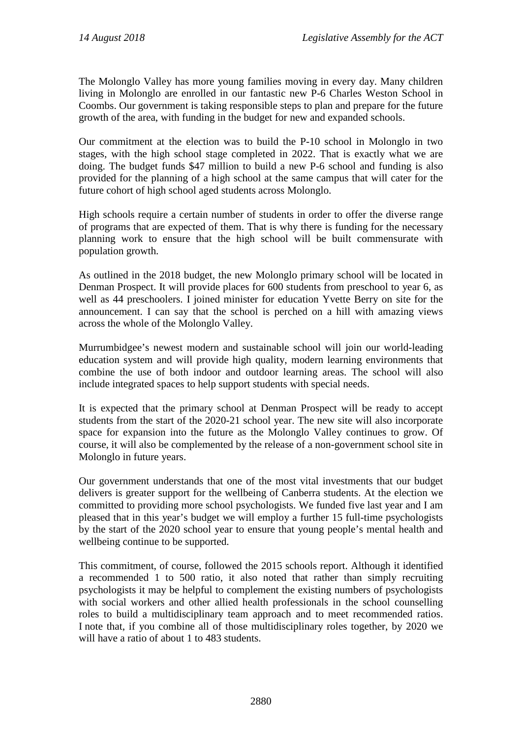The Molonglo Valley has more young families moving in every day. Many children living in Molonglo are enrolled in our fantastic new P-6 Charles Weston School in Coombs. Our government is taking responsible steps to plan and prepare for the future growth of the area, with funding in the budget for new and expanded schools.

Our commitment at the election was to build the P-10 school in Molonglo in two stages, with the high school stage completed in 2022. That is exactly what we are doing. The budget funds $47 million to build a new P-6 school and funding is also provided for the planning of a high school at the same campus that will cater for the future cohort of high school aged students across Molonglo.

High schools require a certain number of students in order to offer the diverse range of programs that are expected of them. That is why there is funding for the necessary planning work to ensure that the high school will be built commensurate with population growth.

As outlined in the 2018 budget, the new Molonglo primary school will be located in Denman Prospect. It will provide places for 600 students from preschool to year 6, as well as 44 preschoolers. I joined minister for education Yvette Berry on site for the announcement. I can say that the school is perched on a hill with amazing views across the whole of the Molonglo Valley.

Murrumbidgee's newest modern and sustainable school will join our world-leading education system and will provide high quality, modern learning environments that combine the use of both indoor and outdoor learning areas. The school will also include integrated spaces to help support students with special needs.

It is expected that the primary school at Denman Prospect will be ready to accept students from the start of the 2020-21 school year. The new site will also incorporate space for expansion into the future as the Molonglo Valley continues to grow. Of course, it will also be complemented by the release of a non-government school site in Molonglo in future years.

Our government understands that one of the most vital investments that our budget delivers is greater support for the wellbeing of Canberra students. At the election we committed to providing more school psychologists. We funded five last year and I am pleased that in this year's budget we will employ a further 15 full-time psychologists by the start of the 2020 school year to ensure that young people's mental health and wellbeing continue to be supported.

This commitment, of course, followed the 2015 schools report. Although it identified a recommended 1 to 500 ratio, it also noted that rather than simply recruiting psychologists it may be helpful to complement the existing numbers of psychologists with social workers and other allied health professionals in the school counselling roles to build a multidisciplinary team approach and to meet recommended ratios. I note that, if you combine all of those multidisciplinary roles together, by 2020 we will have a ratio of about 1 to 483 students.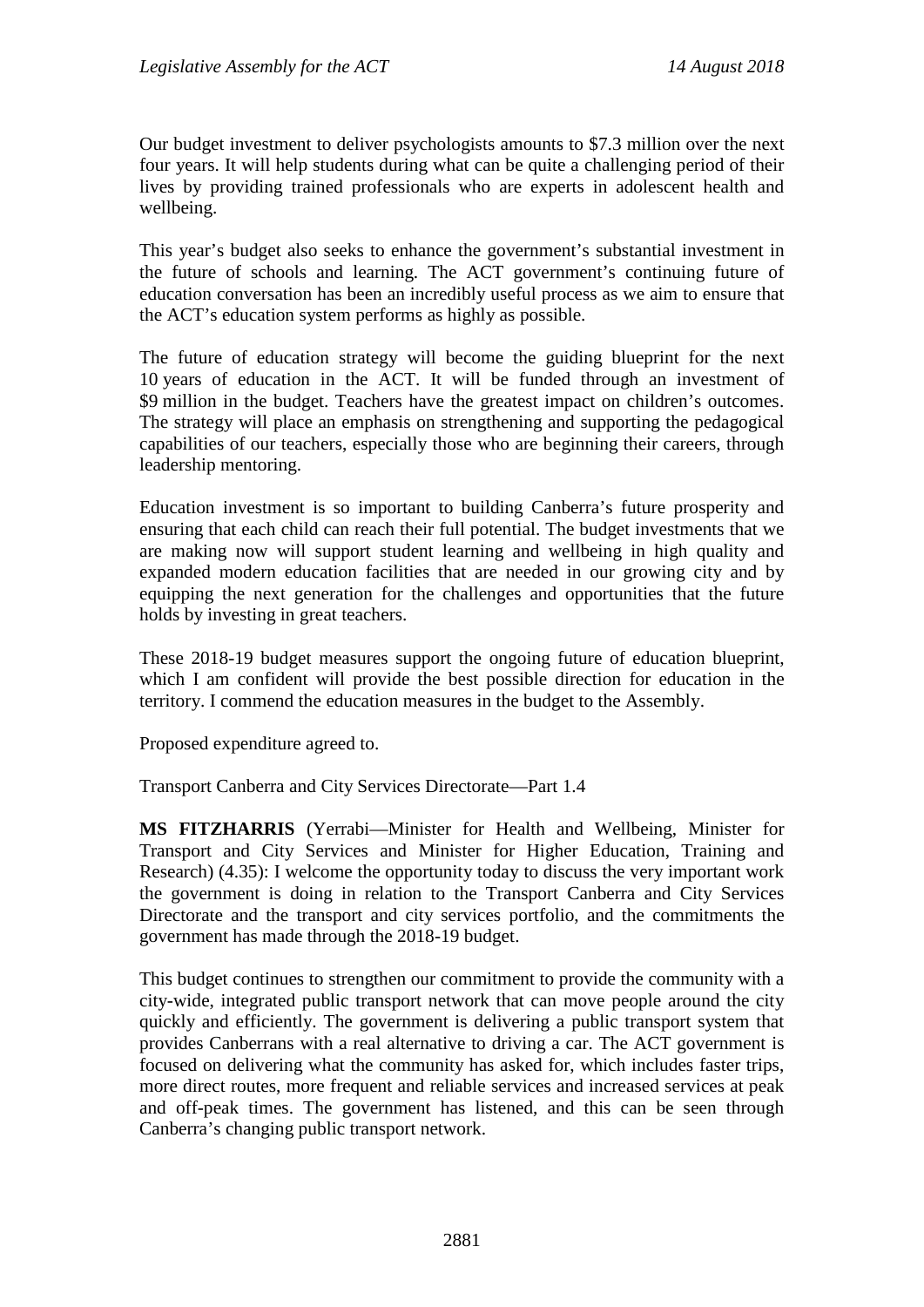Our budget investment to deliver psychologists amounts to $7.3 million over the next four years. It will help students during what can be quite a challenging period of their lives by providing trained professionals who are experts in adolescent health and wellbeing.

This year's budget also seeks to enhance the government's substantial investment in the future of schools and learning. The ACT government's continuing future of education conversation has been an incredibly useful process as we aim to ensure that the ACT's education system performs as highly as possible.

The future of education strategy will become the guiding blueprint for the next 10 years of education in the ACT. It will be funded through an investment of $9 million in the budget. Teachers have the greatest impact on children's outcomes. The strategy will place an emphasis on strengthening and supporting the pedagogical capabilities of our teachers, especially those who are beginning their careers, through leadership mentoring.

Education investment is so important to building Canberra's future prosperity and ensuring that each child can reach their full potential. The budget investments that we are making now will support student learning and wellbeing in high quality and expanded modern education facilities that are needed in our growing city and by equipping the next generation for the challenges and opportunities that the future holds by investing in great teachers.

These 2018-19 budget measures support the ongoing future of education blueprint, which I am confident will provide the best possible direction for education in the territory. I commend the education measures in the budget to the Assembly.

Proposed expenditure agreed to.

Transport Canberra and City Services Directorate—Part 1.4

**MS FITZHARRIS** (Yerrabi—Minister for Health and Wellbeing, Minister for Transport and City Services and Minister for Higher Education, Training and Research) (4.35): I welcome the opportunity today to discuss the very important work the government is doing in relation to the Transport Canberra and City Services Directorate and the transport and city services portfolio, and the commitments the government has made through the 2018-19 budget.

This budget continues to strengthen our commitment to provide the community with a city-wide, integrated public transport network that can move people around the city quickly and efficiently. The government is delivering a public transport system that provides Canberrans with a real alternative to driving a car. The ACT government is focused on delivering what the community has asked for, which includes faster trips, more direct routes, more frequent and reliable services and increased services at peak and off-peak times. The government has listened, and this can be seen through Canberra's changing public transport network.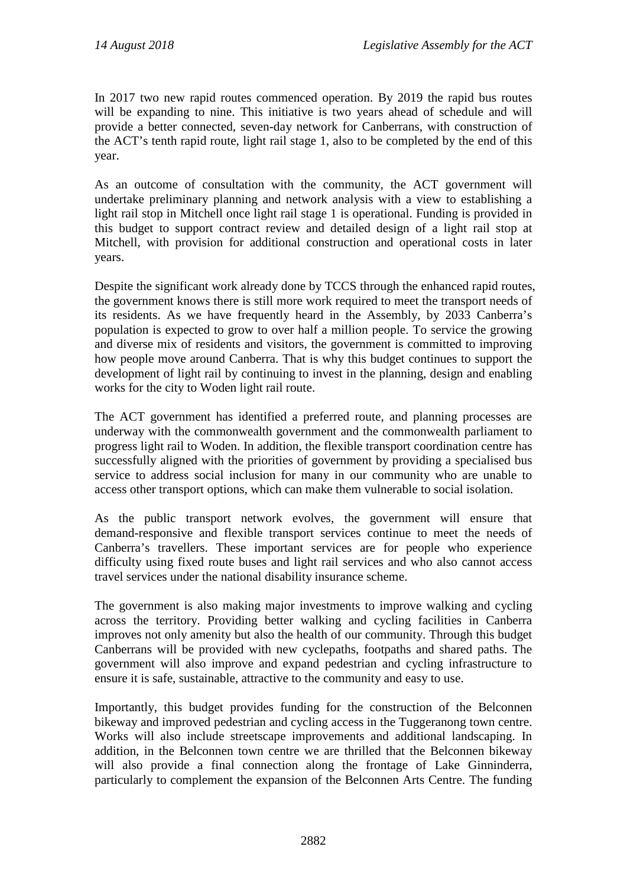In 2017 two new rapid routes commenced operation. By 2019 the rapid bus routes will be expanding to nine. This initiative is two years ahead of schedule and will provide a better connected, seven-day network for Canberrans, with construction of the ACT's tenth rapid route, light rail stage 1, also to be completed by the end of this year.

As an outcome of consultation with the community, the ACT government will undertake preliminary planning and network analysis with a view to establishing a light rail stop in Mitchell once light rail stage 1 is operational. Funding is provided in this budget to support contract review and detailed design of a light rail stop at Mitchell, with provision for additional construction and operational costs in later years.

Despite the significant work already done by TCCS through the enhanced rapid routes, the government knows there is still more work required to meet the transport needs of its residents. As we have frequently heard in the Assembly, by 2033 Canberra's population is expected to grow to over half a million people. To service the growing and diverse mix of residents and visitors, the government is committed to improving how people move around Canberra. That is why this budget continues to support the development of light rail by continuing to invest in the planning, design and enabling works for the city to Woden light rail route.

The ACT government has identified a preferred route, and planning processes are underway with the commonwealth government and the commonwealth parliament to progress light rail to Woden. In addition, the flexible transport coordination centre has successfully aligned with the priorities of government by providing a specialised bus service to address social inclusion for many in our community who are unable to access other transport options, which can make them vulnerable to social isolation.

As the public transport network evolves, the government will ensure that demand-responsive and flexible transport services continue to meet the needs of Canberra's travellers. These important services are for people who experience difficulty using fixed route buses and light rail services and who also cannot access travel services under the national disability insurance scheme.

The government is also making major investments to improve walking and cycling across the territory. Providing better walking and cycling facilities in Canberra improves not only amenity but also the health of our community. Through this budget Canberrans will be provided with new cyclepaths, footpaths and shared paths. The government will also improve and expand pedestrian and cycling infrastructure to ensure it is safe, sustainable, attractive to the community and easy to use.

Importantly, this budget provides funding for the construction of the Belconnen bikeway and improved pedestrian and cycling access in the Tuggeranong town centre. Works will also include streetscape improvements and additional landscaping. In addition, in the Belconnen town centre we are thrilled that the Belconnen bikeway will also provide a final connection along the frontage of Lake Ginninderra, particularly to complement the expansion of the Belconnen Arts Centre. The funding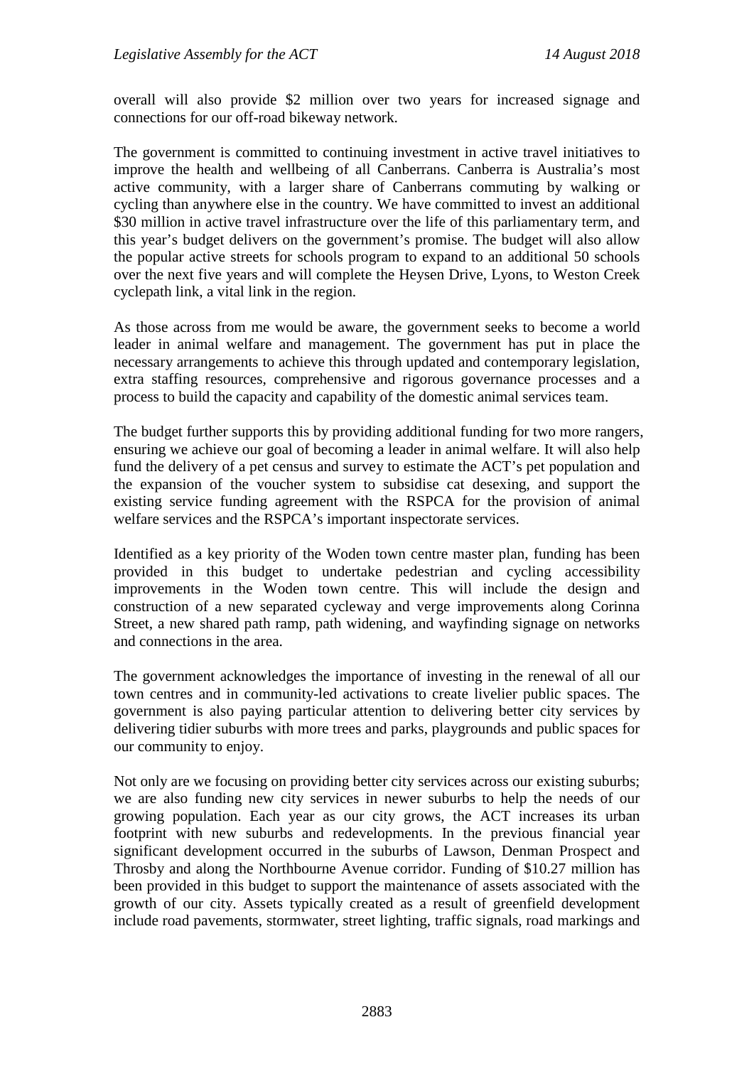overall will also provide $2 million over two years for increased signage and connections for our off-road bikeway network.

The government is committed to continuing investment in active travel initiatives to improve the health and wellbeing of all Canberrans. Canberra is Australia's most active community, with a larger share of Canberrans commuting by walking or cycling than anywhere else in the country. We have committed to invest an additional $30 million in active travel infrastructure over the life of this parliamentary term, and this year's budget delivers on the government's promise. The budget will also allow the popular active streets for schools program to expand to an additional 50 schools over the next five years and will complete the Heysen Drive, Lyons, to Weston Creek cyclepath link, a vital link in the region.

As those across from me would be aware, the government seeks to become a world leader in animal welfare and management. The government has put in place the necessary arrangements to achieve this through updated and contemporary legislation, extra staffing resources, comprehensive and rigorous governance processes and a process to build the capacity and capability of the domestic animal services team.

The budget further supports this by providing additional funding for two more rangers, ensuring we achieve our goal of becoming a leader in animal welfare. It will also help fund the delivery of a pet census and survey to estimate the ACT's pet population and the expansion of the voucher system to subsidise cat desexing, and support the existing service funding agreement with the RSPCA for the provision of animal welfare services and the RSPCA's important inspectorate services.

Identified as a key priority of the Woden town centre master plan, funding has been provided in this budget to undertake pedestrian and cycling accessibility improvements in the Woden town centre. This will include the design and construction of a new separated cycleway and verge improvements along Corinna Street, a new shared path ramp, path widening, and wayfinding signage on networks and connections in the area.

The government acknowledges the importance of investing in the renewal of all our town centres and in community-led activations to create livelier public spaces. The government is also paying particular attention to delivering better city services by delivering tidier suburbs with more trees and parks, playgrounds and public spaces for our community to enjoy.

Not only are we focusing on providing better city services across our existing suburbs; we are also funding new city services in newer suburbs to help the needs of our growing population. Each year as our city grows, the ACT increases its urban footprint with new suburbs and redevelopments. In the previous financial year significant development occurred in the suburbs of Lawson, Denman Prospect and Throsby and along the Northbourne Avenue corridor. Funding of $10.27 million has been provided in this budget to support the maintenance of assets associated with the growth of our city. Assets typically created as a result of greenfield development include road pavements, stormwater, street lighting, traffic signals, road markings and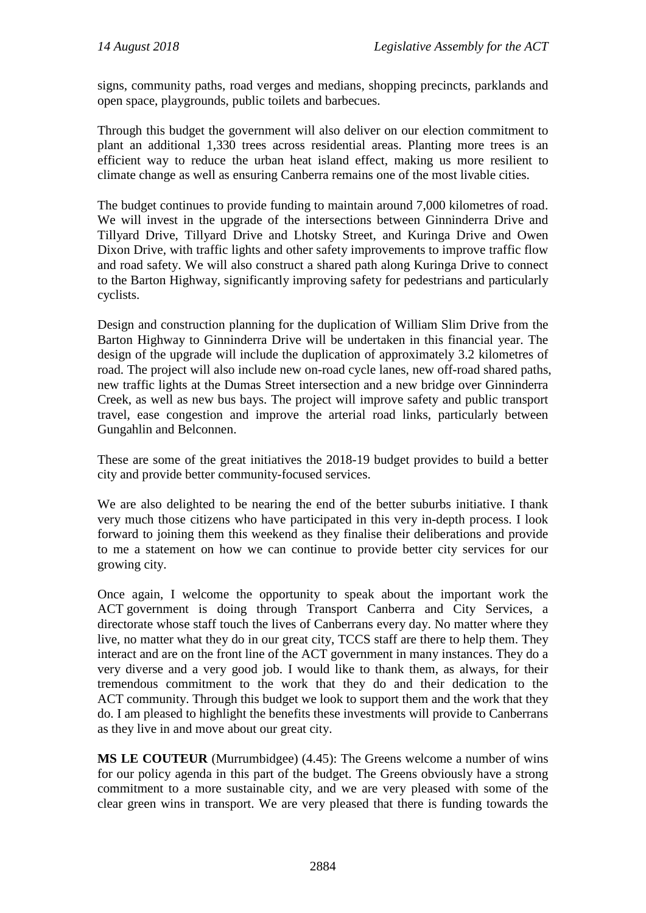signs, community paths, road verges and medians, shopping precincts, parklands and open space, playgrounds, public toilets and barbecues.

Through this budget the government will also deliver on our election commitment to plant an additional 1,330 trees across residential areas. Planting more trees is an efficient way to reduce the urban heat island effect, making us more resilient to climate change as well as ensuring Canberra remains one of the most livable cities.

The budget continues to provide funding to maintain around 7,000 kilometres of road. We will invest in the upgrade of the intersections between Ginninderra Drive and Tillyard Drive, Tillyard Drive and Lhotsky Street, and Kuringa Drive and Owen Dixon Drive, with traffic lights and other safety improvements to improve traffic flow and road safety. We will also construct a shared path along Kuringa Drive to connect to the Barton Highway, significantly improving safety for pedestrians and particularly cyclists.

Design and construction planning for the duplication of William Slim Drive from the Barton Highway to Ginninderra Drive will be undertaken in this financial year. The design of the upgrade will include the duplication of approximately 3.2 kilometres of road. The project will also include new on-road cycle lanes, new off-road shared paths, new traffic lights at the Dumas Street intersection and a new bridge over Ginninderra Creek, as well as new bus bays. The project will improve safety and public transport travel, ease congestion and improve the arterial road links, particularly between Gungahlin and Belconnen.

These are some of the great initiatives the 2018-19 budget provides to build a better city and provide better community-focused services.

We are also delighted to be nearing the end of the better suburbs initiative. I thank very much those citizens who have participated in this very in-depth process. I look forward to joining them this weekend as they finalise their deliberations and provide to me a statement on how we can continue to provide better city services for our growing city.

Once again, I welcome the opportunity to speak about the important work the ACT government is doing through Transport Canberra and City Services, a directorate whose staff touch the lives of Canberrans every day. No matter where they live, no matter what they do in our great city, TCCS staff are there to help them. They interact and are on the front line of the ACT government in many instances. They do a very diverse and a very good job. I would like to thank them, as always, for their tremendous commitment to the work that they do and their dedication to the ACT community. Through this budget we look to support them and the work that they do. I am pleased to highlight the benefits these investments will provide to Canberrans as they live in and move about our great city.

**MS LE COUTEUR** (Murrumbidgee) (4.45): The Greens welcome a number of wins for our policy agenda in this part of the budget. The Greens obviously have a strong commitment to a more sustainable city, and we are very pleased with some of the clear green wins in transport. We are very pleased that there is funding towards the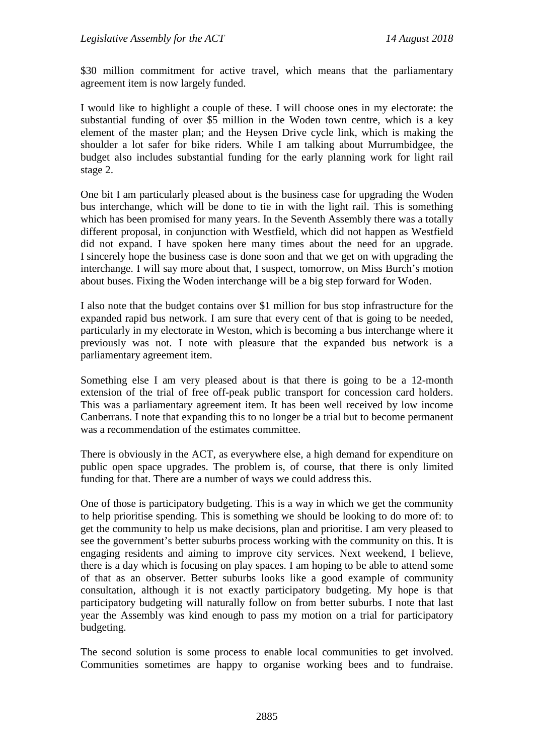$30 million commitment for active travel, which means that the parliamentary agreement item is now largely funded.

I would like to highlight a couple of these. I will choose ones in my electorate: the substantial funding of over $5 million in the Woden town centre, which is a key element of the master plan; and the Heysen Drive cycle link, which is making the shoulder a lot safer for bike riders. While I am talking about Murrumbidgee, the budget also includes substantial funding for the early planning work for light rail stage 2.

One bit I am particularly pleased about is the business case for upgrading the Woden bus interchange, which will be done to tie in with the light rail. This is something which has been promised for many years. In the Seventh Assembly there was a totally different proposal, in conjunction with Westfield, which did not happen as Westfield did not expand. I have spoken here many times about the need for an upgrade. I sincerely hope the business case is done soon and that we get on with upgrading the interchange. I will say more about that, I suspect, tomorrow, on Miss Burch's motion about buses. Fixing the Woden interchange will be a big step forward for Woden.

I also note that the budget contains over $1 million for bus stop infrastructure for the expanded rapid bus network. I am sure that every cent of that is going to be needed, particularly in my electorate in Weston, which is becoming a bus interchange where it previously was not. I note with pleasure that the expanded bus network is a parliamentary agreement item.

Something else I am very pleased about is that there is going to be a 12-month extension of the trial of free off-peak public transport for concession card holders. This was a parliamentary agreement item. It has been well received by low income Canberrans. I note that expanding this to no longer be a trial but to become permanent was a recommendation of the estimates committee.

There is obviously in the ACT, as everywhere else, a high demand for expenditure on public open space upgrades. The problem is, of course, that there is only limited funding for that. There are a number of ways we could address this.

One of those is participatory budgeting. This is a way in which we get the community to help prioritise spending. This is something we should be looking to do more of: to get the community to help us make decisions, plan and prioritise. I am very pleased to see the government's better suburbs process working with the community on this. It is engaging residents and aiming to improve city services. Next weekend, I believe, there is a day which is focusing on play spaces. I am hoping to be able to attend some of that as an observer. Better suburbs looks like a good example of community consultation, although it is not exactly participatory budgeting. My hope is that participatory budgeting will naturally follow on from better suburbs. I note that last year the Assembly was kind enough to pass my motion on a trial for participatory budgeting.

The second solution is some process to enable local communities to get involved. Communities sometimes are happy to organise working bees and to fundraise.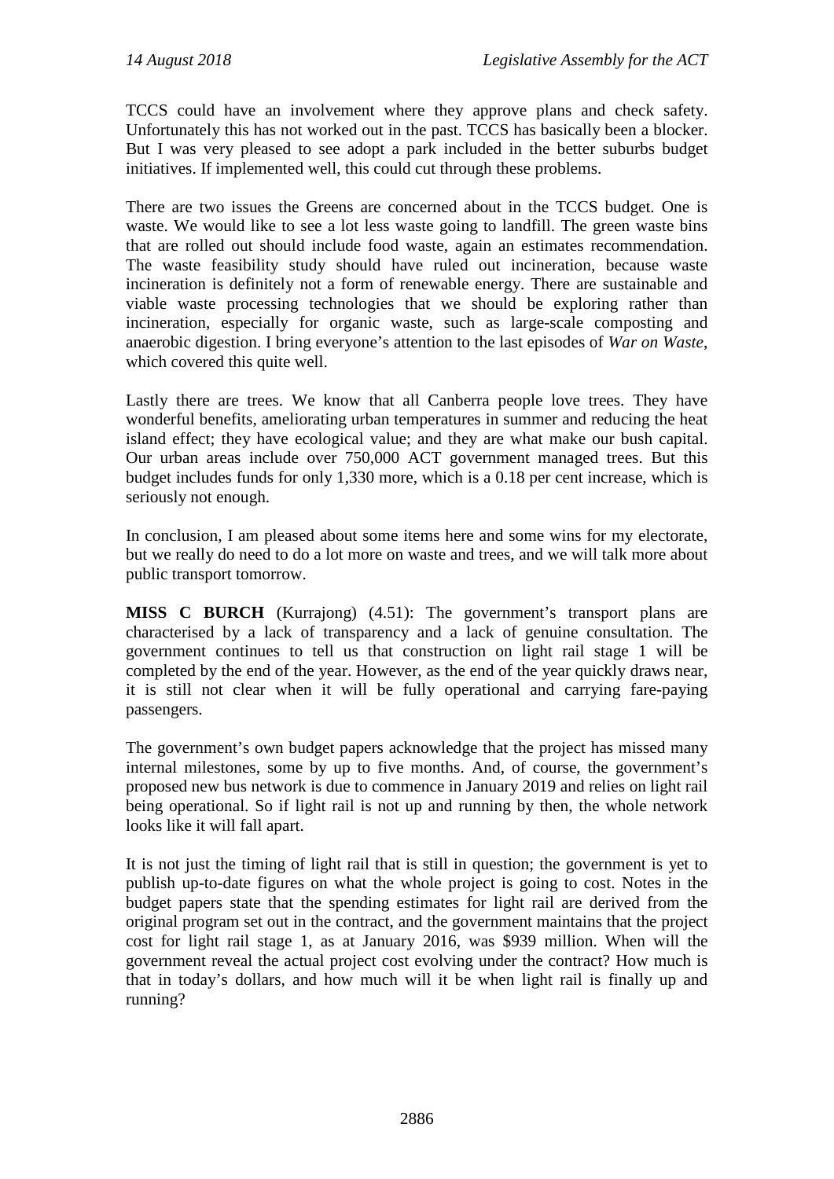TCCS could have an involvement where they approve plans and check safety. Unfortunately this has not worked out in the past. TCCS has basically been a blocker. But I was very pleased to see adopt a park included in the better suburbs budget initiatives. If implemented well, this could cut through these problems.

There are two issues the Greens are concerned about in the TCCS budget. One is waste. We would like to see a lot less waste going to landfill. The green waste bins that are rolled out should include food waste, again an estimates recommendation. The waste feasibility study should have ruled out incineration, because waste incineration is definitely not a form of renewable energy. There are sustainable and viable waste processing technologies that we should be exploring rather than incineration, especially for organic waste, such as large-scale composting and anaerobic digestion. I bring everyone's attention to the last episodes of *War on Waste*, which covered this quite well.

Lastly there are trees. We know that all Canberra people love trees. They have wonderful benefits, ameliorating urban temperatures in summer and reducing the heat island effect; they have ecological value; and they are what make our bush capital. Our urban areas include over 750,000 ACT government managed trees. But this budget includes funds for only 1,330 more, which is a 0.18 per cent increase, which is seriously not enough.

In conclusion, I am pleased about some items here and some wins for my electorate, but we really do need to do a lot more on waste and trees, and we will talk more about public transport tomorrow.

**MISS C BURCH** (Kurrajong) (4.51): The government's transport plans are characterised by a lack of transparency and a lack of genuine consultation. The government continues to tell us that construction on light rail stage 1 will be completed by the end of the year. However, as the end of the year quickly draws near, it is still not clear when it will be fully operational and carrying fare-paying passengers.

The government's own budget papers acknowledge that the project has missed many internal milestones, some by up to five months. And, of course, the government's proposed new bus network is due to commence in January 2019 and relies on light rail being operational. So if light rail is not up and running by then, the whole network looks like it will fall apart.

It is not just the timing of light rail that is still in question; the government is yet to publish up-to-date figures on what the whole project is going to cost. Notes in the budget papers state that the spending estimates for light rail are derived from the original program set out in the contract, and the government maintains that the project cost for light rail stage 1, as at January 2016, was $939 million. When will the government reveal the actual project cost evolving under the contract? How much is that in today's dollars, and how much will it be when light rail is finally up and running?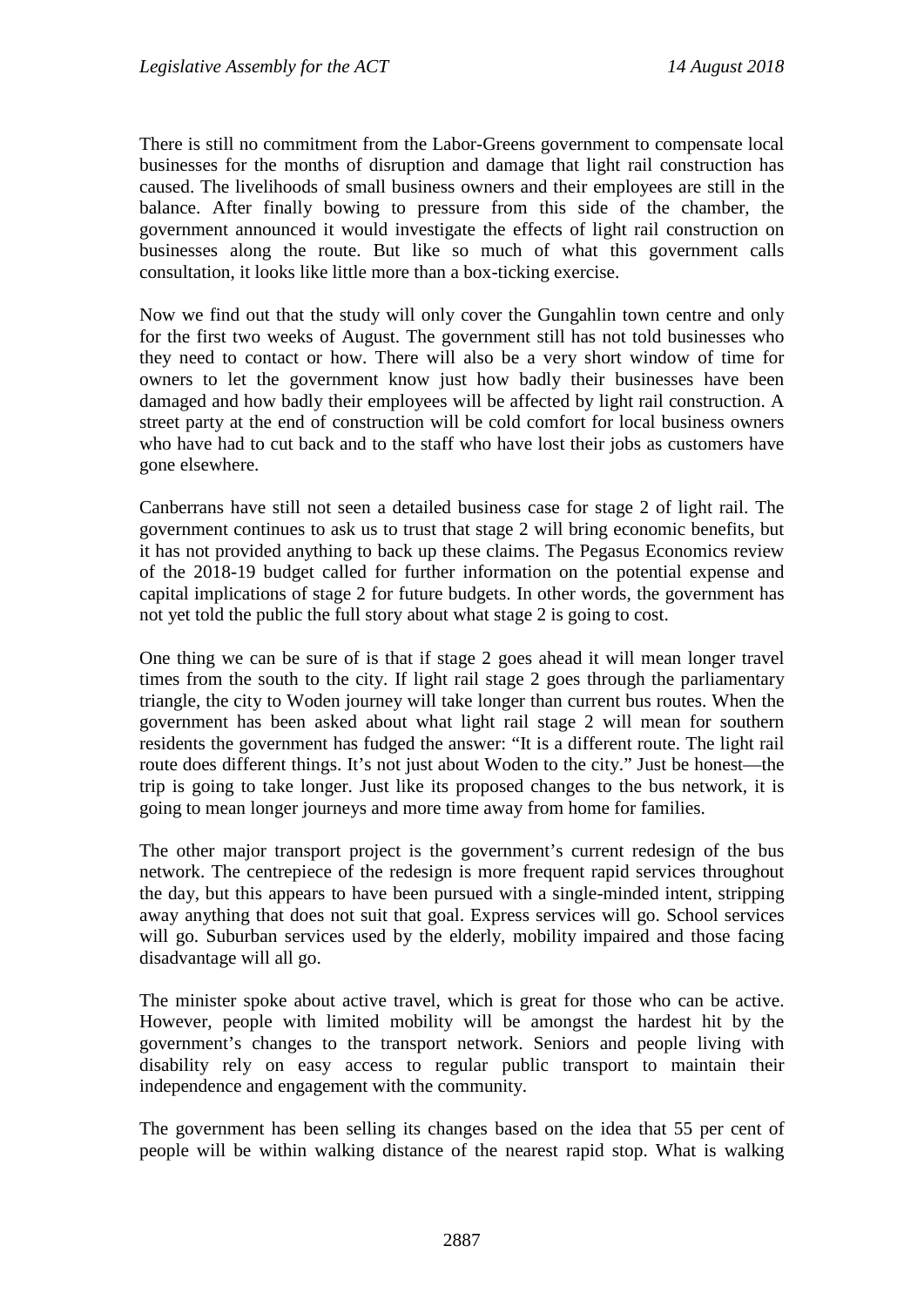There is still no commitment from the Labor-Greens government to compensate local businesses for the months of disruption and damage that light rail construction has caused. The livelihoods of small business owners and their employees are still in the balance. After finally bowing to pressure from this side of the chamber, the government announced it would investigate the effects of light rail construction on businesses along the route. But like so much of what this government calls consultation, it looks like little more than a box-ticking exercise.

Now we find out that the study will only cover the Gungahlin town centre and only for the first two weeks of August. The government still has not told businesses who they need to contact or how. There will also be a very short window of time for owners to let the government know just how badly their businesses have been damaged and how badly their employees will be affected by light rail construction. A street party at the end of construction will be cold comfort for local business owners who have had to cut back and to the staff who have lost their jobs as customers have gone elsewhere.

Canberrans have still not seen a detailed business case for stage 2 of light rail. The government continues to ask us to trust that stage 2 will bring economic benefits, but it has not provided anything to back up these claims. The Pegasus Economics review of the 2018-19 budget called for further information on the potential expense and capital implications of stage 2 for future budgets. In other words, the government has not yet told the public the full story about what stage 2 is going to cost.

One thing we can be sure of is that if stage 2 goes ahead it will mean longer travel times from the south to the city. If light rail stage 2 goes through the parliamentary triangle, the city to Woden journey will take longer than current bus routes. When the government has been asked about what light rail stage 2 will mean for southern residents the government has fudged the answer: "It is a different route. The light rail route does different things. It's not just about Woden to the city." Just be honest—the trip is going to take longer. Just like its proposed changes to the bus network, it is going to mean longer journeys and more time away from home for families.

The other major transport project is the government's current redesign of the bus network. The centrepiece of the redesign is more frequent rapid services throughout the day, but this appears to have been pursued with a single-minded intent, stripping away anything that does not suit that goal. Express services will go. School services will go. Suburban services used by the elderly, mobility impaired and those facing disadvantage will all go.

The minister spoke about active travel, which is great for those who can be active. However, people with limited mobility will be amongst the hardest hit by the government's changes to the transport network. Seniors and people living with disability rely on easy access to regular public transport to maintain their independence and engagement with the community.

The government has been selling its changes based on the idea that 55 per cent of people will be within walking distance of the nearest rapid stop. What is walking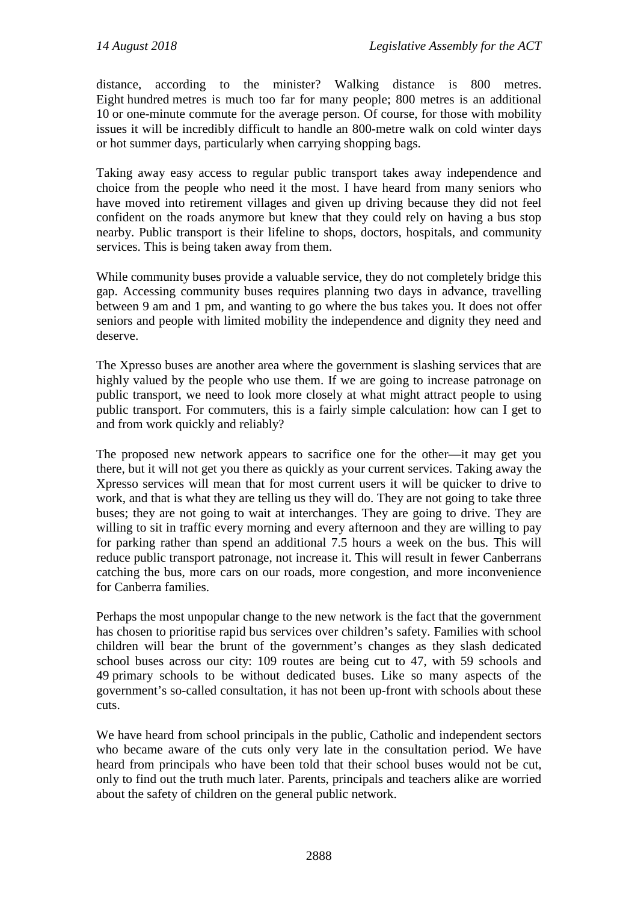distance, according to the minister? Walking distance is 800 metres. Eight hundred metres is much too far for many people; 800 metres is an additional 10 or one-minute commute for the average person. Of course, for those with mobility issues it will be incredibly difficult to handle an 800-metre walk on cold winter days or hot summer days, particularly when carrying shopping bags.

Taking away easy access to regular public transport takes away independence and choice from the people who need it the most. I have heard from many seniors who have moved into retirement villages and given up driving because they did not feel confident on the roads anymore but knew that they could rely on having a bus stop nearby. Public transport is their lifeline to shops, doctors, hospitals, and community services. This is being taken away from them.

While community buses provide a valuable service, they do not completely bridge this gap. Accessing community buses requires planning two days in advance, travelling between 9 am and 1 pm, and wanting to go where the bus takes you. It does not offer seniors and people with limited mobility the independence and dignity they need and deserve.

The Xpresso buses are another area where the government is slashing services that are highly valued by the people who use them. If we are going to increase patronage on public transport, we need to look more closely at what might attract people to using public transport. For commuters, this is a fairly simple calculation: how can I get to and from work quickly and reliably?

The proposed new network appears to sacrifice one for the other—it may get you there, but it will not get you there as quickly as your current services. Taking away the Xpresso services will mean that for most current users it will be quicker to drive to work, and that is what they are telling us they will do. They are not going to take three buses; they are not going to wait at interchanges. They are going to drive. They are willing to sit in traffic every morning and every afternoon and they are willing to pay for parking rather than spend an additional 7.5 hours a week on the bus. This will reduce public transport patronage, not increase it. This will result in fewer Canberrans catching the bus, more cars on our roads, more congestion, and more inconvenience for Canberra families.

Perhaps the most unpopular change to the new network is the fact that the government has chosen to prioritise rapid bus services over children's safety. Families with school children will bear the brunt of the government's changes as they slash dedicated school buses across our city: 109 routes are being cut to 47, with 59 schools and 49 primary schools to be without dedicated buses. Like so many aspects of the government's so-called consultation, it has not been up-front with schools about these cuts.

We have heard from school principals in the public, Catholic and independent sectors who became aware of the cuts only very late in the consultation period. We have heard from principals who have been told that their school buses would not be cut, only to find out the truth much later. Parents, principals and teachers alike are worried about the safety of children on the general public network.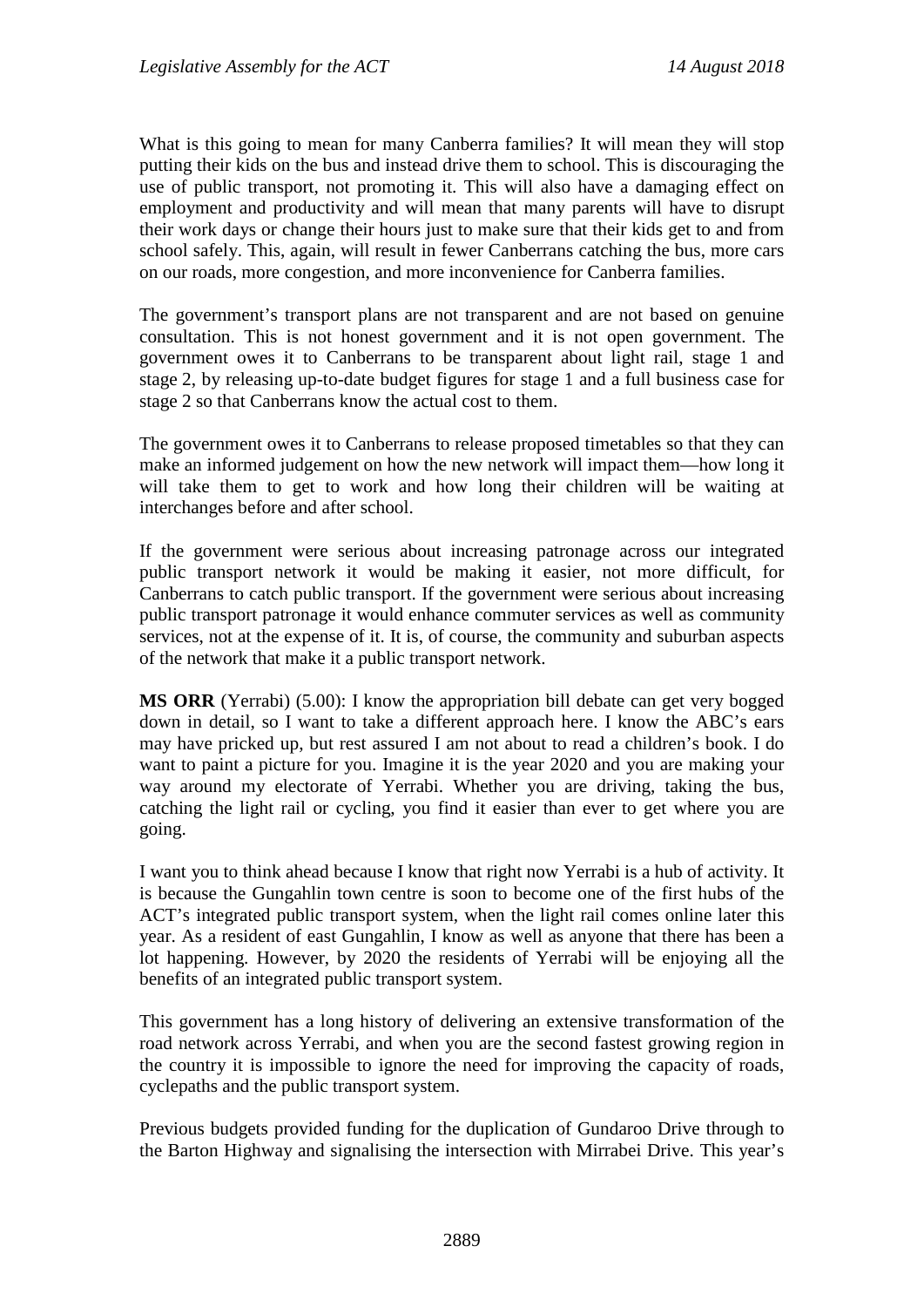What is this going to mean for many Canberra families? It will mean they will stop putting their kids on the bus and instead drive them to school. This is discouraging the use of public transport, not promoting it. This will also have a damaging effect on employment and productivity and will mean that many parents will have to disrupt their work days or change their hours just to make sure that their kids get to and from school safely. This, again, will result in fewer Canberrans catching the bus, more cars on our roads, more congestion, and more inconvenience for Canberra families.

The government's transport plans are not transparent and are not based on genuine consultation. This is not honest government and it is not open government. The government owes it to Canberrans to be transparent about light rail, stage 1 and stage 2, by releasing up-to-date budget figures for stage 1 and a full business case for stage 2 so that Canberrans know the actual cost to them.

The government owes it to Canberrans to release proposed timetables so that they can make an informed judgement on how the new network will impact them—how long it will take them to get to work and how long their children will be waiting at interchanges before and after school.

If the government were serious about increasing patronage across our integrated public transport network it would be making it easier, not more difficult, for Canberrans to catch public transport. If the government were serious about increasing public transport patronage it would enhance commuter services as well as community services, not at the expense of it. It is, of course, the community and suburban aspects of the network that make it a public transport network.

**MS ORR** (Yerrabi) (5.00): I know the appropriation bill debate can get very bogged down in detail, so I want to take a different approach here. I know the ABC's ears may have pricked up, but rest assured I am not about to read a children's book. I do want to paint a picture for you. Imagine it is the year 2020 and you are making your way around my electorate of Yerrabi. Whether you are driving, taking the bus, catching the light rail or cycling, you find it easier than ever to get where you are going.

I want you to think ahead because I know that right now Yerrabi is a hub of activity. It is because the Gungahlin town centre is soon to become one of the first hubs of the ACT's integrated public transport system, when the light rail comes online later this year. As a resident of east Gungahlin, I know as well as anyone that there has been a lot happening. However, by 2020 the residents of Yerrabi will be enjoying all the benefits of an integrated public transport system.

This government has a long history of delivering an extensive transformation of the road network across Yerrabi, and when you are the second fastest growing region in the country it is impossible to ignore the need for improving the capacity of roads, cyclepaths and the public transport system.

Previous budgets provided funding for the duplication of Gundaroo Drive through to the Barton Highway and signalising the intersection with Mirrabei Drive. This year's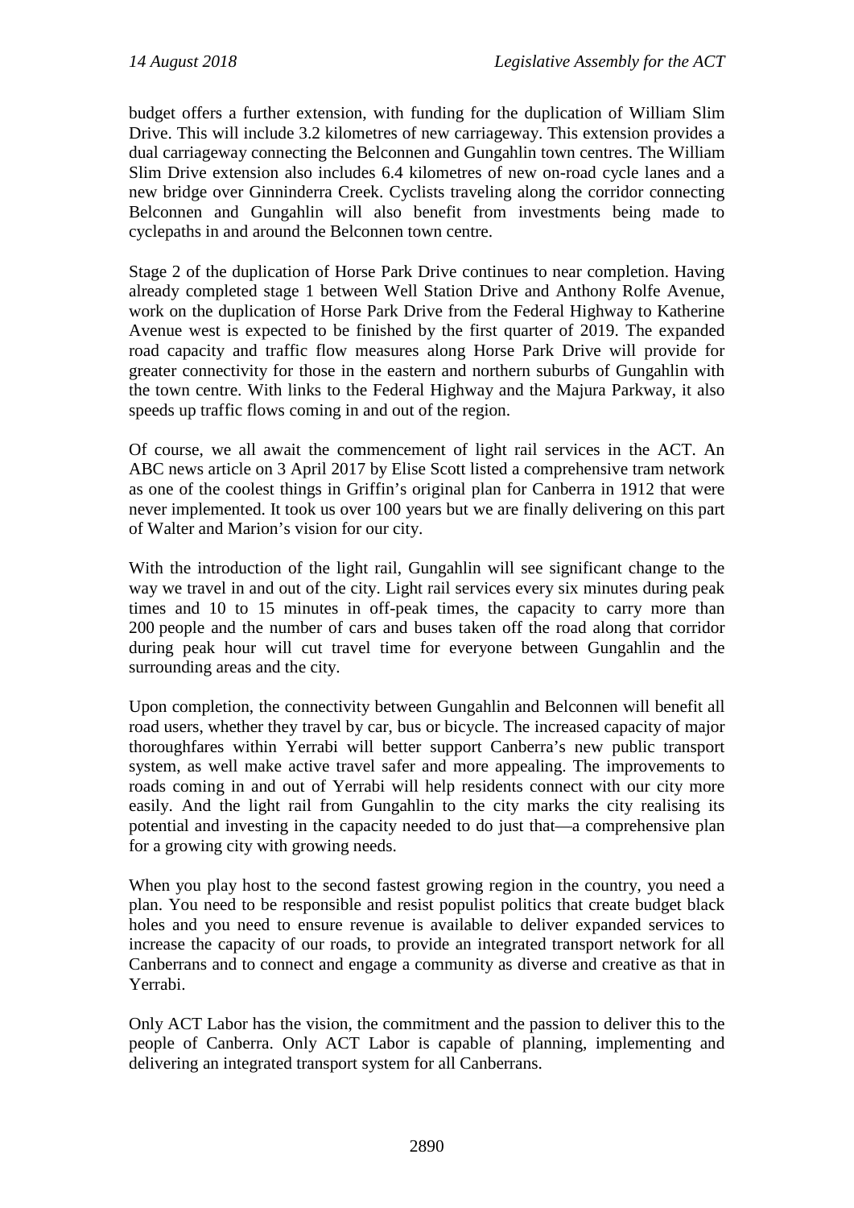budget offers a further extension, with funding for the duplication of William Slim Drive. This will include 3.2 kilometres of new carriageway. This extension provides a dual carriageway connecting the Belconnen and Gungahlin town centres. The William Slim Drive extension also includes 6.4 kilometres of new on-road cycle lanes and a new bridge over Ginninderra Creek. Cyclists traveling along the corridor connecting Belconnen and Gungahlin will also benefit from investments being made to cyclepaths in and around the Belconnen town centre.

Stage 2 of the duplication of Horse Park Drive continues to near completion. Having already completed stage 1 between Well Station Drive and Anthony Rolfe Avenue, work on the duplication of Horse Park Drive from the Federal Highway to Katherine Avenue west is expected to be finished by the first quarter of 2019. The expanded road capacity and traffic flow measures along Horse Park Drive will provide for greater connectivity for those in the eastern and northern suburbs of Gungahlin with the town centre. With links to the Federal Highway and the Majura Parkway, it also speeds up traffic flows coming in and out of the region.

Of course, we all await the commencement of light rail services in the ACT. An ABC news article on 3 April 2017 by Elise Scott listed a comprehensive tram network as one of the coolest things in Griffin's original plan for Canberra in 1912 that were never implemented. It took us over 100 years but we are finally delivering on this part of Walter and Marion's vision for our city.

With the introduction of the light rail, Gungahlin will see significant change to the way we travel in and out of the city. Light rail services every six minutes during peak times and 10 to 15 minutes in off-peak times, the capacity to carry more than 200 people and the number of cars and buses taken off the road along that corridor during peak hour will cut travel time for everyone between Gungahlin and the surrounding areas and the city.

Upon completion, the connectivity between Gungahlin and Belconnen will benefit all road users, whether they travel by car, bus or bicycle. The increased capacity of major thoroughfares within Yerrabi will better support Canberra's new public transport system, as well make active travel safer and more appealing. The improvements to roads coming in and out of Yerrabi will help residents connect with our city more easily. And the light rail from Gungahlin to the city marks the city realising its potential and investing in the capacity needed to do just that—a comprehensive plan for a growing city with growing needs.

When you play host to the second fastest growing region in the country, you need a plan. You need to be responsible and resist populist politics that create budget black holes and you need to ensure revenue is available to deliver expanded services to increase the capacity of our roads, to provide an integrated transport network for all Canberrans and to connect and engage a community as diverse and creative as that in Yerrabi.

Only ACT Labor has the vision, the commitment and the passion to deliver this to the people of Canberra. Only ACT Labor is capable of planning, implementing and delivering an integrated transport system for all Canberrans.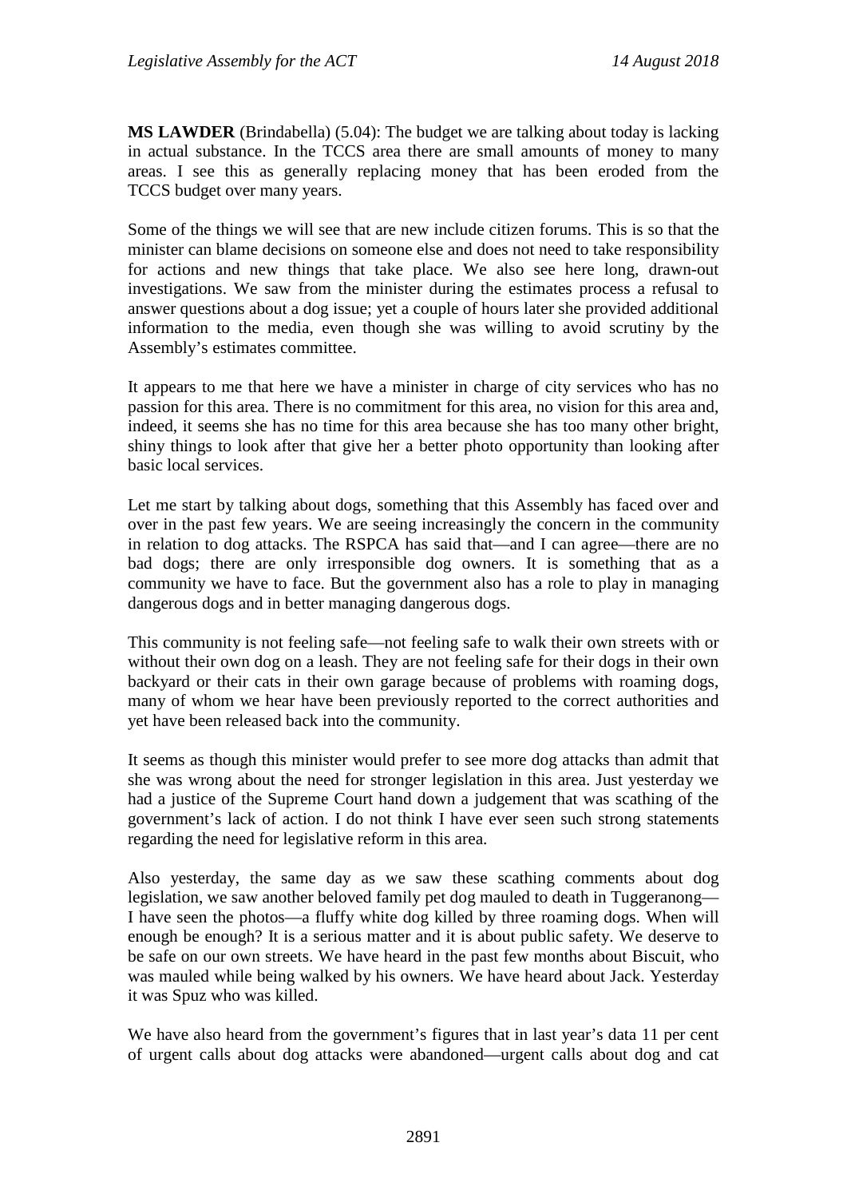**MS LAWDER** (Brindabella) (5.04): The budget we are talking about today is lacking in actual substance. In the TCCS area there are small amounts of money to many areas. I see this as generally replacing money that has been eroded from the TCCS budget over many years.

Some of the things we will see that are new include citizen forums. This is so that the minister can blame decisions on someone else and does not need to take responsibility for actions and new things that take place. We also see here long, drawn-out investigations. We saw from the minister during the estimates process a refusal to answer questions about a dog issue; yet a couple of hours later she provided additional information to the media, even though she was willing to avoid scrutiny by the Assembly's estimates committee.

It appears to me that here we have a minister in charge of city services who has no passion for this area. There is no commitment for this area, no vision for this area and, indeed, it seems she has no time for this area because she has too many other bright, shiny things to look after that give her a better photo opportunity than looking after basic local services.

Let me start by talking about dogs, something that this Assembly has faced over and over in the past few years. We are seeing increasingly the concern in the community in relation to dog attacks. The RSPCA has said that—and I can agree—there are no bad dogs; there are only irresponsible dog owners. It is something that as a community we have to face. But the government also has a role to play in managing dangerous dogs and in better managing dangerous dogs.

This community is not feeling safe—not feeling safe to walk their own streets with or without their own dog on a leash. They are not feeling safe for their dogs in their own backyard or their cats in their own garage because of problems with roaming dogs, many of whom we hear have been previously reported to the correct authorities and yet have been released back into the community.

It seems as though this minister would prefer to see more dog attacks than admit that she was wrong about the need for stronger legislation in this area. Just yesterday we had a justice of the Supreme Court hand down a judgement that was scathing of the government's lack of action. I do not think I have ever seen such strong statements regarding the need for legislative reform in this area.

Also yesterday, the same day as we saw these scathing comments about dog legislation, we saw another beloved family pet dog mauled to death in Tuggeranong—I have seen the photos—a fluffy white dog killed by three roaming dogs. When will enough be enough? It is a serious matter and it is about public safety. We deserve to be safe on our own streets. We have heard in the past few months about Biscuit, who was mauled while being walked by his owners. We have heard about Jack. Yesterday it was Spuz who was killed.

We have also heard from the government's figures that in last year's data 11 per cent of urgent calls about dog attacks were abandoned—urgent calls about dog and cat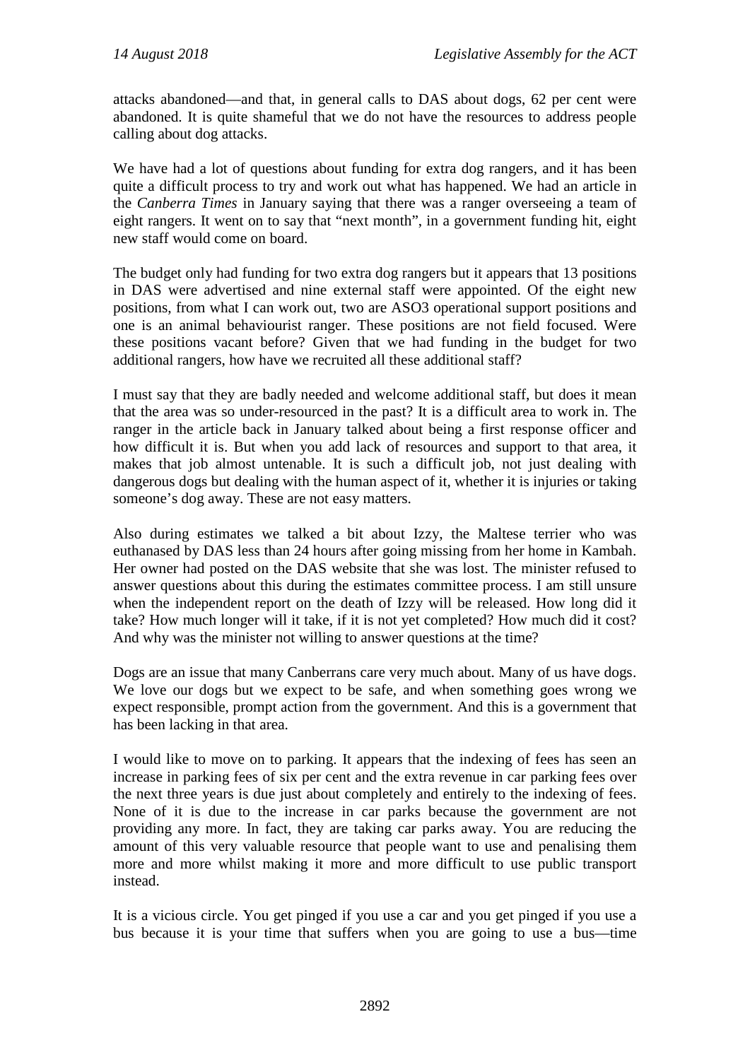attacks abandoned—and that, in general calls to DAS about dogs, 62 per cent were abandoned. It is quite shameful that we do not have the resources to address people calling about dog attacks.

We have had a lot of questions about funding for extra dog rangers, and it has been quite a difficult process to try and work out what has happened. We had an article in the *Canberra Times* in January saying that there was a ranger overseeing a team of eight rangers. It went on to say that "next month", in a government funding hit, eight new staff would come on board.

The budget only had funding for two extra dog rangers but it appears that 13 positions in DAS were advertised and nine external staff were appointed. Of the eight new positions, from what I can work out, two are ASO3 operational support positions and one is an animal behaviourist ranger. These positions are not field focused. Were these positions vacant before? Given that we had funding in the budget for two additional rangers, how have we recruited all these additional staff?

I must say that they are badly needed and welcome additional staff, but does it mean that the area was so under-resourced in the past? It is a difficult area to work in. The ranger in the article back in January talked about being a first response officer and how difficult it is. But when you add lack of resources and support to that area, it makes that job almost untenable. It is such a difficult job, not just dealing with dangerous dogs but dealing with the human aspect of it, whether it is injuries or taking someone's dog away. These are not easy matters.

Also during estimates we talked a bit about Izzy, the Maltese terrier who was euthanased by DAS less than 24 hours after going missing from her home in Kambah. Her owner had posted on the DAS website that she was lost. The minister refused to answer questions about this during the estimates committee process. I am still unsure when the independent report on the death of Izzy will be released. How long did it take? How much longer will it take, if it is not yet completed? How much did it cost? And why was the minister not willing to answer questions at the time?

Dogs are an issue that many Canberrans care very much about. Many of us have dogs. We love our dogs but we expect to be safe, and when something goes wrong we expect responsible, prompt action from the government. And this is a government that has been lacking in that area.

I would like to move on to parking. It appears that the indexing of fees has seen an increase in parking fees of six per cent and the extra revenue in car parking fees over the next three years is due just about completely and entirely to the indexing of fees. None of it is due to the increase in car parks because the government are not providing any more. In fact, they are taking car parks away. You are reducing the amount of this very valuable resource that people want to use and penalising them more and more whilst making it more and more difficult to use public transport instead.

It is a vicious circle. You get pinged if you use a car and you get pinged if you use a bus because it is your time that suffers when you are going to use a bus—time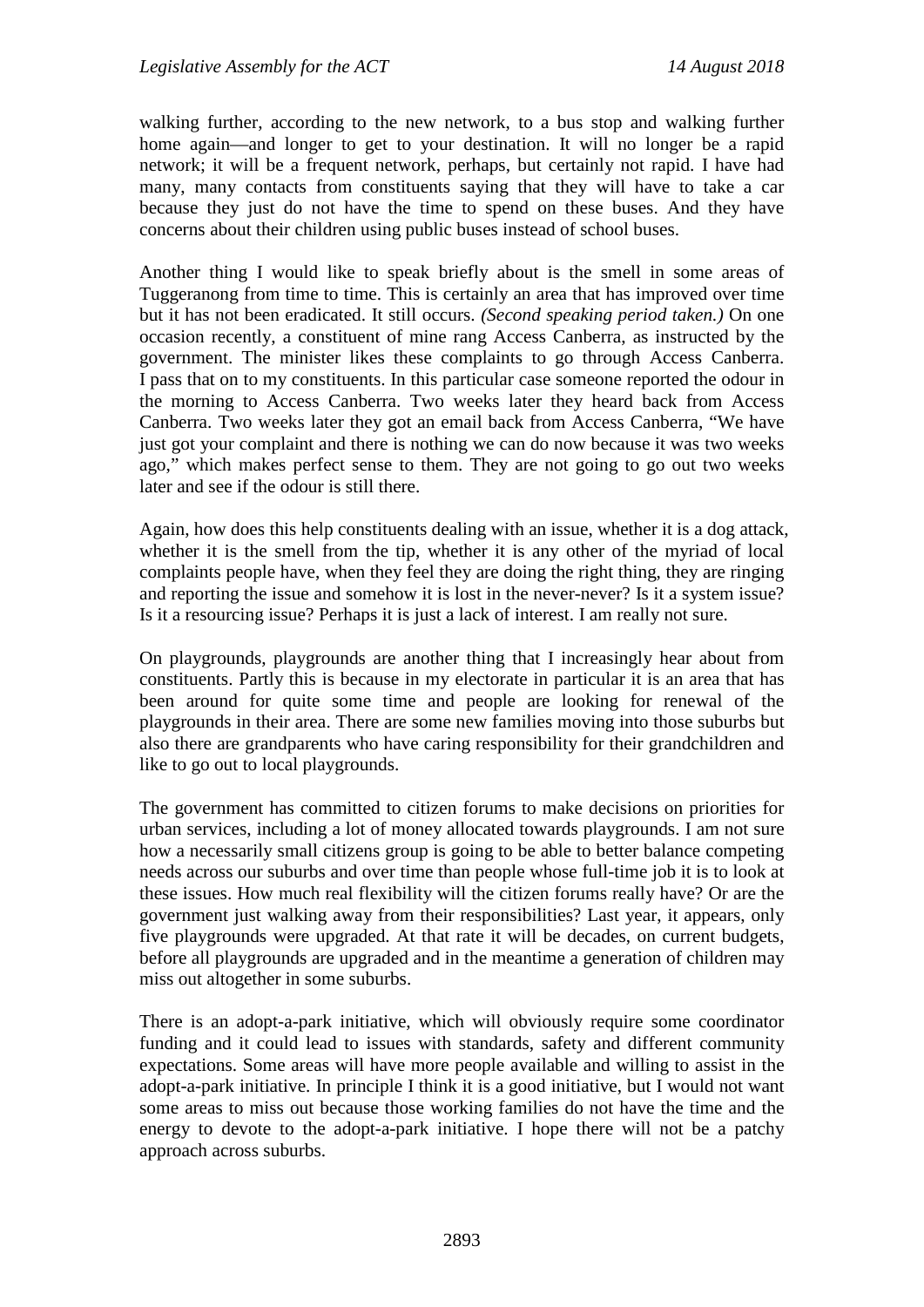walking further, according to the new network, to a bus stop and walking further home again—and longer to get to your destination. It will no longer be a rapid network; it will be a frequent network, perhaps, but certainly not rapid. I have had many, many contacts from constituents saying that they will have to take a car because they just do not have the time to spend on these buses. And they have concerns about their children using public buses instead of school buses.

Another thing I would like to speak briefly about is the smell in some areas of Tuggeranong from time to time. This is certainly an area that has improved over time but it has not been eradicated. It still occurs. *(Second speaking period taken.)* On one occasion recently, a constituent of mine rang Access Canberra, as instructed by the government. The minister likes these complaints to go through Access Canberra. I pass that on to my constituents. In this particular case someone reported the odour in the morning to Access Canberra. Two weeks later they heard back from Access Canberra. Two weeks later they got an email back from Access Canberra, "We have just got your complaint and there is nothing we can do now because it was two weeks ago," which makes perfect sense to them. They are not going to go out two weeks later and see if the odour is still there.

Again, how does this help constituents dealing with an issue, whether it is a dog attack, whether it is the smell from the tip, whether it is any other of the myriad of local complaints people have, when they feel they are doing the right thing, they are ringing and reporting the issue and somehow it is lost in the never-never? Is it a system issue? Is it a resourcing issue? Perhaps it is just a lack of interest. I am really not sure.

On playgrounds, playgrounds are another thing that I increasingly hear about from constituents. Partly this is because in my electorate in particular it is an area that has been around for quite some time and people are looking for renewal of the playgrounds in their area. There are some new families moving into those suburbs but also there are grandparents who have caring responsibility for their grandchildren and like to go out to local playgrounds.

The government has committed to citizen forums to make decisions on priorities for urban services, including a lot of money allocated towards playgrounds. I am not sure how a necessarily small citizens group is going to be able to better balance competing needs across our suburbs and over time than people whose full-time job it is to look at these issues. How much real flexibility will the citizen forums really have? Or are the government just walking away from their responsibilities? Last year, it appears, only five playgrounds were upgraded. At that rate it will be decades, on current budgets, before all playgrounds are upgraded and in the meantime a generation of children may miss out altogether in some suburbs.

There is an adopt-a-park initiative, which will obviously require some coordinator funding and it could lead to issues with standards, safety and different community expectations. Some areas will have more people available and willing to assist in the adopt-a-park initiative. In principle I think it is a good initiative, but I would not want some areas to miss out because those working families do not have the time and the energy to devote to the adopt-a-park initiative. I hope there will not be a patchy approach across suburbs.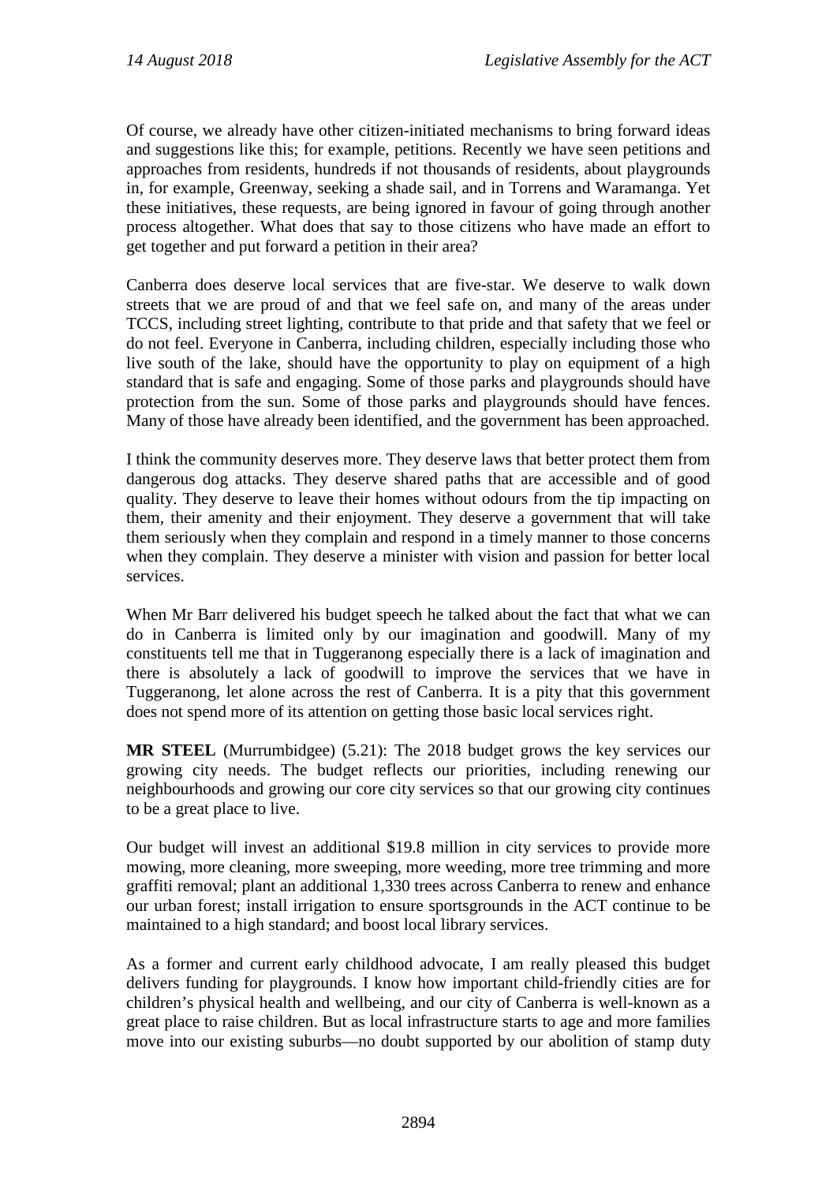Of course, we already have other citizen-initiated mechanisms to bring forward ideas and suggestions like this; for example, petitions. Recently we have seen petitions and approaches from residents, hundreds if not thousands of residents, about playgrounds in, for example, Greenway, seeking a shade sail, and in Torrens and Waramanga. Yet these initiatives, these requests, are being ignored in favour of going through another process altogether. What does that say to those citizens who have made an effort to get together and put forward a petition in their area?

Canberra does deserve local services that are five-star. We deserve to walk down streets that we are proud of and that we feel safe on, and many of the areas under TCCS, including street lighting, contribute to that pride and that safety that we feel or do not feel. Everyone in Canberra, including children, especially including those who live south of the lake, should have the opportunity to play on equipment of a high standard that is safe and engaging. Some of those parks and playgrounds should have protection from the sun. Some of those parks and playgrounds should have fences. Many of those have already been identified, and the government has been approached.

I think the community deserves more. They deserve laws that better protect them from dangerous dog attacks. They deserve shared paths that are accessible and of good quality. They deserve to leave their homes without odours from the tip impacting on them, their amenity and their enjoyment. They deserve a government that will take them seriously when they complain and respond in a timely manner to those concerns when they complain. They deserve a minister with vision and passion for better local services.

When Mr Barr delivered his budget speech he talked about the fact that what we can do in Canberra is limited only by our imagination and goodwill. Many of my constituents tell me that in Tuggeranong especially there is a lack of imagination and there is absolutely a lack of goodwill to improve the services that we have in Tuggeranong, let alone across the rest of Canberra. It is a pity that this government does not spend more of its attention on getting those basic local services right.

**MR STEEL** (Murrumbidgee) (5.21): The 2018 budget grows the key services our growing city needs. The budget reflects our priorities, including renewing our neighbourhoods and growing our core city services so that our growing city continues to be a great place to live.

Our budget will invest an additional $19.8 million in city services to provide more mowing, more cleaning, more sweeping, more weeding, more tree trimming and more graffiti removal; plant an additional 1,330 trees across Canberra to renew and enhance our urban forest; install irrigation to ensure sportsgrounds in the ACT continue to be maintained to a high standard; and boost local library services.

As a former and current early childhood advocate, I am really pleased this budget delivers funding for playgrounds. I know how important child-friendly cities are for children's physical health and wellbeing, and our city of Canberra is well-known as a great place to raise children. But as local infrastructure starts to age and more families move into our existing suburbs—no doubt supported by our abolition of stamp duty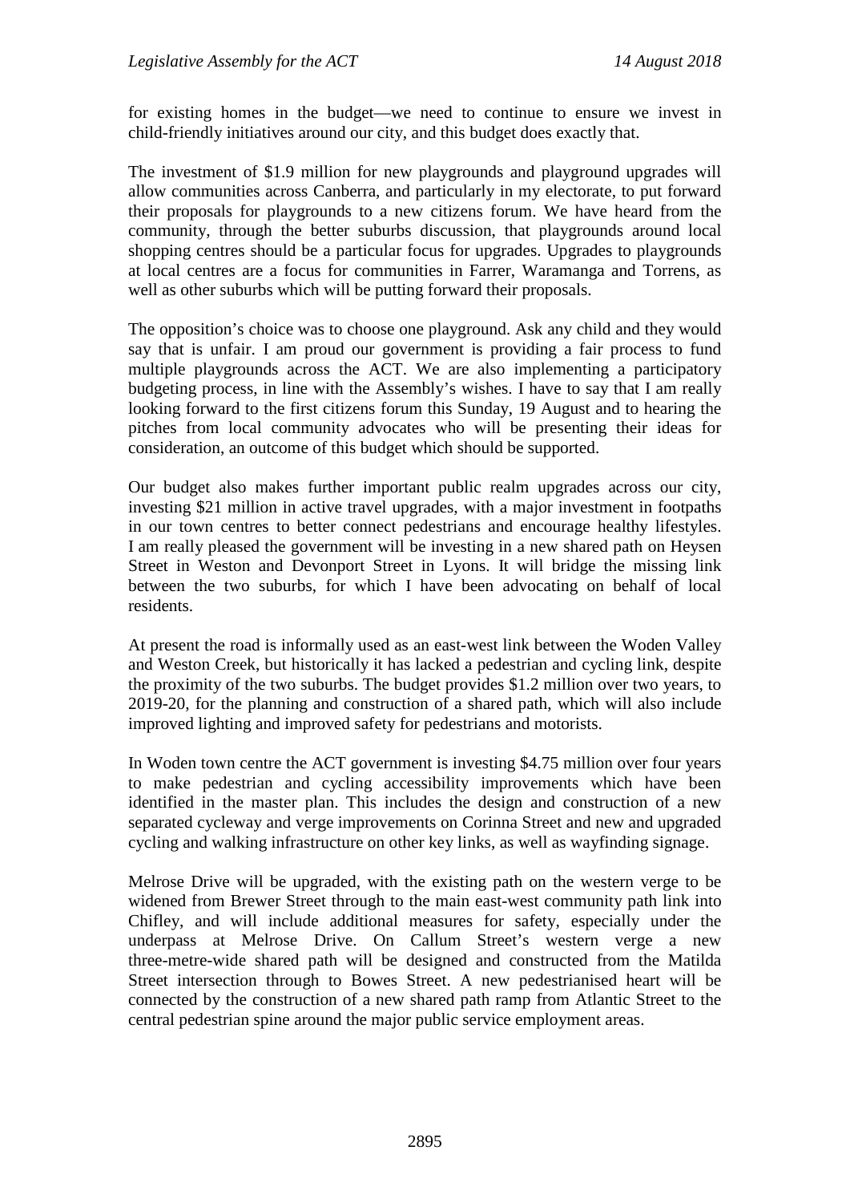for existing homes in the budget—we need to continue to ensure we invest in child-friendly initiatives around our city, and this budget does exactly that.

The investment of $1.9 million for new playgrounds and playground upgrades will allow communities across Canberra, and particularly in my electorate, to put forward their proposals for playgrounds to a new citizens forum. We have heard from the community, through the better suburbs discussion, that playgrounds around local shopping centres should be a particular focus for upgrades. Upgrades to playgrounds at local centres are a focus for communities in Farrer, Waramanga and Torrens, as well as other suburbs which will be putting forward their proposals.

The opposition's choice was to choose one playground. Ask any child and they would say that is unfair. I am proud our government is providing a fair process to fund multiple playgrounds across the ACT. We are also implementing a participatory budgeting process, in line with the Assembly's wishes. I have to say that I am really looking forward to the first citizens forum this Sunday, 19 August and to hearing the pitches from local community advocates who will be presenting their ideas for consideration, an outcome of this budget which should be supported.

Our budget also makes further important public realm upgrades across our city, investing $21 million in active travel upgrades, with a major investment in footpaths in our town centres to better connect pedestrians and encourage healthy lifestyles. I am really pleased the government will be investing in a new shared path on Heysen Street in Weston and Devonport Street in Lyons. It will bridge the missing link between the two suburbs, for which I have been advocating on behalf of local residents.

At present the road is informally used as an east-west link between the Woden Valley and Weston Creek, but historically it has lacked a pedestrian and cycling link, despite the proximity of the two suburbs. The budget provides $1.2 million over two years, to 2019-20, for the planning and construction of a shared path, which will also include improved lighting and improved safety for pedestrians and motorists.

In Woden town centre the ACT government is investing $4.75 million over four years to make pedestrian and cycling accessibility improvements which have been identified in the master plan. This includes the design and construction of a new separated cycleway and verge improvements on Corinna Street and new and upgraded cycling and walking infrastructure on other key links, as well as wayfinding signage.

Melrose Drive will be upgraded, with the existing path on the western verge to be widened from Brewer Street through to the main east-west community path link into Chifley, and will include additional measures for safety, especially under the underpass at Melrose Drive. On Callum Street's western verge a new three-metre-wide shared path will be designed and constructed from the Matilda Street intersection through to Bowes Street. A new pedestrianised heart will be connected by the construction of a new shared path ramp from Atlantic Street to the central pedestrian spine around the major public service employment areas.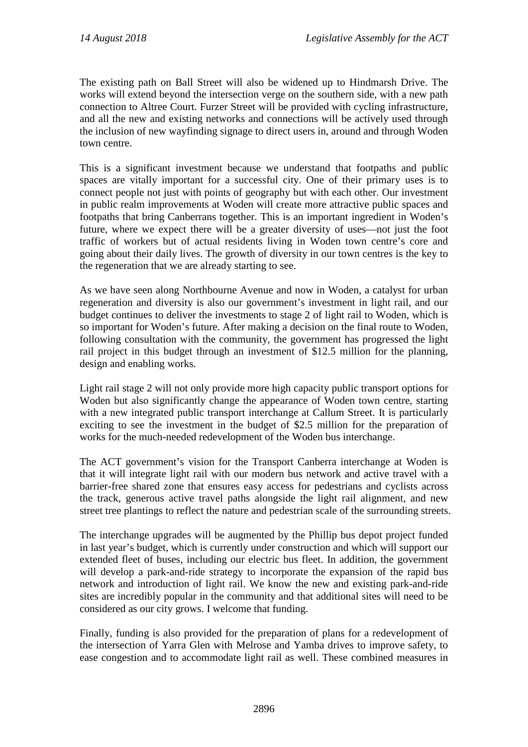The existing path on Ball Street will also be widened up to Hindmarsh Drive. The works will extend beyond the intersection verge on the southern side, with a new path connection to Altree Court. Furzer Street will be provided with cycling infrastructure, and all the new and existing networks and connections will be actively used through the inclusion of new wayfinding signage to direct users in, around and through Woden town centre.

This is a significant investment because we understand that footpaths and public spaces are vitally important for a successful city. One of their primary uses is to connect people not just with points of geography but with each other. Our investment in public realm improvements at Woden will create more attractive public spaces and footpaths that bring Canberrans together. This is an important ingredient in Woden's future, where we expect there will be a greater diversity of uses—not just the foot traffic of workers but of actual residents living in Woden town centre's core and going about their daily lives. The growth of diversity in our town centres is the key to the regeneration that we are already starting to see.

As we have seen along Northbourne Avenue and now in Woden, a catalyst for urban regeneration and diversity is also our government's investment in light rail, and our budget continues to deliver the investments to stage 2 of light rail to Woden, which is so important for Woden's future. After making a decision on the final route to Woden, following consultation with the community, the government has progressed the light rail project in this budget through an investment of $12.5 million for the planning, design and enabling works.

Light rail stage 2 will not only provide more high capacity public transport options for Woden but also significantly change the appearance of Woden town centre, starting with a new integrated public transport interchange at Callum Street. It is particularly exciting to see the investment in the budget of $2.5 million for the preparation of works for the much-needed redevelopment of the Woden bus interchange.

The ACT government's vision for the Transport Canberra interchange at Woden is that it will integrate light rail with our modern bus network and active travel with a barrier-free shared zone that ensures easy access for pedestrians and cyclists across the track, generous active travel paths alongside the light rail alignment, and new street tree plantings to reflect the nature and pedestrian scale of the surrounding streets.

The interchange upgrades will be augmented by the Phillip bus depot project funded in last year's budget, which is currently under construction and which will support our extended fleet of buses, including our electric bus fleet. In addition, the government will develop a park-and-ride strategy to incorporate the expansion of the rapid bus network and introduction of light rail. We know the new and existing park-and-ride sites are incredibly popular in the community and that additional sites will need to be considered as our city grows. I welcome that funding.

Finally, funding is also provided for the preparation of plans for a redevelopment of the intersection of Yarra Glen with Melrose and Yamba drives to improve safety, to ease congestion and to accommodate light rail as well. These combined measures in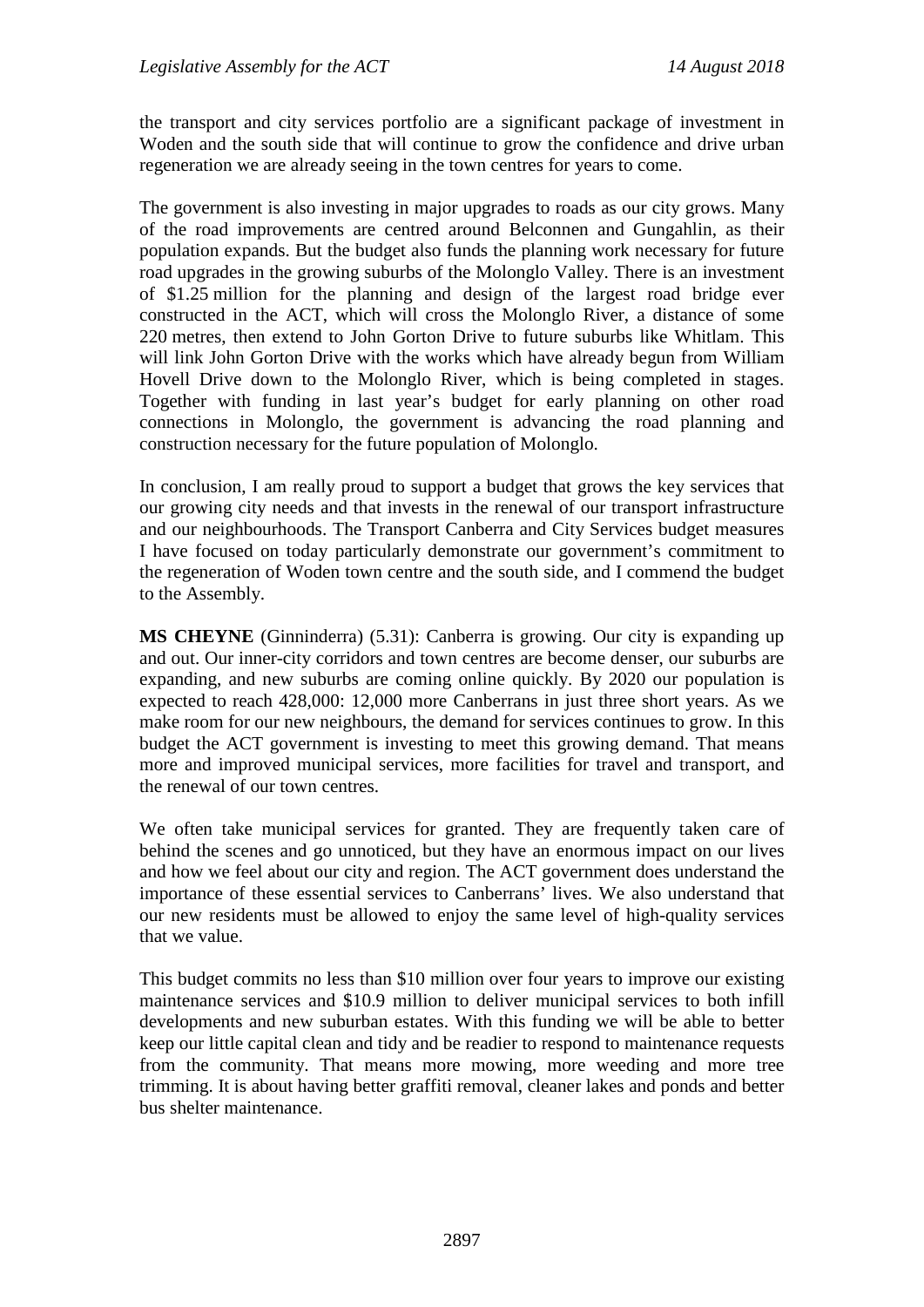the transport and city services portfolio are a significant package of investment in Woden and the south side that will continue to grow the confidence and drive urban regeneration we are already seeing in the town centres for years to come.

The government is also investing in major upgrades to roads as our city grows. Many of the road improvements are centred around Belconnen and Gungahlin, as their population expands. But the budget also funds the planning work necessary for future road upgrades in the growing suburbs of the Molonglo Valley. There is an investment of $1.25 million for the planning and design of the largest road bridge ever constructed in the ACT, which will cross the Molonglo River, a distance of some 220 metres, then extend to John Gorton Drive to future suburbs like Whitlam. This will link John Gorton Drive with the works which have already begun from William Hovell Drive down to the Molonglo River, which is being completed in stages. Together with funding in last year's budget for early planning on other road connections in Molonglo, the government is advancing the road planning and construction necessary for the future population of Molonglo.

In conclusion, I am really proud to support a budget that grows the key services that our growing city needs and that invests in the renewal of our transport infrastructure and our neighbourhoods. The Transport Canberra and City Services budget measures I have focused on today particularly demonstrate our government's commitment to the regeneration of Woden town centre and the south side, and I commend the budget to the Assembly.

**MS CHEYNE** (Ginninderra) (5.31): Canberra is growing. Our city is expanding up and out. Our inner-city corridors and town centres are become denser, our suburbs are expanding, and new suburbs are coming online quickly. By 2020 our population is expected to reach 428,000: 12,000 more Canberrans in just three short years. As we make room for our new neighbours, the demand for services continues to grow. In this budget the ACT government is investing to meet this growing demand. That means more and improved municipal services, more facilities for travel and transport, and the renewal of our town centres.

We often take municipal services for granted. They are frequently taken care of behind the scenes and go unnoticed, but they have an enormous impact on our lives and how we feel about our city and region. The ACT government does understand the importance of these essential services to Canberrans' lives. We also understand that our new residents must be allowed to enjoy the same level of high-quality services that we value.

This budget commits no less than $10 million over four years to improve our existing maintenance services and $10.9 million to deliver municipal services to both infill developments and new suburban estates. With this funding we will be able to better keep our little capital clean and tidy and be readier to respond to maintenance requests from the community. That means more mowing, more weeding and more tree trimming. It is about having better graffiti removal, cleaner lakes and ponds and better bus shelter maintenance.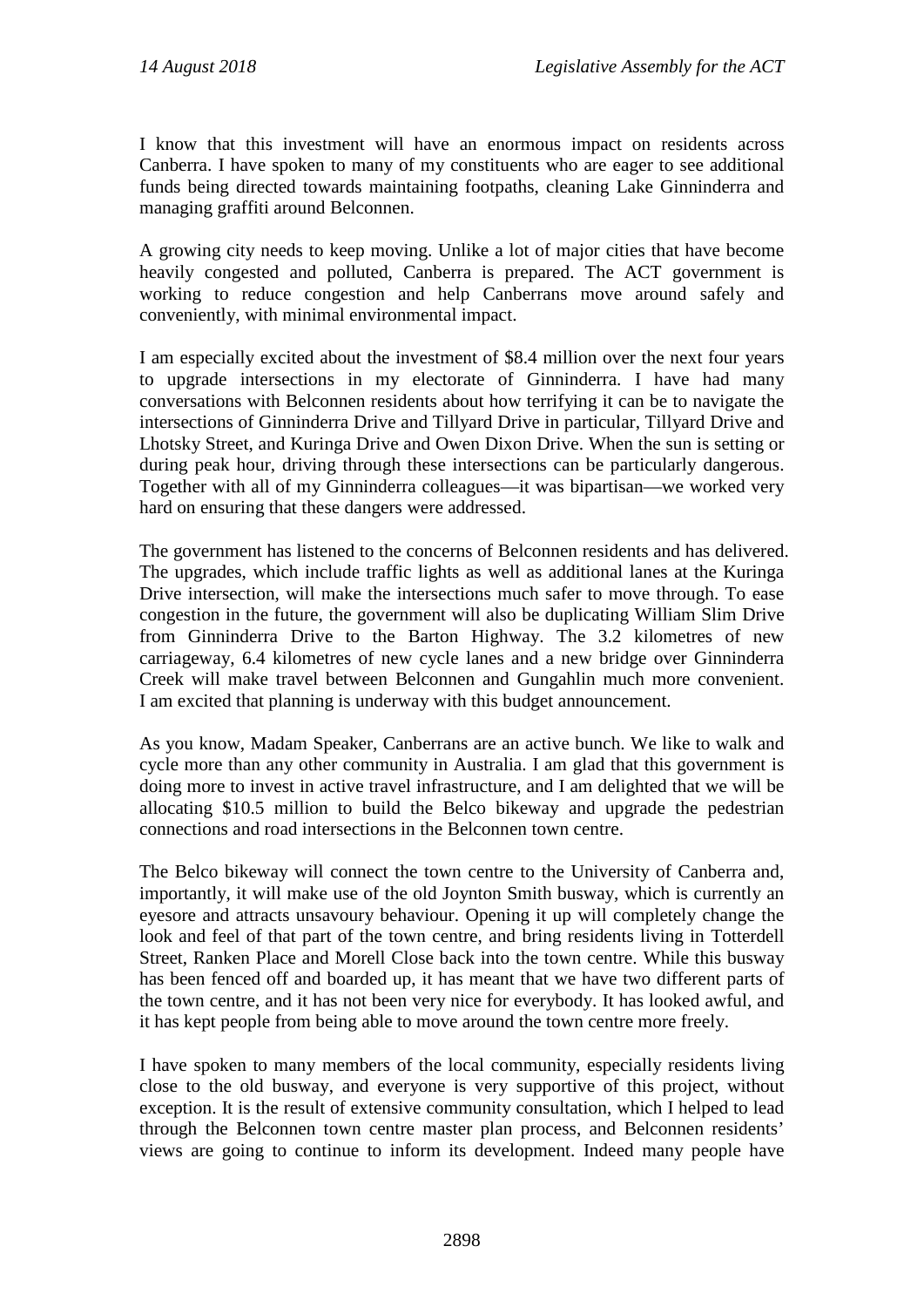I know that this investment will have an enormous impact on residents across Canberra. I have spoken to many of my constituents who are eager to see additional funds being directed towards maintaining footpaths, cleaning Lake Ginninderra and managing graffiti around Belconnen.

A growing city needs to keep moving. Unlike a lot of major cities that have become heavily congested and polluted, Canberra is prepared. The ACT government is working to reduce congestion and help Canberrans move around safely and conveniently, with minimal environmental impact.

I am especially excited about the investment of $8.4 million over the next four years to upgrade intersections in my electorate of Ginninderra. I have had many conversations with Belconnen residents about how terrifying it can be to navigate the intersections of Ginninderra Drive and Tillyard Drive in particular, Tillyard Drive and Lhotsky Street, and Kuringa Drive and Owen Dixon Drive. When the sun is setting or during peak hour, driving through these intersections can be particularly dangerous. Together with all of my Ginninderra colleagues—it was bipartisan—we worked very hard on ensuring that these dangers were addressed.

The government has listened to the concerns of Belconnen residents and has delivered. The upgrades, which include traffic lights as well as additional lanes at the Kuringa Drive intersection, will make the intersections much safer to move through. To ease congestion in the future, the government will also be duplicating William Slim Drive from Ginninderra Drive to the Barton Highway. The 3.2 kilometres of new carriageway, 6.4 kilometres of new cycle lanes and a new bridge over Ginninderra Creek will make travel between Belconnen and Gungahlin much more convenient. I am excited that planning is underway with this budget announcement.

As you know, Madam Speaker, Canberrans are an active bunch. We like to walk and cycle more than any other community in Australia. I am glad that this government is doing more to invest in active travel infrastructure, and I am delighted that we will be allocating $10.5 million to build the Belco bikeway and upgrade the pedestrian connections and road intersections in the Belconnen town centre.

The Belco bikeway will connect the town centre to the University of Canberra and, importantly, it will make use of the old Joynton Smith busway, which is currently an eyesore and attracts unsavoury behaviour. Opening it up will completely change the look and feel of that part of the town centre, and bring residents living in Totterdell Street, Ranken Place and Morell Close back into the town centre. While this busway has been fenced off and boarded up, it has meant that we have two different parts of the town centre, and it has not been very nice for everybody. It has looked awful, and it has kept people from being able to move around the town centre more freely.

I have spoken to many members of the local community, especially residents living close to the old busway, and everyone is very supportive of this project, without exception. It is the result of extensive community consultation, which I helped to lead through the Belconnen town centre master plan process, and Belconnen residents' views are going to continue to inform its development. Indeed many people have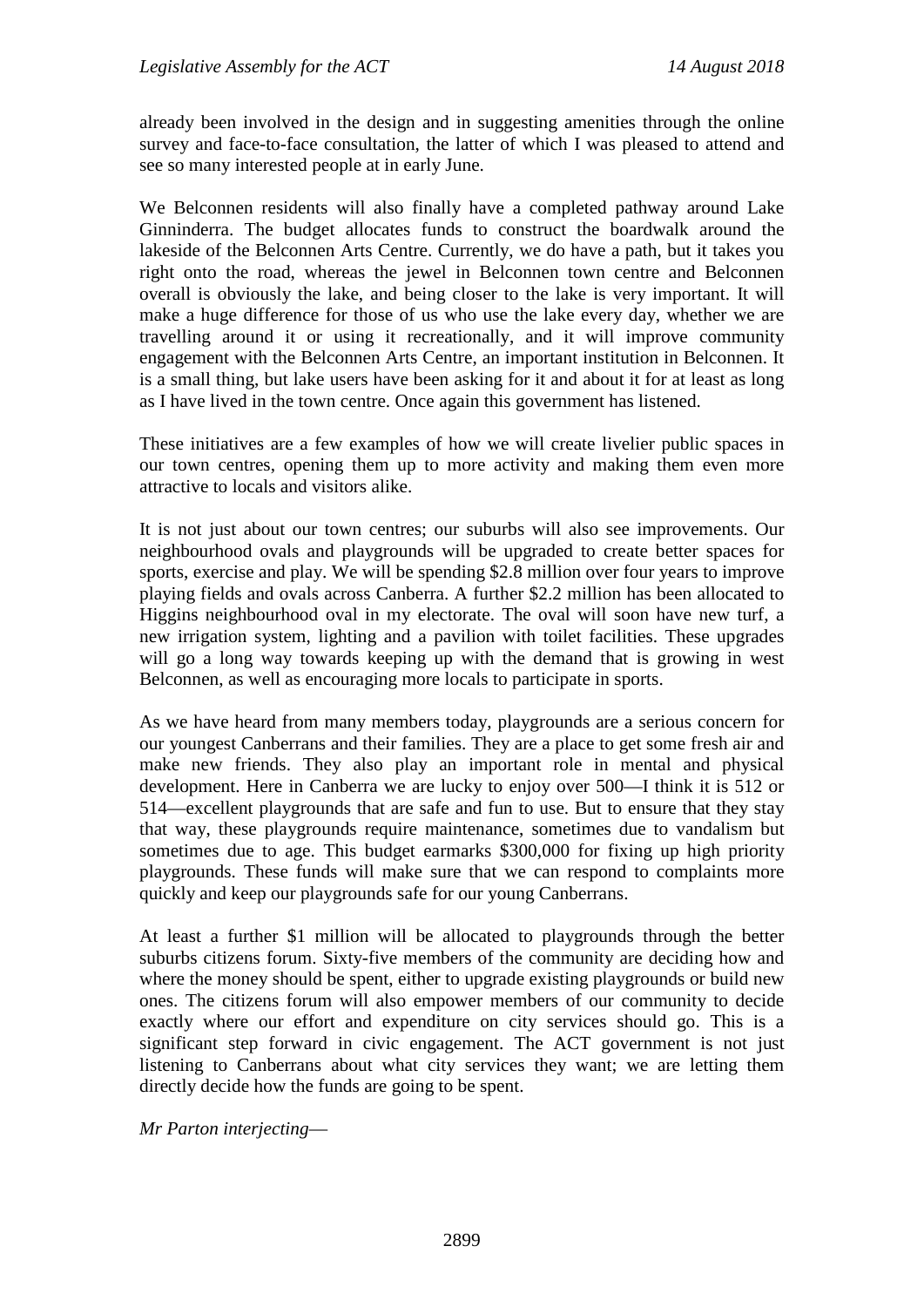already been involved in the design and in suggesting amenities through the online survey and face-to-face consultation, the latter of which I was pleased to attend and see so many interested people at in early June.

We Belconnen residents will also finally have a completed pathway around Lake Ginninderra. The budget allocates funds to construct the boardwalk around the lakeside of the Belconnen Arts Centre. Currently, we do have a path, but it takes you right onto the road, whereas the jewel in Belconnen town centre and Belconnen overall is obviously the lake, and being closer to the lake is very important. It will make a huge difference for those of us who use the lake every day, whether we are travelling around it or using it recreationally, and it will improve community engagement with the Belconnen Arts Centre, an important institution in Belconnen. It is a small thing, but lake users have been asking for it and about it for at least as long as I have lived in the town centre. Once again this government has listened.

These initiatives are a few examples of how we will create livelier public spaces in our town centres, opening them up to more activity and making them even more attractive to locals and visitors alike.

It is not just about our town centres; our suburbs will also see improvements. Our neighbourhood ovals and playgrounds will be upgraded to create better spaces for sports, exercise and play. We will be spending \$2.8 million over four years to improve playing fields and ovals across Canberra. A further \$2.2 million has been allocated to Higgins neighbourhood oval in my electorate. The oval will soon have new turf, a new irrigation system, lighting and a pavilion with toilet facilities. These upgrades will go a long way towards keeping up with the demand that is growing in west Belconnen, as well as encouraging more locals to participate in sports.

As we have heard from many members today, playgrounds are a serious concern for our youngest Canberrans and their families. They are a place to get some fresh air and make new friends. They also play an important role in mental and physical development. Here in Canberra we are lucky to enjoy over 500—I think it is 512 or 514—excellent playgrounds that are safe and fun to use. But to ensure that they stay that way, these playgrounds require maintenance, sometimes due to vandalism but sometimes due to age. This budget earmarks \$300,000 for fixing up high priority playgrounds. These funds will make sure that we can respond to complaints more quickly and keep our playgrounds safe for our young Canberrans.

At least a further \$1 million will be allocated to playgrounds through the better suburbs citizens forum. Sixty-five members of the community are deciding how and where the money should be spent, either to upgrade existing playgrounds or build new ones. The citizens forum will also empower members of our community to decide exactly where our effort and expenditure on city services should go. This is a significant step forward in civic engagement. The ACT government is not just listening to Canberrans about what city services they want; we are letting them directly decide how the funds are going to be spent.

*Mr Parton interjecting*—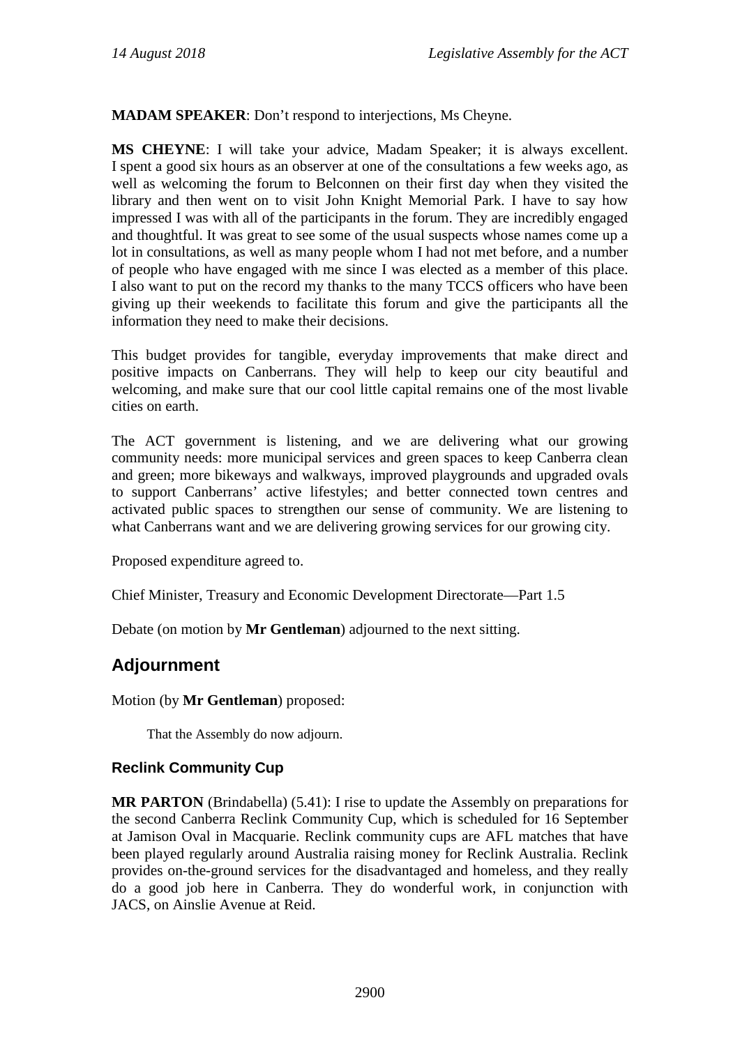**MADAM SPEAKER**: Don't respond to interjections, Ms Cheyne.

**MS CHEYNE**: I will take your advice, Madam Speaker; it is always excellent. I spent a good six hours as an observer at one of the consultations a few weeks ago, as well as welcoming the forum to Belconnen on their first day when they visited the library and then went on to visit John Knight Memorial Park. I have to say how impressed I was with all of the participants in the forum. They are incredibly engaged and thoughtful. It was great to see some of the usual suspects whose names come up a lot in consultations, as well as many people whom I had not met before, and a number of people who have engaged with me since I was elected as a member of this place. I also want to put on the record my thanks to the many TCCS officers who have been giving up their weekends to facilitate this forum and give the participants all the information they need to make their decisions.

This budget provides for tangible, everyday improvements that make direct and positive impacts on Canberrans. They will help to keep our city beautiful and welcoming, and make sure that our cool little capital remains one of the most livable cities on earth.

The ACT government is listening, and we are delivering what our growing community needs: more municipal services and green spaces to keep Canberra clean and green; more bikeways and walkways, improved playgrounds and upgraded ovals to support Canberrans' active lifestyles; and better connected town centres and activated public spaces to strengthen our sense of community. We are listening to what Canberrans want and we are delivering growing services for our growing city.

Proposed expenditure agreed to.

Chief Minister, Treasury and Economic Development Directorate—Part 1.5

Debate (on motion by **Mr Gentleman**) adjourned to the next sitting.

## Adjournment

Motion (by **Mr Gentleman**) proposed:

> That the Assembly do now adjourn.

### Reclink Community Cup

**MR PARTON** (Brindabella) (5.41): I rise to update the Assembly on preparations for the second Canberra Reclink Community Cup, which is scheduled for 16 September at Jamison Oval in Macquarie. Reclink community cups are AFL matches that have been played regularly around Australia raising money for Reclink Australia. Reclink provides on-the-ground services for the disadvantaged and homeless, and they really do a good job here in Canberra. They do wonderful work, in conjunction with JACS, on Ainslie Avenue at Reid.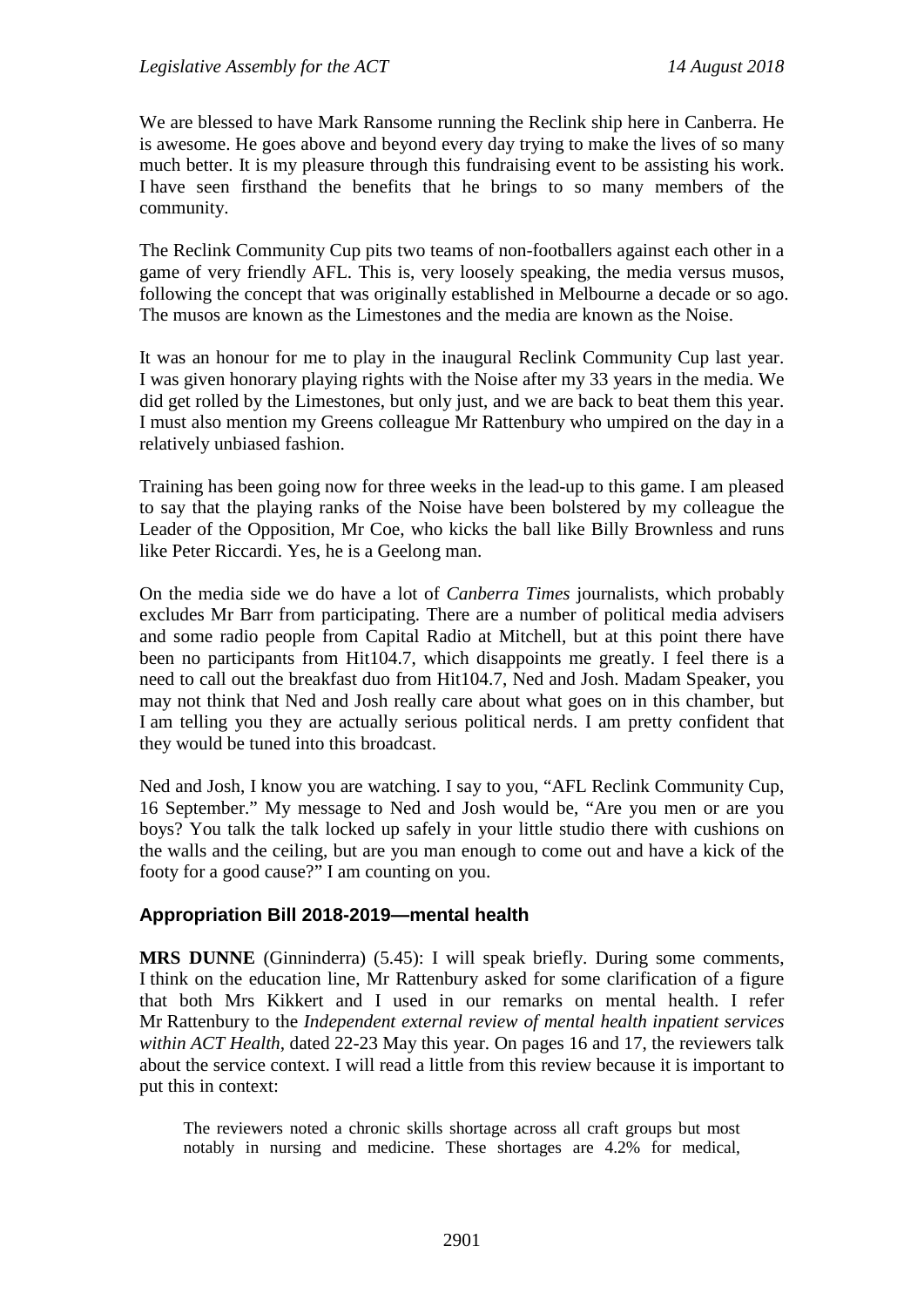We are blessed to have Mark Ransome running the Reclink ship here in Canberra. He is awesome. He goes above and beyond every day trying to make the lives of so many much better. It is my pleasure through this fundraising event to be assisting his work. I have seen firsthand the benefits that he brings to so many members of the community.

The Reclink Community Cup pits two teams of non-footballers against each other in a game of very friendly AFL. This is, very loosely speaking, the media versus musos, following the concept that was originally established in Melbourne a decade or so ago. The musos are known as the Limestones and the media are known as the Noise.

It was an honour for me to play in the inaugural Reclink Community Cup last year. I was given honorary playing rights with the Noise after my 33 years in the media. We did get rolled by the Limestones, but only just, and we are back to beat them this year. I must also mention my Greens colleague Mr Rattenbury who umpired on the day in a relatively unbiased fashion.

Training has been going now for three weeks in the lead-up to this game. I am pleased to say that the playing ranks of the Noise have been bolstered by my colleague the Leader of the Opposition, Mr Coe, who kicks the ball like Billy Brownless and runs like Peter Riccardi. Yes, he is a Geelong man.

On the media side we do have a lot of *Canberra Times* journalists, which probably excludes Mr Barr from participating. There are a number of political media advisers and some radio people from Capital Radio at Mitchell, but at this point there have been no participants from Hit104.7, which disappoints me greatly. I feel there is a need to call out the breakfast duo from Hit104.7, Ned and Josh. Madam Speaker, you may not think that Ned and Josh really care about what goes on in this chamber, but I am telling you they are actually serious political nerds. I am pretty confident that they would be tuned into this broadcast.

Ned and Josh, I know you are watching. I say to you, "AFL Reclink Community Cup, 16 September." My message to Ned and Josh would be, "Are you men or are you boys? You talk the talk locked up safely in your little studio there with cushions on the walls and the ceiling, but are you man enough to come out and have a kick of the footy for a good cause?" I am counting on you.

## Appropriation Bill 2018-2019—mental health

**MRS DUNNE** (Ginninderra) (5.45): I will speak briefly. During some comments, I think on the education line, Mr Rattenbury asked for some clarification of a figure that both Mrs Kikkert and I used in our remarks on mental health. I refer Mr Rattenbury to the *Independent external review of mental health inpatient services within ACT Health*, dated 22-23 May this year. On pages 16 and 17, the reviewers talk about the service context. I will read a little from this review because it is important to put this in context:

> The reviewers noted a chronic skills shortage across all craft groups but most notably in nursing and medicine. These shortages are 4.2% for medical,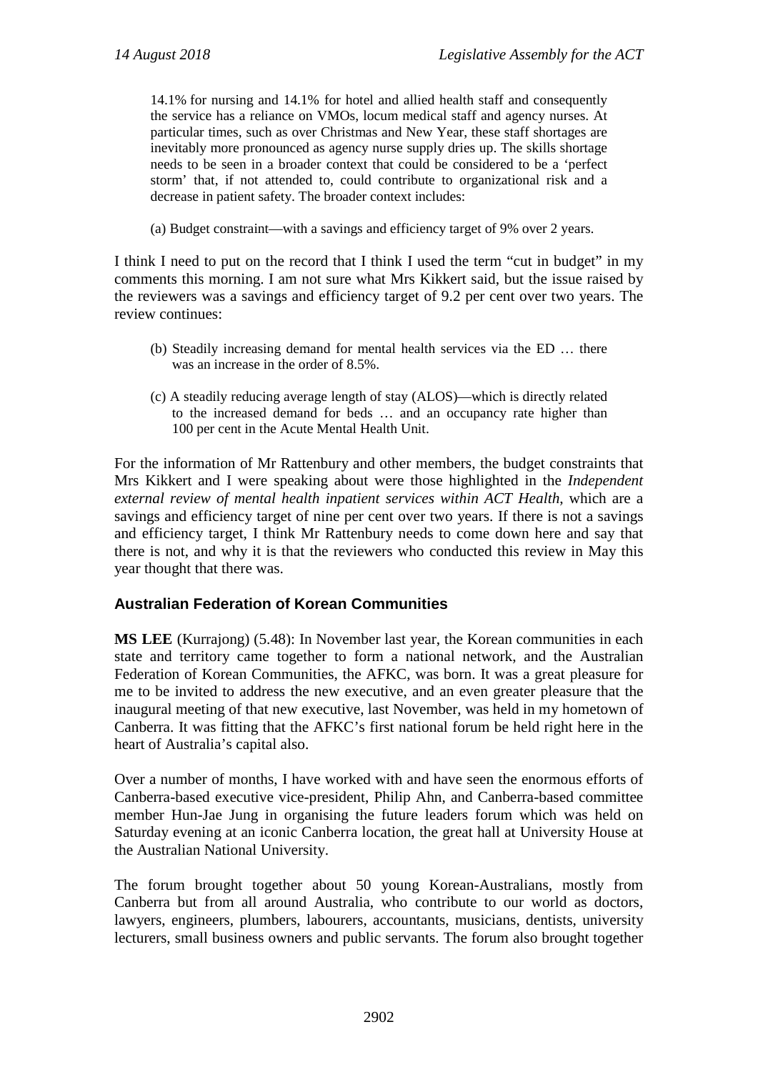> 14.1% for nursing and 14.1% for hotel and allied health staff and consequently the service has a reliance on VMOs, locum medical staff and agency nurses. At particular times, such as over Christmas and New Year, these staff shortages are inevitably more pronounced as agency nurse supply dries up. The skills shortage needs to be seen in a broader context that could be considered to be a 'perfect storm' that, if not attended to, could contribute to organizational risk and a decrease in patient safety. The broader context includes:
>
> (a) Budget constraint—with a savings and efficiency target of 9% over 2 years.

I think I need to put on the record that I think I used the term "cut in budget" in my comments this morning. I am not sure what Mrs Kikkert said, but the issue raised by the reviewers was a savings and efficiency target of 9.2 per cent over two years. The review continues:

> (b) Steadily increasing demand for mental health services via the ED … there was an increase in the order of 8.5%.
>
> (c) A steadily reducing average length of stay (ALOS)—which is directly related to the increased demand for beds … and an occupancy rate higher than 100 per cent in the Acute Mental Health Unit.

For the information of Mr Rattenbury and other members, the budget constraints that Mrs Kikkert and I were speaking about were those highlighted in the *Independent external review of mental health inpatient services within ACT Health*, which are a savings and efficiency target of nine per cent over two years. If there is not a savings and efficiency target, I think Mr Rattenbury needs to come down here and say that there is not, and why it is that the reviewers who conducted this review in May this year thought that there was.

## Australian Federation of Korean Communities

**MS LEE** (Kurrajong) (5.48): In November last year, the Korean communities in each state and territory came together to form a national network, and the Australian Federation of Korean Communities, the AFKC, was born. It was a great pleasure for me to be invited to address the new executive, and an even greater pleasure that the inaugural meeting of that new executive, last November, was held in my hometown of Canberra. It was fitting that the AFKC's first national forum be held right here in the heart of Australia's capital also.

Over a number of months, I have worked with and have seen the enormous efforts of Canberra-based executive vice-president, Philip Ahn, and Canberra-based committee member Hun-Jae Jung in organising the future leaders forum which was held on Saturday evening at an iconic Canberra location, the great hall at University House at the Australian National University.

The forum brought together about 50 young Korean-Australians, mostly from Canberra but from all around Australia, who contribute to our world as doctors, lawyers, engineers, plumbers, labourers, accountants, musicians, dentists, university lecturers, small business owners and public servants. The forum also brought together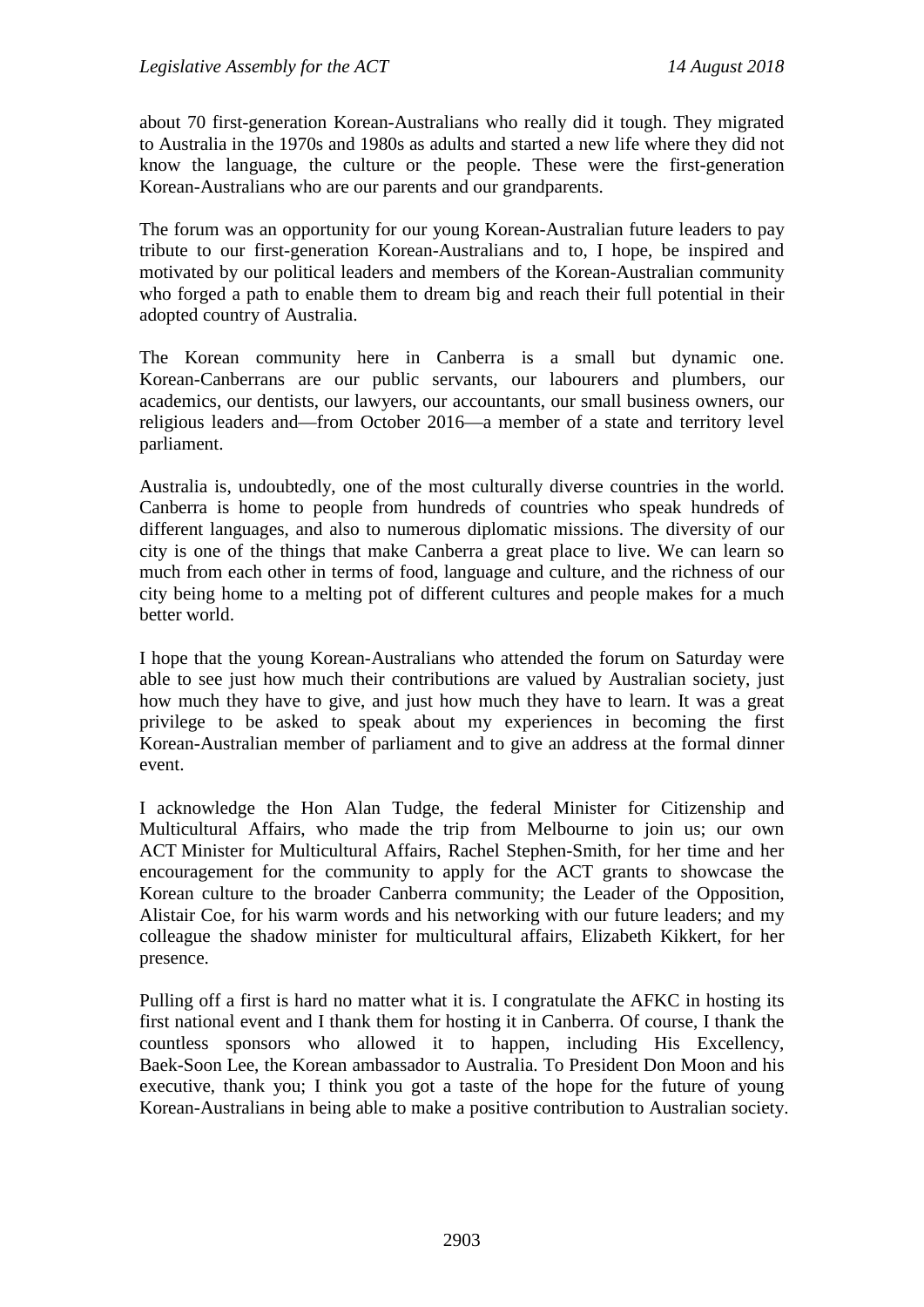about 70 first-generation Korean-Australians who really did it tough. They migrated to Australia in the 1970s and 1980s as adults and started a new life where they did not know the language, the culture or the people. These were the first-generation Korean-Australians who are our parents and our grandparents.

The forum was an opportunity for our young Korean-Australian future leaders to pay tribute to our first-generation Korean-Australians and to, I hope, be inspired and motivated by our political leaders and members of the Korean-Australian community who forged a path to enable them to dream big and reach their full potential in their adopted country of Australia.

The Korean community here in Canberra is a small but dynamic one. Korean-Canberrans are our public servants, our labourers and plumbers, our academics, our dentists, our lawyers, our accountants, our small business owners, our religious leaders and—from October 2016—a member of a state and territory level parliament.

Australia is, undoubtedly, one of the most culturally diverse countries in the world. Canberra is home to people from hundreds of countries who speak hundreds of different languages, and also to numerous diplomatic missions. The diversity of our city is one of the things that make Canberra a great place to live. We can learn so much from each other in terms of food, language and culture, and the richness of our city being home to a melting pot of different cultures and people makes for a much better world.

I hope that the young Korean-Australians who attended the forum on Saturday were able to see just how much their contributions are valued by Australian society, just how much they have to give, and just how much they have to learn. It was a great privilege to be asked to speak about my experiences in becoming the first Korean-Australian member of parliament and to give an address at the formal dinner event.

I acknowledge the Hon Alan Tudge, the federal Minister for Citizenship and Multicultural Affairs, who made the trip from Melbourne to join us; our own ACT Minister for Multicultural Affairs, Rachel Stephen-Smith, for her time and her encouragement for the community to apply for the ACT grants to showcase the Korean culture to the broader Canberra community; the Leader of the Opposition, Alistair Coe, for his warm words and his networking with our future leaders; and my colleague the shadow minister for multicultural affairs, Elizabeth Kikkert, for her presence.

Pulling off a first is hard no matter what it is. I congratulate the AFKC in hosting its first national event and I thank them for hosting it in Canberra. Of course, I thank the countless sponsors who allowed it to happen, including His Excellency, Baek-Soon Lee, the Korean ambassador to Australia. To President Don Moon and his executive, thank you; I think you got a taste of the hope for the future of young Korean-Australians in being able to make a positive contribution to Australian society.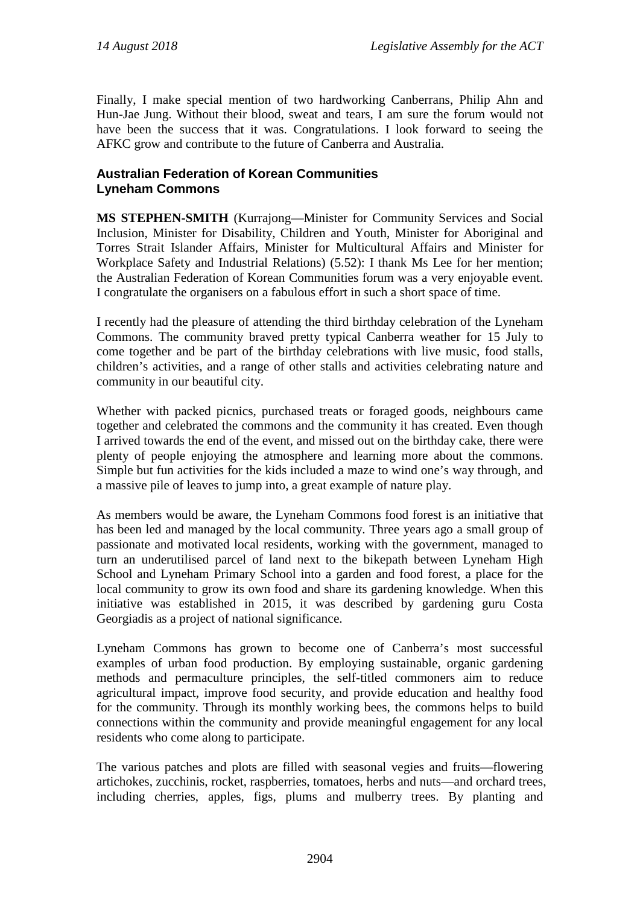Finally, I make special mention of two hardworking Canberrans, Philip Ahn and Hun-Jae Jung. Without their blood, sweat and tears, I am sure the forum would not have been the success that it was. Congratulations. I look forward to seeing the AFKC grow and contribute to the future of Canberra and Australia.

### Australian Federation of Korean Communities
### Lyneham Commons

**MS STEPHEN-SMITH** (Kurrajong—Minister for Community Services and Social Inclusion, Minister for Disability, Children and Youth, Minister for Aboriginal and Torres Strait Islander Affairs, Minister for Multicultural Affairs and Minister for Workplace Safety and Industrial Relations) (5.52): I thank Ms Lee for her mention; the Australian Federation of Korean Communities forum was a very enjoyable event. I congratulate the organisers on a fabulous effort in such a short space of time.

I recently had the pleasure of attending the third birthday celebration of the Lyneham Commons. The community braved pretty typical Canberra weather for 15 July to come together and be part of the birthday celebrations with live music, food stalls, children's activities, and a range of other stalls and activities celebrating nature and community in our beautiful city.

Whether with packed picnics, purchased treats or foraged goods, neighbours came together and celebrated the commons and the community it has created. Even though I arrived towards the end of the event, and missed out on the birthday cake, there were plenty of people enjoying the atmosphere and learning more about the commons. Simple but fun activities for the kids included a maze to wind one's way through, and a massive pile of leaves to jump into, a great example of nature play.

As members would be aware, the Lyneham Commons food forest is an initiative that has been led and managed by the local community. Three years ago a small group of passionate and motivated local residents, working with the government, managed to turn an underutilised parcel of land next to the bikepath between Lyneham High School and Lyneham Primary School into a garden and food forest, a place for the local community to grow its own food and share its gardening knowledge. When this initiative was established in 2015, it was described by gardening guru Costa Georgiadis as a project of national significance.

Lyneham Commons has grown to become one of Canberra's most successful examples of urban food production. By employing sustainable, organic gardening methods and permaculture principles, the self-titled commoners aim to reduce agricultural impact, improve food security, and provide education and healthy food for the community. Through its monthly working bees, the commons helps to build connections within the community and provide meaningful engagement for any local residents who come along to participate.

The various patches and plots are filled with seasonal vegies and fruits—flowering artichokes, zucchinis, rocket, raspberries, tomatoes, herbs and nuts—and orchard trees, including cherries, apples, figs, plums and mulberry trees. By planting and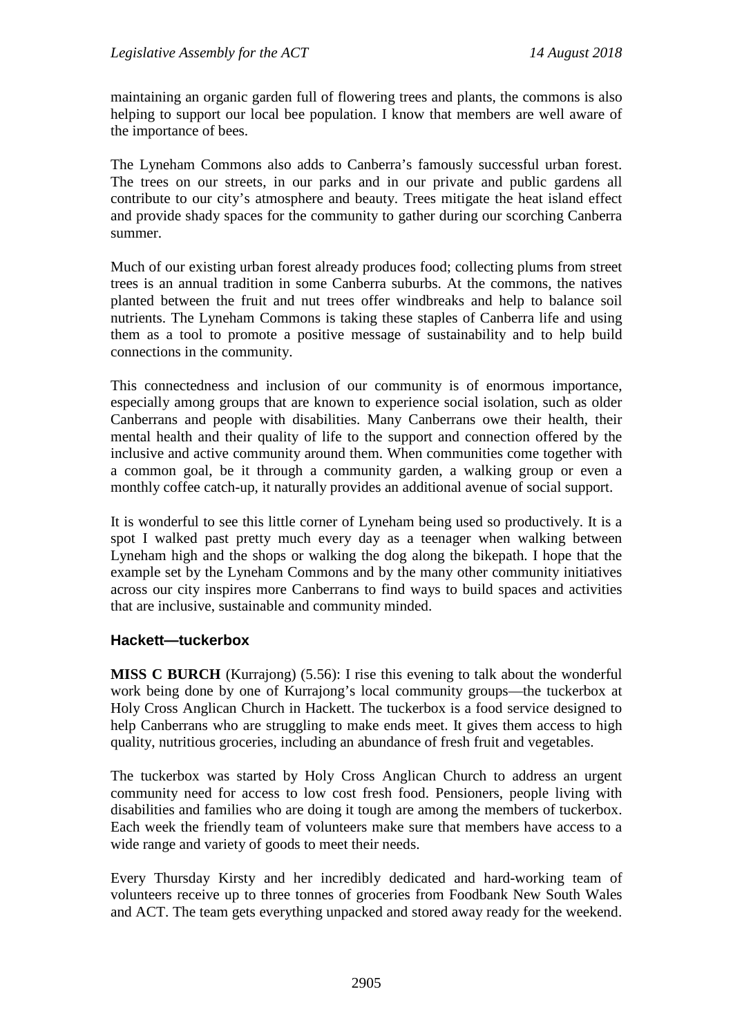maintaining an organic garden full of flowering trees and plants, the commons is also helping to support our local bee population. I know that members are well aware of the importance of bees.

The Lyneham Commons also adds to Canberra's famously successful urban forest. The trees on our streets, in our parks and in our private and public gardens all contribute to our city's atmosphere and beauty. Trees mitigate the heat island effect and provide shady spaces for the community to gather during our scorching Canberra summer.

Much of our existing urban forest already produces food; collecting plums from street trees is an annual tradition in some Canberra suburbs. At the commons, the natives planted between the fruit and nut trees offer windbreaks and help to balance soil nutrients. The Lyneham Commons is taking these staples of Canberra life and using them as a tool to promote a positive message of sustainability and to help build connections in the community.

This connectedness and inclusion of our community is of enormous importance, especially among groups that are known to experience social isolation, such as older Canberrans and people with disabilities. Many Canberrans owe their health, their mental health and their quality of life to the support and connection offered by the inclusive and active community around them. When communities come together with a common goal, be it through a community garden, a walking group or even a monthly coffee catch-up, it naturally provides an additional avenue of social support.

It is wonderful to see this little corner of Lyneham being used so productively. It is a spot I walked past pretty much every day as a teenager when walking between Lyneham high and the shops or walking the dog along the bikepath. I hope that the example set by the Lyneham Commons and by the many other community initiatives across our city inspires more Canberrans to find ways to build spaces and activities that are inclusive, sustainable and community minded.

### Hackett—tuckerbox

**MISS C BURCH** (Kurrajong) (5.56): I rise this evening to talk about the wonderful work being done by one of Kurrajong's local community groups—the tuckerbox at Holy Cross Anglican Church in Hackett. The tuckerbox is a food service designed to help Canberrans who are struggling to make ends meet. It gives them access to high quality, nutritious groceries, including an abundance of fresh fruit and vegetables.

The tuckerbox was started by Holy Cross Anglican Church to address an urgent community need for access to low cost fresh food. Pensioners, people living with disabilities and families who are doing it tough are among the members of tuckerbox. Each week the friendly team of volunteers make sure that members have access to a wide range and variety of goods to meet their needs.

Every Thursday Kirsty and her incredibly dedicated and hard-working team of volunteers receive up to three tonnes of groceries from Foodbank New South Wales and ACT. The team gets everything unpacked and stored away ready for the weekend.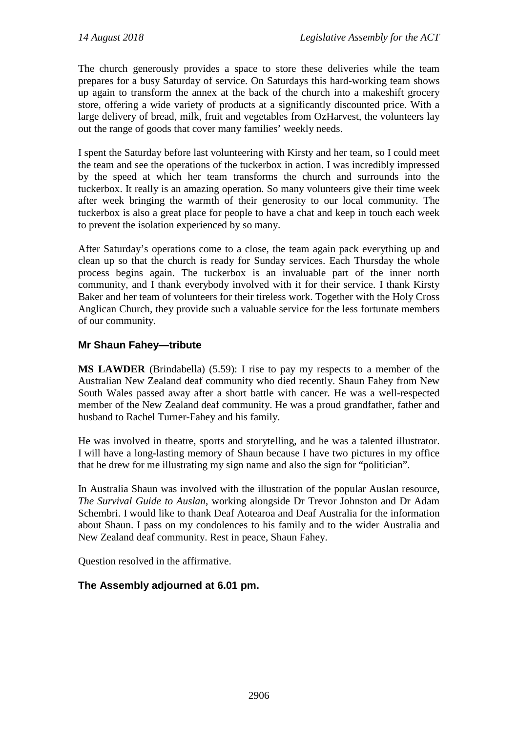The church generously provides a space to store these deliveries while the team prepares for a busy Saturday of service. On Saturdays this hard-working team shows up again to transform the annex at the back of the church into a makeshift grocery store, offering a wide variety of products at a significantly discounted price. With a large delivery of bread, milk, fruit and vegetables from OzHarvest, the volunteers lay out the range of goods that cover many families' weekly needs.

I spent the Saturday before last volunteering with Kirsty and her team, so I could meet the team and see the operations of the tuckerbox in action. I was incredibly impressed by the speed at which her team transforms the church and surrounds into the tuckerbox. It really is an amazing operation. So many volunteers give their time week after week bringing the warmth of their generosity to our local community. The tuckerbox is also a great place for people to have a chat and keep in touch each week to prevent the isolation experienced by so many.

After Saturday's operations come to a close, the team again pack everything up and clean up so that the church is ready for Sunday services. Each Thursday the whole process begins again. The tuckerbox is an invaluable part of the inner north community, and I thank everybody involved with it for their service. I thank Kirsty Baker and her team of volunteers for their tireless work. Together with the Holy Cross Anglican Church, they provide such a valuable service for the less fortunate members of our community.

## Mr Shaun Fahey—tribute

**MS LAWDER** (Brindabella) (5.59): I rise to pay my respects to a member of the Australian New Zealand deaf community who died recently. Shaun Fahey from New South Wales passed away after a short battle with cancer. He was a well-respected member of the New Zealand deaf community. He was a proud grandfather, father and husband to Rachel Turner-Fahey and his family.

He was involved in theatre, sports and storytelling, and he was a talented illustrator. I will have a long-lasting memory of Shaun because I have two pictures in my office that he drew for me illustrating my sign name and also the sign for "politician".

In Australia Shaun was involved with the illustration of the popular Auslan resource, *The Survival Guide to Auslan*, working alongside Dr Trevor Johnston and Dr Adam Schembri. I would like to thank Deaf Aotearoa and Deaf Australia for the information about Shaun. I pass on my condolences to his family and to the wider Australia and New Zealand deaf community. Rest in peace, Shaun Fahey.

Question resolved in the affirmative.

**The Assembly adjourned at 6.01 pm.**